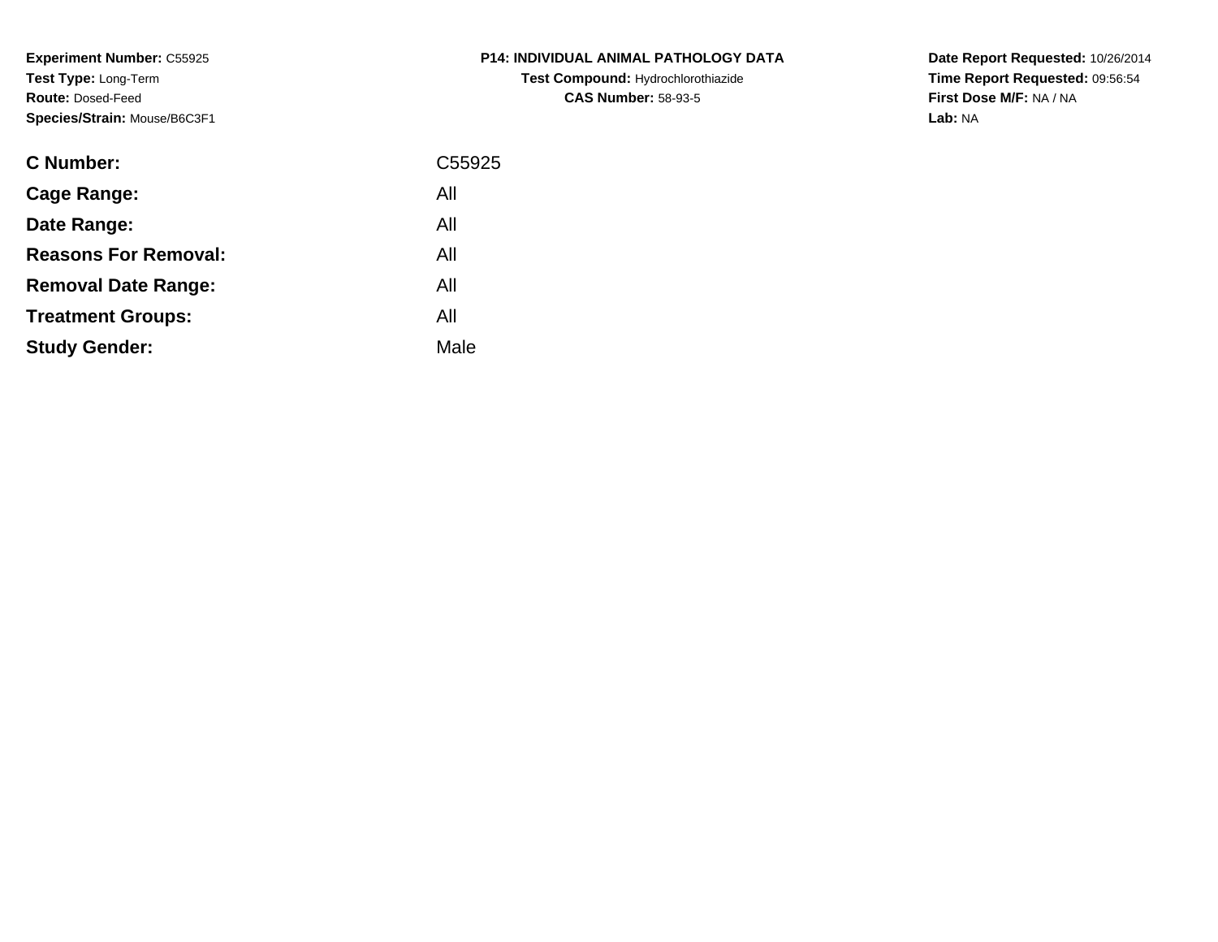**Experiment Number:** C55925
**Test Type:** Long-Term
**Route:** Dosed-Feed
**Species/Strain:** Mouse/B6C3F1

**P14: INDIVIDUAL ANIMAL PATHOLOGY DATA**
**Test Compound:** Hydrochlorothiazide
**CAS Number:** 58-93-5

**Date Report Requested:** 10/26/2014
**Time Report Requested:** 09:56:54
**First Dose M/F:** NA / NA
**Lab:** NA

| | |
|---|---|
| **C Number:** | C55925 |
| **Cage Range:** | All |
| **Date Range:** | All |
| **Reasons For Removal:** | All |
| **Removal Date Range:** | All |
| **Treatment Groups:** | All |
| **Study Gender:** | Male |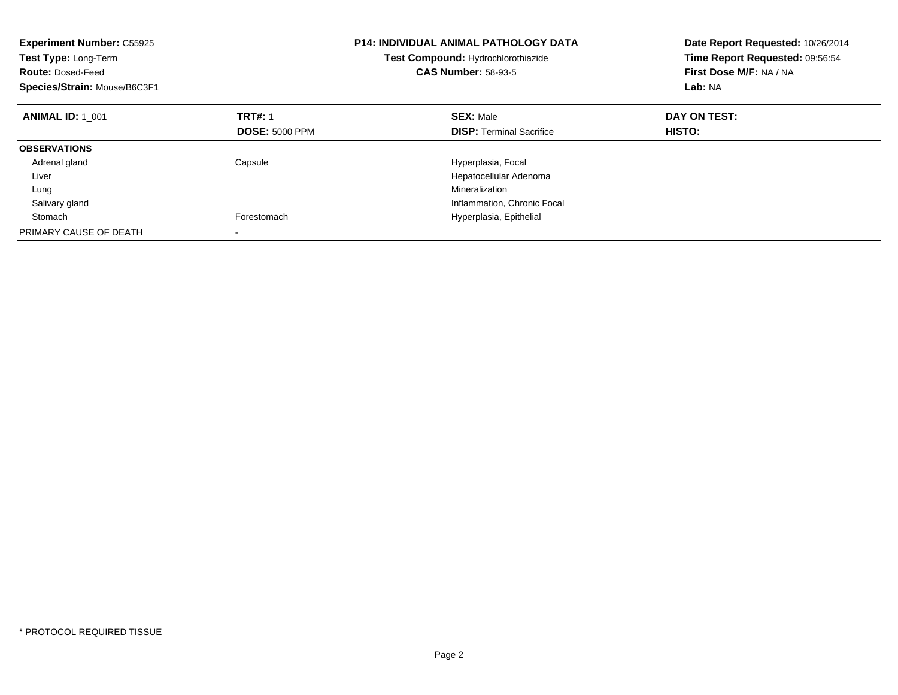**Experiment Number:** C55925
**Test Type:** Long-Term
**Route:** Dosed-Feed
**Species/Strain:** Mouse/B6C3F1

**P14: INDIVIDUAL ANIMAL PATHOLOGY DATA**
**Test Compound:** Hydrochlorothiazide
**CAS Number:** 58-93-5

**Date Report Requested:** 10/26/2014
**Time Report Requested:** 09:56:54
**First Dose M/F:** NA / NA
**Lab:** NA

| **ANIMAL ID:** 1_001 | **TRT#:** 1 | **SEX:** Male | **DAY ON TEST:** |
|---|---|---|---|
| | **DOSE:** 5000 PPM | **DISP:** Terminal Sacrifice | **HISTO:** |
| **OBSERVATIONS** | | | |
| Adrenal gland | Capsule | Hyperplasia, Focal | |
| Liver | | Hepatocellular Adenoma | |
| Lung | | Mineralization | |
| Salivary gland | | Inflammation, Chronic Focal | |
| Stomach | Forestomach | Hyperplasia, Epithelial | |
| PRIMARY CAUSE OF DEATH | - | | |

* PROTOCOL REQUIRED TISSUE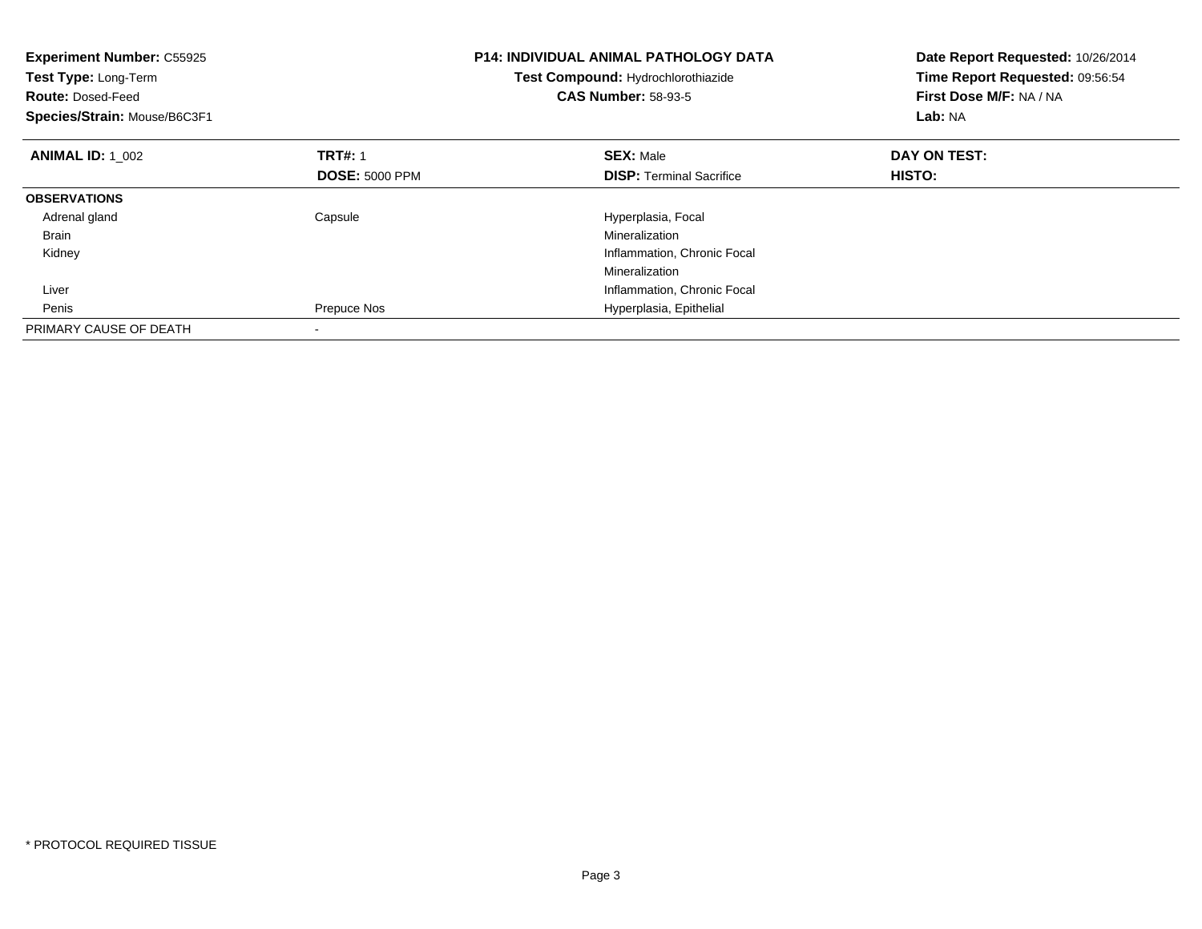**Experiment Number:** C55925
**Test Type:** Long-Term
**Route:** Dosed-Feed
**Species/Strain:** Mouse/B6C3F1

**P14: INDIVIDUAL ANIMAL PATHOLOGY DATA**
**Test Compound:** Hydrochlorothiazide
**CAS Number:** 58-93-5

**Date Report Requested:** 10/26/2014
**Time Report Requested:** 09:56:54
**First Dose M/F:** NA / NA
**Lab:** NA

| **ANIMAL ID:** 1_002 | **TRT#:** 1 | **SEX:** Male | **DAY ON TEST:** |
|---|---|---|---|
| | **DOSE:** 5000 PPM | **DISP:** Terminal Sacrifice | **HISTO:** |
| **OBSERVATIONS** | | | |
| Adrenal gland | Capsule | Hyperplasia, Focal | |
| Brain | | Mineralization | |
| Kidney | | Inflammation, Chronic Focal | |
| | | Mineralization | |
| Liver | | Inflammation, Chronic Focal | |
| Penis | Prepuce Nos | Hyperplasia, Epithelial | |
| PRIMARY CAUSE OF DEATH | - | | |

* PROTOCOL REQUIRED TISSUE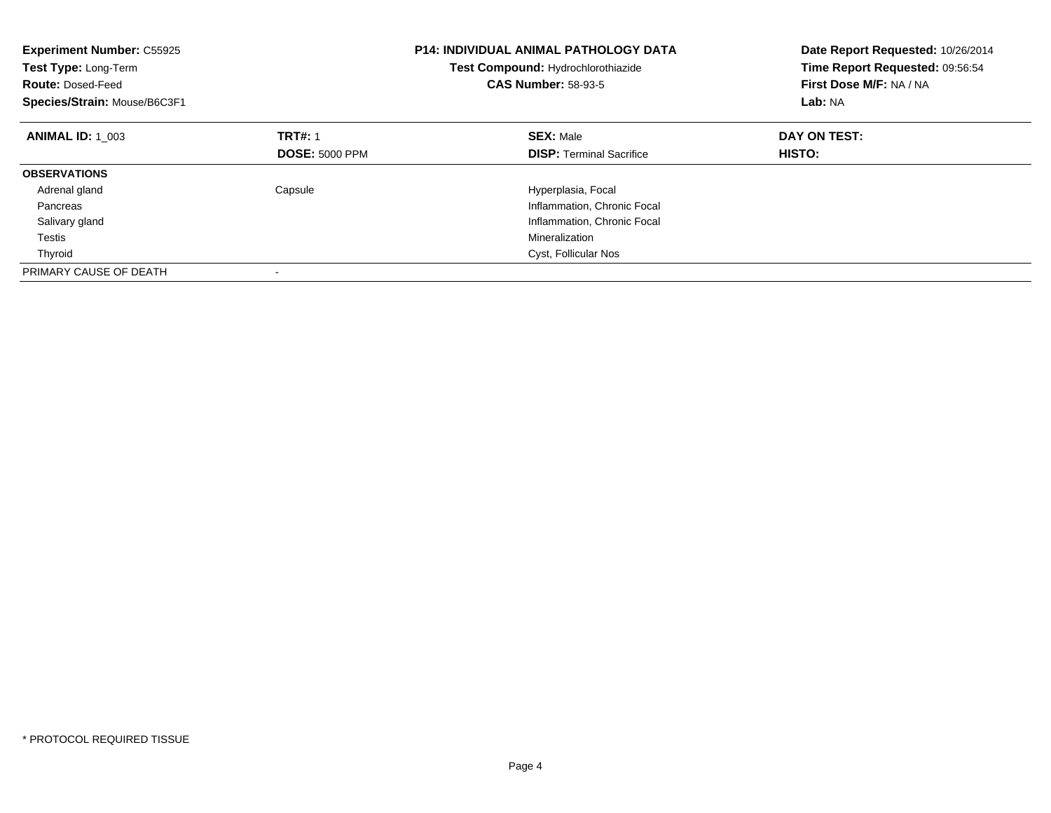**Experiment Number:** C55925
**Test Type:** Long-Term
**Route:** Dosed-Feed
**Species/Strain:** Mouse/B6C3F1

**P14: INDIVIDUAL ANIMAL PATHOLOGY DATA**
**Test Compound:** Hydrochlorothiazide
**CAS Number:** 58-93-5

**Date Report Requested:** 10/26/2014
**Time Report Requested:** 09:56:54
**First Dose M/F:** NA / NA
**Lab:** NA

| **ANIMAL ID:** 1_003 | **TRT#:** 1 | **SEX:** Male | **DAY ON TEST:** |
|---|---|---|---|
| | **DOSE:** 5000 PPM | **DISP:** Terminal Sacrifice | **HISTO:** |
| **OBSERVATIONS** | | | |
| Adrenal gland | Capsule | Hyperplasia, Focal | |
| Pancreas | | Inflammation, Chronic Focal | |
| Salivary gland | | Inflammation, Chronic Focal | |
| Testis | | Mineralization | |
| Thyroid | | Cyst, Follicular Nos | |
| PRIMARY CAUSE OF DEATH | - | | |

* PROTOCOL REQUIRED TISSUE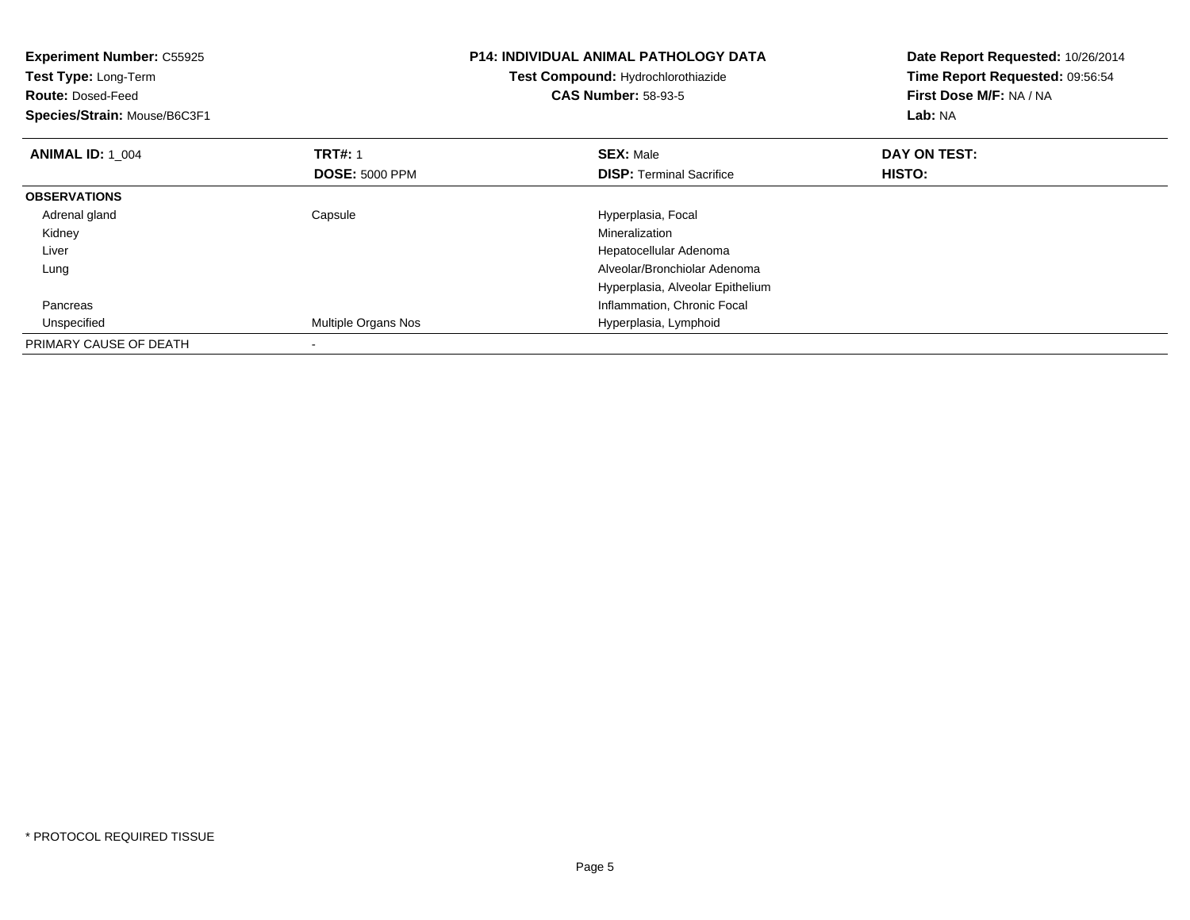**Experiment Number:** C55925
**Test Type:** Long-Term
**Route:** Dosed-Feed
**Species/Strain:** Mouse/B6C3F1

**P14: INDIVIDUAL ANIMAL PATHOLOGY DATA**
**Test Compound:** Hydrochlorothiazide
**CAS Number:** 58-93-5

**Date Report Requested:** 10/26/2014
**Time Report Requested:** 09:56:54
**First Dose M/F:** NA / NA
**Lab:** NA

| **ANIMAL ID:** 1_004 | **TRT#:** 1 | **SEX:** Male | **DAY ON TEST:** |
|---|---|---|---|
| | **DOSE:** 5000 PPM | **DISP:** Terminal Sacrifice | **HISTO:** |
| **OBSERVATIONS** | | | |
| Adrenal gland | Capsule | Hyperplasia, Focal | |
| Kidney | | Mineralization | |
| Liver | | Hepatocellular Adenoma | |
| Lung | | Alveolar/Bronchiolar Adenoma | |
| | | Hyperplasia, Alveolar Epithelium | |
| Pancreas | | Inflammation, Chronic Focal | |
| Unspecified | Multiple Organs Nos | Hyperplasia, Lymphoid | |
| PRIMARY CAUSE OF DEATH | - | | |

* PROTOCOL REQUIRED TISSUE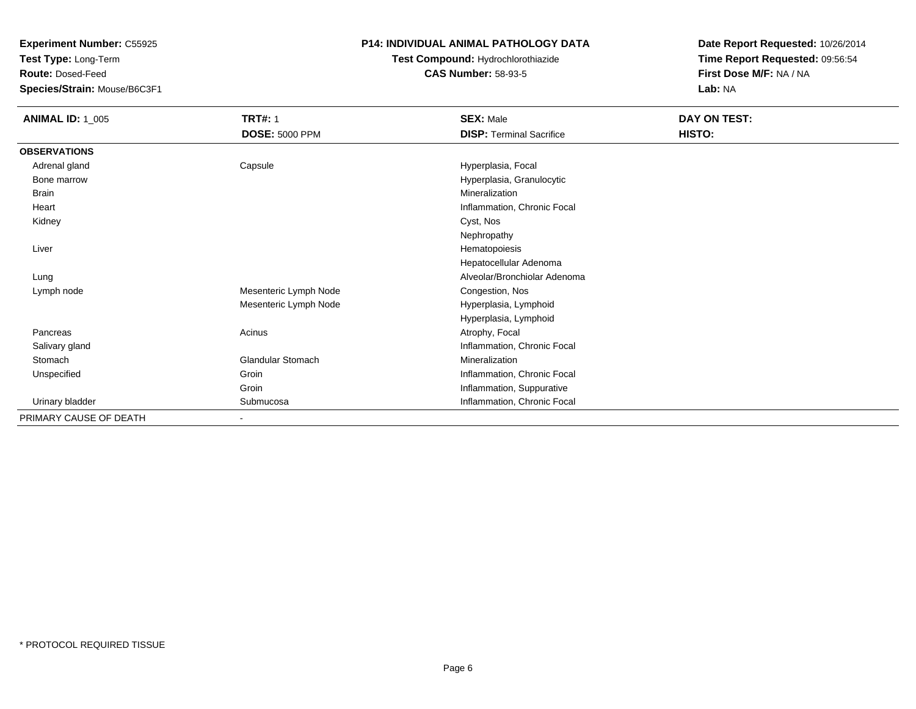**Experiment Number:** C55925
**Test Type:** Long-Term
**Route:** Dosed-Feed
**Species/Strain:** Mouse/B6C3F1

**P14: INDIVIDUAL ANIMAL PATHOLOGY DATA**
**Test Compound:** Hydrochlorothiazide
**CAS Number:** 58-93-5

**Date Report Requested:** 10/26/2014
**Time Report Requested:** 09:56:54
**First Dose M/F:** NA / NA
**Lab:** NA

| **ANIMAL ID:** 1_005 | **TRT#:** 1 | **SEX:** Male | **DAY ON TEST:** |
|---|---|---|---|
| | **DOSE:** 5000 PPM | **DISP:** Terminal Sacrifice | **HISTO:** |
| **OBSERVATIONS** | | | |
| Adrenal gland | Capsule | Hyperplasia, Focal | |
| Bone marrow | | Hyperplasia, Granulocytic | |
| Brain | | Mineralization | |
| Heart | | Inflammation, Chronic Focal | |
| Kidney | | Cyst, Nos | |
| | | Nephropathy | |
| Liver | | Hematopoiesis | |
| | | Hepatocellular Adenoma | |
| Lung | | Alveolar/Bronchiolar Adenoma | |
| Lymph node | Mesenteric Lymph Node | Congestion, Nos | |
| | Mesenteric Lymph Node | Hyperplasia, Lymphoid | |
| | | Hyperplasia, Lymphoid | |
| Pancreas | Acinus | Atrophy, Focal | |
| Salivary gland | | Inflammation, Chronic Focal | |
| Stomach | Glandular Stomach | Mineralization | |
| Unspecified | Groin | Inflammation, Chronic Focal | |
| | Groin | Inflammation, Suppurative | |
| Urinary bladder | Submucosa | Inflammation, Chronic Focal | |
| PRIMARY CAUSE OF DEATH | - | | |

* PROTOCOL REQUIRED TISSUE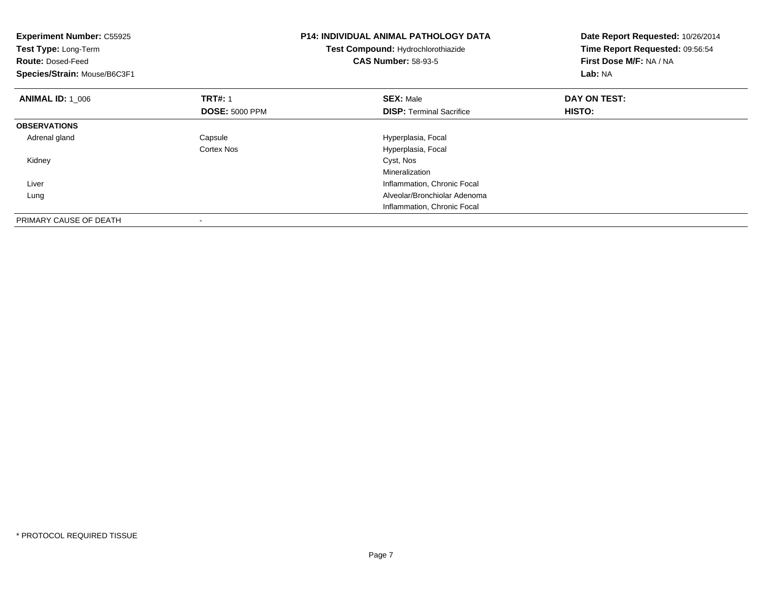**Experiment Number:** C55925
**Test Type:** Long-Term
**Route:** Dosed-Feed
**Species/Strain:** Mouse/B6C3F1

**P14: INDIVIDUAL ANIMAL PATHOLOGY DATA**
**Test Compound:** Hydrochlorothiazide
**CAS Number:** 58-93-5

**Date Report Requested:** 10/26/2014
**Time Report Requested:** 09:56:54
**First Dose M/F:** NA / NA
**Lab:** NA

| **ANIMAL ID:** 1_006 | **TRT#:** 1<br>**DOSE:** 5000 PPM | **SEX:** Male<br>**DISP:** Terminal Sacrifice | **DAY ON TEST:**<br>**HISTO:** |
|---|---|---|---|
| **OBSERVATIONS** | | | |
| Adrenal gland | Capsule | Hyperplasia, Focal | |
| | Cortex Nos | Hyperplasia, Focal | |
| Kidney | | Cyst, Nos | |
| | | Mineralization | |
| Liver | | Inflammation, Chronic Focal | |
| Lung | | Alveolar/Bronchiolar Adenoma | |
| | | Inflammation, Chronic Focal | |
| PRIMARY CAUSE OF DEATH | - | | |

\* PROTOCOL REQUIRED TISSUE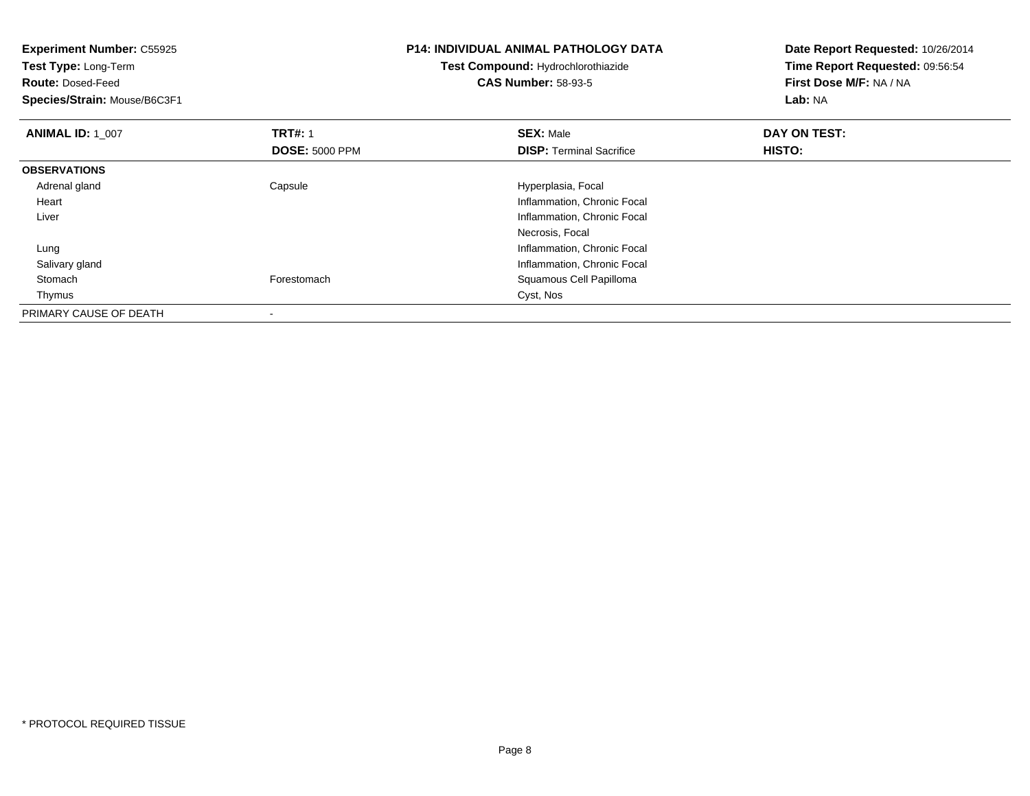**Experiment Number:** C55925
**Test Type:** Long-Term
**Route:** Dosed-Feed
**Species/Strain:** Mouse/B6C3F1

**P14: INDIVIDUAL ANIMAL PATHOLOGY DATA**
**Test Compound:** Hydrochlorothiazide
**CAS Number:** 58-93-5

**Date Report Requested:** 10/26/2014
**Time Report Requested:** 09:56:54
**First Dose M/F:** NA / NA
**Lab:** NA

| **ANIMAL ID:** 1_007 | **TRT#:** 1<br>**DOSE:** 5000 PPM | **SEX:** Male<br>**DISP:** Terminal Sacrifice | **DAY ON TEST:**<br>**HISTO:** |
|---|---|---|---|
| **OBSERVATIONS** | | | |
| Adrenal gland | Capsule | Hyperplasia, Focal | |
| Heart | | Inflammation, Chronic Focal | |
| Liver | | Inflammation, Chronic Focal | |
| | | Necrosis, Focal | |
| Lung | | Inflammation, Chronic Focal | |
| Salivary gland | | Inflammation, Chronic Focal | |
| Stomach | Forestomach | Squamous Cell Papilloma | |
| Thymus | | Cyst, Nos | |
| PRIMARY CAUSE OF DEATH | - | | |

\* PROTOCOL REQUIRED TISSUE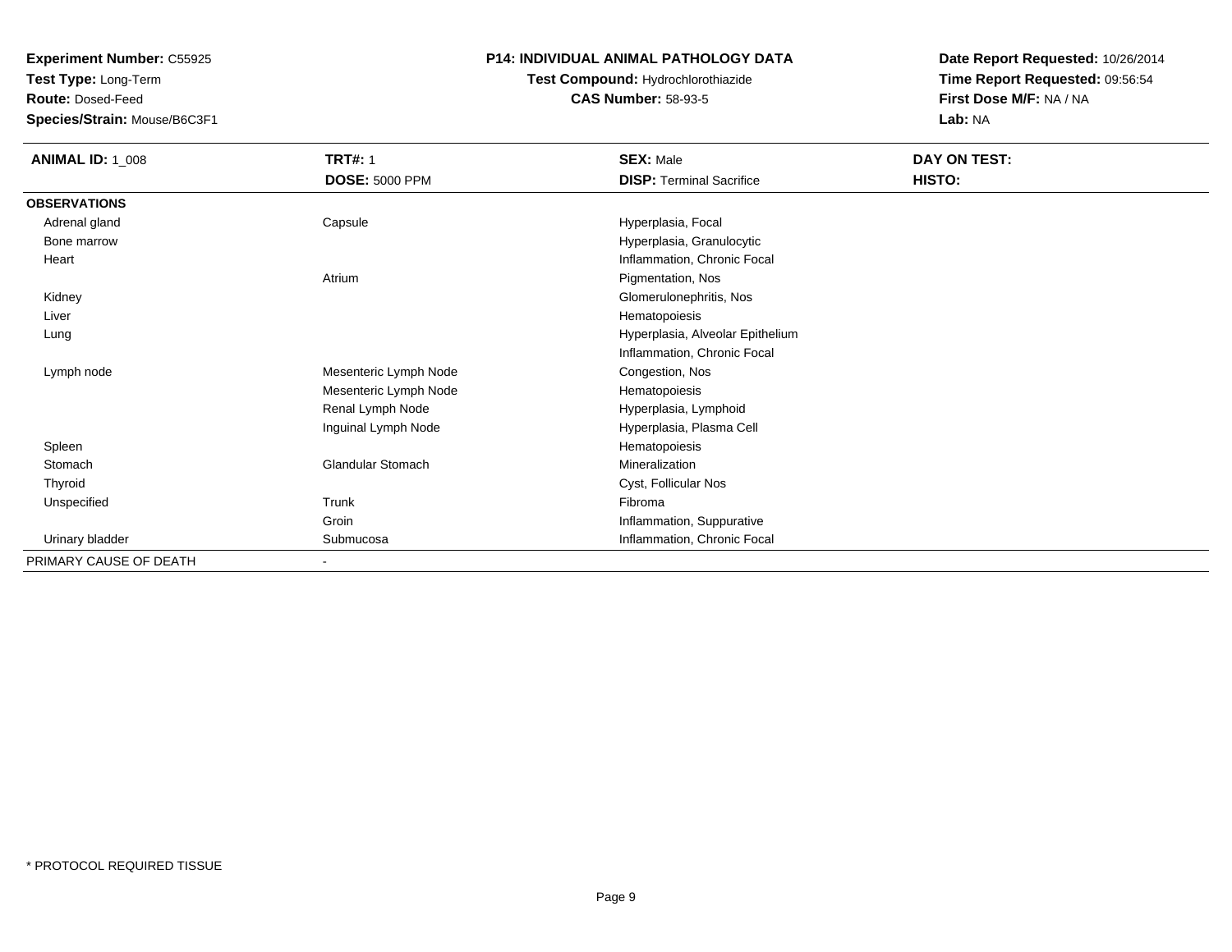**Experiment Number:** C55925
**Test Type:** Long-Term
**Route:** Dosed-Feed
**Species/Strain:** Mouse/B6C3F1

**P14: INDIVIDUAL ANIMAL PATHOLOGY DATA**
**Test Compound:** Hydrochlorothiazide
**CAS Number:** 58-93-5

**Date Report Requested:** 10/26/2014
**Time Report Requested:** 09:56:54
**First Dose M/F:** NA / NA
**Lab:** NA

| **ANIMAL ID:** 1_008 | **TRT#:** 1 | **SEX:** Male | **DAY ON TEST:** |
|---|---|---|---|
| | **DOSE:** 5000 PPM | **DISP:** Terminal Sacrifice | **HISTO:** |
| **OBSERVATIONS** | | | |
| Adrenal gland | Capsule | Hyperplasia, Focal | |
| Bone marrow | | Hyperplasia, Granulocytic | |
| Heart | | Inflammation, Chronic Focal | |
| | Atrium | Pigmentation, Nos | |
| Kidney | | Glomerulonephritis, Nos | |
| Liver | | Hematopoiesis | |
| Lung | | Hyperplasia, Alveolar Epithelium | |
| | | Inflammation, Chronic Focal | |
| Lymph node | Mesenteric Lymph Node | Congestion, Nos | |
| | Mesenteric Lymph Node | Hematopoiesis | |
| | Renal Lymph Node | Hyperplasia, Lymphoid | |
| | Inguinal Lymph Node | Hyperplasia, Plasma Cell | |
| Spleen | | Hematopoiesis | |
| Stomach | Glandular Stomach | Mineralization | |
| Thyroid | | Cyst, Follicular Nos | |
| Unspecified | Trunk | Fibroma | |
| | Groin | Inflammation, Suppurative | |
| Urinary bladder | Submucosa | Inflammation, Chronic Focal | |
| PRIMARY CAUSE OF DEATH | - | | |

* PROTOCOL REQUIRED TISSUE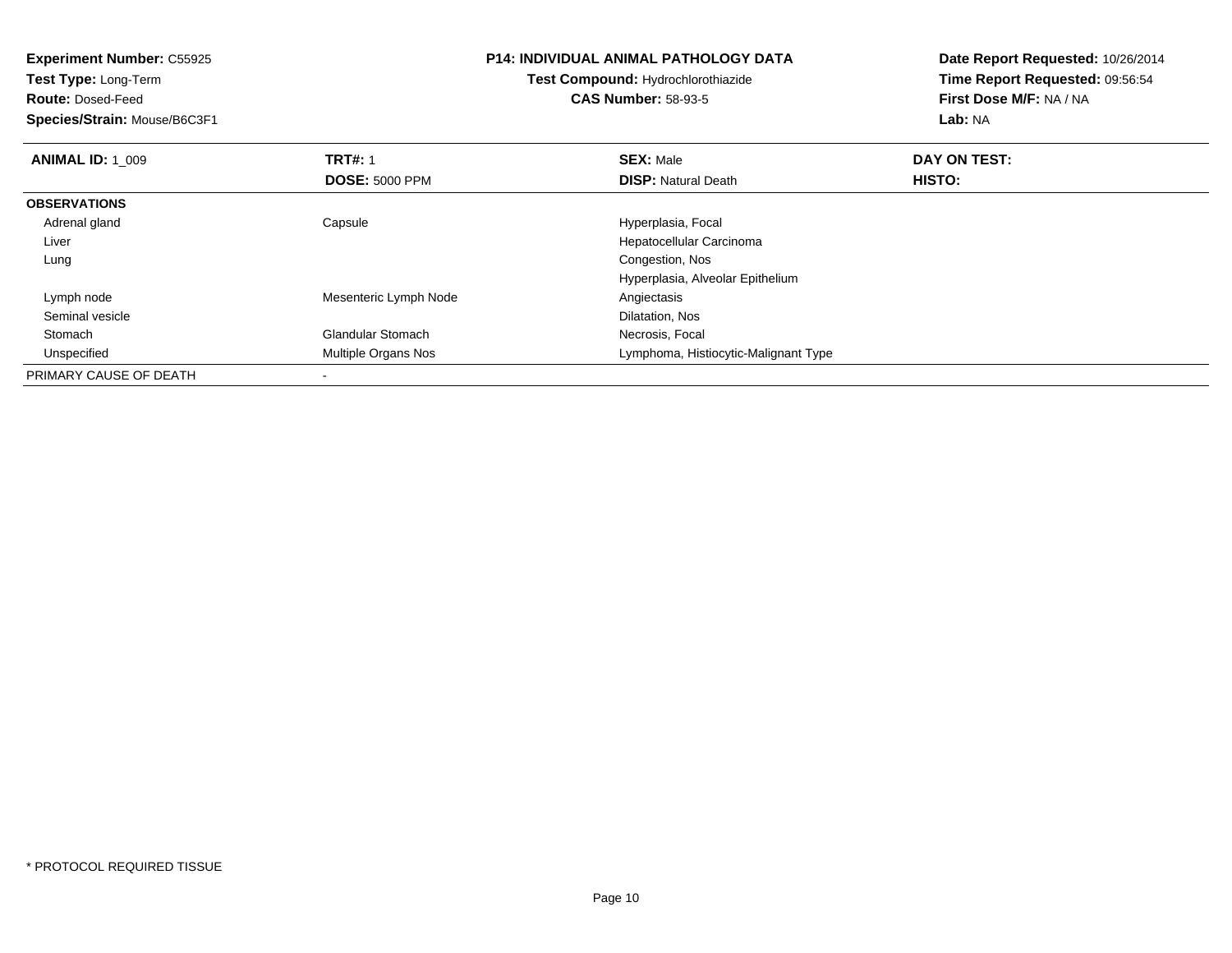**Experiment Number:** C55925
**Test Type:** Long-Term
**Route:** Dosed-Feed
**Species/Strain:** Mouse/B6C3F1

**P14: INDIVIDUAL ANIMAL PATHOLOGY DATA**
**Test Compound:** Hydrochlorothiazide
**CAS Number:** 58-93-5

**Date Report Requested:** 10/26/2014
**Time Report Requested:** 09:56:54
**First Dose M/F:** NA / NA
**Lab:** NA

| **ANIMAL ID:** 1_009 | **TRT#:** 1 | **SEX:** Male | **DAY ON TEST:** |
|---|---|---|---|
| | **DOSE:** 5000 PPM | **DISP:** Natural Death | **HISTO:** |
| **OBSERVATIONS** | | | |
| Adrenal gland | Capsule | Hyperplasia, Focal | |
| Liver | | Hepatocellular Carcinoma | |
| Lung | | Congestion, Nos | |
| | | Hyperplasia, Alveolar Epithelium | |
| Lymph node | Mesenteric Lymph Node | Angiectasis | |
| Seminal vesicle | | Dilatation, Nos | |
| Stomach | Glandular Stomach | Necrosis, Focal | |
| Unspecified | Multiple Organs Nos | Lymphoma, Histiocytic-Malignant Type | |
| PRIMARY CAUSE OF DEATH | - | | |

* PROTOCOL REQUIRED TISSUE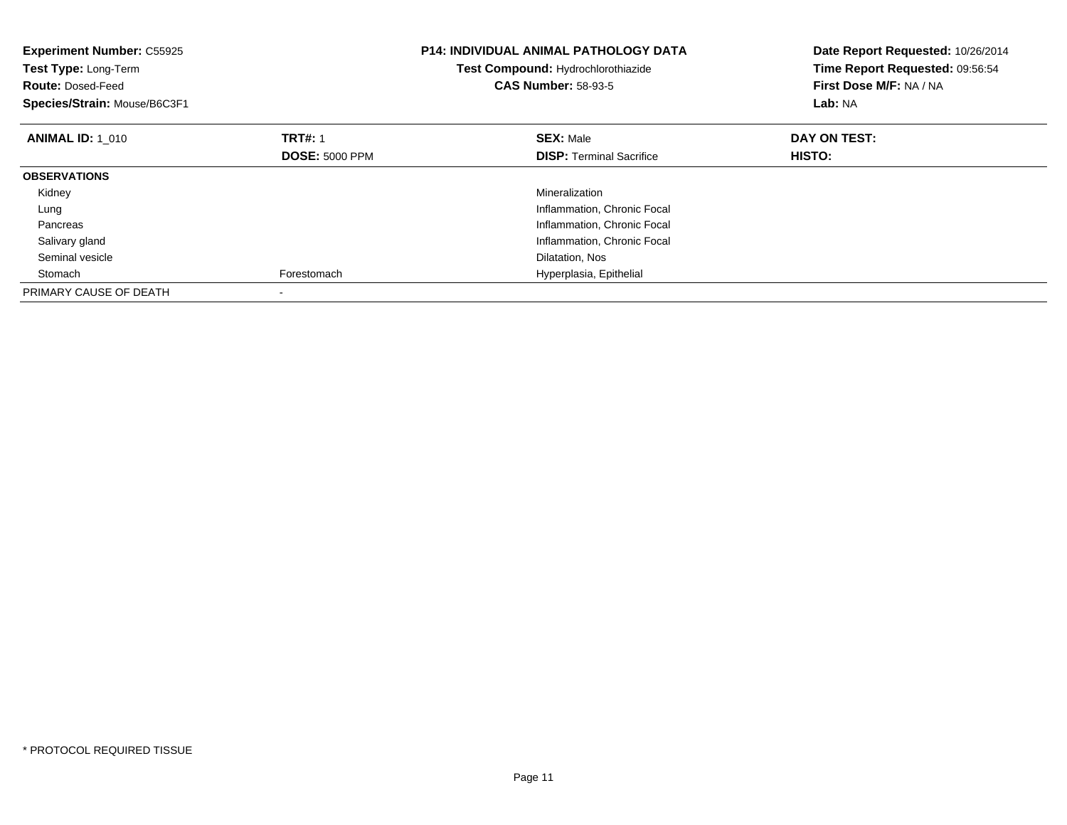**Experiment Number:** C55925
**Test Type:** Long-Term
**Route:** Dosed-Feed
**Species/Strain:** Mouse/B6C3F1

**P14: INDIVIDUAL ANIMAL PATHOLOGY DATA**
**Test Compound:** Hydrochlorothiazide
**CAS Number:** 58-93-5

**Date Report Requested:** 10/26/2014
**Time Report Requested:** 09:56:54
**First Dose M/F:** NA / NA
**Lab:** NA

| **ANIMAL ID:** 1_010 | **TRT#:** 1<br>**DOSE:** 5000 PPM | **SEX:** Male<br>**DISP:** Terminal Sacrifice | **DAY ON TEST:**<br>**HISTO:** |
|---|---|---|---|
| **OBSERVATIONS** | | | |
| Kidney | | Mineralization | |
| Lung | | Inflammation, Chronic Focal | |
| Pancreas | | Inflammation, Chronic Focal | |
| Salivary gland | | Inflammation, Chronic Focal | |
| Seminal vesicle | | Dilatation, Nos | |
| Stomach | Forestomach | Hyperplasia, Epithelial | |
| PRIMARY CAUSE OF DEATH | - | | |

* PROTOCOL REQUIRED TISSUE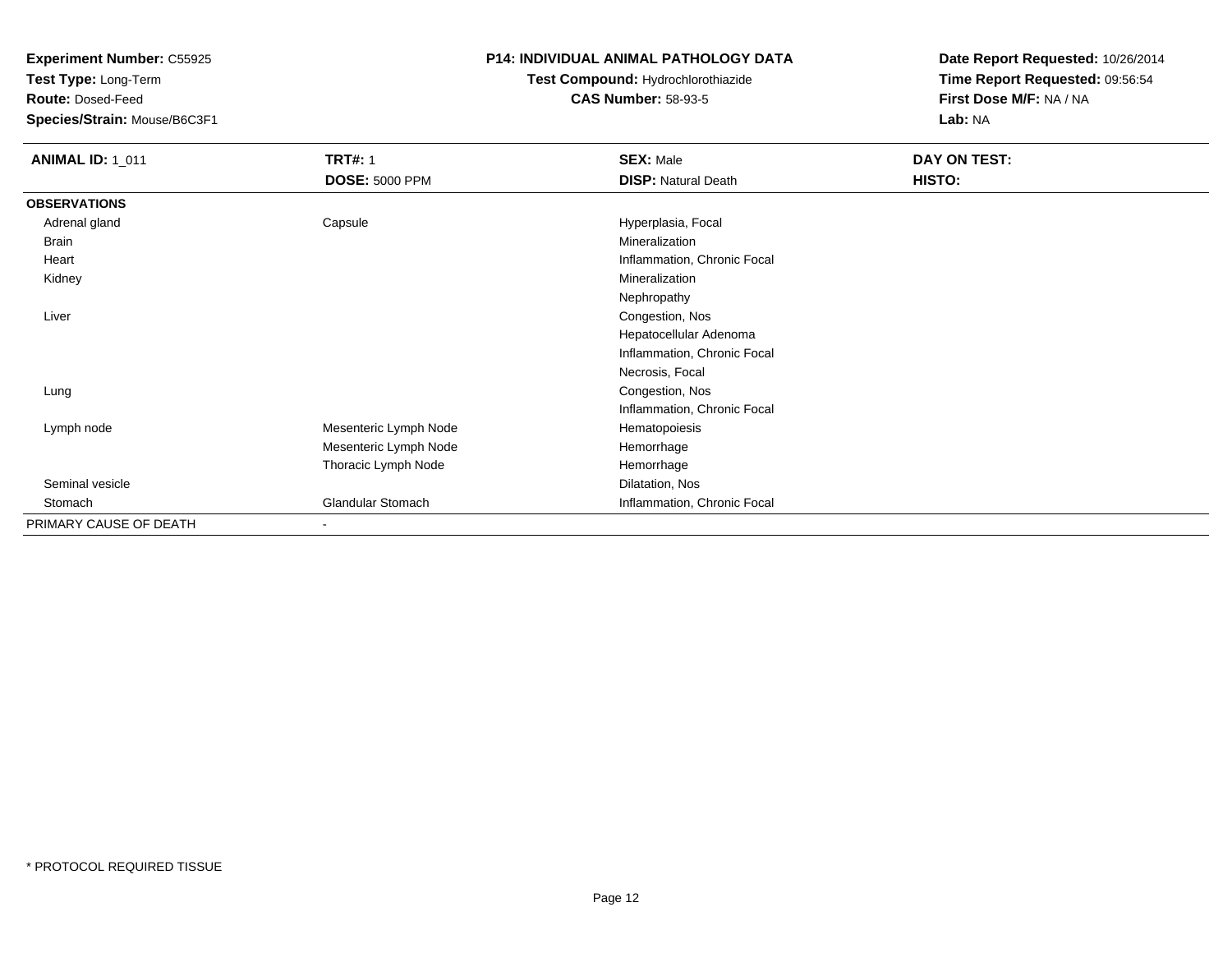**Experiment Number:** C55925
**Test Type:** Long-Term
**Route:** Dosed-Feed
**Species/Strain:** Mouse/B6C3F1

**P14: INDIVIDUAL ANIMAL PATHOLOGY DATA**
**Test Compound:** Hydrochlorothiazide
**CAS Number:** 58-93-5

**Date Report Requested:** 10/26/2014
**Time Report Requested:** 09:56:54
**First Dose M/F:** NA / NA
**Lab:** NA

| **ANIMAL ID:** 1_011 | **TRT#:** 1 | **SEX:** Male | **DAY ON TEST:** |
|---|---|---|---|
| | **DOSE:** 5000 PPM | **DISP:** Natural Death | **HISTO:** |
| **OBSERVATIONS** | | | |
| Adrenal gland | Capsule | Hyperplasia, Focal | |
| Brain | | Mineralization | |
| Heart | | Inflammation, Chronic Focal | |
| Kidney | | Mineralization | |
| | | Nephropathy | |
| Liver | | Congestion, Nos | |
| | | Hepatocellular Adenoma | |
| | | Inflammation, Chronic Focal | |
| | | Necrosis, Focal | |
| Lung | | Congestion, Nos | |
| | | Inflammation, Chronic Focal | |
| Lymph node | Mesenteric Lymph Node | Hematopoiesis | |
| | Mesenteric Lymph Node | Hemorrhage | |
| | Thoracic Lymph Node | Hemorrhage | |
| Seminal vesicle | | Dilatation, Nos | |
| Stomach | Glandular Stomach | Inflammation, Chronic Focal | |
| PRIMARY CAUSE OF DEATH | - | | |

* PROTOCOL REQUIRED TISSUE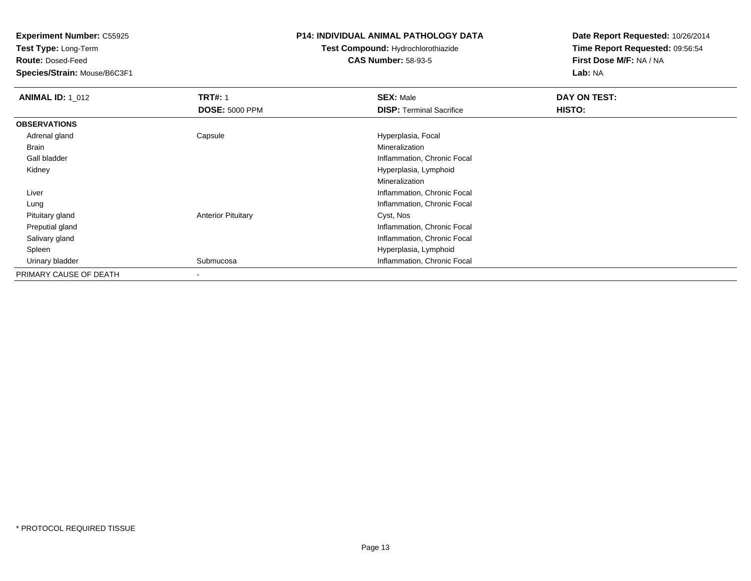**Experiment Number:** C55925
**Test Type:** Long-Term
**Route:** Dosed-Feed
**Species/Strain:** Mouse/B6C3F1

**P14: INDIVIDUAL ANIMAL PATHOLOGY DATA**
**Test Compound:** Hydrochlorothiazide
**CAS Number:** 58-93-5

**Date Report Requested:** 10/26/2014
**Time Report Requested:** 09:56:54
**First Dose M/F:** NA / NA
**Lab:** NA

| **ANIMAL ID:** 1_012 | **TRT#:** 1 | **SEX:** Male | **DAY ON TEST:** |
|---|---|---|---|
| | **DOSE:** 5000 PPM | **DISP:** Terminal Sacrifice | **HISTO:** |
| **OBSERVATIONS** | | | |
| Adrenal gland | Capsule | Hyperplasia, Focal | |
| Brain | | Mineralization | |
| Gall bladder | | Inflammation, Chronic Focal | |
| Kidney | | Hyperplasia, Lymphoid | |
| | | Mineralization | |
| Liver | | Inflammation, Chronic Focal | |
| Lung | | Inflammation, Chronic Focal | |
| Pituitary gland | Anterior Pituitary | Cyst, Nos | |
| Preputial gland | | Inflammation, Chronic Focal | |
| Salivary gland | | Inflammation, Chronic Focal | |
| Spleen | | Hyperplasia, Lymphoid | |
| Urinary bladder | Submucosa | Inflammation, Chronic Focal | |
| PRIMARY CAUSE OF DEATH | - | | |

* PROTOCOL REQUIRED TISSUE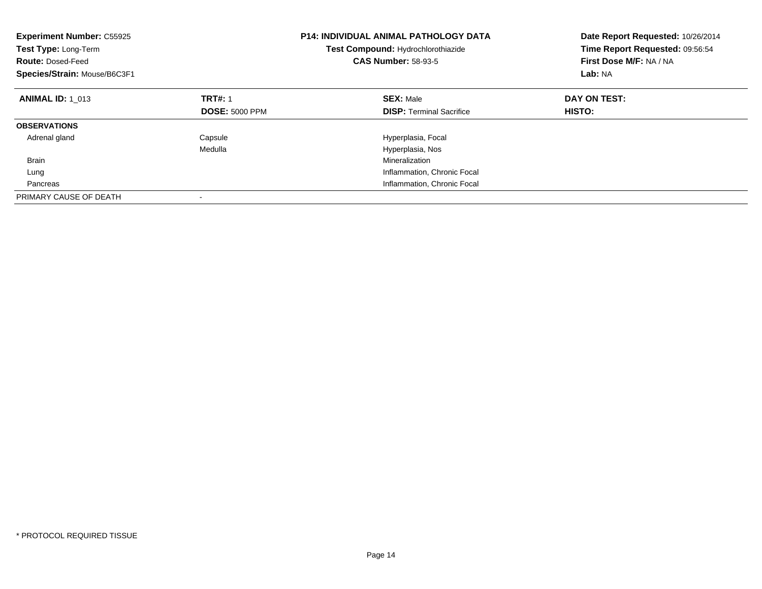**Experiment Number:** C55925
**Test Type:** Long-Term
**Route:** Dosed-Feed
**Species/Strain:** Mouse/B6C3F1

**P14: INDIVIDUAL ANIMAL PATHOLOGY DATA**
**Test Compound:** Hydrochlorothiazide
**CAS Number:** 58-93-5

**Date Report Requested:** 10/26/2014
**Time Report Requested:** 09:56:54
**First Dose M/F:** NA / NA
**Lab:** NA

| **ANIMAL ID:** 1_013 | **TRT#:** 1 | **SEX:** Male | **DAY ON TEST:** |
|---|---|---|---|
| | **DOSE:** 5000 PPM | **DISP:** Terminal Sacrifice | **HISTO:** |
| **OBSERVATIONS** | | | |
| Adrenal gland | Capsule | Hyperplasia, Focal | |
| | Medulla | Hyperplasia, Nos | |
| Brain | | Mineralization | |
| Lung | | Inflammation, Chronic Focal | |
| Pancreas | | Inflammation, Chronic Focal | |
| PRIMARY CAUSE OF DEATH | - | | |

\* PROTOCOL REQUIRED TISSUE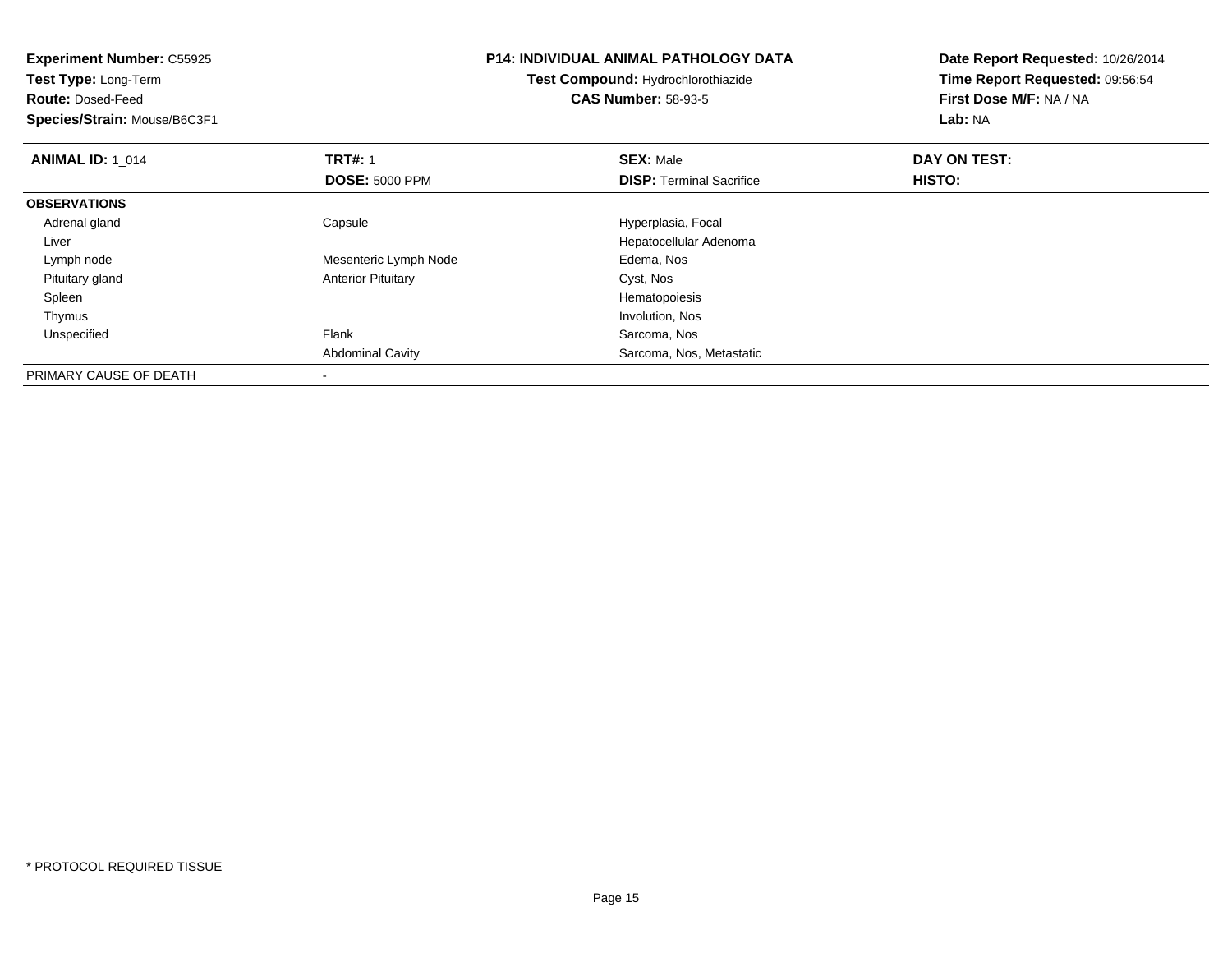**Experiment Number:** C55925
**Test Type:** Long-Term
**Route:** Dosed-Feed
**Species/Strain:** Mouse/B6C3F1

**P14: INDIVIDUAL ANIMAL PATHOLOGY DATA**
**Test Compound:** Hydrochlorothiazide
**CAS Number:** 58-93-5

**Date Report Requested:** 10/26/2014
**Time Report Requested:** 09:56:54
**First Dose M/F:** NA / NA
**Lab:** NA

| **ANIMAL ID:** 1_014 | **TRT#:** 1 | **SEX:** Male | **DAY ON TEST:** |
|---|---|---|---|
| | **DOSE:** 5000 PPM | **DISP:** Terminal Sacrifice | **HISTO:** |
| **OBSERVATIONS** | | | |
| Adrenal gland | Capsule | Hyperplasia, Focal | |
| Liver | | Hepatocellular Adenoma | |
| Lymph node | Mesenteric Lymph Node | Edema, Nos | |
| Pituitary gland | Anterior Pituitary | Cyst, Nos | |
| Spleen | | Hematopoiesis | |
| Thymus | | Involution, Nos | |
| Unspecified | Flank | Sarcoma, Nos | |
| | Abdominal Cavity | Sarcoma, Nos, Metastatic | |
| PRIMARY CAUSE OF DEATH | - | | |

\* PROTOCOL REQUIRED TISSUE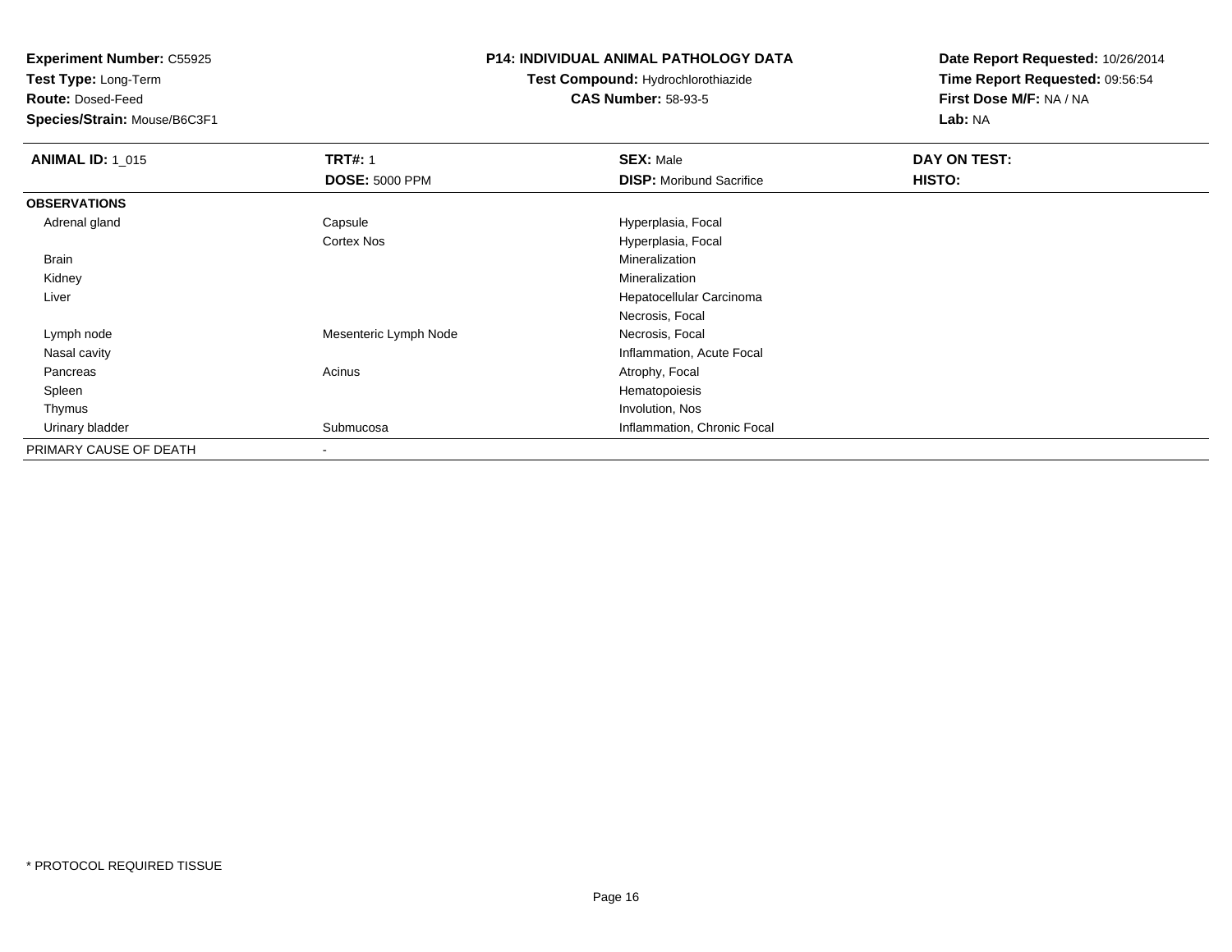**Experiment Number:** C55925
**Test Type:** Long-Term
**Route:** Dosed-Feed
**Species/Strain:** Mouse/B6C3F1

**P14: INDIVIDUAL ANIMAL PATHOLOGY DATA**
**Test Compound:** Hydrochlorothiazide
**CAS Number:** 58-93-5

**Date Report Requested:** 10/26/2014
**Time Report Requested:** 09:56:54
**First Dose M/F:** NA / NA
**Lab:** NA

| **ANIMAL ID:** 1_015 | **TRT#:** 1 | **SEX:** Male | **DAY ON TEST:** |
|---|---|---|---|
| | **DOSE:** 5000 PPM | **DISP:** Moribund Sacrifice | **HISTO:** |
| **OBSERVATIONS** | | | |
| Adrenal gland | Capsule | Hyperplasia, Focal | |
| | Cortex Nos | Hyperplasia, Focal | |
| Brain | | Mineralization | |
| Kidney | | Mineralization | |
| Liver | | Hepatocellular Carcinoma | |
| | | Necrosis, Focal | |
| Lymph node | Mesenteric Lymph Node | Necrosis, Focal | |
| Nasal cavity | | Inflammation, Acute Focal | |
| Pancreas | Acinus | Atrophy, Focal | |
| Spleen | | Hematopoiesis | |
| Thymus | | Involution, Nos | |
| Urinary bladder | Submucosa | Inflammation, Chronic Focal | |
| PRIMARY CAUSE OF DEATH | - | | |

\* PROTOCOL REQUIRED TISSUE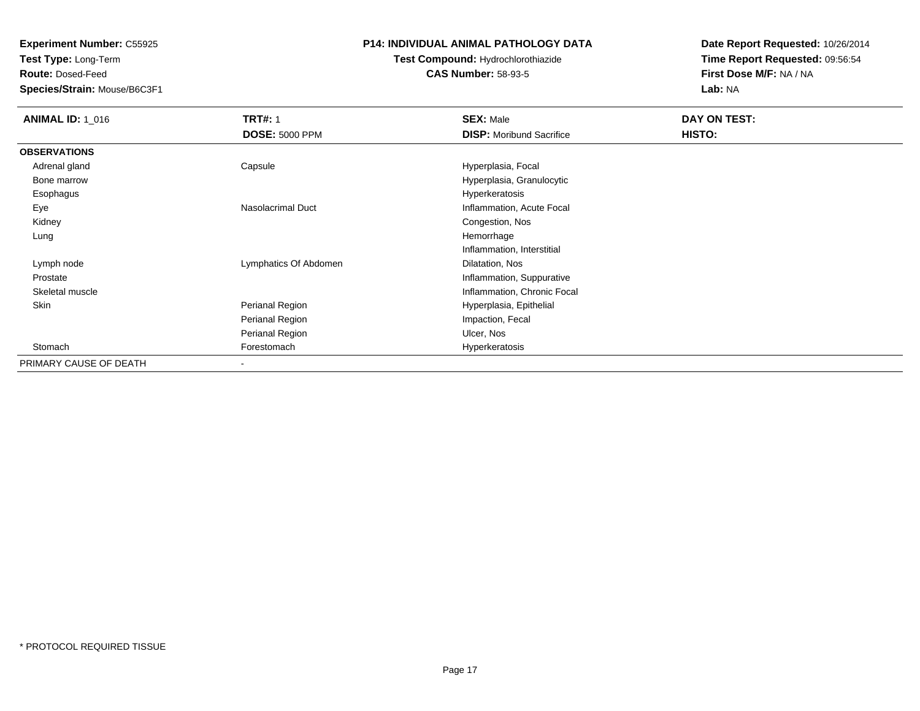**Experiment Number:** C55925
**Test Type:** Long-Term
**Route:** Dosed-Feed
**Species/Strain:** Mouse/B6C3F1

**P14: INDIVIDUAL ANIMAL PATHOLOGY DATA**
**Test Compound:** Hydrochlorothiazide
**CAS Number:** 58-93-5

**Date Report Requested:** 10/26/2014
**Time Report Requested:** 09:56:54
**First Dose M/F:** NA / NA
**Lab:** NA

| **ANIMAL ID:** 1_016 | **TRT#:** 1 | **SEX:** Male | **DAY ON TEST:** |
|---|---|---|---|
| | **DOSE:** 5000 PPM | **DISP:** Moribund Sacrifice | **HISTO:** |
| **OBSERVATIONS** | | | |
| Adrenal gland | Capsule | Hyperplasia, Focal | |
| Bone marrow | | Hyperplasia, Granulocytic | |
| Esophagus | | Hyperkeratosis | |
| Eye | Nasolacrimal Duct | Inflammation, Acute Focal | |
| Kidney | | Congestion, Nos | |
| Lung | | Hemorrhage | |
| | | Inflammation, Interstitial | |
| Lymph node | Lymphatics Of Abdomen | Dilatation, Nos | |
| Prostate | | Inflammation, Suppurative | |
| Skeletal muscle | | Inflammation, Chronic Focal | |
| Skin | Perianal Region | Hyperplasia, Epithelial | |
| | Perianal Region | Impaction, Fecal | |
| | Perianal Region | Ulcer, Nos | |
| Stomach | Forestomach | Hyperkeratosis | |
| PRIMARY CAUSE OF DEATH | - | | |

\* PROTOCOL REQUIRED TISSUE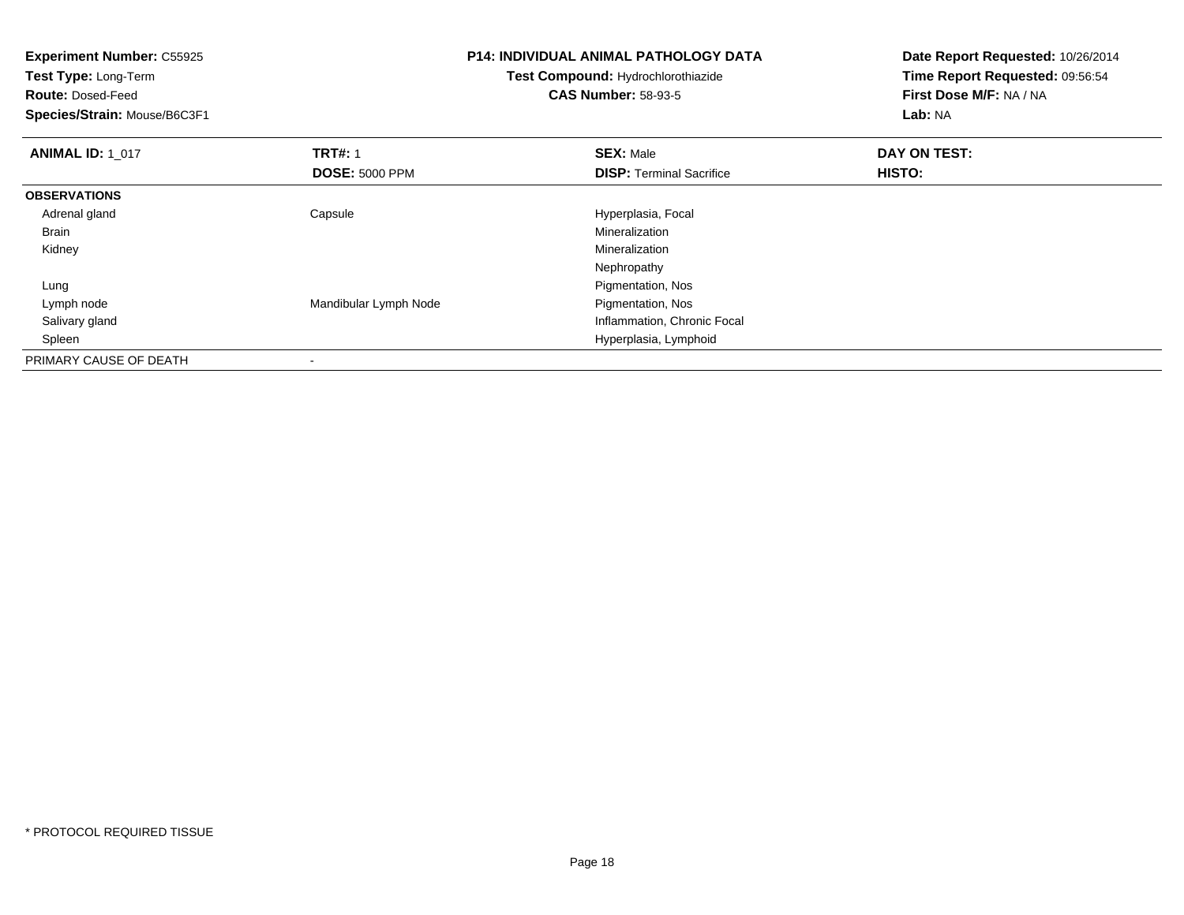**Experiment Number:** C55925
**Test Type:** Long-Term
**Route:** Dosed-Feed
**Species/Strain:** Mouse/B6C3F1

**P14: INDIVIDUAL ANIMAL PATHOLOGY DATA**
**Test Compound:** Hydrochlorothiazide
**CAS Number:** 58-93-5

**Date Report Requested:** 10/26/2014
**Time Report Requested:** 09:56:54
**First Dose M/F:** NA / NA
**Lab:** NA

| **ANIMAL ID:** 1_017 | **TRT#:** 1 | **SEX:** Male | **DAY ON TEST:** |
|---|---|---|---|
| | **DOSE:** 5000 PPM | **DISP:** Terminal Sacrifice | **HISTO:** |
| **OBSERVATIONS** | | | |
| Adrenal gland | Capsule | Hyperplasia, Focal | |
| Brain | | Mineralization | |
| Kidney | | Mineralization | |
| | | Nephropathy | |
| Lung | | Pigmentation, Nos | |
| Lymph node | Mandibular Lymph Node | Pigmentation, Nos | |
| Salivary gland | | Inflammation, Chronic Focal | |
| Spleen | | Hyperplasia, Lymphoid | |
| PRIMARY CAUSE OF DEATH | - | | |

\* PROTOCOL REQUIRED TISSUE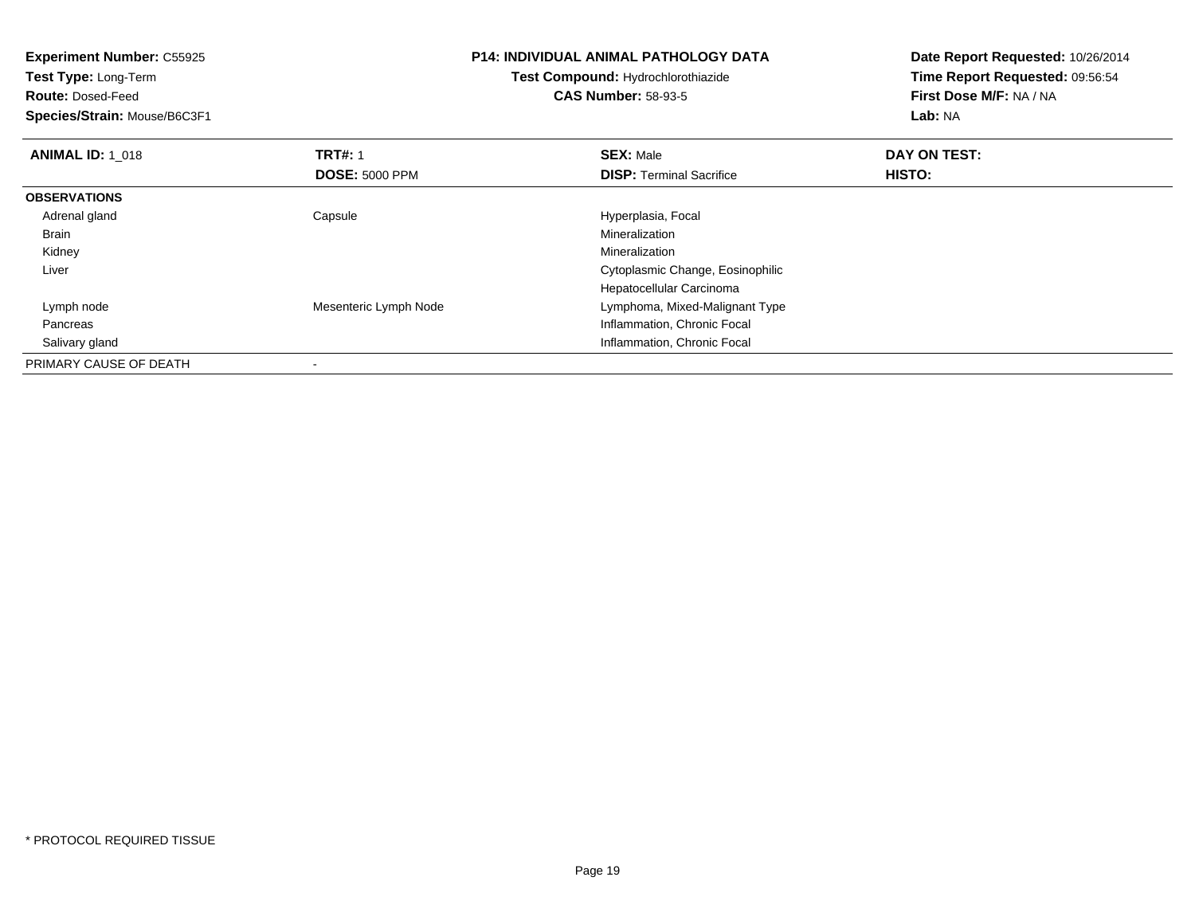**Experiment Number:** C55925
**Test Type:** Long-Term
**Route:** Dosed-Feed
**Species/Strain:** Mouse/B6C3F1

**P14: INDIVIDUAL ANIMAL PATHOLOGY DATA**
**Test Compound:** Hydrochlorothiazide
**CAS Number:** 58-93-5

**Date Report Requested:** 10/26/2014
**Time Report Requested:** 09:56:54
**First Dose M/F:** NA / NA
**Lab:** NA

| **ANIMAL ID:** 1_018 | **TRT#:** 1 | **SEX:** Male | **DAY ON TEST:** |
|---|---|---|---|
| | **DOSE:** 5000 PPM | **DISP:** Terminal Sacrifice | **HISTO:** |
| **OBSERVATIONS** | | | |
| Adrenal gland | Capsule | Hyperplasia, Focal | |
| Brain | | Mineralization | |
| Kidney | | Mineralization | |
| Liver | | Cytoplasmic Change, Eosinophilic | |
| | | Hepatocellular Carcinoma | |
| Lymph node | Mesenteric Lymph Node | Lymphoma, Mixed-Malignant Type | |
| Pancreas | | Inflammation, Chronic Focal | |
| Salivary gland | | Inflammation, Chronic Focal | |
| PRIMARY CAUSE OF DEATH | - | | |

* PROTOCOL REQUIRED TISSUE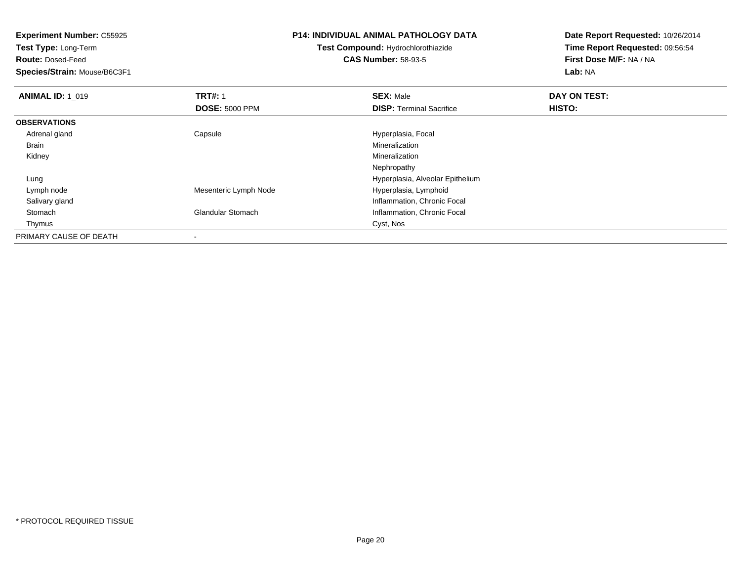**Experiment Number:** C55925
**Test Type:** Long-Term
**Route:** Dosed-Feed
**Species/Strain:** Mouse/B6C3F1

**P14: INDIVIDUAL ANIMAL PATHOLOGY DATA**
**Test Compound:** Hydrochlorothiazide
**CAS Number:** 58-93-5

**Date Report Requested:** 10/26/2014
**Time Report Requested:** 09:56:54
**First Dose M/F:** NA / NA
**Lab:** NA

| **ANIMAL ID:** 1_019 | **TRT#:** 1 | **SEX:** Male | **DAY ON TEST:** |
|---|---|---|---|
| | **DOSE:** 5000 PPM | **DISP:** Terminal Sacrifice | **HISTO:** |
| **OBSERVATIONS** | | | |
| Adrenal gland | Capsule | Hyperplasia, Focal | |
| Brain | | Mineralization | |
| Kidney | | Mineralization | |
| | | Nephropathy | |
| Lung | | Hyperplasia, Alveolar Epithelium | |
| Lymph node | Mesenteric Lymph Node | Hyperplasia, Lymphoid | |
| Salivary gland | | Inflammation, Chronic Focal | |
| Stomach | Glandular Stomach | Inflammation, Chronic Focal | |
| Thymus | | Cyst, Nos | |
| PRIMARY CAUSE OF DEATH | - | | |

* PROTOCOL REQUIRED TISSUE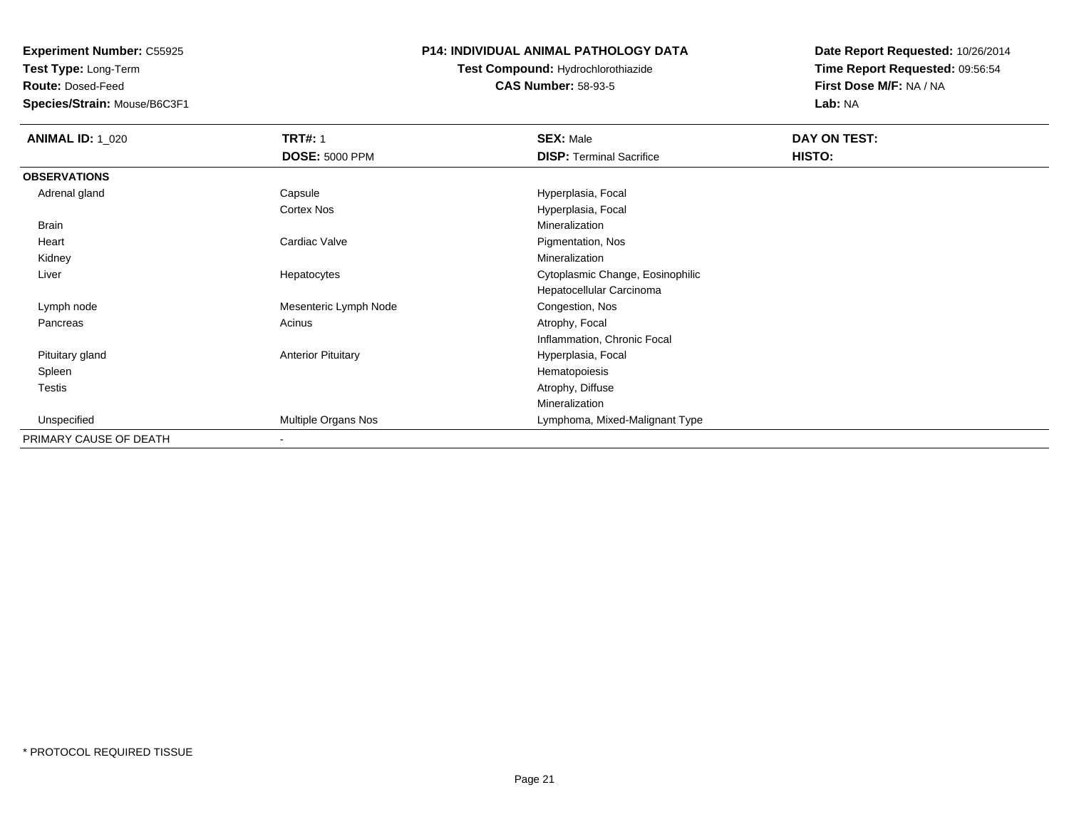**Experiment Number:** C55925
**Test Type:** Long-Term
**Route:** Dosed-Feed
**Species/Strain:** Mouse/B6C3F1

**P14: INDIVIDUAL ANIMAL PATHOLOGY DATA**
**Test Compound:** Hydrochlorothiazide
**CAS Number:** 58-93-5

**Date Report Requested:** 10/26/2014
**Time Report Requested:** 09:56:54
**First Dose M/F:** NA / NA
**Lab:** NA

| **ANIMAL ID:** 1_020 | **TRT#:** 1 | **SEX:** Male | **DAY ON TEST:** |
|---|---|---|---|
| | **DOSE:** 5000 PPM | **DISP:** Terminal Sacrifice | **HISTO:** |
| **OBSERVATIONS** | | | |
| Adrenal gland | Capsule | Hyperplasia, Focal | |
| | Cortex Nos | Hyperplasia, Focal | |
| Brain | | Mineralization | |
| Heart | Cardiac Valve | Pigmentation, Nos | |
| Kidney | | Mineralization | |
| Liver | Hepatocytes | Cytoplasmic Change, Eosinophilic | |
| | | Hepatocellular Carcinoma | |
| Lymph node | Mesenteric Lymph Node | Congestion, Nos | |
| Pancreas | Acinus | Atrophy, Focal | |
| | | Inflammation, Chronic Focal | |
| Pituitary gland | Anterior Pituitary | Hyperplasia, Focal | |
| Spleen | | Hematopoiesis | |
| Testis | | Atrophy, Diffuse | |
| | | Mineralization | |
| Unspecified | Multiple Organs Nos | Lymphoma, Mixed-Malignant Type | |
| PRIMARY CAUSE OF DEATH | - | | |

* PROTOCOL REQUIRED TISSUE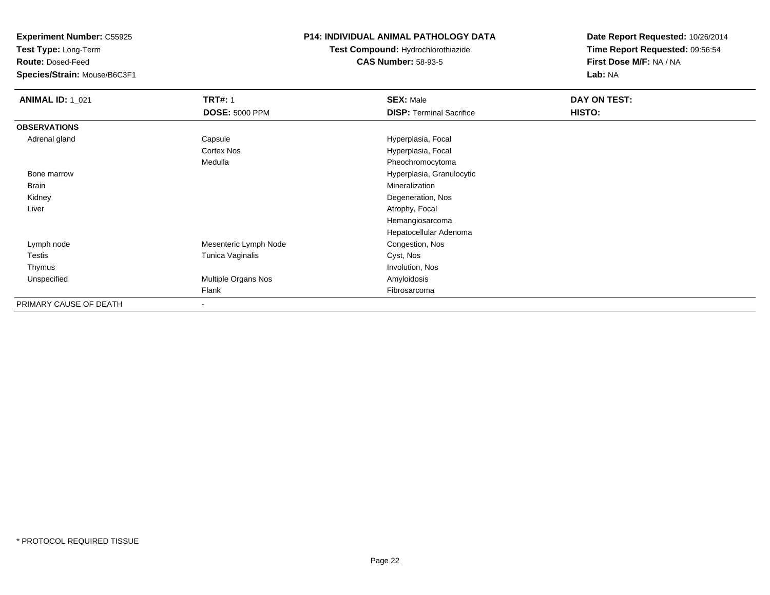**Experiment Number:** C55925
**Test Type:** Long-Term
**Route:** Dosed-Feed
**Species/Strain:** Mouse/B6C3F1

**P14: INDIVIDUAL ANIMAL PATHOLOGY DATA**
**Test Compound:** Hydrochlorothiazide
**CAS Number:** 58-93-5

**Date Report Requested:** 10/26/2014
**Time Report Requested:** 09:56:54
**First Dose M/F:** NA / NA
**Lab:** NA

| **ANIMAL ID:** 1_021 | **TRT#:** 1 | **SEX:** Male | **DAY ON TEST:** |
|---|---|---|---|
| | **DOSE:** 5000 PPM | **DISP:** Terminal Sacrifice | **HISTO:** |
| **OBSERVATIONS** | | | |
| Adrenal gland | Capsule | Hyperplasia, Focal | |
| | Cortex Nos | Hyperplasia, Focal | |
| | Medulla | Pheochromocytoma | |
| Bone marrow | | Hyperplasia, Granulocytic | |
| Brain | | Mineralization | |
| Kidney | | Degeneration, Nos | |
| Liver | | Atrophy, Focal | |
| | | Hemangiosarcoma | |
| | | Hepatocellular Adenoma | |
| Lymph node | Mesenteric Lymph Node | Congestion, Nos | |
| Testis | Tunica Vaginalis | Cyst, Nos | |
| Thymus | | Involution, Nos | |
| Unspecified | Multiple Organs Nos | Amyloidosis | |
| | Flank | Fibrosarcoma | |
| PRIMARY CAUSE OF DEATH | - | | |

\* PROTOCOL REQUIRED TISSUE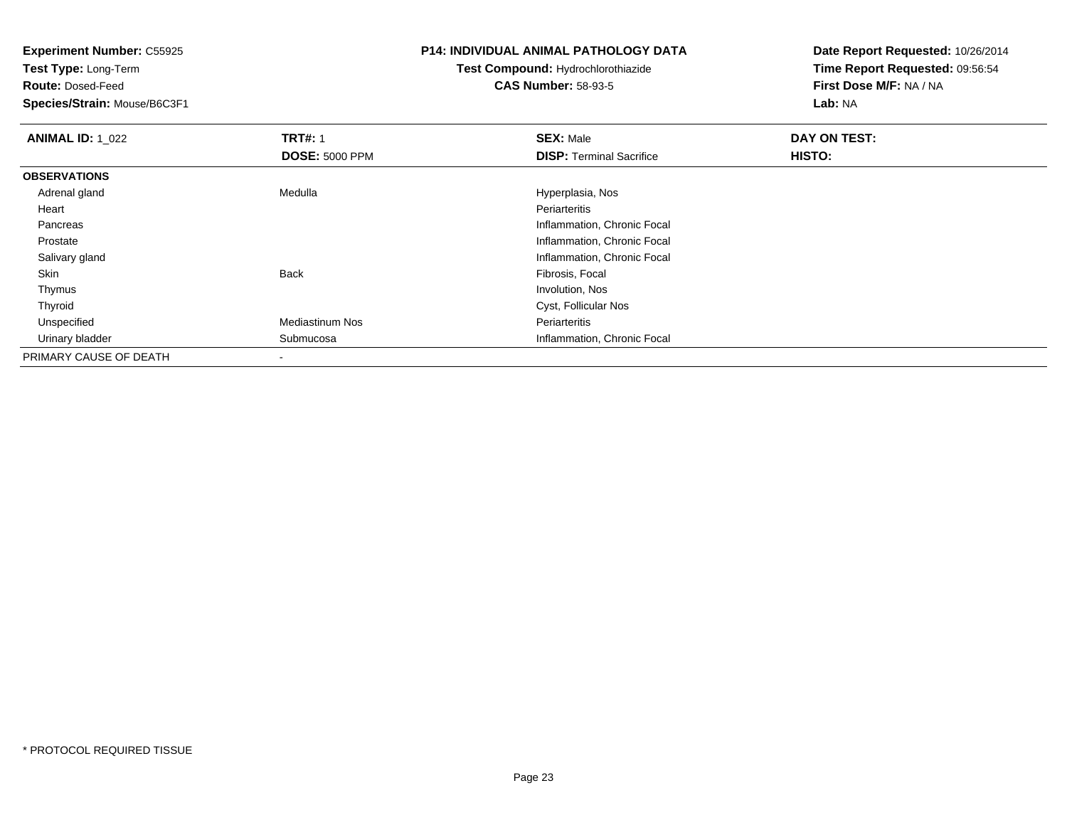**Experiment Number:** C55925
**Test Type:** Long-Term
**Route:** Dosed-Feed
**Species/Strain:** Mouse/B6C3F1

**P14: INDIVIDUAL ANIMAL PATHOLOGY DATA**
**Test Compound:** Hydrochlorothiazide
**CAS Number:** 58-93-5

**Date Report Requested:** 10/26/2014
**Time Report Requested:** 09:56:54
**First Dose M/F:** NA / NA
**Lab:** NA

| **ANIMAL ID:** 1_022 | **TRT#:** 1 | **SEX:** Male | **DAY ON TEST:** |
|---|---|---|---|
| | **DOSE:** 5000 PPM | **DISP:** Terminal Sacrifice | **HISTO:** |
| **OBSERVATIONS** | | | |
| Adrenal gland | Medulla | Hyperplasia, Nos | |
| Heart | | Periarteritis | |
| Pancreas | | Inflammation, Chronic Focal | |
| Prostate | | Inflammation, Chronic Focal | |
| Salivary gland | | Inflammation, Chronic Focal | |
| Skin | Back | Fibrosis, Focal | |
| Thymus | | Involution, Nos | |
| Thyroid | | Cyst, Follicular Nos | |
| Unspecified | Mediastinum Nos | Periarteritis | |
| Urinary bladder | Submucosa | Inflammation, Chronic Focal | |
| PRIMARY CAUSE OF DEATH | - | | |

* PROTOCOL REQUIRED TISSUE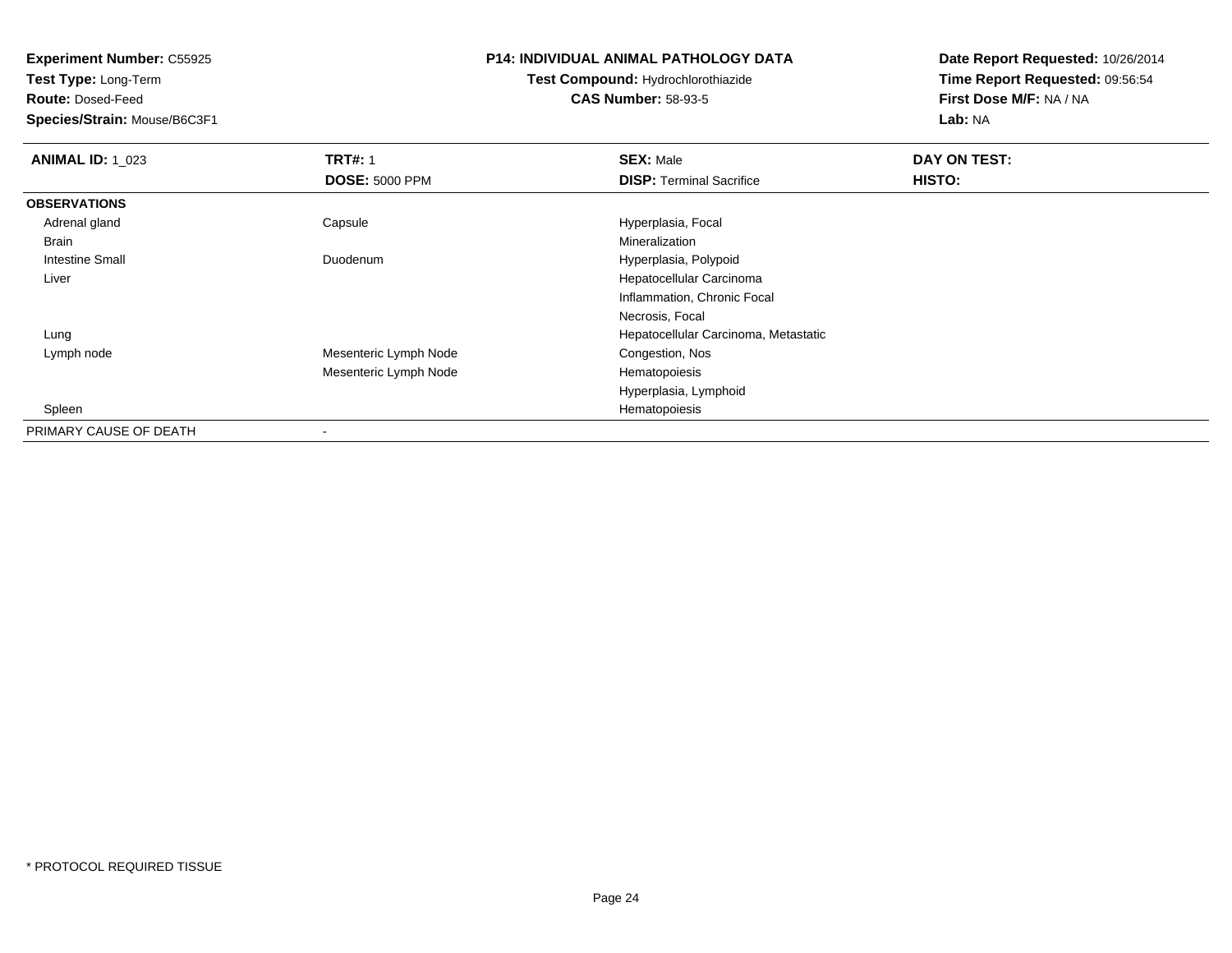**Experiment Number:** C55925
**Test Type:** Long-Term
**Route:** Dosed-Feed
**Species/Strain:** Mouse/B6C3F1

**P14: INDIVIDUAL ANIMAL PATHOLOGY DATA**
**Test Compound:** Hydrochlorothiazide
**CAS Number:** 58-93-5

**Date Report Requested:** 10/26/2014
**Time Report Requested:** 09:56:54
**First Dose M/F:** NA / NA
**Lab:** NA

| **ANIMAL ID:** 1_023 | **TRT#:** 1 | **SEX:** Male | **DAY ON TEST:** |
|---|---|---|---|
| | **DOSE:** 5000 PPM | **DISP:** Terminal Sacrifice | **HISTO:** |
| **OBSERVATIONS** | | | |
| Adrenal gland | Capsule | Hyperplasia, Focal | |
| Brain | | Mineralization | |
| Intestine Small | Duodenum | Hyperplasia, Polypoid | |
| Liver | | Hepatocellular Carcinoma | |
| | | Inflammation, Chronic Focal | |
| | | Necrosis, Focal | |
| Lung | | Hepatocellular Carcinoma, Metastatic | |
| Lymph node | Mesenteric Lymph Node | Congestion, Nos | |
| | Mesenteric Lymph Node | Hematopoiesis | |
| | | Hyperplasia, Lymphoid | |
| Spleen | | Hematopoiesis | |
| PRIMARY CAUSE OF DEATH | - | | |

* PROTOCOL REQUIRED TISSUE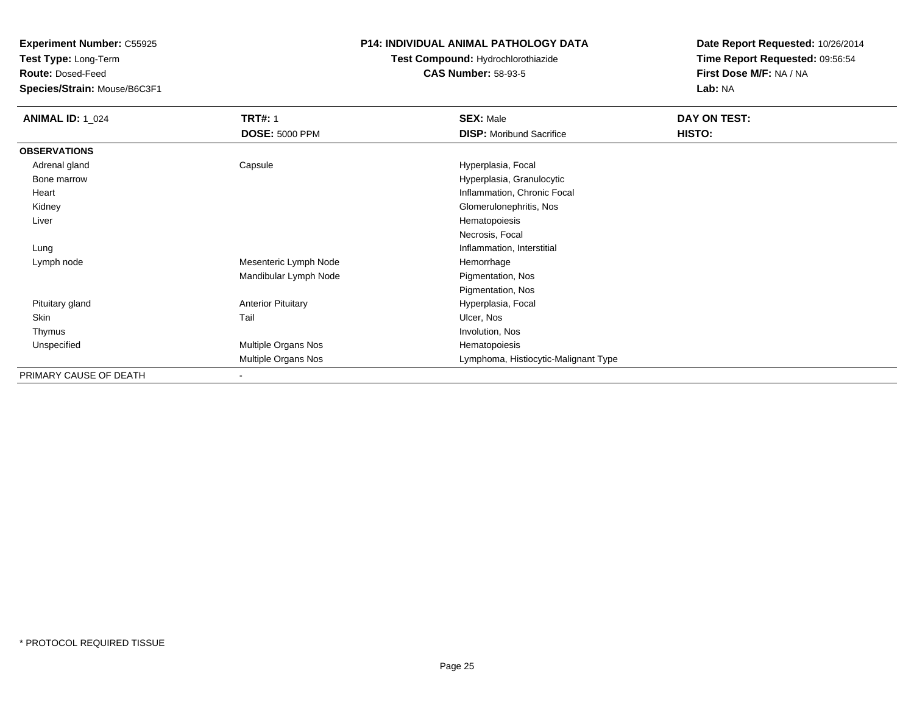**Experiment Number:** C55925
**Test Type:** Long-Term
**Route:** Dosed-Feed
**Species/Strain:** Mouse/B6C3F1

## P14: INDIVIDUAL ANIMAL PATHOLOGY DATA

**Test Compound:** Hydrochlorothiazide
**CAS Number:** 58-93-5

**Date Report Requested:** 10/26/2014
**Time Report Requested:** 09:56:54
**First Dose M/F:** NA / NA
**Lab:** NA

| **ANIMAL ID:** 1_024 | **TRT#:** 1 | **SEX:** Male | **DAY ON TEST:** |
|---|---|---|---|
| | **DOSE:** 5000 PPM | **DISP:** Moribund Sacrifice | **HISTO:** |
| **OBSERVATIONS** | | | |
| Adrenal gland | Capsule | Hyperplasia, Focal | |
| Bone marrow | | Hyperplasia, Granulocytic | |
| Heart | | Inflammation, Chronic Focal | |
| Kidney | | Glomerulonephritis, Nos | |
| Liver | | Hematopoiesis | |
| | | Necrosis, Focal | |
| Lung | | Inflammation, Interstitial | |
| Lymph node | Mesenteric Lymph Node | Hemorrhage | |
| | Mandibular Lymph Node | Pigmentation, Nos | |
| | | Pigmentation, Nos | |
| Pituitary gland | Anterior Pituitary | Hyperplasia, Focal | |
| Skin | Tail | Ulcer, Nos | |
| Thymus | | Involution, Nos | |
| Unspecified | Multiple Organs Nos | Hematopoiesis | |
| | Multiple Organs Nos | Lymphoma, Histiocytic-Malignant Type | |
| PRIMARY CAUSE OF DEATH | - | | |

\* PROTOCOL REQUIRED TISSUE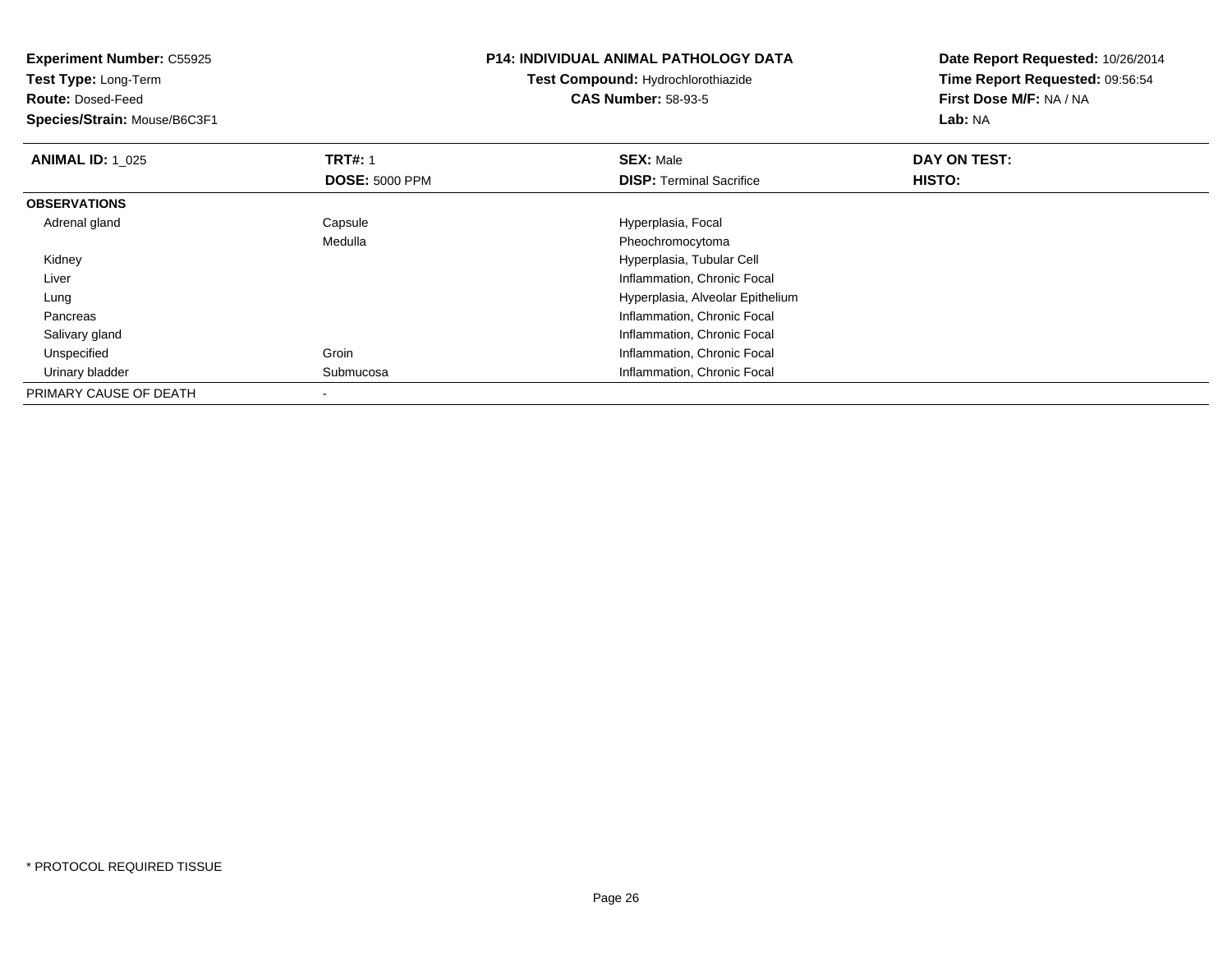**Experiment Number:** C55925
**Test Type:** Long-Term
**Route:** Dosed-Feed
**Species/Strain:** Mouse/B6C3F1

**P14: INDIVIDUAL ANIMAL PATHOLOGY DATA**
**Test Compound:** Hydrochlorothiazide
**CAS Number:** 58-93-5

**Date Report Requested:** 10/26/2014
**Time Report Requested:** 09:56:54
**First Dose M/F:** NA / NA
**Lab:** NA

| **ANIMAL ID:** 1_025 | **TRT#:** 1 | **SEX:** Male | **DAY ON TEST:** |
|---|---|---|---|
| | **DOSE:** 5000 PPM | **DISP:** Terminal Sacrifice | **HISTO:** |
| **OBSERVATIONS** | | | |
| Adrenal gland | Capsule | Hyperplasia, Focal | |
| | Medulla | Pheochromocytoma | |
| Kidney | | Hyperplasia, Tubular Cell | |
| Liver | | Inflammation, Chronic Focal | |
| Lung | | Hyperplasia, Alveolar Epithelium | |
| Pancreas | | Inflammation, Chronic Focal | |
| Salivary gland | | Inflammation, Chronic Focal | |
| Unspecified | Groin | Inflammation, Chronic Focal | |
| Urinary bladder | Submucosa | Inflammation, Chronic Focal | |
| PRIMARY CAUSE OF DEATH | - | | |

* PROTOCOL REQUIRED TISSUE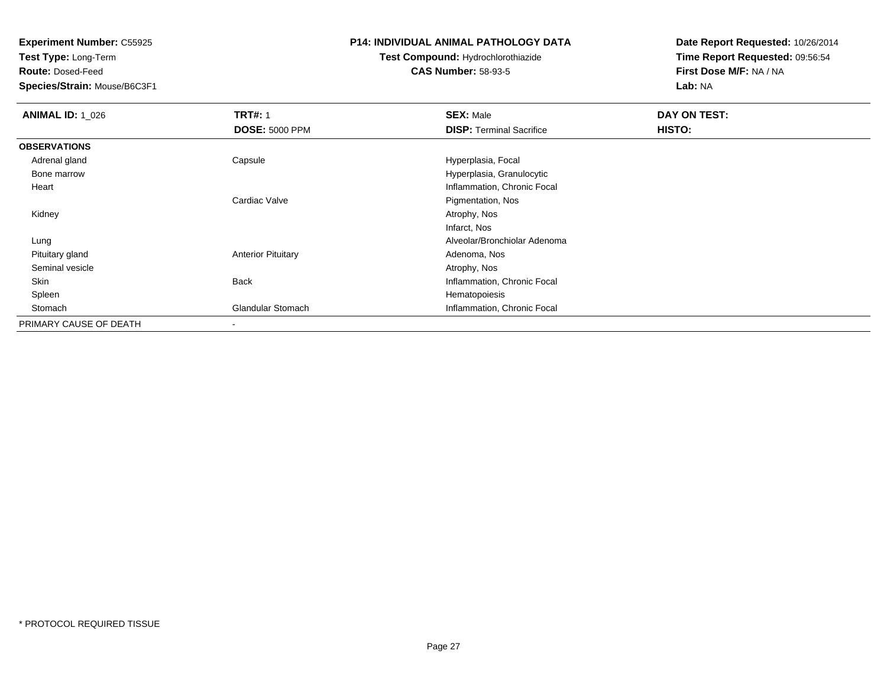**Experiment Number:** C55925
**Test Type:** Long-Term
**Route:** Dosed-Feed
**Species/Strain:** Mouse/B6C3F1

**P14: INDIVIDUAL ANIMAL PATHOLOGY DATA**
**Test Compound:** Hydrochlorothiazide
**CAS Number:** 58-93-5

**Date Report Requested:** 10/26/2014
**Time Report Requested:** 09:56:54
**First Dose M/F:** NA / NA
**Lab:** NA

| **ANIMAL ID:** 1_026 | **TRT#:** 1 | **SEX:** Male | **DAY ON TEST:** |
|---|---|---|---|
| | **DOSE:** 5000 PPM | **DISP:** Terminal Sacrifice | **HISTO:** |
| **OBSERVATIONS** | | | |
| Adrenal gland | Capsule | Hyperplasia, Focal | |
| Bone marrow | | Hyperplasia, Granulocytic | |
| Heart | | Inflammation, Chronic Focal | |
| | Cardiac Valve | Pigmentation, Nos | |
| Kidney | | Atrophy, Nos | |
| | | Infarct, Nos | |
| Lung | | Alveolar/Bronchiolar Adenoma | |
| Pituitary gland | Anterior Pituitary | Adenoma, Nos | |
| Seminal vesicle | | Atrophy, Nos | |
| Skin | Back | Inflammation, Chronic Focal | |
| Spleen | | Hematopoiesis | |
| Stomach | Glandular Stomach | Inflammation, Chronic Focal | |
| PRIMARY CAUSE OF DEATH | - | | |

\* PROTOCOL REQUIRED TISSUE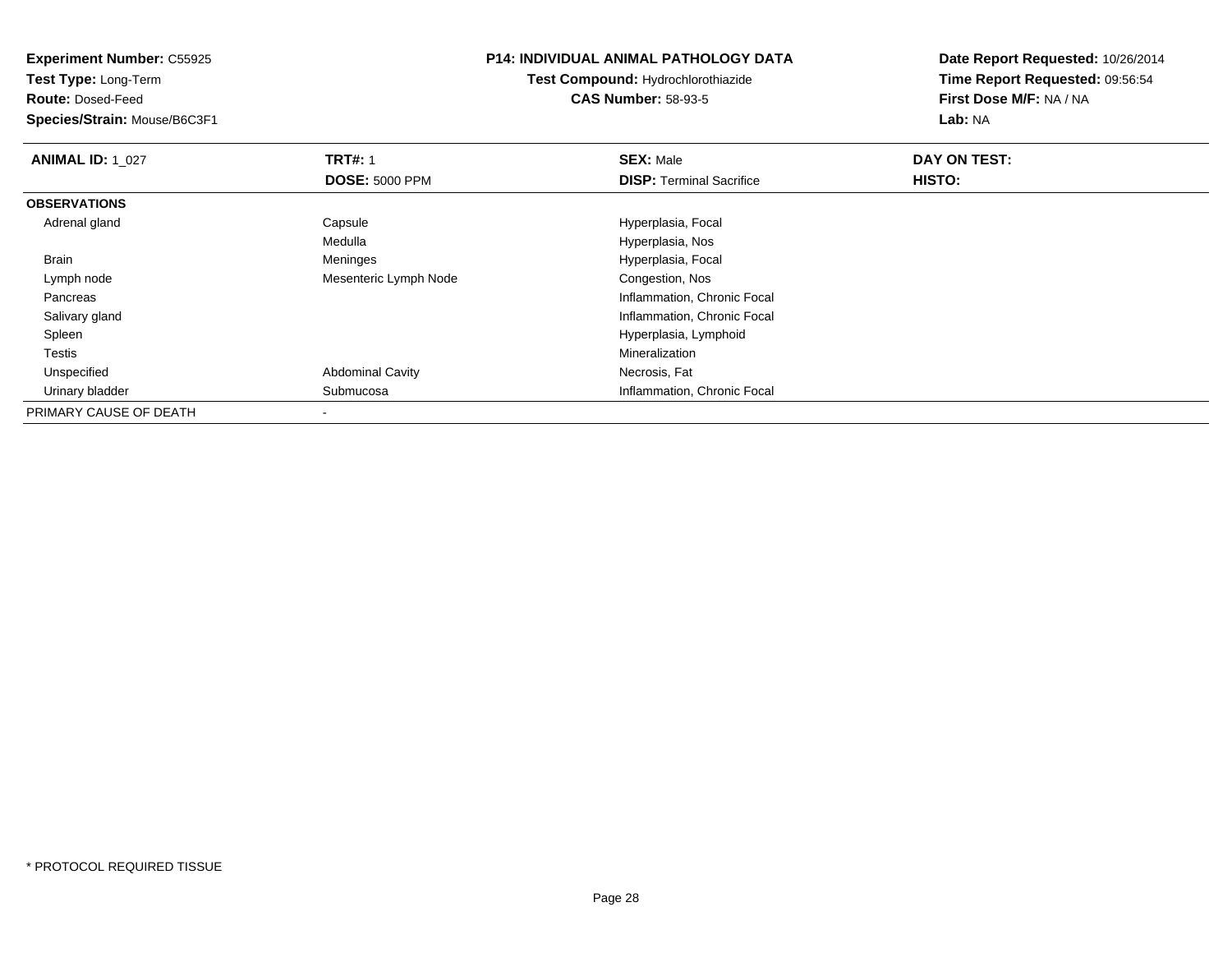**Experiment Number:** C55925
**Test Type:** Long-Term
**Route:** Dosed-Feed
**Species/Strain:** Mouse/B6C3F1

**P14: INDIVIDUAL ANIMAL PATHOLOGY DATA**
**Test Compound:** Hydrochlorothiazide
**CAS Number:** 58-93-5

**Date Report Requested:** 10/26/2014
**Time Report Requested:** 09:56:54
**First Dose M/F:** NA / NA
**Lab:** NA

| **ANIMAL ID:** 1_027 | **TRT#:** 1 | **SEX:** Male | **DAY ON TEST:** |
|---|---|---|---|
| | **DOSE:** 5000 PPM | **DISP:** Terminal Sacrifice | **HISTO:** |
| **OBSERVATIONS** | | | |
| Adrenal gland | Capsule | Hyperplasia, Focal | |
| | Medulla | Hyperplasia, Nos | |
| Brain | Meninges | Hyperplasia, Focal | |
| Lymph node | Mesenteric Lymph Node | Congestion, Nos | |
| Pancreas | | Inflammation, Chronic Focal | |
| Salivary gland | | Inflammation, Chronic Focal | |
| Spleen | | Hyperplasia, Lymphoid | |
| Testis | | Mineralization | |
| Unspecified | Abdominal Cavity | Necrosis, Fat | |
| Urinary bladder | Submucosa | Inflammation, Chronic Focal | |
| PRIMARY CAUSE OF DEATH | - | | |

* PROTOCOL REQUIRED TISSUE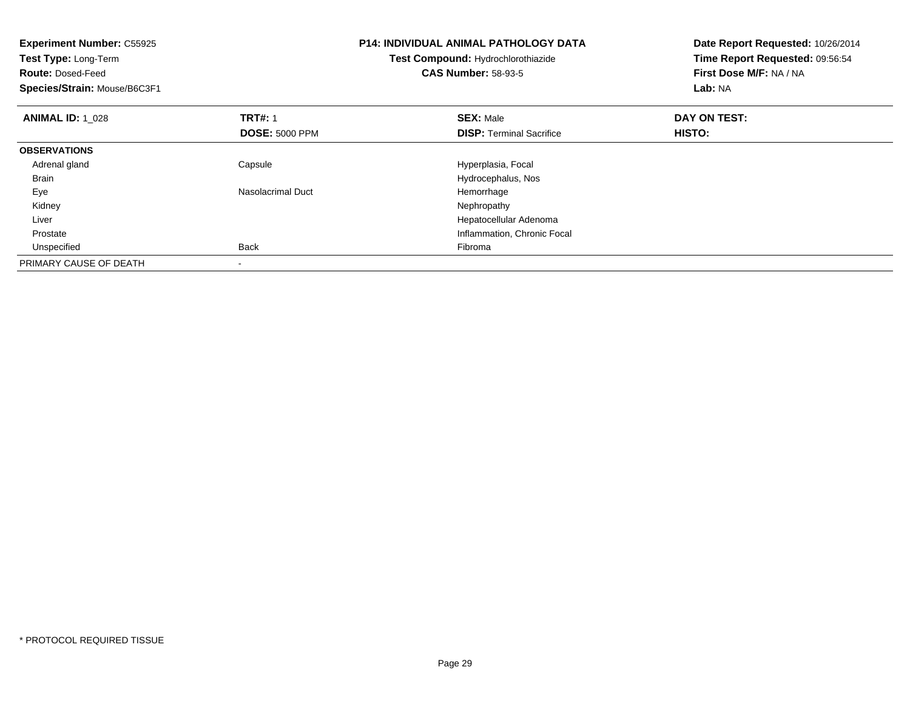**Experiment Number:** C55925
**Test Type:** Long-Term
**Route:** Dosed-Feed
**Species/Strain:** Mouse/B6C3F1

**P14: INDIVIDUAL ANIMAL PATHOLOGY DATA**
**Test Compound:** Hydrochlorothiazide
**CAS Number:** 58-93-5

**Date Report Requested:** 10/26/2014
**Time Report Requested:** 09:56:54
**First Dose M/F:** NA / NA
**Lab:** NA

| **ANIMAL ID:** 1_028 | **TRT#:** 1 | **SEX:** Male | **DAY ON TEST:** |
|---|---|---|---|
| | **DOSE:** 5000 PPM | **DISP:** Terminal Sacrifice | **HISTO:** |
| **OBSERVATIONS** | | | |
| Adrenal gland | Capsule | Hyperplasia, Focal | |
| Brain | | Hydrocephalus, Nos | |
| Eye | Nasolacrimal Duct | Hemorrhage | |
| Kidney | | Nephropathy | |
| Liver | | Hepatocellular Adenoma | |
| Prostate | | Inflammation, Chronic Focal | |
| Unspecified | Back | Fibroma | |
| PRIMARY CAUSE OF DEATH | - | | |

\* PROTOCOL REQUIRED TISSUE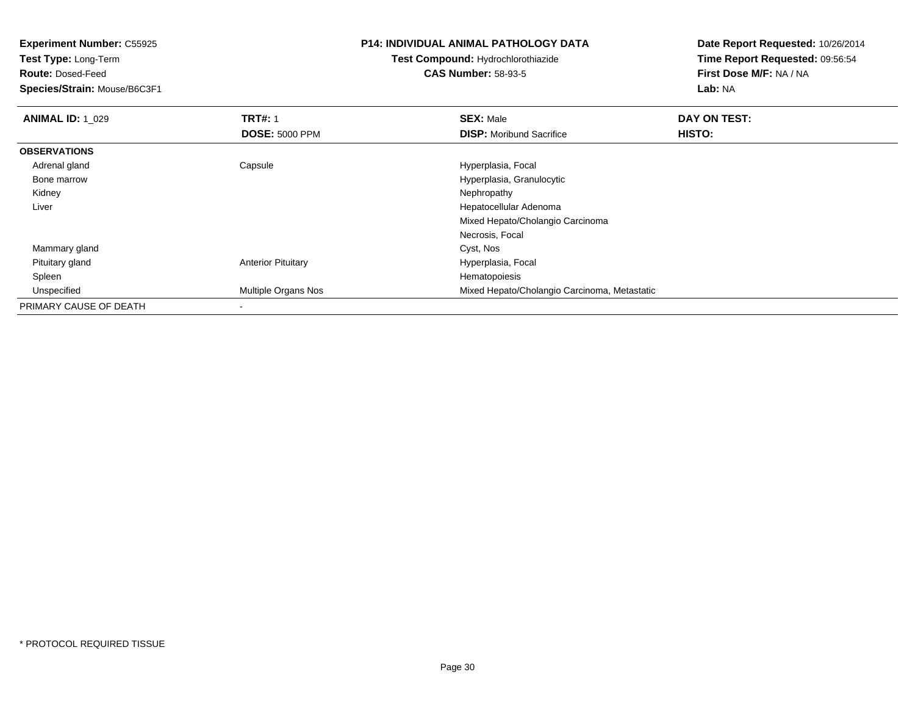**Experiment Number:** C55925
**Test Type:** Long-Term
**Route:** Dosed-Feed
**Species/Strain:** Mouse/B6C3F1

**P14: INDIVIDUAL ANIMAL PATHOLOGY DATA**
**Test Compound:** Hydrochlorothiazide
**CAS Number:** 58-93-5

**Date Report Requested:** 10/26/2014
**Time Report Requested:** 09:56:54
**First Dose M/F:** NA / NA
**Lab:** NA

| **ANIMAL ID:** 1_029 | **TRT#:** 1 | **SEX:** Male | **DAY ON TEST:** |
|---|---|---|---|
| | **DOSE:** 5000 PPM | **DISP:** Moribund Sacrifice | **HISTO:** |
| **OBSERVATIONS** | | | |
| Adrenal gland | Capsule | Hyperplasia, Focal | |
| Bone marrow | | Hyperplasia, Granulocytic | |
| Kidney | | Nephropathy | |
| Liver | | Hepatocellular Adenoma | |
| | | Mixed Hepato/Cholangio Carcinoma | |
| | | Necrosis, Focal | |
| Mammary gland | | Cyst, Nos | |
| Pituitary gland | Anterior Pituitary | Hyperplasia, Focal | |
| Spleen | | Hematopoiesis | |
| Unspecified | Multiple Organs Nos | Mixed Hepato/Cholangio Carcinoma, Metastatic | |
| PRIMARY CAUSE OF DEATH | - | | |

* PROTOCOL REQUIRED TISSUE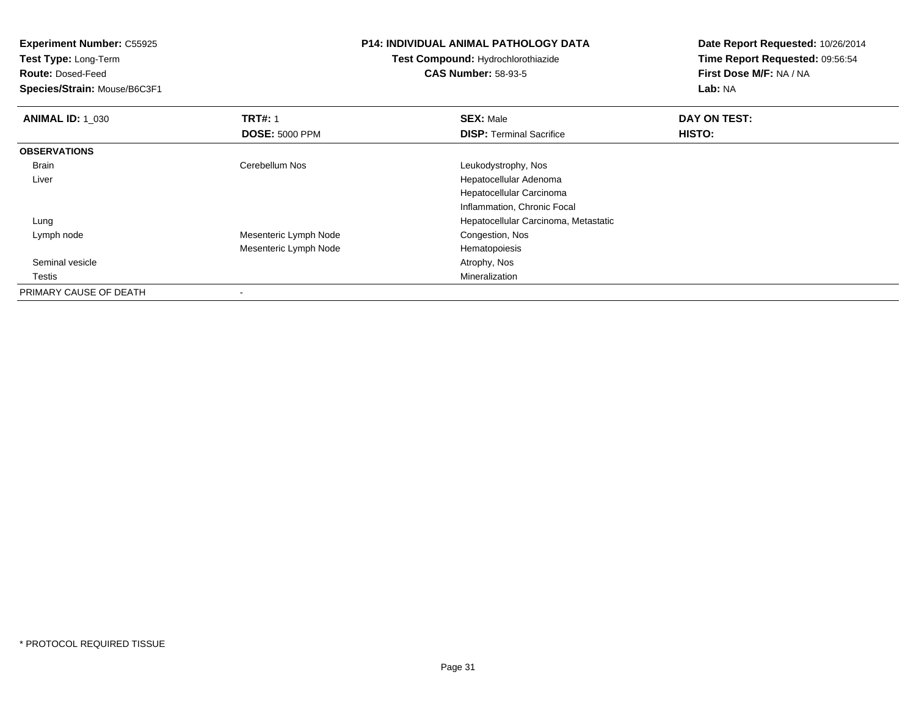**Experiment Number:** C55925
**Test Type:** Long-Term
**Route:** Dosed-Feed
**Species/Strain:** Mouse/B6C3F1

**P14: INDIVIDUAL ANIMAL PATHOLOGY DATA**
**Test Compound:** Hydrochlorothiazide
**CAS Number:** 58-93-5

**Date Report Requested:** 10/26/2014
**Time Report Requested:** 09:56:54
**First Dose M/F:** NA / NA
**Lab:** NA

| **ANIMAL ID:** 1_030 | **TRT#:** 1 | **SEX:** Male | **DAY ON TEST:** |
|---|---|---|---|
| | **DOSE:** 5000 PPM | **DISP:** Terminal Sacrifice | **HISTO:** |
| **OBSERVATIONS** | | | |
| Brain | Cerebellum Nos | Leukodystrophy, Nos | |
| Liver | | Hepatocellular Adenoma | |
| | | Hepatocellular Carcinoma | |
| | | Inflammation, Chronic Focal | |
| Lung | | Hepatocellular Carcinoma, Metastatic | |
| Lymph node | Mesenteric Lymph Node | Congestion, Nos | |
| | Mesenteric Lymph Node | Hematopoiesis | |
| Seminal vesicle | | Atrophy, Nos | |
| Testis | | Mineralization | |
| PRIMARY CAUSE OF DEATH | - | | |

\* PROTOCOL REQUIRED TISSUE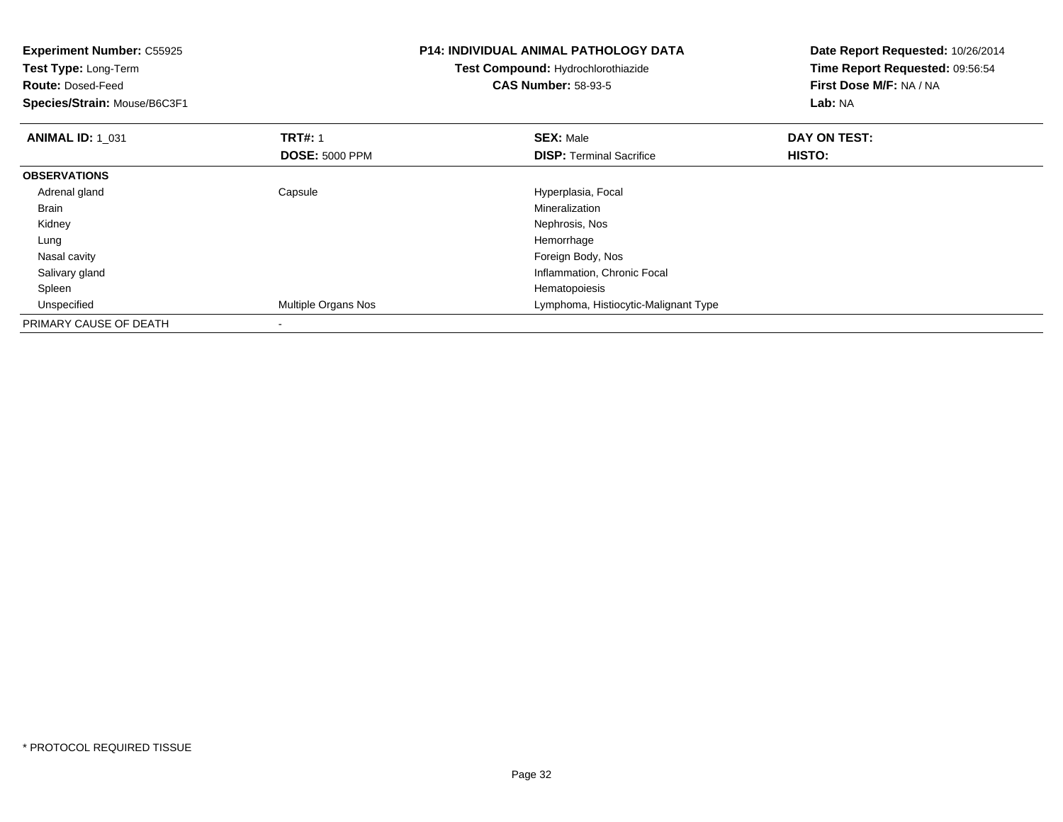**Experiment Number:** C55925
**Test Type:** Long-Term
**Route:** Dosed-Feed
**Species/Strain:** Mouse/B6C3F1

**P14: INDIVIDUAL ANIMAL PATHOLOGY DATA**
**Test Compound:** Hydrochlorothiazide
**CAS Number:** 58-93-5

**Date Report Requested:** 10/26/2014
**Time Report Requested:** 09:56:54
**First Dose M/F:** NA / NA
**Lab:** NA

| **ANIMAL ID:** 1_031 | **TRT#:** 1 | **SEX:** Male | **DAY ON TEST:** |
|---|---|---|---|
| | **DOSE:** 5000 PPM | **DISP:** Terminal Sacrifice | **HISTO:** |
| **OBSERVATIONS** | | | |
| Adrenal gland | Capsule | Hyperplasia, Focal | |
| Brain | | Mineralization | |
| Kidney | | Nephrosis, Nos | |
| Lung | | Hemorrhage | |
| Nasal cavity | | Foreign Body, Nos | |
| Salivary gland | | Inflammation, Chronic Focal | |
| Spleen | | Hematopoiesis | |
| Unspecified | Multiple Organs Nos | Lymphoma, Histiocytic-Malignant Type | |
| PRIMARY CAUSE OF DEATH | - | | |

* PROTOCOL REQUIRED TISSUE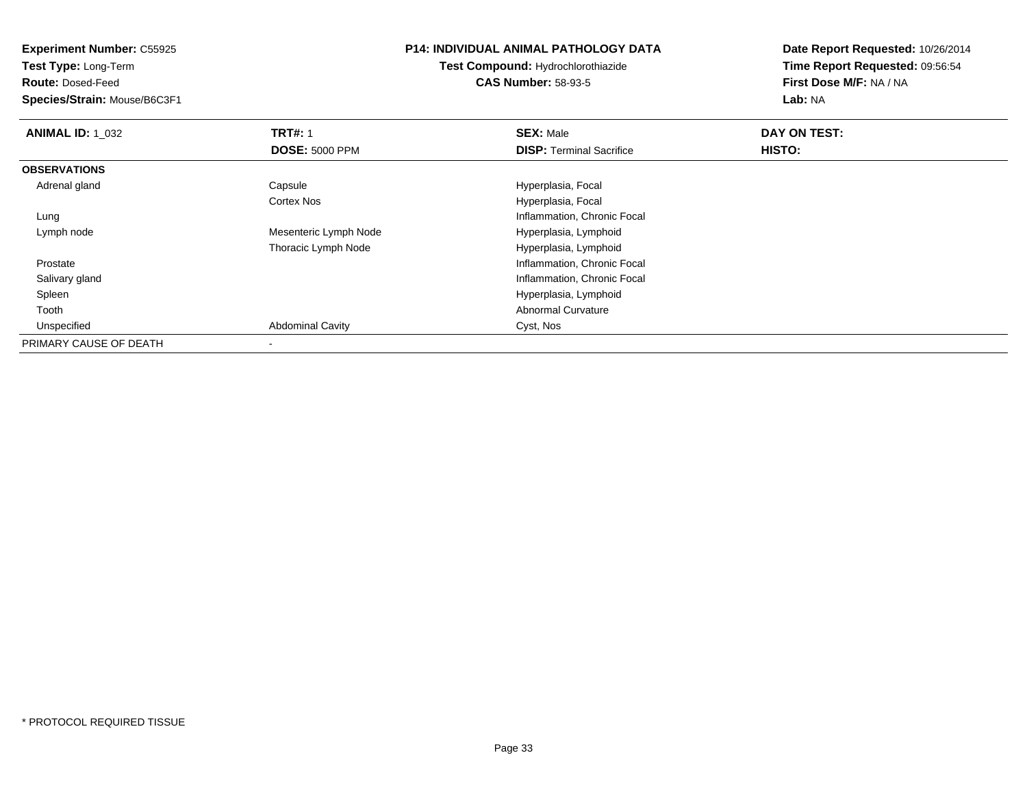**Experiment Number:** C55925
**Test Type:** Long-Term
**Route:** Dosed-Feed
**Species/Strain:** Mouse/B6C3F1

**P14: INDIVIDUAL ANIMAL PATHOLOGY DATA**
**Test Compound:** Hydrochlorothiazide
**CAS Number:** 58-93-5

**Date Report Requested:** 10/26/2014
**Time Report Requested:** 09:56:54
**First Dose M/F:** NA / NA
**Lab:** NA

| **ANIMAL ID:** 1_032 | **TRT#:** 1 | **SEX:** Male | **DAY ON TEST:** |
|---|---|---|---|
| | **DOSE:** 5000 PPM | **DISP:** Terminal Sacrifice | **HISTO:** |
| **OBSERVATIONS** | | | |
| Adrenal gland | Capsule | Hyperplasia, Focal | |
| | Cortex Nos | Hyperplasia, Focal | |
| Lung | | Inflammation, Chronic Focal | |
| Lymph node | Mesenteric Lymph Node | Hyperplasia, Lymphoid | |
| | Thoracic Lymph Node | Hyperplasia, Lymphoid | |
| Prostate | | Inflammation, Chronic Focal | |
| Salivary gland | | Inflammation, Chronic Focal | |
| Spleen | | Hyperplasia, Lymphoid | |
| Tooth | | Abnormal Curvature | |
| Unspecified | Abdominal Cavity | Cyst, Nos | |
| PRIMARY CAUSE OF DEATH | - | | |

* PROTOCOL REQUIRED TISSUE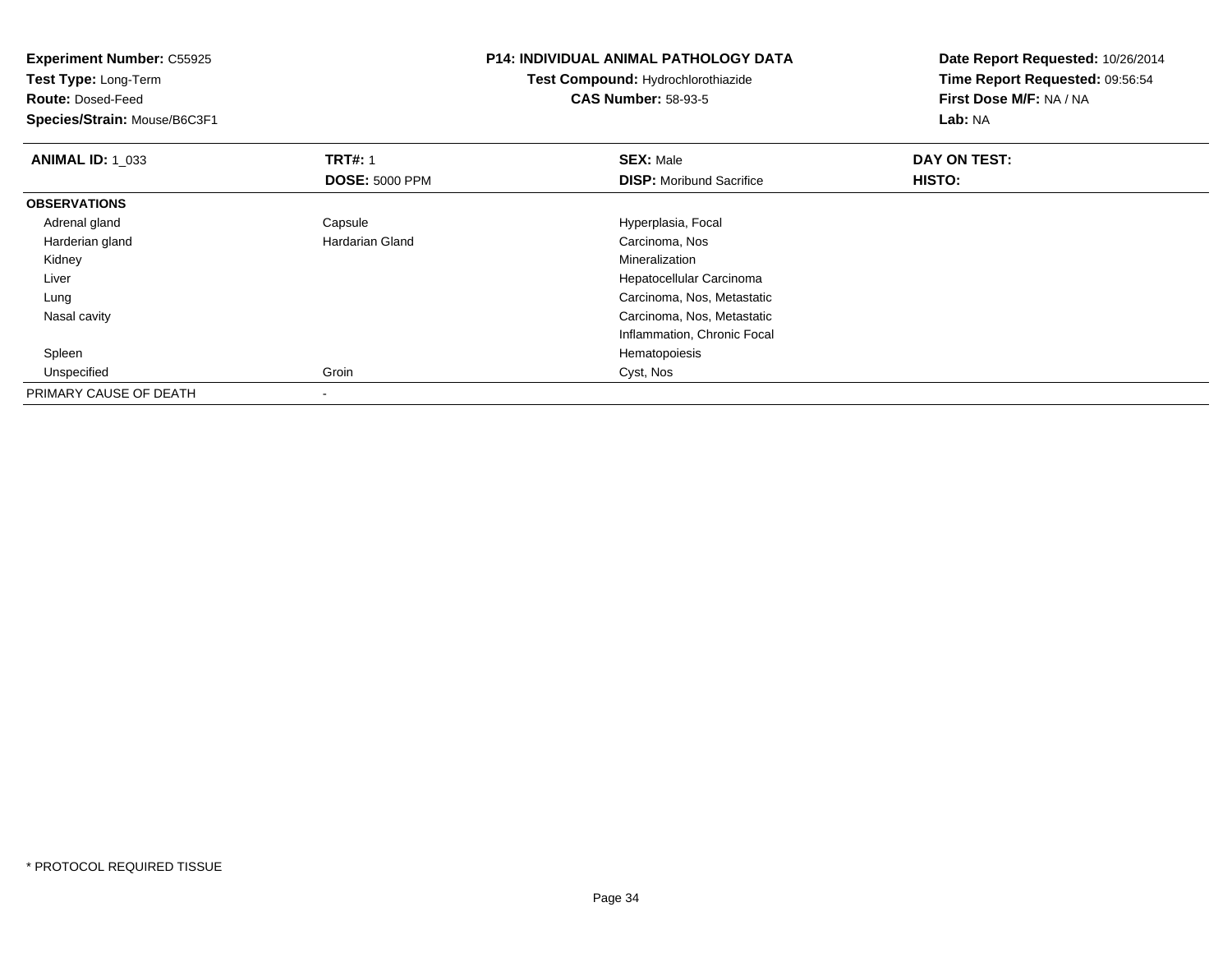**Experiment Number:** C55925
**Test Type:** Long-Term
**Route:** Dosed-Feed
**Species/Strain:** Mouse/B6C3F1

**P14: INDIVIDUAL ANIMAL PATHOLOGY DATA**
**Test Compound:** Hydrochlorothiazide
**CAS Number:** 58-93-5

**Date Report Requested:** 10/26/2014
**Time Report Requested:** 09:56:54
**First Dose M/F:** NA / NA
**Lab:** NA

| **ANIMAL ID:** 1_033 | **TRT#:** 1 | **SEX:** Male | **DAY ON TEST:** |
|---|---|---|---|
| | **DOSE:** 5000 PPM | **DISP:** Moribund Sacrifice | **HISTO:** |
| **OBSERVATIONS** | | | |
| Adrenal gland | Capsule | Hyperplasia, Focal | |
| Harderian gland | Hardarian Gland | Carcinoma, Nos | |
| Kidney | | Mineralization | |
| Liver | | Hepatocellular Carcinoma | |
| Lung | | Carcinoma, Nos, Metastatic | |
| Nasal cavity | | Carcinoma, Nos, Metastatic | |
| | | Inflammation, Chronic Focal | |
| Spleen | | Hematopoiesis | |
| Unspecified | Groin | Cyst, Nos | |
| PRIMARY CAUSE OF DEATH | - | | |

* PROTOCOL REQUIRED TISSUE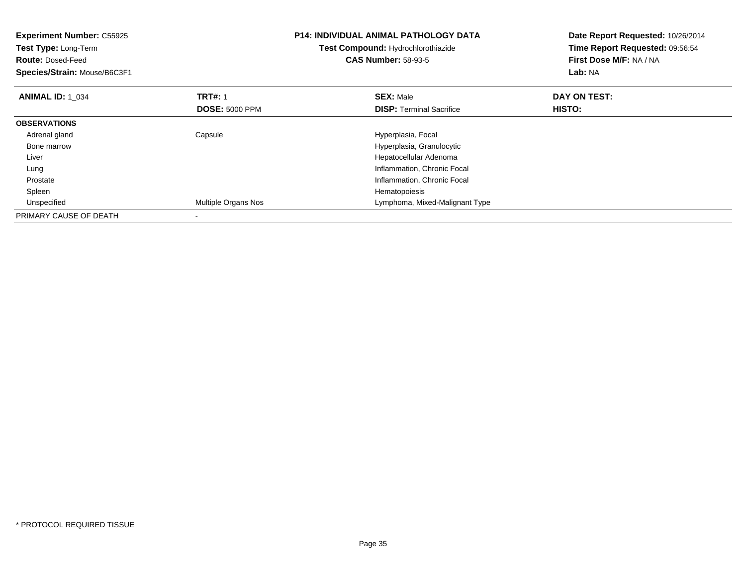**Experiment Number:** C55925
**Test Type:** Long-Term
**Route:** Dosed-Feed
**Species/Strain:** Mouse/B6C3F1

**P14: INDIVIDUAL ANIMAL PATHOLOGY DATA**
**Test Compound:** Hydrochlorothiazide
**CAS Number:** 58-93-5

**Date Report Requested:** 10/26/2014
**Time Report Requested:** 09:56:54
**First Dose M/F:** NA / NA
**Lab:** NA

| **ANIMAL ID:** 1_034 | **TRT#:** 1 | **SEX:** Male | **DAY ON TEST:** |
|---|---|---|---|
| | **DOSE:** 5000 PPM | **DISP:** Terminal Sacrifice | **HISTO:** |
| **OBSERVATIONS** | | | |
| Adrenal gland | Capsule | Hyperplasia, Focal | |
| Bone marrow | | Hyperplasia, Granulocytic | |
| Liver | | Hepatocellular Adenoma | |
| Lung | | Inflammation, Chronic Focal | |
| Prostate | | Inflammation, Chronic Focal | |
| Spleen | | Hematopoiesis | |
| Unspecified | Multiple Organs Nos | Lymphoma, Mixed-Malignant Type | |
| PRIMARY CAUSE OF DEATH | - | | |

\* PROTOCOL REQUIRED TISSUE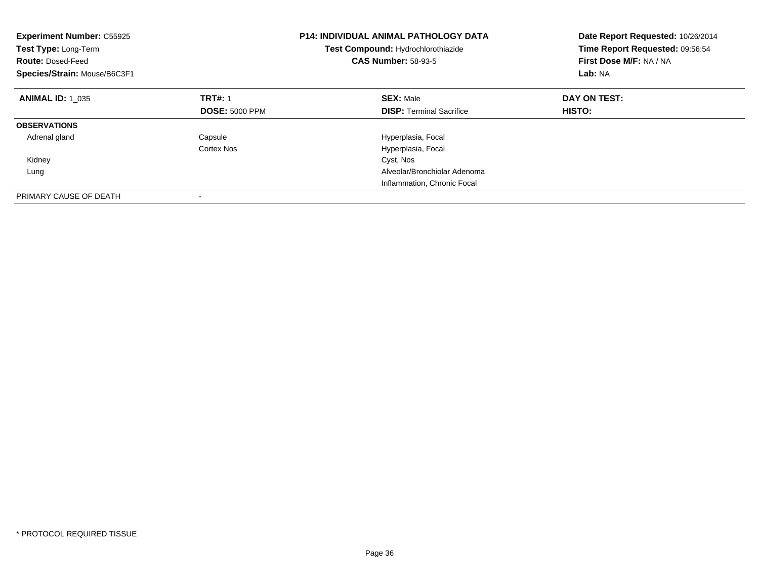**Experiment Number:** C55925
**Test Type:** Long-Term
**Route:** Dosed-Feed
**Species/Strain:** Mouse/B6C3F1

**P14: INDIVIDUAL ANIMAL PATHOLOGY DATA**
**Test Compound:** Hydrochlorothiazide
**CAS Number:** 58-93-5

**Date Report Requested:** 10/26/2014
**Time Report Requested:** 09:56:54
**First Dose M/F:** NA / NA
**Lab:** NA

| **ANIMAL ID:** 1_035 | **TRT#:** 1 | **SEX:** Male | **DAY ON TEST:** |
|---|---|---|---|
| | **DOSE:** 5000 PPM | **DISP:** Terminal Sacrifice | **HISTO:** |
| **OBSERVATIONS** | | | |
| Adrenal gland | Capsule | Hyperplasia, Focal | |
| | Cortex Nos | Hyperplasia, Focal | |
| Kidney | | Cyst, Nos | |
| Lung | | Alveolar/Bronchiolar Adenoma | |
| | | Inflammation, Chronic Focal | |
| PRIMARY CAUSE OF DEATH | - | | |

* PROTOCOL REQUIRED TISSUE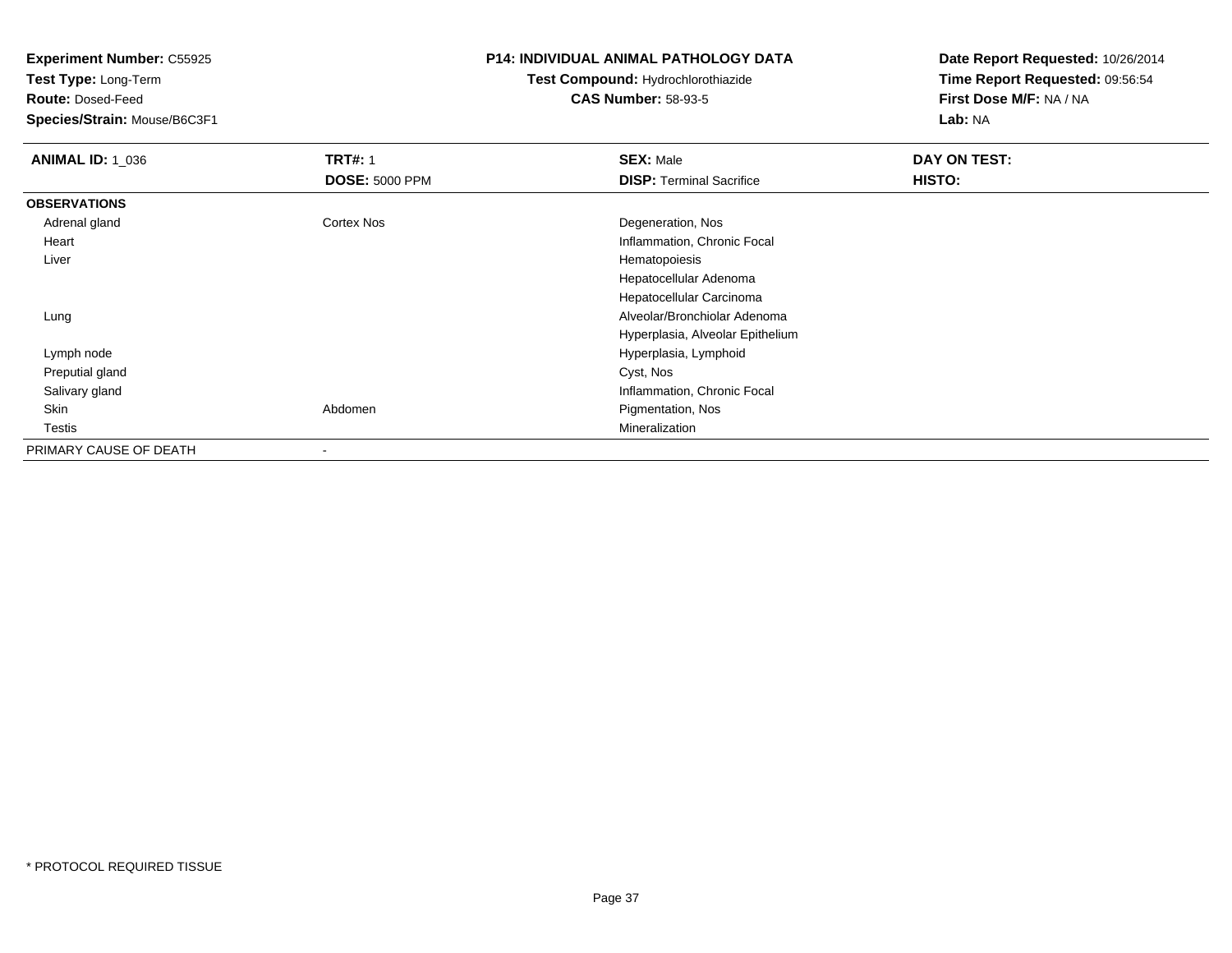**Experiment Number:** C55925
**Test Type:** Long-Term
**Route:** Dosed-Feed
**Species/Strain:** Mouse/B6C3F1

**P14: INDIVIDUAL ANIMAL PATHOLOGY DATA**
**Test Compound:** Hydrochlorothiazide
**CAS Number:** 58-93-5

**Date Report Requested:** 10/26/2014
**Time Report Requested:** 09:56:54
**First Dose M/F:** NA / NA
**Lab:** NA

| **ANIMAL ID:** 1_036 | **TRT#:** 1 | **SEX:** Male | **DAY ON TEST:** |
|---|---|---|---|
| | **DOSE:** 5000 PPM | **DISP:** Terminal Sacrifice | **HISTO:** |
| **OBSERVATIONS** | | | |
| Adrenal gland | Cortex Nos | Degeneration, Nos | |
| Heart | | Inflammation, Chronic Focal | |
| Liver | | Hematopoiesis | |
| | | Hepatocellular Adenoma | |
| | | Hepatocellular Carcinoma | |
| Lung | | Alveolar/Bronchiolar Adenoma | |
| | | Hyperplasia, Alveolar Epithelium | |
| Lymph node | | Hyperplasia, Lymphoid | |
| Preputial gland | | Cyst, Nos | |
| Salivary gland | | Inflammation, Chronic Focal | |
| Skin | Abdomen | Pigmentation, Nos | |
| Testis | | Mineralization | |
| PRIMARY CAUSE OF DEATH | - | | |

* PROTOCOL REQUIRED TISSUE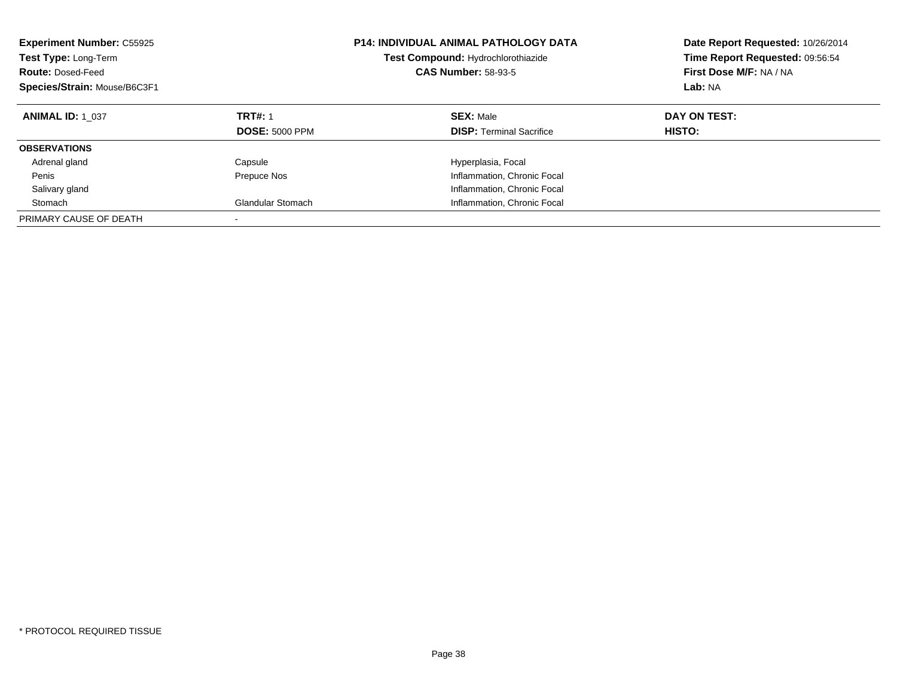**Experiment Number:** C55925
**Test Type:** Long-Term
**Route:** Dosed-Feed
**Species/Strain:** Mouse/B6C3F1

**P14: INDIVIDUAL ANIMAL PATHOLOGY DATA**
**Test Compound:** Hydrochlorothiazide
**CAS Number:** 58-93-5

**Date Report Requested:** 10/26/2014
**Time Report Requested:** 09:56:54
**First Dose M/F:** NA / NA
**Lab:** NA

| **ANIMAL ID:** 1_037 | **TRT#:** 1<br>**DOSE:** 5000 PPM | **SEX:** Male<br>**DISP:** Terminal Sacrifice | **DAY ON TEST:**<br>**HISTO:** |
|---|---|---|---|
| **OBSERVATIONS** | | | |
| Adrenal gland | Capsule | Hyperplasia, Focal | |
| Penis | Prepuce Nos | Inflammation, Chronic Focal | |
| Salivary gland | | Inflammation, Chronic Focal | |
| Stomach | Glandular Stomach | Inflammation, Chronic Focal | |
| PRIMARY CAUSE OF DEATH | - | | |

\* PROTOCOL REQUIRED TISSUE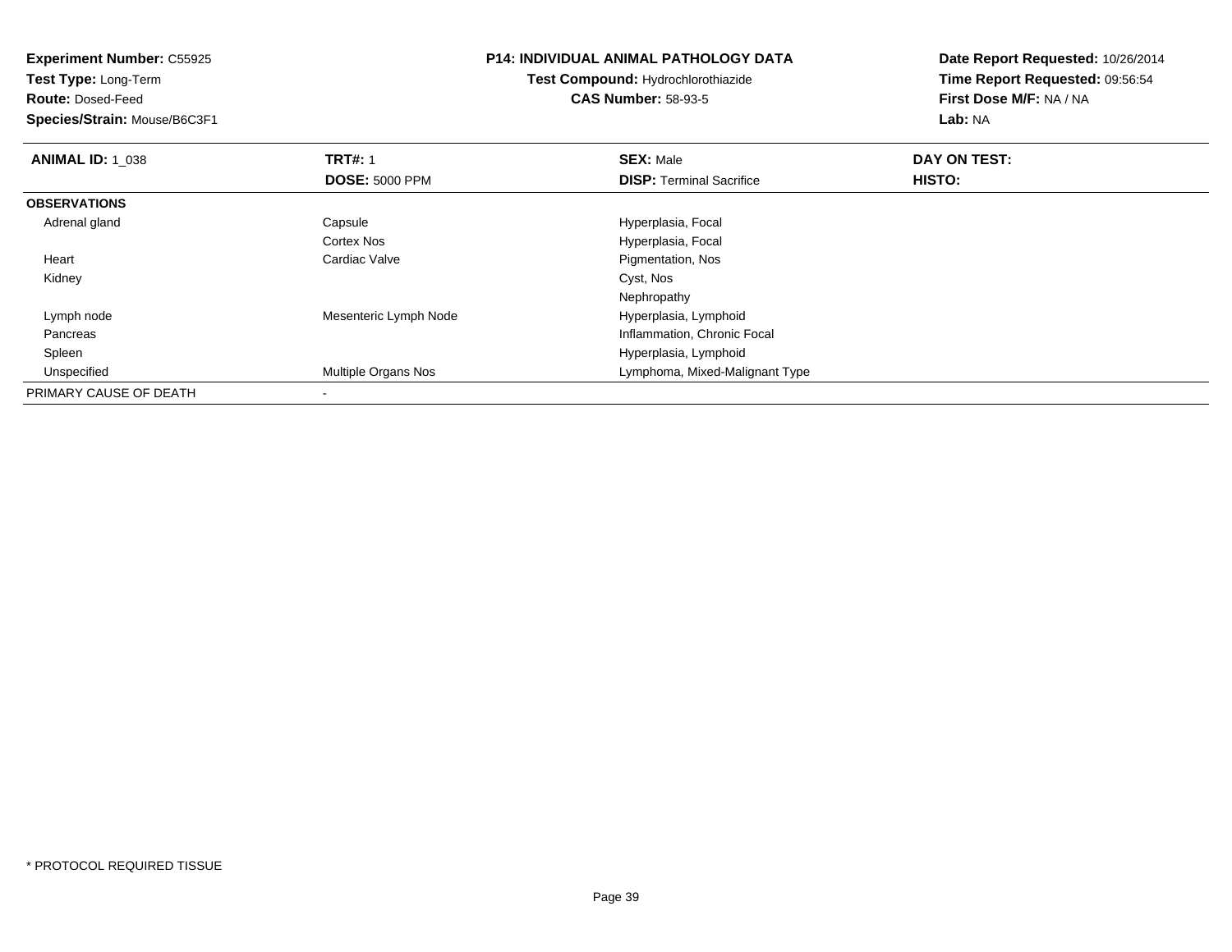**Experiment Number:** C55925
**Test Type:** Long-Term
**Route:** Dosed-Feed
**Species/Strain:** Mouse/B6C3F1

**P14: INDIVIDUAL ANIMAL PATHOLOGY DATA**
**Test Compound:** Hydrochlorothiazide
**CAS Number:** 58-93-5

**Date Report Requested:** 10/26/2014
**Time Report Requested:** 09:56:54
**First Dose M/F:** NA / NA
**Lab:** NA

| **ANIMAL ID:** 1_038 | **TRT#:** 1 | **SEX:** Male | **DAY ON TEST:** |
|---|---|---|---|
| | **DOSE:** 5000 PPM | **DISP:** Terminal Sacrifice | **HISTO:** |
| **OBSERVATIONS** | | | |
| Adrenal gland | Capsule | Hyperplasia, Focal | |
| | Cortex Nos | Hyperplasia, Focal | |
| Heart | Cardiac Valve | Pigmentation, Nos | |
| Kidney | | Cyst, Nos | |
| | | Nephropathy | |
| Lymph node | Mesenteric Lymph Node | Hyperplasia, Lymphoid | |
| Pancreas | | Inflammation, Chronic Focal | |
| Spleen | | Hyperplasia, Lymphoid | |
| Unspecified | Multiple Organs Nos | Lymphoma, Mixed-Malignant Type | |
| PRIMARY CAUSE OF DEATH | - | | |

\* PROTOCOL REQUIRED TISSUE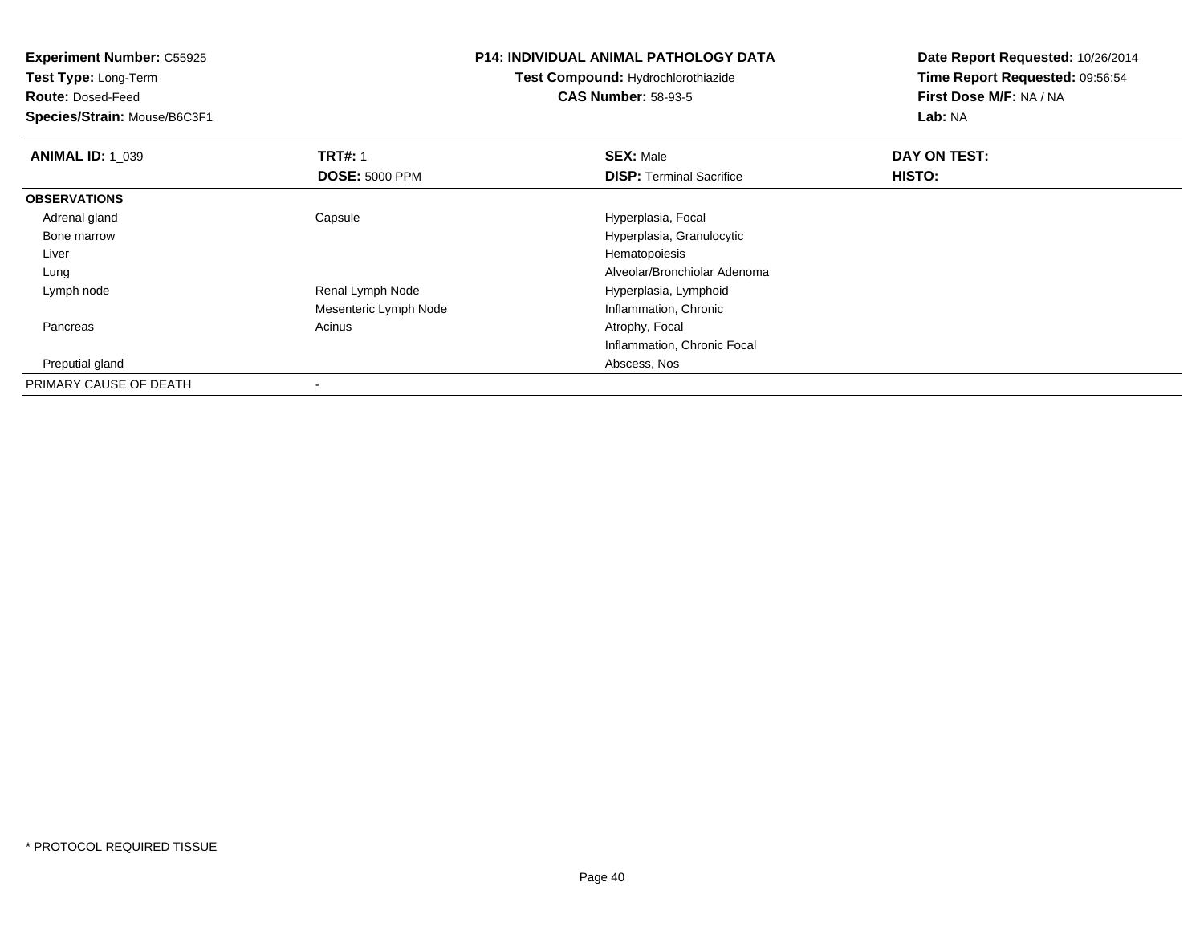**Experiment Number:** C55925
**Test Type:** Long-Term
**Route:** Dosed-Feed
**Species/Strain:** Mouse/B6C3F1

**P14: INDIVIDUAL ANIMAL PATHOLOGY DATA**
**Test Compound:** Hydrochlorothiazide
**CAS Number:** 58-93-5

**Date Report Requested:** 10/26/2014
**Time Report Requested:** 09:56:54
**First Dose M/F:** NA / NA
**Lab:** NA

| **ANIMAL ID:** 1_039 | **TRT#:** 1 | **SEX:** Male | **DAY ON TEST:** |
|---|---|---|---|
| | **DOSE:** 5000 PPM | **DISP:** Terminal Sacrifice | **HISTO:** |
| **OBSERVATIONS** | | | |
| Adrenal gland | Capsule | Hyperplasia, Focal | |
| Bone marrow | | Hyperplasia, Granulocytic | |
| Liver | | Hematopoiesis | |
| Lung | | Alveolar/Bronchiolar Adenoma | |
| Lymph node | Renal Lymph Node | Hyperplasia, Lymphoid | |
| | Mesenteric Lymph Node | Inflammation, Chronic | |
| Pancreas | Acinus | Atrophy, Focal | |
| | | Inflammation, Chronic Focal | |
| Preputial gland | | Abscess, Nos | |
| PRIMARY CAUSE OF DEATH | - | | |

\* PROTOCOL REQUIRED TISSUE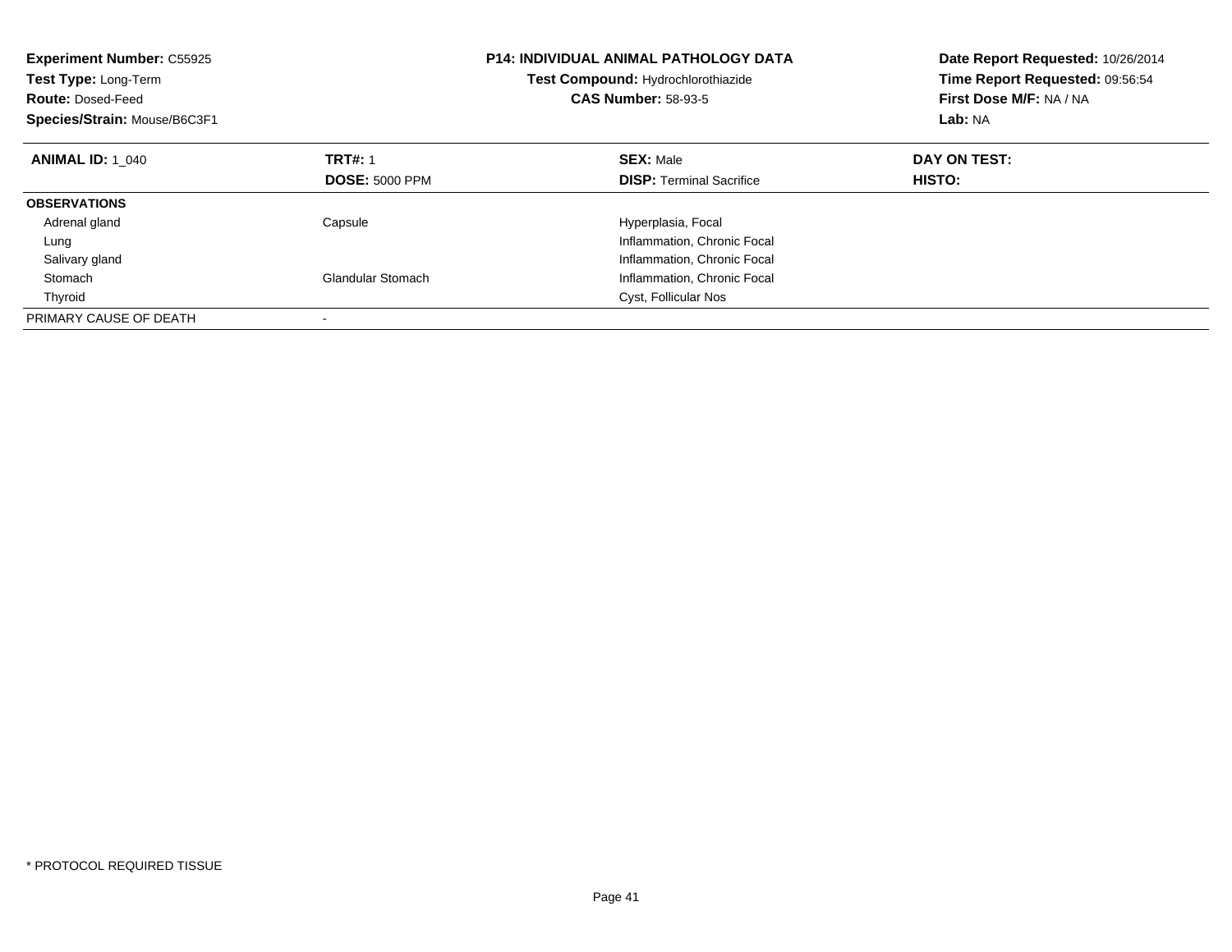**Experiment Number:** C55925
**Test Type:** Long-Term
**Route:** Dosed-Feed
**Species/Strain:** Mouse/B6C3F1

**P14: INDIVIDUAL ANIMAL PATHOLOGY DATA**
**Test Compound:** Hydrochlorothiazide
**CAS Number:** 58-93-5

**Date Report Requested:** 10/26/2014
**Time Report Requested:** 09:56:54
**First Dose M/F:** NA / NA
**Lab:** NA

| **ANIMAL ID:** 1_040 | **TRT#:** 1 | **SEX:** Male | **DAY ON TEST:** |
|---|---|---|---|
| | **DOSE:** 5000 PPM | **DISP:** Terminal Sacrifice | **HISTO:** |
| **OBSERVATIONS** | | | |
| Adrenal gland | Capsule | Hyperplasia, Focal | |
| Lung | | Inflammation, Chronic Focal | |
| Salivary gland | | Inflammation, Chronic Focal | |
| Stomach | Glandular Stomach | Inflammation, Chronic Focal | |
| Thyroid | | Cyst, Follicular Nos | |
| PRIMARY CAUSE OF DEATH | - | | |

* PROTOCOL REQUIRED TISSUE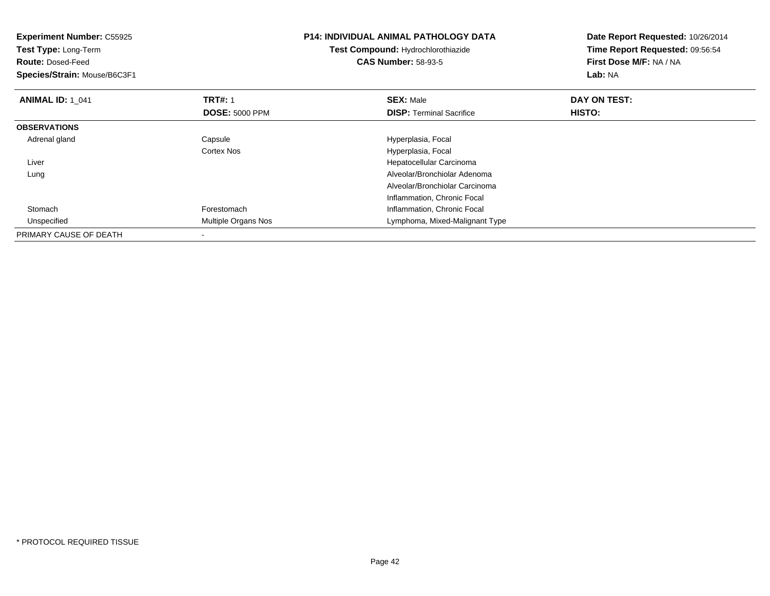**Experiment Number:** C55925
**Test Type:** Long-Term
**Route:** Dosed-Feed
**Species/Strain:** Mouse/B6C3F1

**P14: INDIVIDUAL ANIMAL PATHOLOGY DATA**
**Test Compound:** Hydrochlorothiazide
**CAS Number:** 58-93-5

**Date Report Requested:** 10/26/2014
**Time Report Requested:** 09:56:54
**First Dose M/F:** NA / NA
**Lab:** NA

| **ANIMAL ID:** 1_041 | **TRT#:** 1 | **SEX:** Male | **DAY ON TEST:** |
|---|---|---|---|
| | **DOSE:** 5000 PPM | **DISP:** Terminal Sacrifice | **HISTO:** |
| **OBSERVATIONS** | | | |
| Adrenal gland | Capsule | Hyperplasia, Focal | |
| | Cortex Nos | Hyperplasia, Focal | |
| Liver | | Hepatocellular Carcinoma | |
| Lung | | Alveolar/Bronchiolar Adenoma | |
| | | Alveolar/Bronchiolar Carcinoma | |
| | | Inflammation, Chronic Focal | |
| Stomach | Forestomach | Inflammation, Chronic Focal | |
| Unspecified | Multiple Organs Nos | Lymphoma, Mixed-Malignant Type | |
| PRIMARY CAUSE OF DEATH | - | | |

* PROTOCOL REQUIRED TISSUE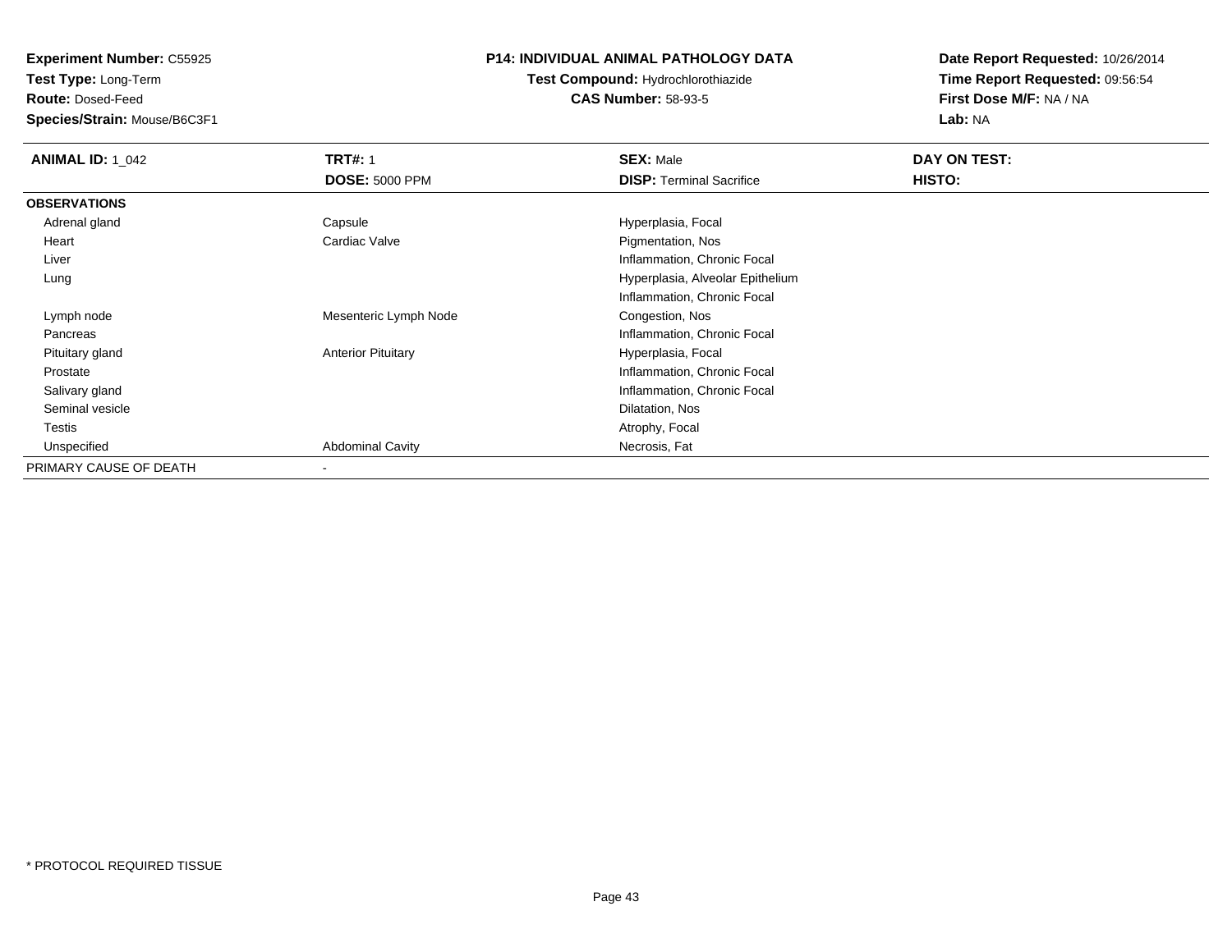**Experiment Number:** C55925
**Test Type:** Long-Term
**Route:** Dosed-Feed
**Species/Strain:** Mouse/B6C3F1

**P14: INDIVIDUAL ANIMAL PATHOLOGY DATA**
**Test Compound:** Hydrochlorothiazide
**CAS Number:** 58-93-5

**Date Report Requested:** 10/26/2014
**Time Report Requested:** 09:56:54
**First Dose M/F:** NA / NA
**Lab:** NA

| **ANIMAL ID:** 1_042 | **TRT#:** 1 | **SEX:** Male | **DAY ON TEST:** |
|---|---|---|---|
| | **DOSE:** 5000 PPM | **DISP:** Terminal Sacrifice | **HISTO:** |
| **OBSERVATIONS** | | | |
| Adrenal gland | Capsule | Hyperplasia, Focal | |
| Heart | Cardiac Valve | Pigmentation, Nos | |
| Liver | | Inflammation, Chronic Focal | |
| Lung | | Hyperplasia, Alveolar Epithelium | |
| | | Inflammation, Chronic Focal | |
| Lymph node | Mesenteric Lymph Node | Congestion, Nos | |
| Pancreas | | Inflammation, Chronic Focal | |
| Pituitary gland | Anterior Pituitary | Hyperplasia, Focal | |
| Prostate | | Inflammation, Chronic Focal | |
| Salivary gland | | Inflammation, Chronic Focal | |
| Seminal vesicle | | Dilatation, Nos | |
| Testis | | Atrophy, Focal | |
| Unspecified | Abdominal Cavity | Necrosis, Fat | |
| PRIMARY CAUSE OF DEATH | - | | |

* PROTOCOL REQUIRED TISSUE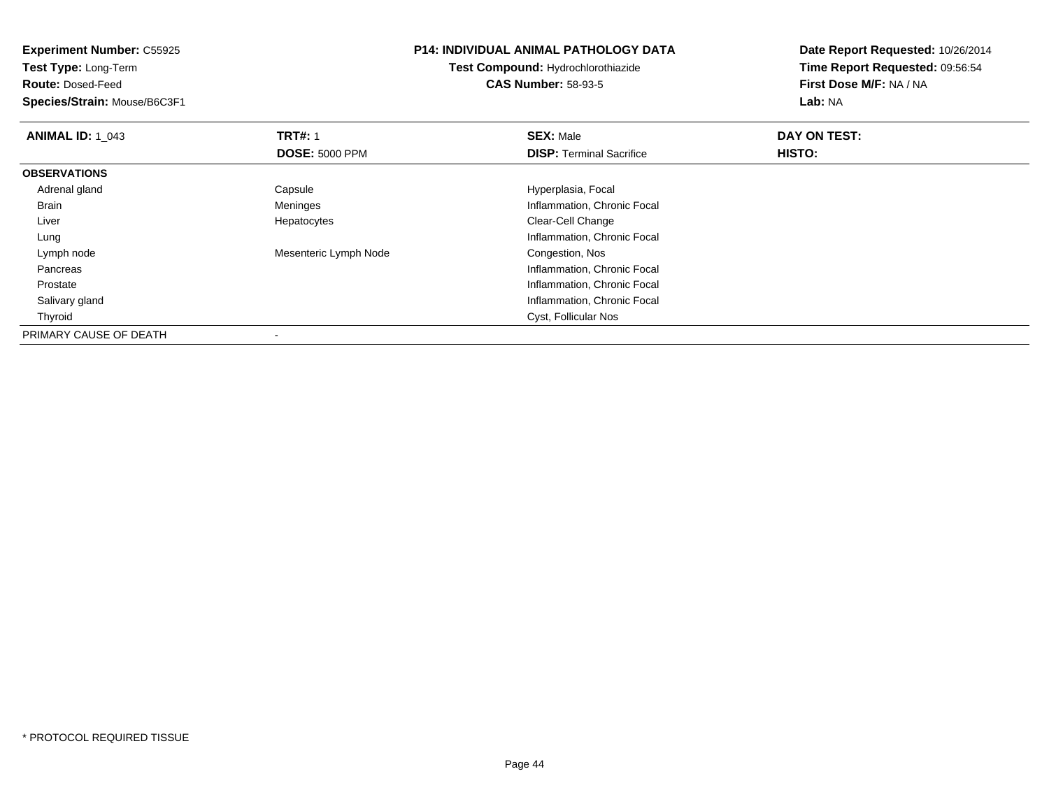**Experiment Number:** C55925
**Test Type:** Long-Term
**Route:** Dosed-Feed
**Species/Strain:** Mouse/B6C3F1

## P14: INDIVIDUAL ANIMAL PATHOLOGY DATA

**Test Compound:** Hydrochlorothiazide
**CAS Number:** 58-93-5

**Date Report Requested:** 10/26/2014
**Time Report Requested:** 09:56:54
**First Dose M/F:** NA / NA
**Lab:** NA

| **ANIMAL ID:** 1_043 | **TRT#:** 1<br>**DOSE:** 5000 PPM | **SEX:** Male<br>**DISP:** Terminal Sacrifice | **DAY ON TEST:**<br>**HISTO:** |
|---|---|---|---|
| **OBSERVATIONS** | | | |
| Adrenal gland | Capsule | Hyperplasia, Focal | |
| Brain | Meninges | Inflammation, Chronic Focal | |
| Liver | Hepatocytes | Clear-Cell Change | |
| Lung | | Inflammation, Chronic Focal | |
| Lymph node | Mesenteric Lymph Node | Congestion, Nos | |
| Pancreas | | Inflammation, Chronic Focal | |
| Prostate | | Inflammation, Chronic Focal | |
| Salivary gland | | Inflammation, Chronic Focal | |
| Thyroid | | Cyst, Follicular Nos | |
| PRIMARY CAUSE OF DEATH | - | | |

* PROTOCOL REQUIRED TISSUE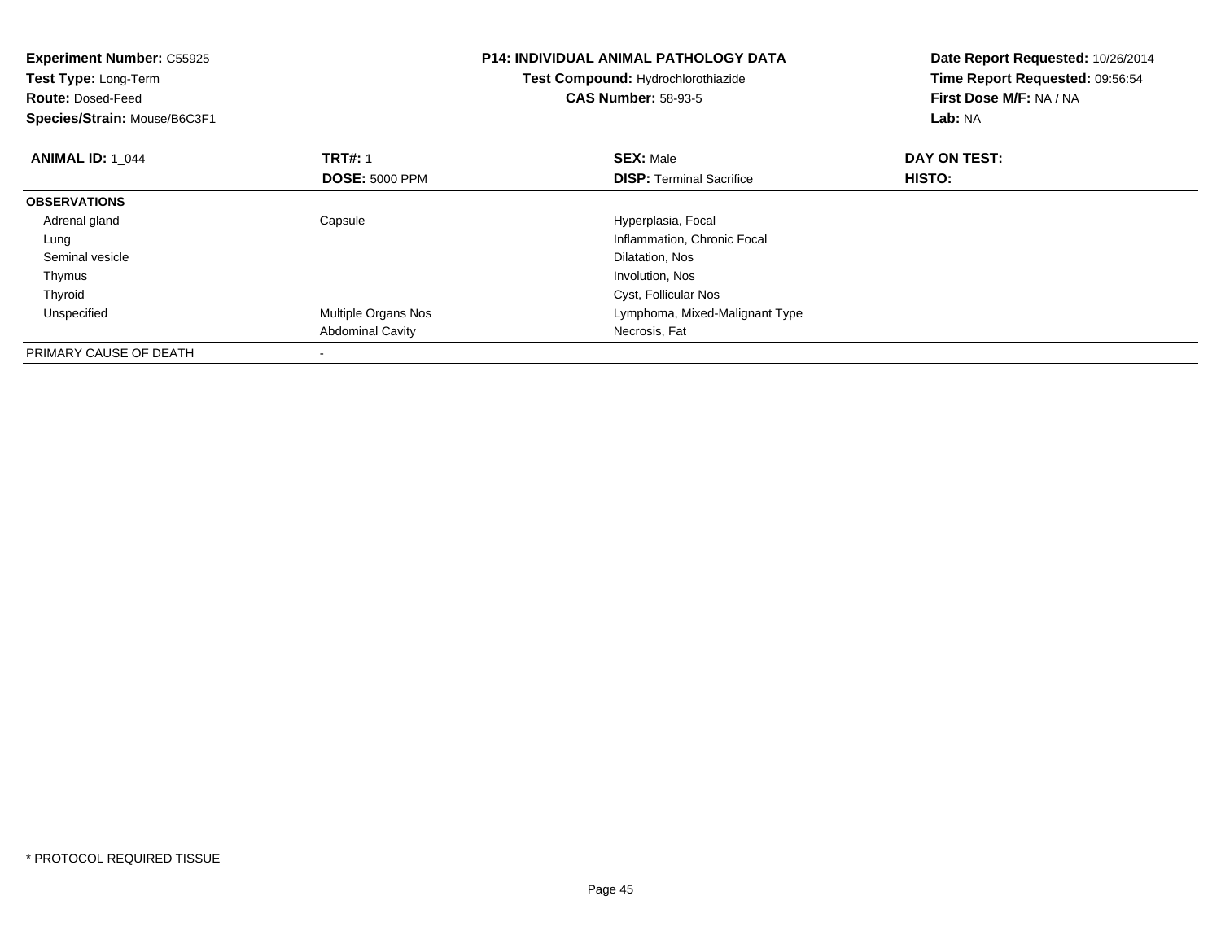**Experiment Number:** C55925
**Test Type:** Long-Term
**Route:** Dosed-Feed
**Species/Strain:** Mouse/B6C3F1

**P14: INDIVIDUAL ANIMAL PATHOLOGY DATA**
**Test Compound:** Hydrochlorothiazide
**CAS Number:** 58-93-5

**Date Report Requested:** 10/26/2014
**Time Report Requested:** 09:56:54
**First Dose M/F:** NA / NA
**Lab:** NA

| **ANIMAL ID:** 1_044 | **TRT#:** 1 | **SEX:** Male | **DAY ON TEST:** |
|---|---|---|---|
| | **DOSE:** 5000 PPM | **DISP:** Terminal Sacrifice | **HISTO:** |
| **OBSERVATIONS** | | | |
| Adrenal gland | Capsule | Hyperplasia, Focal | |
| Lung | | Inflammation, Chronic Focal | |
| Seminal vesicle | | Dilatation, Nos | |
| Thymus | | Involution, Nos | |
| Thyroid | | Cyst, Follicular Nos | |
| Unspecified | Multiple Organs Nos | Lymphoma, Mixed-Malignant Type | |
| | Abdominal Cavity | Necrosis, Fat | |
| PRIMARY CAUSE OF DEATH | - | | |

\* PROTOCOL REQUIRED TISSUE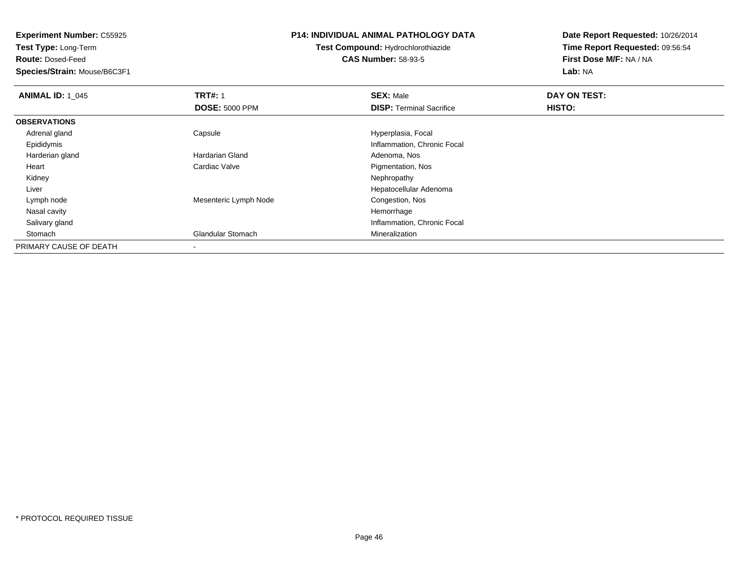**Experiment Number:** C55925
**Test Type:** Long-Term
**Route:** Dosed-Feed
**Species/Strain:** Mouse/B6C3F1

**P14: INDIVIDUAL ANIMAL PATHOLOGY DATA**
**Test Compound:** Hydrochlorothiazide
**CAS Number:** 58-93-5

**Date Report Requested:** 10/26/2014
**Time Report Requested:** 09:56:54
**First Dose M/F:** NA / NA
**Lab:** NA

| **ANIMAL ID:** 1_045 | **TRT#:** 1 | **SEX:** Male | **DAY ON TEST:** |
|---|---|---|---|
| | **DOSE:** 5000 PPM | **DISP:** Terminal Sacrifice | **HISTO:** |
| **OBSERVATIONS** | | | |
| Adrenal gland | Capsule | Hyperplasia, Focal | |
| Epididymis | | Inflammation, Chronic Focal | |
| Harderian gland | Hardarian Gland | Adenoma, Nos | |
| Heart | Cardiac Valve | Pigmentation, Nos | |
| Kidney | | Nephropathy | |
| Liver | | Hepatocellular Adenoma | |
| Lymph node | Mesenteric Lymph Node | Congestion, Nos | |
| Nasal cavity | | Hemorrhage | |
| Salivary gland | | Inflammation, Chronic Focal | |
| Stomach | Glandular Stomach | Mineralization | |
| PRIMARY CAUSE OF DEATH | - | | |

\* PROTOCOL REQUIRED TISSUE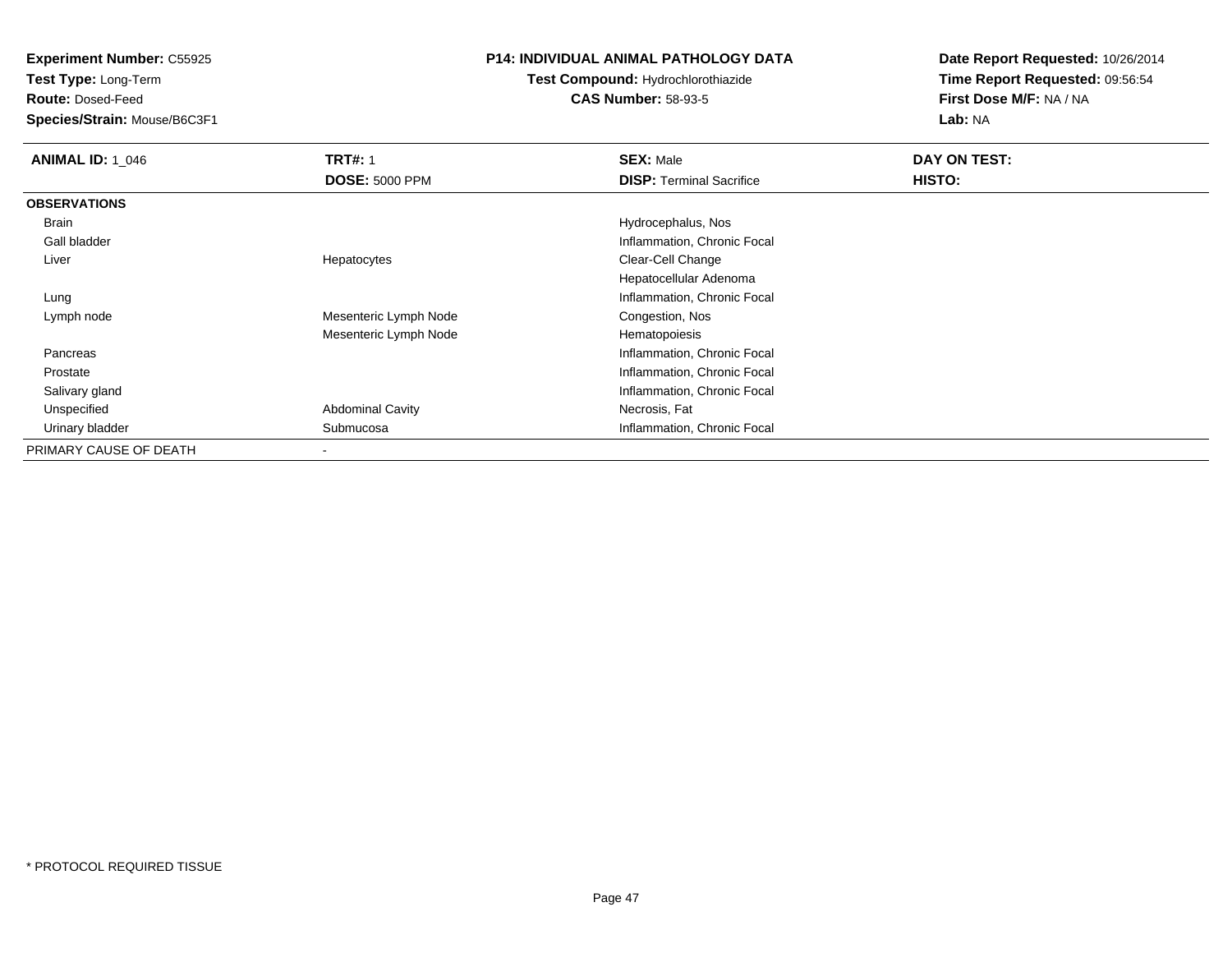**Experiment Number:** C55925
**Test Type:** Long-Term
**Route:** Dosed-Feed
**Species/Strain:** Mouse/B6C3F1

## P14: INDIVIDUAL ANIMAL PATHOLOGY DATA

**Test Compound:** Hydrochlorothiazide
**CAS Number:** 58-93-5

**Date Report Requested:** 10/26/2014
**Time Report Requested:** 09:56:54
**First Dose M/F:** NA / NA
**Lab:** NA

| **ANIMAL ID:** 1_046 | **TRT#:** 1 | **SEX:** Male | **DAY ON TEST:** |
|---|---|---|---|
| | **DOSE:** 5000 PPM | **DISP:** Terminal Sacrifice | **HISTO:** |
| **OBSERVATIONS** | | | |
| Brain | | Hydrocephalus, Nos | |
| Gall bladder | | Inflammation, Chronic Focal | |
| Liver | Hepatocytes | Clear-Cell Change | |
| | | Hepatocellular Adenoma | |
| Lung | | Inflammation, Chronic Focal | |
| Lymph node | Mesenteric Lymph Node | Congestion, Nos | |
| | Mesenteric Lymph Node | Hematopoiesis | |
| Pancreas | | Inflammation, Chronic Focal | |
| Prostate | | Inflammation, Chronic Focal | |
| Salivary gland | | Inflammation, Chronic Focal | |
| Unspecified | Abdominal Cavity | Necrosis, Fat | |
| Urinary bladder | Submucosa | Inflammation, Chronic Focal | |
| PRIMARY CAUSE OF DEATH | - | | |

\* PROTOCOL REQUIRED TISSUE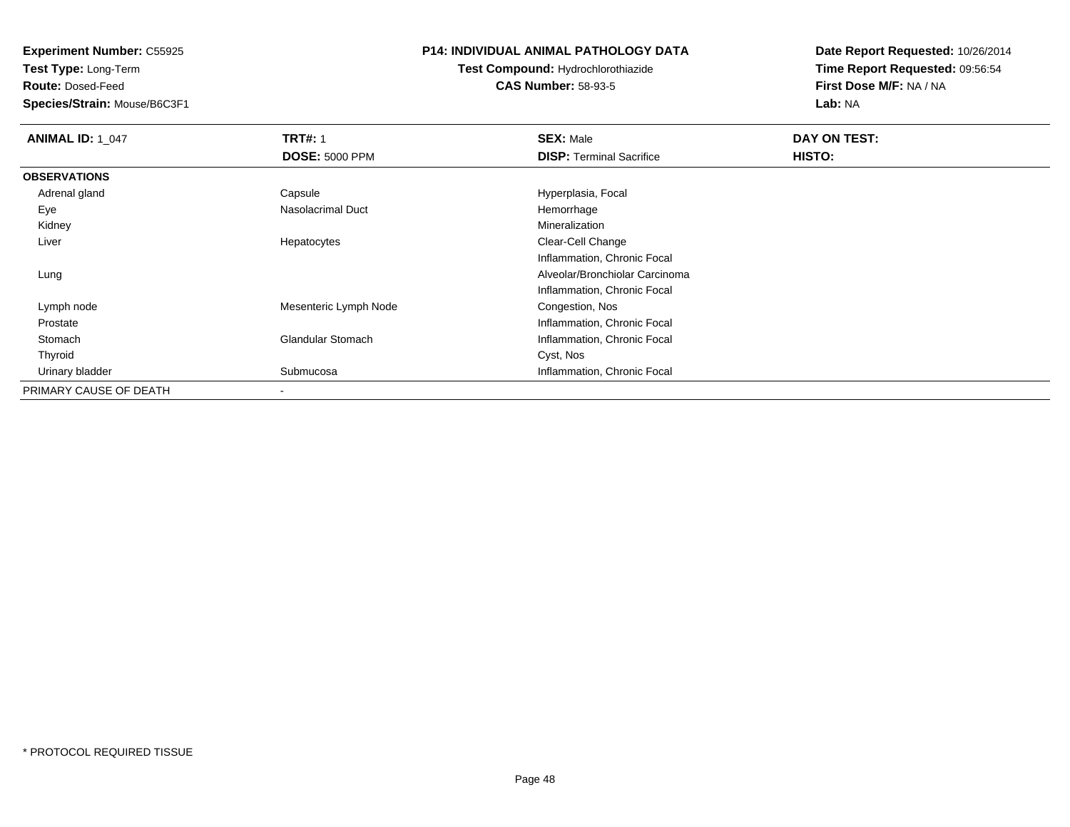**Experiment Number:** C55925
**Test Type:** Long-Term
**Route:** Dosed-Feed
**Species/Strain:** Mouse/B6C3F1

**P14: INDIVIDUAL ANIMAL PATHOLOGY DATA**
**Test Compound:** Hydrochlorothiazide
**CAS Number:** 58-93-5

**Date Report Requested:** 10/26/2014
**Time Report Requested:** 09:56:54
**First Dose M/F:** NA / NA
**Lab:** NA

| **ANIMAL ID:** 1_047 | **TRT#:** 1 | **SEX:** Male | **DAY ON TEST:** |
|---|---|---|---|
| | **DOSE:** 5000 PPM | **DISP:** Terminal Sacrifice | **HISTO:** |
| **OBSERVATIONS** | | | |
| Adrenal gland | Capsule | Hyperplasia, Focal | |
| Eye | Nasolacrimal Duct | Hemorrhage | |
| Kidney | | Mineralization | |
| Liver | Hepatocytes | Clear-Cell Change | |
| | | Inflammation, Chronic Focal | |
| Lung | | Alveolar/Bronchiolar Carcinoma | |
| | | Inflammation, Chronic Focal | |
| Lymph node | Mesenteric Lymph Node | Congestion, Nos | |
| Prostate | | Inflammation, Chronic Focal | |
| Stomach | Glandular Stomach | Inflammation, Chronic Focal | |
| Thyroid | | Cyst, Nos | |
| Urinary bladder | Submucosa | Inflammation, Chronic Focal | |
| PRIMARY CAUSE OF DEATH | - | | |

* PROTOCOL REQUIRED TISSUE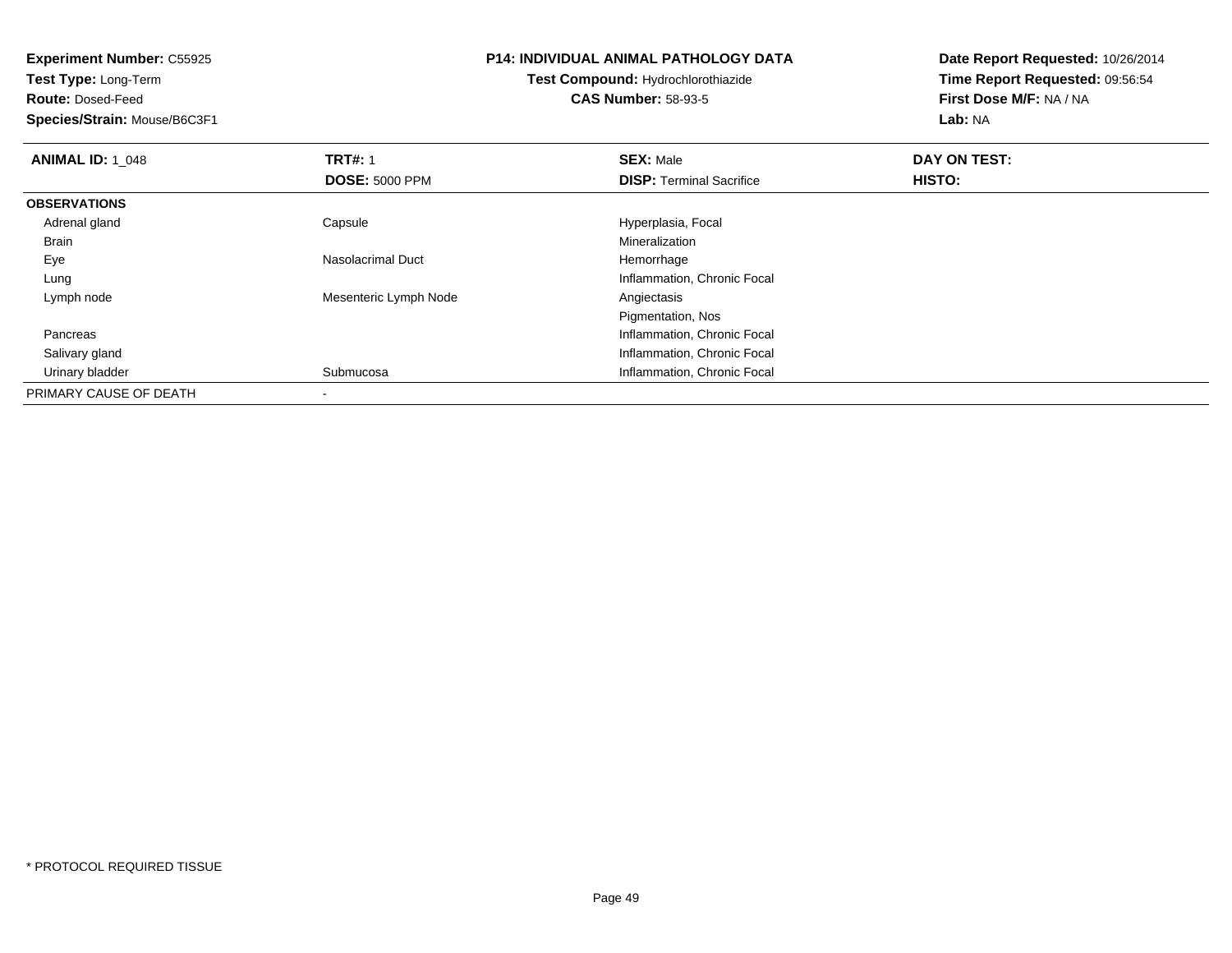**Experiment Number:** C55925
**Test Type:** Long-Term
**Route:** Dosed-Feed
**Species/Strain:** Mouse/B6C3F1

**P14: INDIVIDUAL ANIMAL PATHOLOGY DATA**
**Test Compound:** Hydrochlorothiazide
**CAS Number:** 58-93-5

**Date Report Requested:** 10/26/2014
**Time Report Requested:** 09:56:54
**First Dose M/F:** NA / NA
**Lab:** NA

| **ANIMAL ID:** 1_048 | **TRT#:** 1 | **SEX:** Male | **DAY ON TEST:** |
|---|---|---|---|
| | **DOSE:** 5000 PPM | **DISP:** Terminal Sacrifice | **HISTO:** |
| **OBSERVATIONS** | | | |
| Adrenal gland | Capsule | Hyperplasia, Focal | |
| Brain | | Mineralization | |
| Eye | Nasolacrimal Duct | Hemorrhage | |
| Lung | | Inflammation, Chronic Focal | |
| Lymph node | Mesenteric Lymph Node | Angiectasis | |
| | | Pigmentation, Nos | |
| Pancreas | | Inflammation, Chronic Focal | |
| Salivary gland | | Inflammation, Chronic Focal | |
| Urinary bladder | Submucosa | Inflammation, Chronic Focal | |
| PRIMARY CAUSE OF DEATH | - | | |

* PROTOCOL REQUIRED TISSUE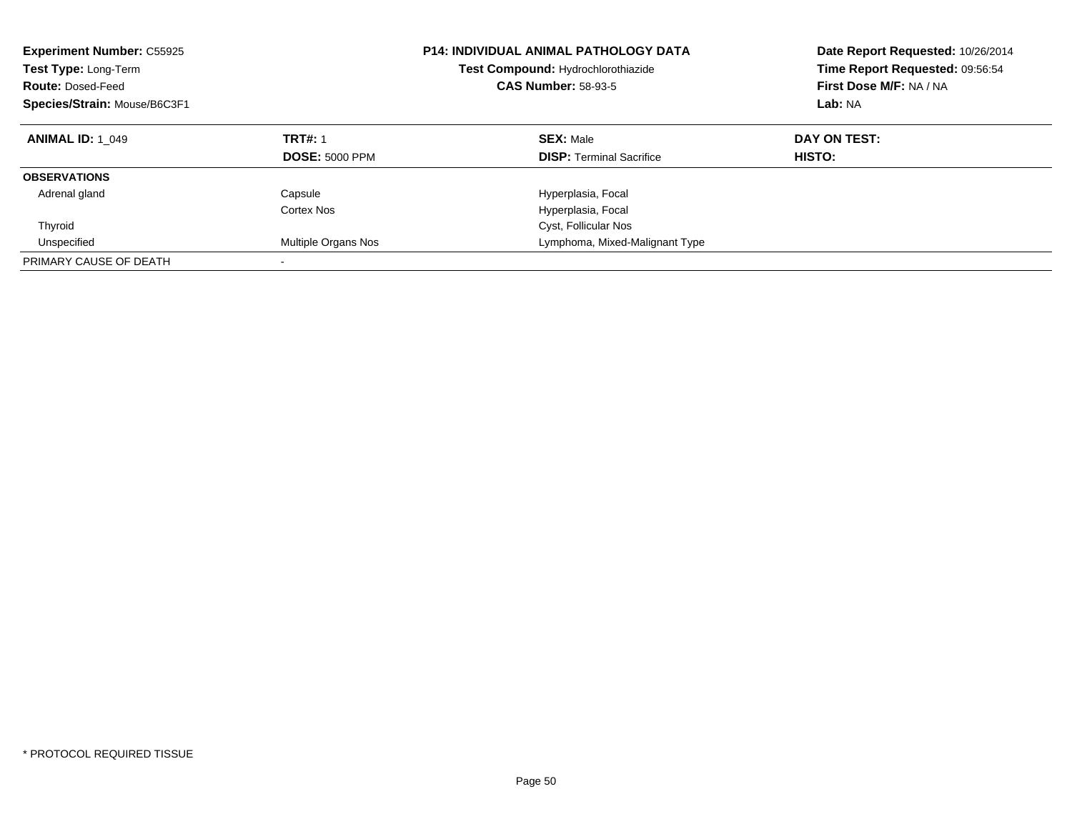**Experiment Number:** C55925
**Test Type:** Long-Term
**Route:** Dosed-Feed
**Species/Strain:** Mouse/B6C3F1

**P14: INDIVIDUAL ANIMAL PATHOLOGY DATA**
**Test Compound:** Hydrochlorothiazide
**CAS Number:** 58-93-5

**Date Report Requested:** 10/26/2014
**Time Report Requested:** 09:56:54
**First Dose M/F:** NA / NA
**Lab:** NA

| **ANIMAL ID:** 1_049 | **TRT#:** 1 | **SEX:** Male | **DAY ON TEST:** |
|---|---|---|---|
| | **DOSE:** 5000 PPM | **DISP:** Terminal Sacrifice | **HISTO:** |
| **OBSERVATIONS** | | | |
| Adrenal gland | Capsule | Hyperplasia, Focal | |
| | Cortex Nos | Hyperplasia, Focal | |
| Thyroid | | Cyst, Follicular Nos | |
| Unspecified | Multiple Organs Nos | Lymphoma, Mixed-Malignant Type | |
| PRIMARY CAUSE OF DEATH | - | | |

* PROTOCOL REQUIRED TISSUE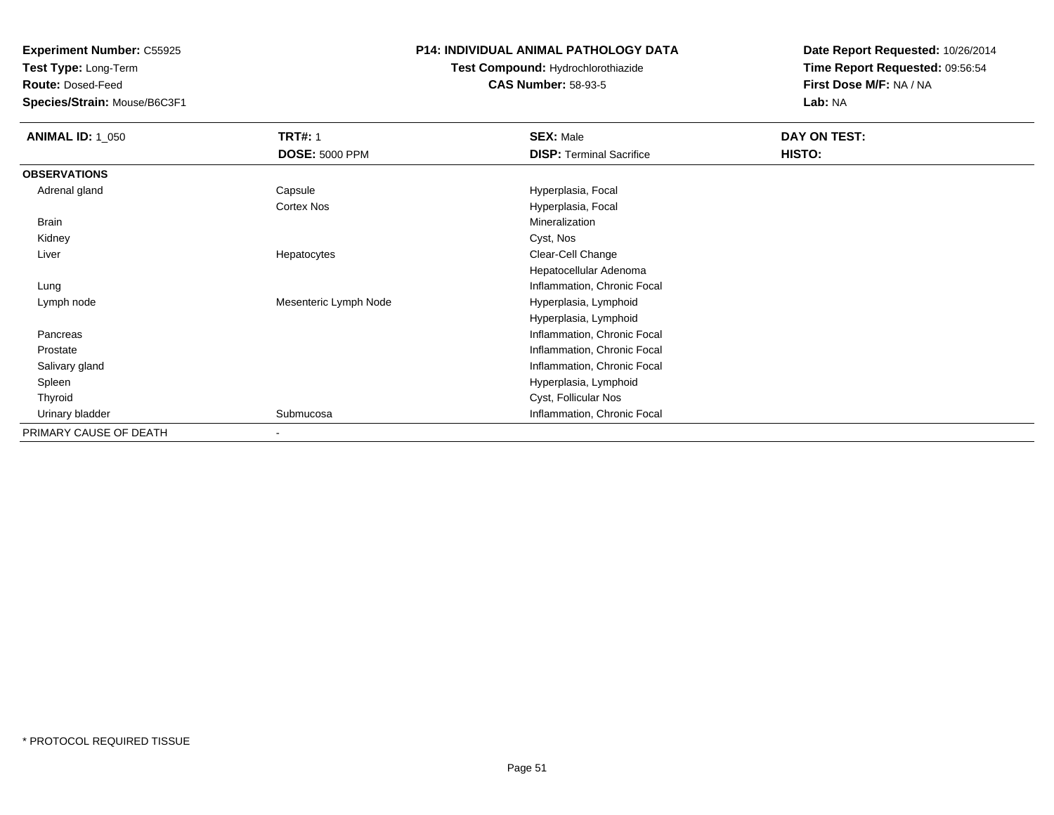**Experiment Number:** C55925
**Test Type:** Long-Term
**Route:** Dosed-Feed
**Species/Strain:** Mouse/B6C3F1

**P14: INDIVIDUAL ANIMAL PATHOLOGY DATA**
**Test Compound:** Hydrochlorothiazide
**CAS Number:** 58-93-5

**Date Report Requested:** 10/26/2014
**Time Report Requested:** 09:56:54
**First Dose M/F:** NA / NA
**Lab:** NA

| **ANIMAL ID:** 1_050 | **TRT#:** 1 | **SEX:** Male | **DAY ON TEST:** |
|---|---|---|---|
| | **DOSE:** 5000 PPM | **DISP:** Terminal Sacrifice | **HISTO:** |
| **OBSERVATIONS** | | | |
| Adrenal gland | Capsule | Hyperplasia, Focal | |
| | Cortex Nos | Hyperplasia, Focal | |
| Brain | | Mineralization | |
| Kidney | | Cyst, Nos | |
| Liver | Hepatocytes | Clear-Cell Change | |
| | | Hepatocellular Adenoma | |
| Lung | | Inflammation, Chronic Focal | |
| Lymph node | Mesenteric Lymph Node | Hyperplasia, Lymphoid | |
| | | Hyperplasia, Lymphoid | |
| Pancreas | | Inflammation, Chronic Focal | |
| Prostate | | Inflammation, Chronic Focal | |
| Salivary gland | | Inflammation, Chronic Focal | |
| Spleen | | Hyperplasia, Lymphoid | |
| Thyroid | | Cyst, Follicular Nos | |
| Urinary bladder | Submucosa | Inflammation, Chronic Focal | |
| PRIMARY CAUSE OF DEATH | - | | |

* PROTOCOL REQUIRED TISSUE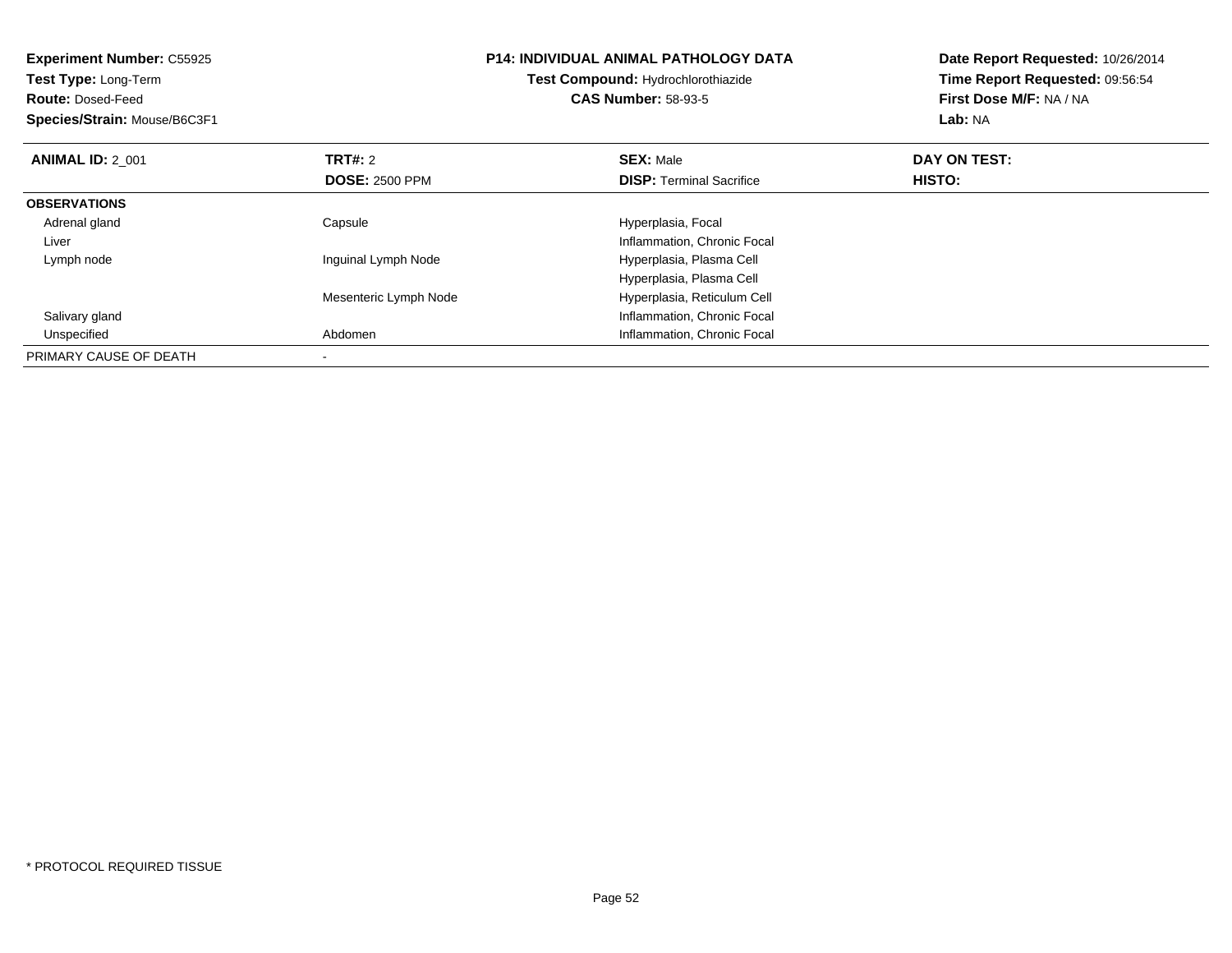**Experiment Number:** C55925
**Test Type:** Long-Term
**Route:** Dosed-Feed
**Species/Strain:** Mouse/B6C3F1

**P14: INDIVIDUAL ANIMAL PATHOLOGY DATA**
**Test Compound:** Hydrochlorothiazide
**CAS Number:** 58-93-5

**Date Report Requested:** 10/26/2014
**Time Report Requested:** 09:56:54
**First Dose M/F:** NA / NA
**Lab:** NA

| **ANIMAL ID:** 2_001 | **TRT#:** 2 | **SEX:** Male | **DAY ON TEST:** |
|---|---|---|---|
| | **DOSE:** 2500 PPM | **DISP:** Terminal Sacrifice | **HISTO:** |
| **OBSERVATIONS** | | | |
| Adrenal gland | Capsule | Hyperplasia, Focal | |
| Liver | | Inflammation, Chronic Focal | |
| Lymph node | Inguinal Lymph Node | Hyperplasia, Plasma Cell | |
| | | Hyperplasia, Plasma Cell | |
| | Mesenteric Lymph Node | Hyperplasia, Reticulum Cell | |
| Salivary gland | | Inflammation, Chronic Focal | |
| Unspecified | Abdomen | Inflammation, Chronic Focal | |
| PRIMARY CAUSE OF DEATH | - | | |

* PROTOCOL REQUIRED TISSUE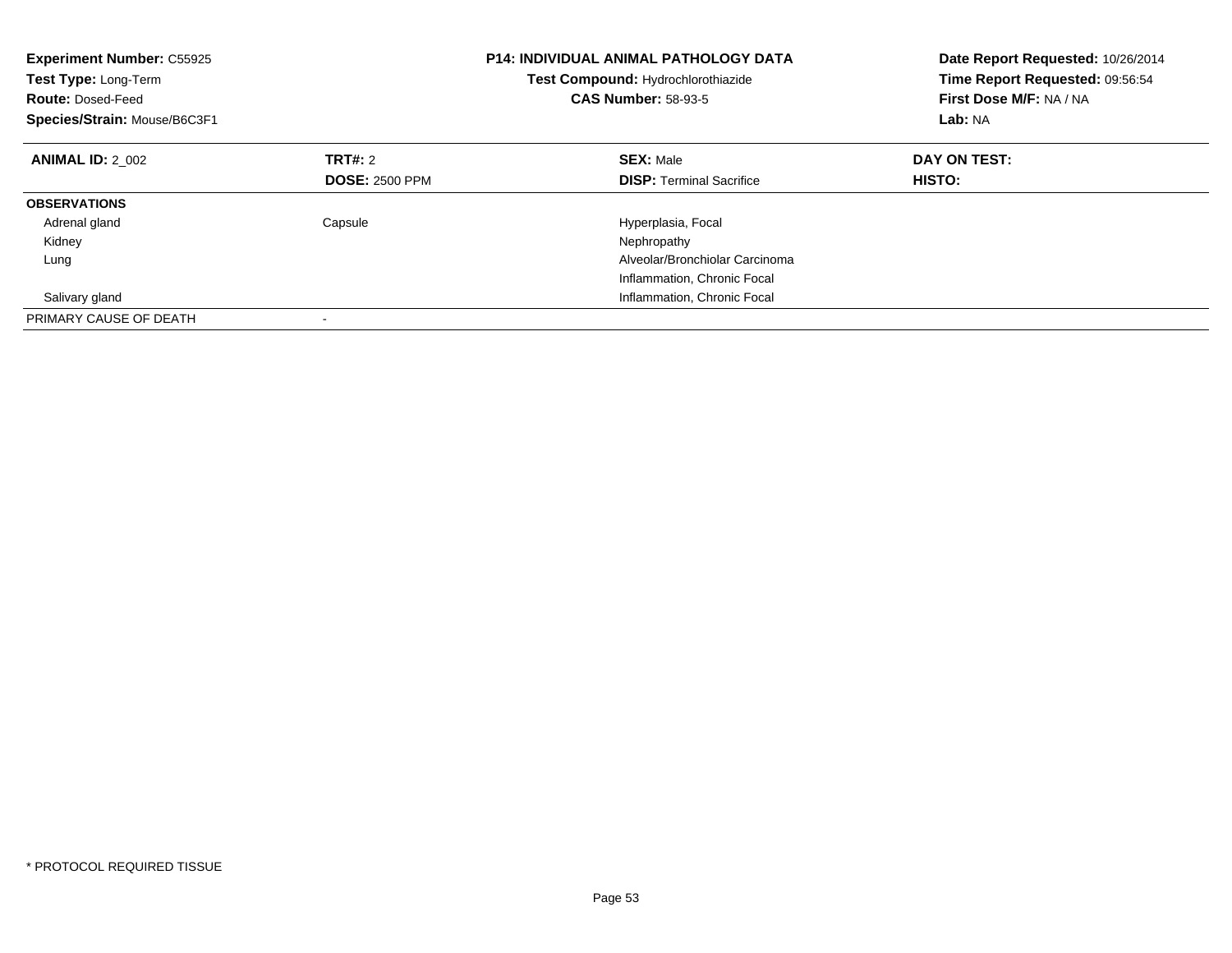| **Experiment Number:** C55925 | **P14: INDIVIDUAL ANIMAL PATHOLOGY DATA** | **Date Report Requested:** 10/26/2014 |
|---|---|---|
| **Test Type:** Long-Term | **Test Compound:** Hydrochlorothiazide | **Time Report Requested:** 09:56:54 |
| **Route:** Dosed-Feed | **CAS Number:** 58-93-5 | **First Dose M/F:** NA / NA |
| **Species/Strain:** Mouse/B6C3F1 | | **Lab:** NA |

| **ANIMAL ID:** 2_002 | **TRT#:** 2 | **SEX:** Male | **DAY ON TEST:** |
|---|---|---|---|
| | **DOSE:** 2500 PPM | **DISP:** Terminal Sacrifice | **HISTO:** |
| **OBSERVATIONS** | | | |
| Adrenal gland | Capsule | Hyperplasia, Focal | |
| Kidney | | Nephropathy | |
| Lung | | Alveolar/Bronchiolar Carcinoma | |
| | | Inflammation, Chronic Focal | |
| Salivary gland | | Inflammation, Chronic Focal | |
| PRIMARY CAUSE OF DEATH | - | | |

* PROTOCOL REQUIRED TISSUE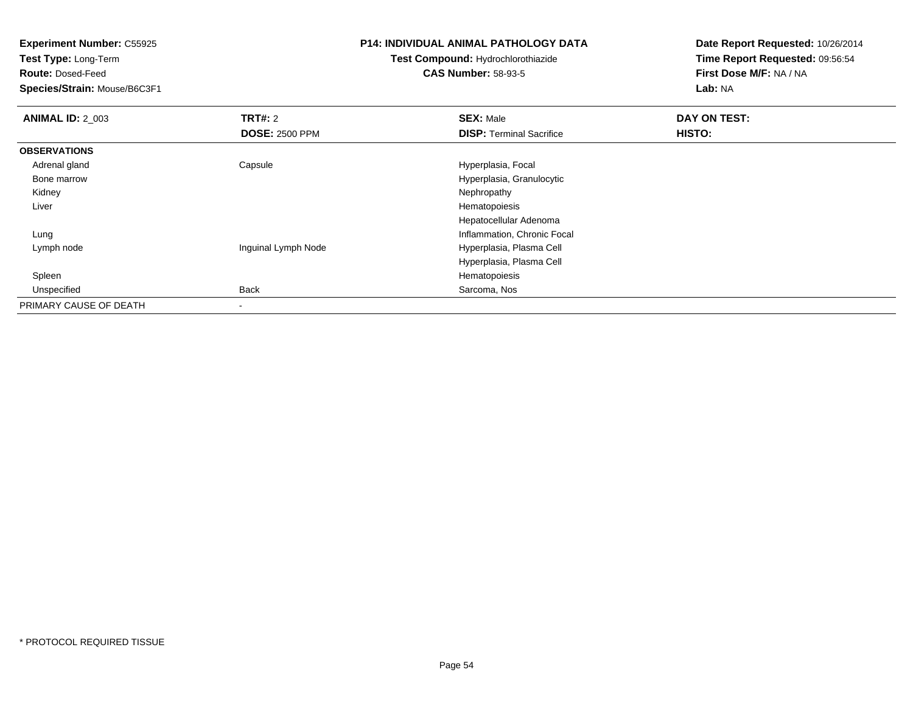**Experiment Number:** C55925
**Test Type:** Long-Term
**Route:** Dosed-Feed
**Species/Strain:** Mouse/B6C3F1

**P14: INDIVIDUAL ANIMAL PATHOLOGY DATA**
**Test Compound:** Hydrochlorothiazide
**CAS Number:** 58-93-5

**Date Report Requested:** 10/26/2014
**Time Report Requested:** 09:56:54
**First Dose M/F:** NA / NA
**Lab:** NA

| **ANIMAL ID:** 2_003 | **TRT#:** 2 | **SEX:** Male | **DAY ON TEST:** |
|---|---|---|---|
| | **DOSE:** 2500 PPM | **DISP:** Terminal Sacrifice | **HISTO:** |
| **OBSERVATIONS** | | | |
| Adrenal gland | Capsule | Hyperplasia, Focal | |
| Bone marrow | | Hyperplasia, Granulocytic | |
| Kidney | | Nephropathy | |
| Liver | | Hematopoiesis | |
| | | Hepatocellular Adenoma | |
| Lung | | Inflammation, Chronic Focal | |
| Lymph node | Inguinal Lymph Node | Hyperplasia, Plasma Cell | |
| | | Hyperplasia, Plasma Cell | |
| Spleen | | Hematopoiesis | |
| Unspecified | Back | Sarcoma, Nos | |
| PRIMARY CAUSE OF DEATH | - | | |

* PROTOCOL REQUIRED TISSUE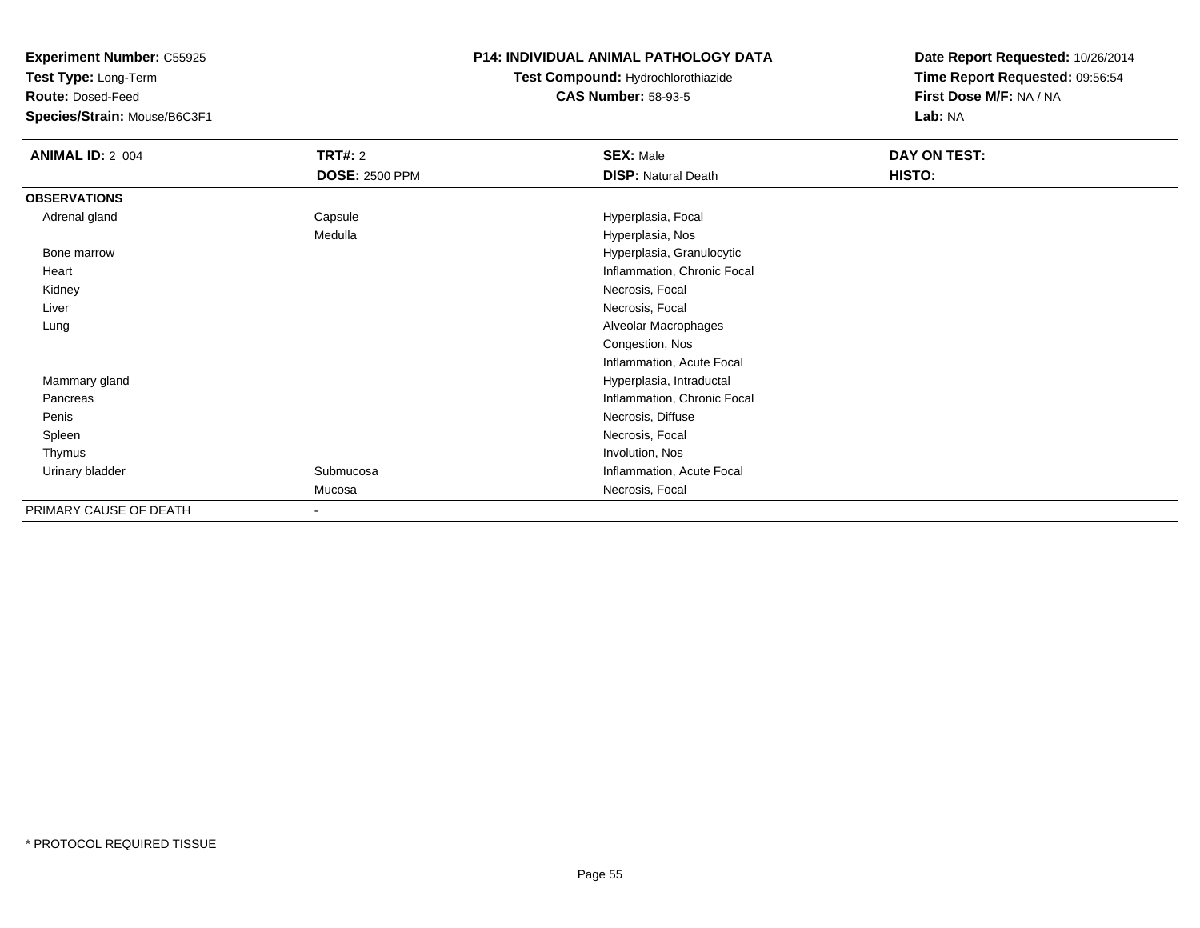**Experiment Number:** C55925
**Test Type:** Long-Term
**Route:** Dosed-Feed
**Species/Strain:** Mouse/B6C3F1

**P14: INDIVIDUAL ANIMAL PATHOLOGY DATA**
**Test Compound:** Hydrochlorothiazide
**CAS Number:** 58-93-5

**Date Report Requested:** 10/26/2014
**Time Report Requested:** 09:56:54
**First Dose M/F:** NA / NA
**Lab:** NA

| **ANIMAL ID:** 2_004 | **TRT#:** 2 | **SEX:** Male | **DAY ON TEST:** |
|---|---|---|---|
| | **DOSE:** 2500 PPM | **DISP:** Natural Death | **HISTO:** |
| **OBSERVATIONS** | | | |
| Adrenal gland | Capsule | Hyperplasia, Focal | |
| | Medulla | Hyperplasia, Nos | |
| Bone marrow | | Hyperplasia, Granulocytic | |
| Heart | | Inflammation, Chronic Focal | |
| Kidney | | Necrosis, Focal | |
| Liver | | Necrosis, Focal | |
| Lung | | Alveolar Macrophages | |
| | | Congestion, Nos | |
| | | Inflammation, Acute Focal | |
| Mammary gland | | Hyperplasia, Intraductal | |
| Pancreas | | Inflammation, Chronic Focal | |
| Penis | | Necrosis, Diffuse | |
| Spleen | | Necrosis, Focal | |
| Thymus | | Involution, Nos | |
| Urinary bladder | Submucosa | Inflammation, Acute Focal | |
| | Mucosa | Necrosis, Focal | |
| PRIMARY CAUSE OF DEATH | - | | |

* PROTOCOL REQUIRED TISSUE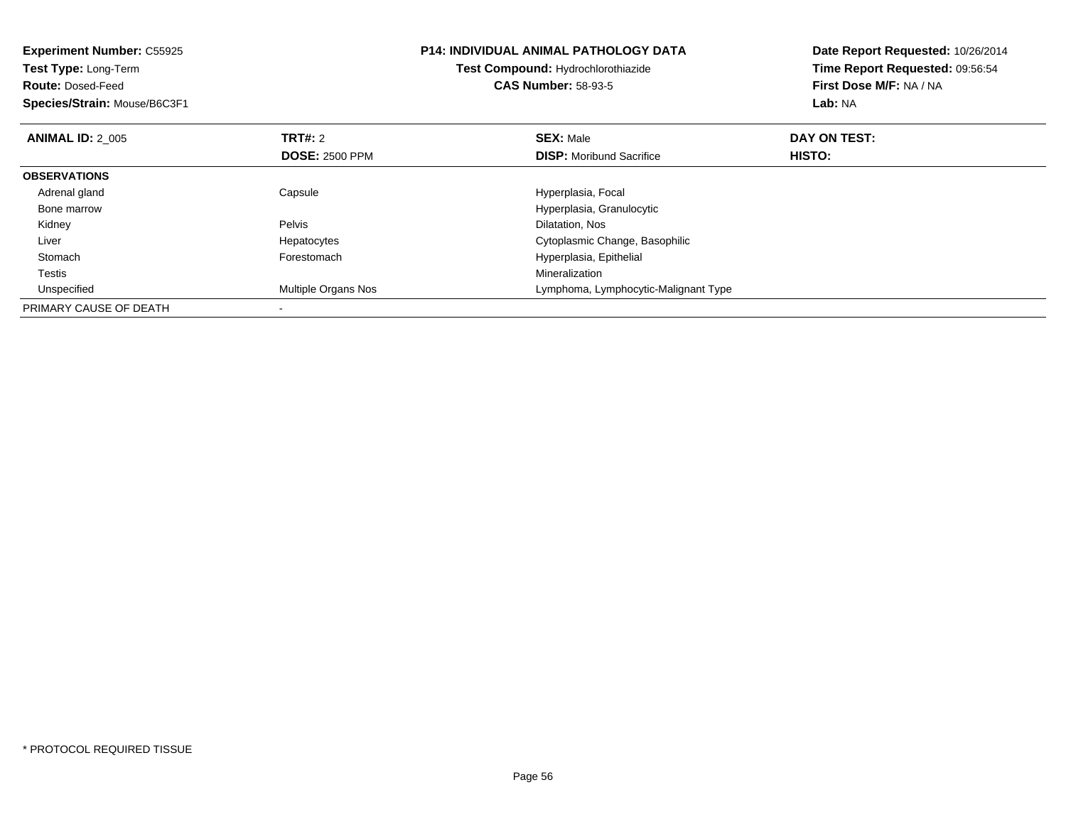**Experiment Number:** C55925
**Test Type:** Long-Term
**Route:** Dosed-Feed
**Species/Strain:** Mouse/B6C3F1

**P14: INDIVIDUAL ANIMAL PATHOLOGY DATA**
**Test Compound:** Hydrochlorothiazide
**CAS Number:** 58-93-5

**Date Report Requested:** 10/26/2014
**Time Report Requested:** 09:56:54
**First Dose M/F:** NA / NA
**Lab:** NA

| **ANIMAL ID:** 2_005 | **TRT#:** 2 | **SEX:** Male | **DAY ON TEST:** |
|---|---|---|---|
| | **DOSE:** 2500 PPM | **DISP:** Moribund Sacrifice | **HISTO:** |
| **OBSERVATIONS** | | | |
| Adrenal gland | Capsule | Hyperplasia, Focal | |
| Bone marrow | | Hyperplasia, Granulocytic | |
| Kidney | Pelvis | Dilatation, Nos | |
| Liver | Hepatocytes | Cytoplasmic Change, Basophilic | |
| Stomach | Forestomach | Hyperplasia, Epithelial | |
| Testis | | Mineralization | |
| Unspecified | Multiple Organs Nos | Lymphoma, Lymphocytic-Malignant Type | |
| PRIMARY CAUSE OF DEATH | - | | |

* PROTOCOL REQUIRED TISSUE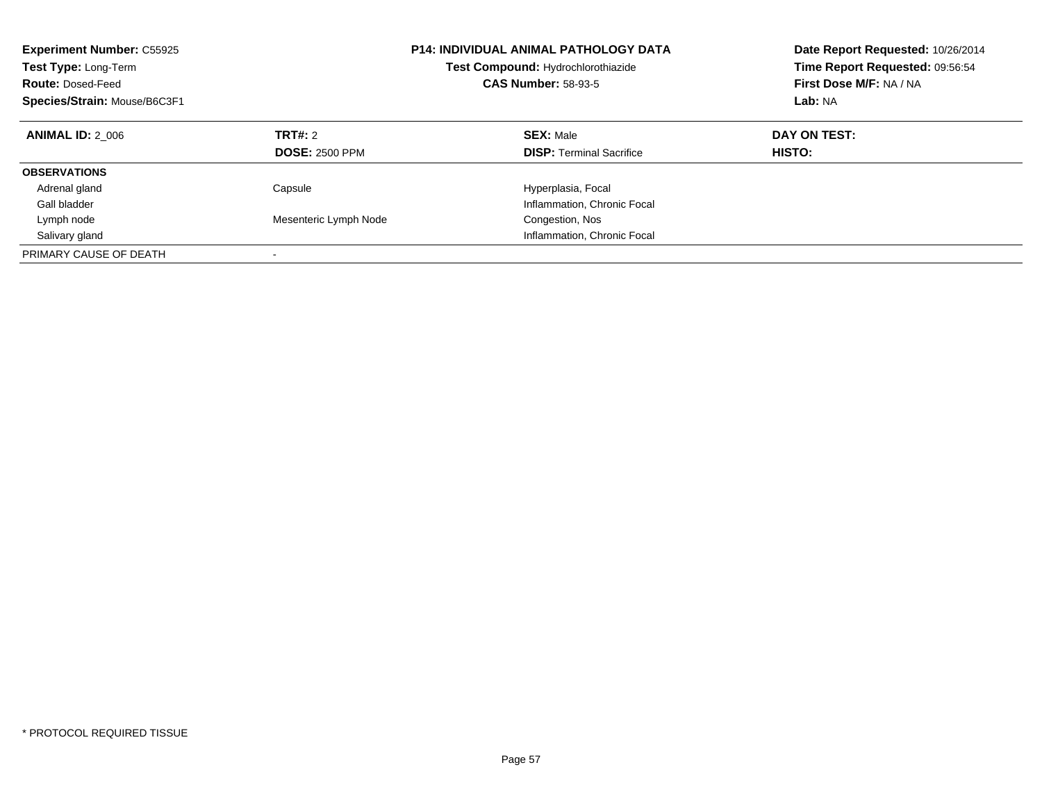**Experiment Number:** C55925
**Test Type:** Long-Term
**Route:** Dosed-Feed
**Species/Strain:** Mouse/B6C3F1

**P14: INDIVIDUAL ANIMAL PATHOLOGY DATA**
**Test Compound:** Hydrochlorothiazide
**CAS Number:** 58-93-5

**Date Report Requested:** 10/26/2014
**Time Report Requested:** 09:56:54
**First Dose M/F:** NA / NA
**Lab:** NA

| **ANIMAL ID:** 2_006 | **TRT#:** 2 | **SEX:** Male | **DAY ON TEST:** |
|---|---|---|---|
| | **DOSE:** 2500 PPM | **DISP:** Terminal Sacrifice | **HISTO:** |
| **OBSERVATIONS** | | | |
| Adrenal gland | Capsule | Hyperplasia, Focal | |
| Gall bladder | | Inflammation, Chronic Focal | |
| Lymph node | Mesenteric Lymph Node | Congestion, Nos | |
| Salivary gland | | Inflammation, Chronic Focal | |
| PRIMARY CAUSE OF DEATH | - | | |

* PROTOCOL REQUIRED TISSUE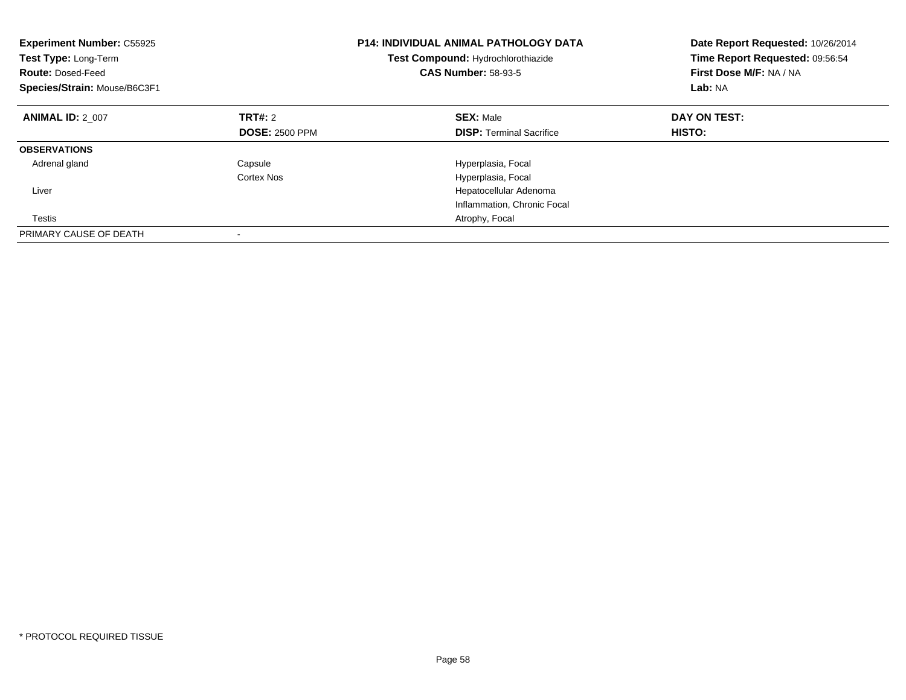**Experiment Number:** C55925
**Test Type:** Long-Term
**Route:** Dosed-Feed
**Species/Strain:** Mouse/B6C3F1

**P14: INDIVIDUAL ANIMAL PATHOLOGY DATA**
**Test Compound:** Hydrochlorothiazide
**CAS Number:** 58-93-5

**Date Report Requested:** 10/26/2014
**Time Report Requested:** 09:56:54
**First Dose M/F:** NA / NA
**Lab:** NA

| **ANIMAL ID:** 2_007 | **TRT#:** 2 | **SEX:** Male | **DAY ON TEST:** |
|---|---|---|---|
| | **DOSE:** 2500 PPM | **DISP:** Terminal Sacrifice | **HISTO:** |
| **OBSERVATIONS** | | | |
| Adrenal gland | Capsule | Hyperplasia, Focal | |
| | Cortex Nos | Hyperplasia, Focal | |
| Liver | | Hepatocellular Adenoma | |
| | | Inflammation, Chronic Focal | |
| Testis | | Atrophy, Focal | |
| PRIMARY CAUSE OF DEATH | - | | |

* PROTOCOL REQUIRED TISSUE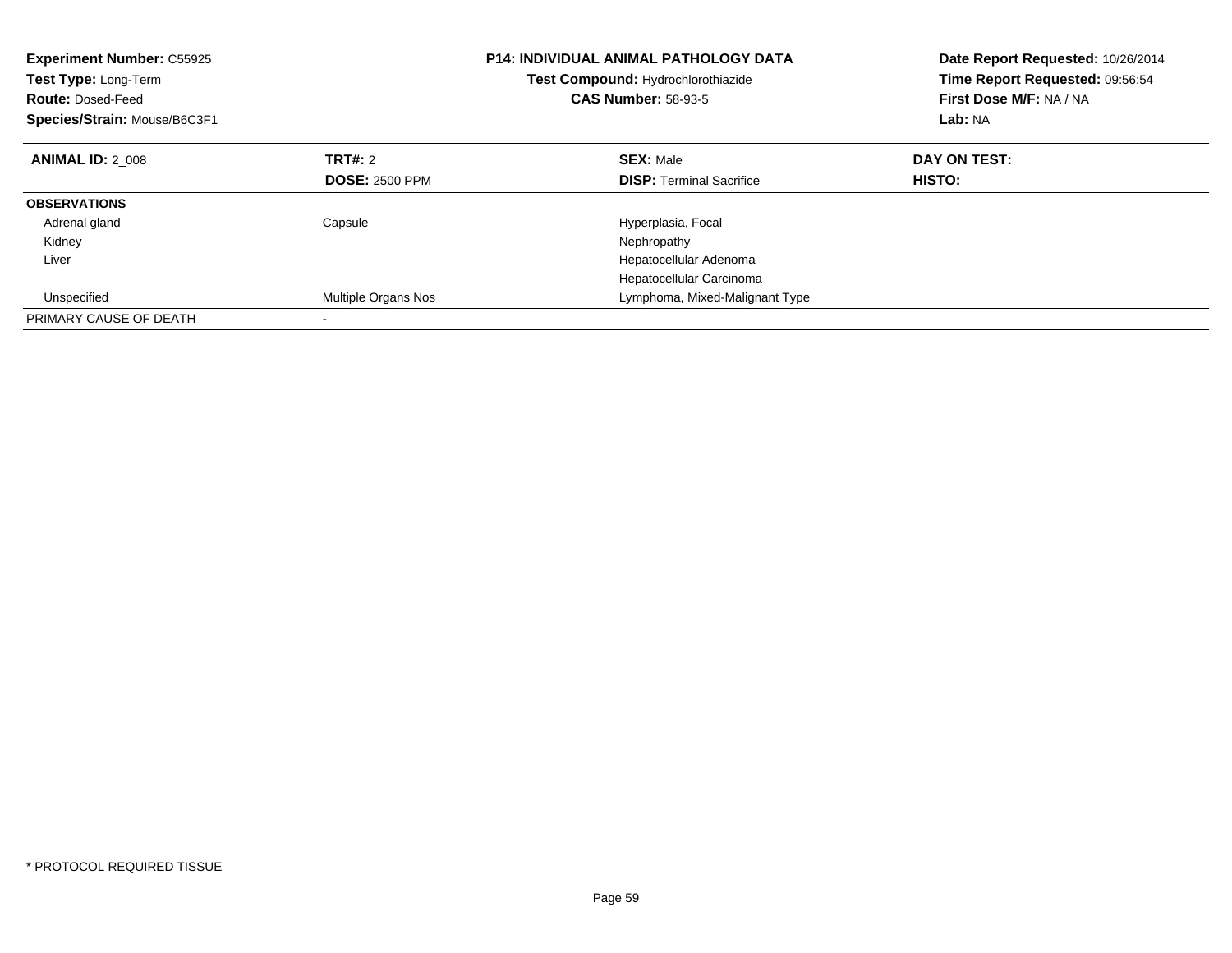**Experiment Number:** C55925
**Test Type:** Long-Term
**Route:** Dosed-Feed
**Species/Strain:** Mouse/B6C3F1

**P14: INDIVIDUAL ANIMAL PATHOLOGY DATA**
**Test Compound:** Hydrochlorothiazide
**CAS Number:** 58-93-5

**Date Report Requested:** 10/26/2014
**Time Report Requested:** 09:56:54
**First Dose M/F:** NA / NA
**Lab:** NA

| **ANIMAL ID:** 2_008 | **TRT#:** 2 | **SEX:** Male | **DAY ON TEST:** |
|---|---|---|---|
| | **DOSE:** 2500 PPM | **DISP:** Terminal Sacrifice | **HISTO:** |
| **OBSERVATIONS** | | | |
| Adrenal gland | Capsule | Hyperplasia, Focal | |
| Kidney | | Nephropathy | |
| Liver | | Hepatocellular Adenoma | |
| | | Hepatocellular Carcinoma | |
| Unspecified | Multiple Organs Nos | Lymphoma, Mixed-Malignant Type | |
| PRIMARY CAUSE OF DEATH | - | | |

* PROTOCOL REQUIRED TISSUE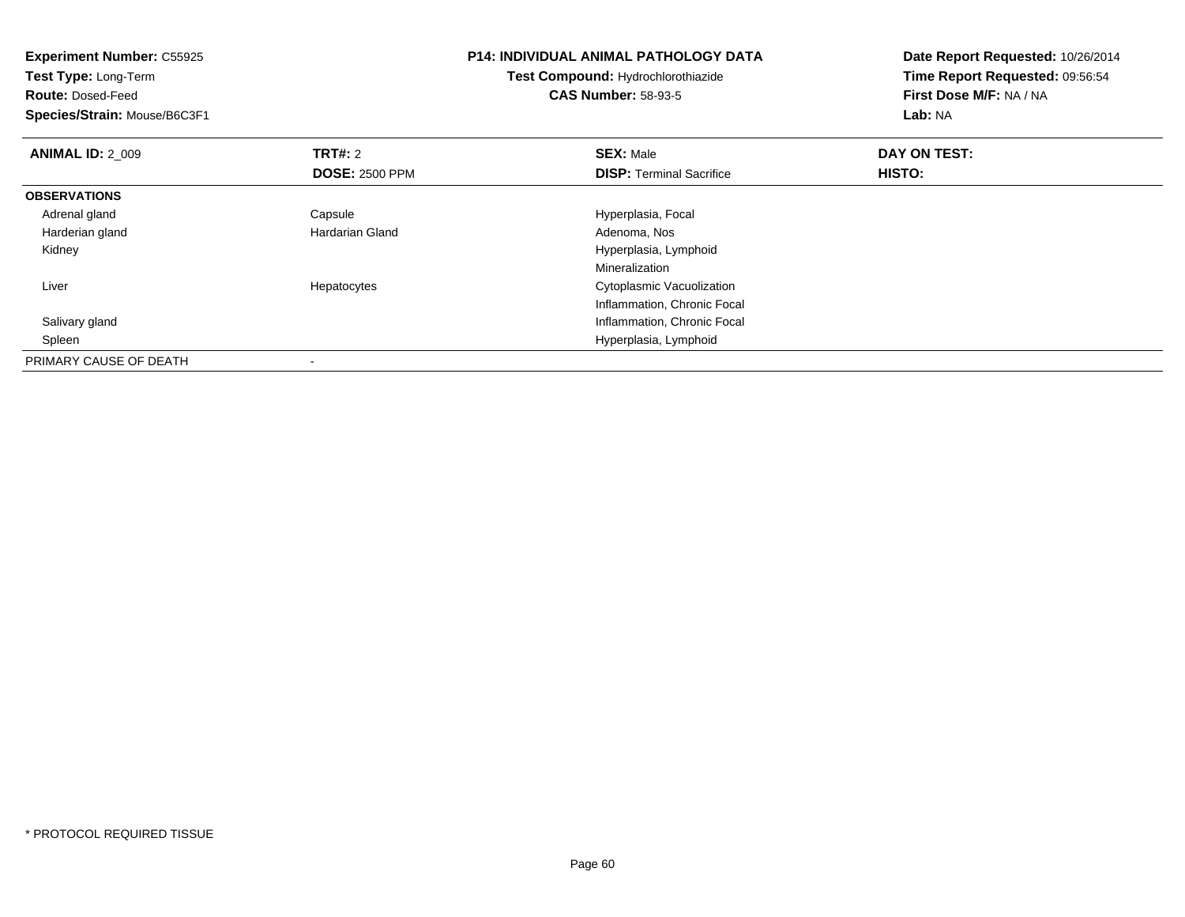**Experiment Number:** C55925
**Test Type:** Long-Term
**Route:** Dosed-Feed
**Species/Strain:** Mouse/B6C3F1

**P14: INDIVIDUAL ANIMAL PATHOLOGY DATA**
**Test Compound:** Hydrochlorothiazide
**CAS Number:** 58-93-5

**Date Report Requested:** 10/26/2014
**Time Report Requested:** 09:56:54
**First Dose M/F:** NA / NA
**Lab:** NA

| **ANIMAL ID:** 2_009 | **TRT#:** 2 | **SEX:** Male | **DAY ON TEST:** |
|---|---|---|---|
| | **DOSE:** 2500 PPM | **DISP:** Terminal Sacrifice | **HISTO:** |
| **OBSERVATIONS** | | | |
| Adrenal gland | Capsule | Hyperplasia, Focal | |
| Harderian gland | Hardarian Gland | Adenoma, Nos | |
| Kidney | | Hyperplasia, Lymphoid | |
| | | Mineralization | |
| Liver | Hepatocytes | Cytoplasmic Vacuolization | |
| | | Inflammation, Chronic Focal | |
| Salivary gland | | Inflammation, Chronic Focal | |
| Spleen | | Hyperplasia, Lymphoid | |
| PRIMARY CAUSE OF DEATH | - | | |

* PROTOCOL REQUIRED TISSUE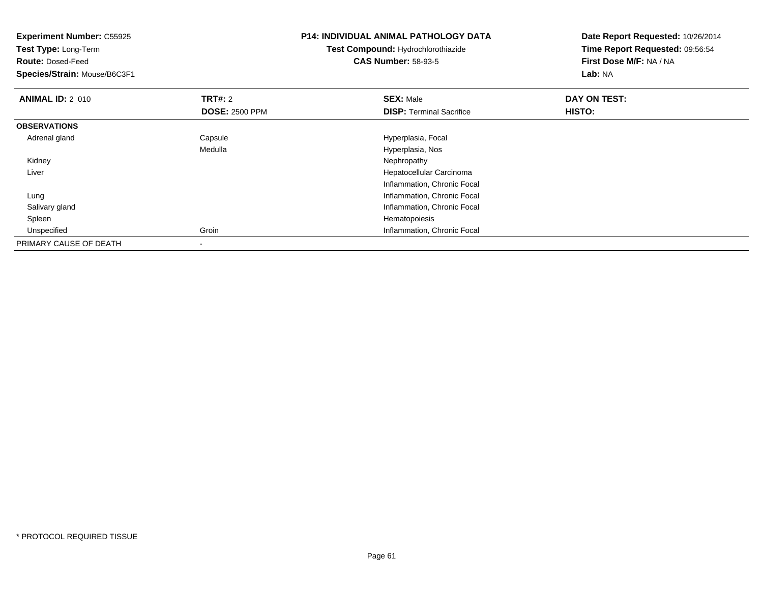**Experiment Number:** C55925
**Test Type:** Long-Term
**Route:** Dosed-Feed
**Species/Strain:** Mouse/B6C3F1

**P14: INDIVIDUAL ANIMAL PATHOLOGY DATA**
**Test Compound:** Hydrochlorothiazide
**CAS Number:** 58-93-5

**Date Report Requested:** 10/26/2014
**Time Report Requested:** 09:56:54
**First Dose M/F:** NA / NA
**Lab:** NA

| **ANIMAL ID:** 2_010 | **TRT#:** 2 | **SEX:** Male | **DAY ON TEST:** |
|---|---|---|---|
| | **DOSE:** 2500 PPM | **DISP:** Terminal Sacrifice | **HISTO:** |
| **OBSERVATIONS** | | | |
| Adrenal gland | Capsule | Hyperplasia, Focal | |
| | Medulla | Hyperplasia, Nos | |
| Kidney | | Nephropathy | |
| Liver | | Hepatocellular Carcinoma | |
| | | Inflammation, Chronic Focal | |
| Lung | | Inflammation, Chronic Focal | |
| Salivary gland | | Inflammation, Chronic Focal | |
| Spleen | | Hematopoiesis | |
| Unspecified | Groin | Inflammation, Chronic Focal | |
| PRIMARY CAUSE OF DEATH | - | | |

* PROTOCOL REQUIRED TISSUE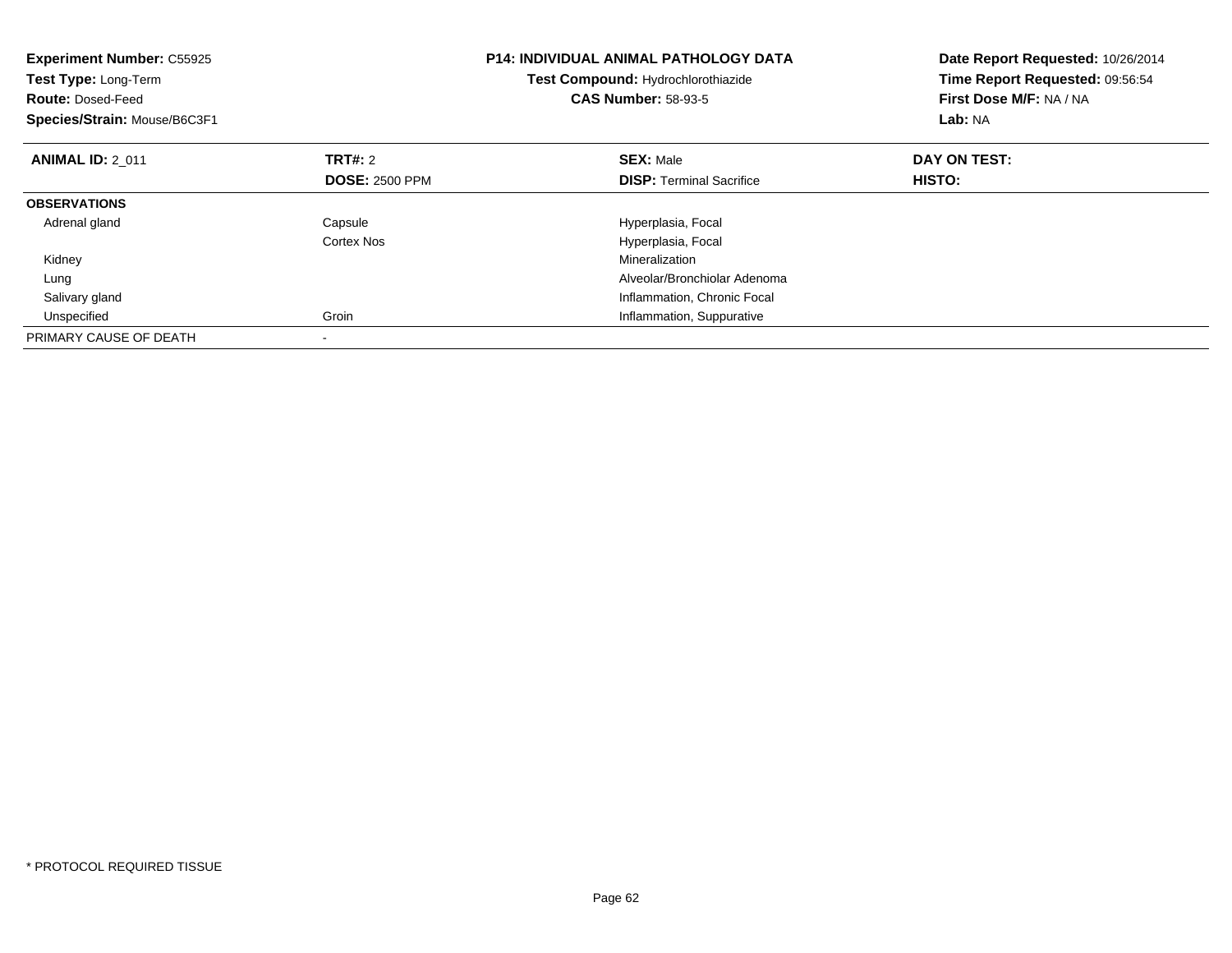**Experiment Number:** C55925
**Test Type:** Long-Term
**Route:** Dosed-Feed
**Species/Strain:** Mouse/B6C3F1

**P14: INDIVIDUAL ANIMAL PATHOLOGY DATA**
**Test Compound:** Hydrochlorothiazide
**CAS Number:** 58-93-5

**Date Report Requested:** 10/26/2014
**Time Report Requested:** 09:56:54
**First Dose M/F:** NA / NA
**Lab:** NA

| **ANIMAL ID:** 2_011 | **TRT#:** 2 | **SEX:** Male | **DAY ON TEST:** |
|---|---|---|---|
| | **DOSE:** 2500 PPM | **DISP:** Terminal Sacrifice | **HISTO:** |
| **OBSERVATIONS** | | | |
| Adrenal gland | Capsule | Hyperplasia, Focal | |
| | Cortex Nos | Hyperplasia, Focal | |
| Kidney | | Mineralization | |
| Lung | | Alveolar/Bronchiolar Adenoma | |
| Salivary gland | | Inflammation, Chronic Focal | |
| Unspecified | Groin | Inflammation, Suppurative | |
| PRIMARY CAUSE OF DEATH | - | | |

* PROTOCOL REQUIRED TISSUE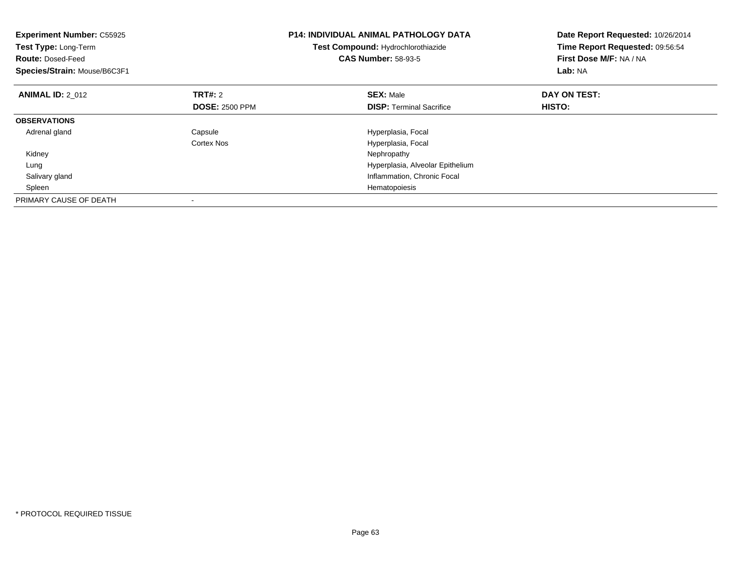**Experiment Number:** C55925
**Test Type:** Long-Term
**Route:** Dosed-Feed
**Species/Strain:** Mouse/B6C3F1

**P14: INDIVIDUAL ANIMAL PATHOLOGY DATA**
**Test Compound:** Hydrochlorothiazide
**CAS Number:** 58-93-5

**Date Report Requested:** 10/26/2014
**Time Report Requested:** 09:56:54
**First Dose M/F:** NA / NA
**Lab:** NA

| **ANIMAL ID:** 2_012 | **TRT#:** 2 | **SEX:** Male | **DAY ON TEST:** |
|---|---|---|---|
| | **DOSE:** 2500 PPM | **DISP:** Terminal Sacrifice | **HISTO:** |
| **OBSERVATIONS** | | | |
| Adrenal gland | Capsule | Hyperplasia, Focal | |
| | Cortex Nos | Hyperplasia, Focal | |
| Kidney | | Nephropathy | |
| Lung | | Hyperplasia, Alveolar Epithelium | |
| Salivary gland | | Inflammation, Chronic Focal | |
| Spleen | | Hematopoiesis | |
| PRIMARY CAUSE OF DEATH | - | | |

* PROTOCOL REQUIRED TISSUE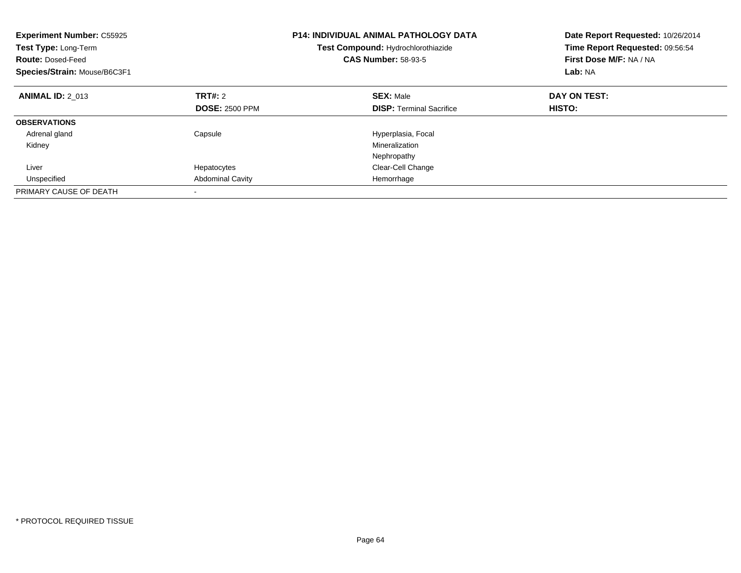**Experiment Number:** C55925
**Test Type:** Long-Term
**Route:** Dosed-Feed
**Species/Strain:** Mouse/B6C3F1

**P14: INDIVIDUAL ANIMAL PATHOLOGY DATA**
**Test Compound:** Hydrochlorothiazide
**CAS Number:** 58-93-5

**Date Report Requested:** 10/26/2014
**Time Report Requested:** 09:56:54
**First Dose M/F:** NA / NA
**Lab:** NA

| **ANIMAL ID:** 2_013 | **TRT#:** 2 | **SEX:** Male | **DAY ON TEST:** |
|---|---|---|---|
| | **DOSE:** 2500 PPM | **DISP:** Terminal Sacrifice | **HISTO:** |
| **OBSERVATIONS** | | | |
| Adrenal gland | Capsule | Hyperplasia, Focal | |
| Kidney | | Mineralization | |
| | | Nephropathy | |
| Liver | Hepatocytes | Clear-Cell Change | |
| Unspecified | Abdominal Cavity | Hemorrhage | |
| PRIMARY CAUSE OF DEATH | - | | |

\* PROTOCOL REQUIRED TISSUE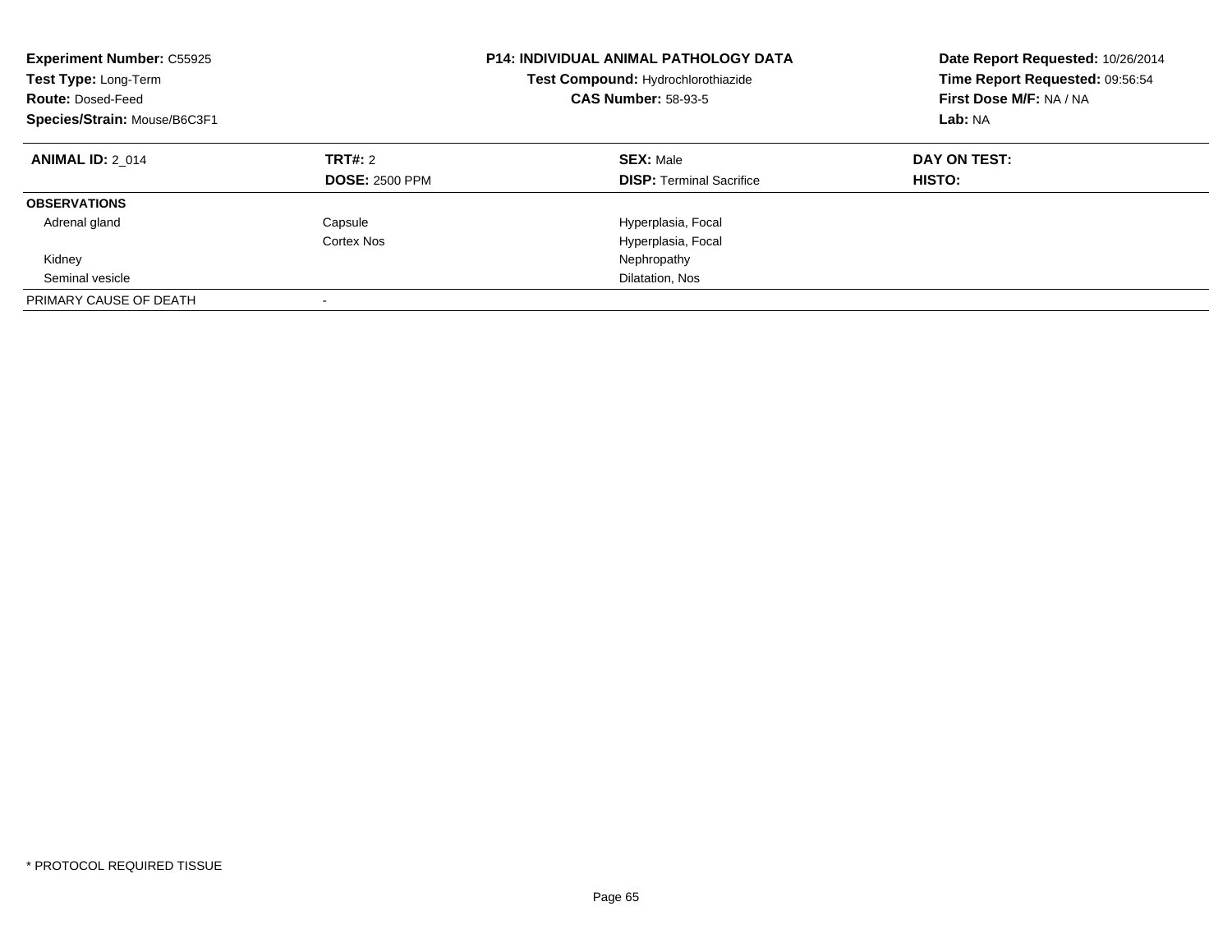**Experiment Number:** C55925
**Test Type:** Long-Term
**Route:** Dosed-Feed
**Species/Strain:** Mouse/B6C3F1

**P14: INDIVIDUAL ANIMAL PATHOLOGY DATA**
**Test Compound:** Hydrochlorothiazide
**CAS Number:** 58-93-5

**Date Report Requested:** 10/26/2014
**Time Report Requested:** 09:56:54
**First Dose M/F:** NA / NA
**Lab:** NA

| **ANIMAL ID:** 2_014 | **TRT#:** 2 | **SEX:** Male | **DAY ON TEST:** |
|---|---|---|---|
| | **DOSE:** 2500 PPM | **DISP:** Terminal Sacrifice | **HISTO:** |
| **OBSERVATIONS** | | | |
| Adrenal gland | Capsule | Hyperplasia, Focal | |
| | Cortex Nos | Hyperplasia, Focal | |
| Kidney | | Nephropathy | |
| Seminal vesicle | | Dilatation, Nos | |
| PRIMARY CAUSE OF DEATH | - | | |

* PROTOCOL REQUIRED TISSUE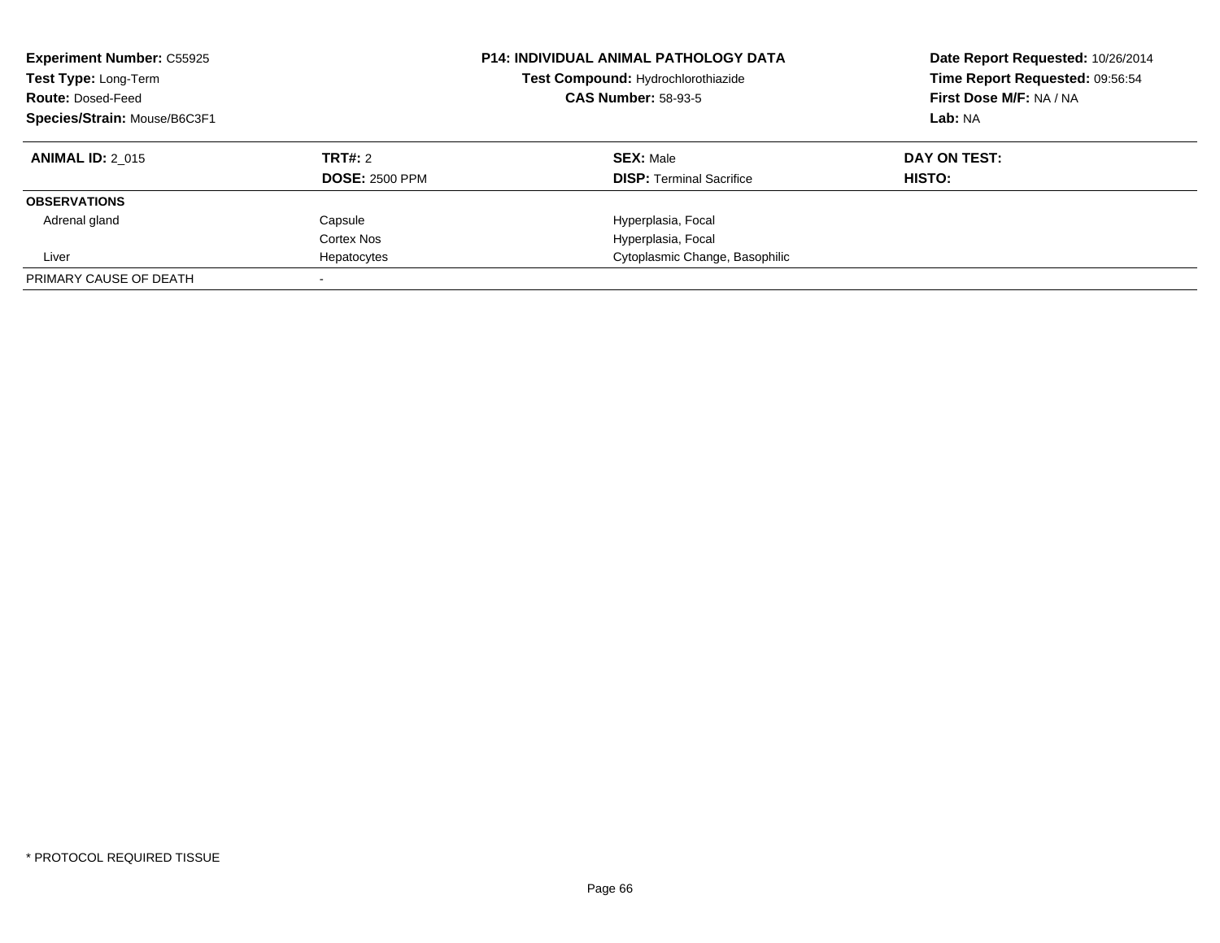**Experiment Number:** C55925
**Test Type:** Long-Term
**Route:** Dosed-Feed
**Species/Strain:** Mouse/B6C3F1

**P14: INDIVIDUAL ANIMAL PATHOLOGY DATA**
**Test Compound:** Hydrochlorothiazide
**CAS Number:** 58-93-5

**Date Report Requested:** 10/26/2014
**Time Report Requested:** 09:56:54
**First Dose M/F:** NA / NA
**Lab:** NA

| **ANIMAL ID:** 2_015 | **TRT#:** 2 | **SEX:** Male | **DAY ON TEST:** |
|---|---|---|---|
| | **DOSE:** 2500 PPM | **DISP:** Terminal Sacrifice | **HISTO:** |
| **OBSERVATIONS** | | | |
| Adrenal gland | Capsule | Hyperplasia, Focal | |
| | Cortex Nos | Hyperplasia, Focal | |
| Liver | Hepatocytes | Cytoplasmic Change, Basophilic | |
| PRIMARY CAUSE OF DEATH | - | | |

* PROTOCOL REQUIRED TISSUE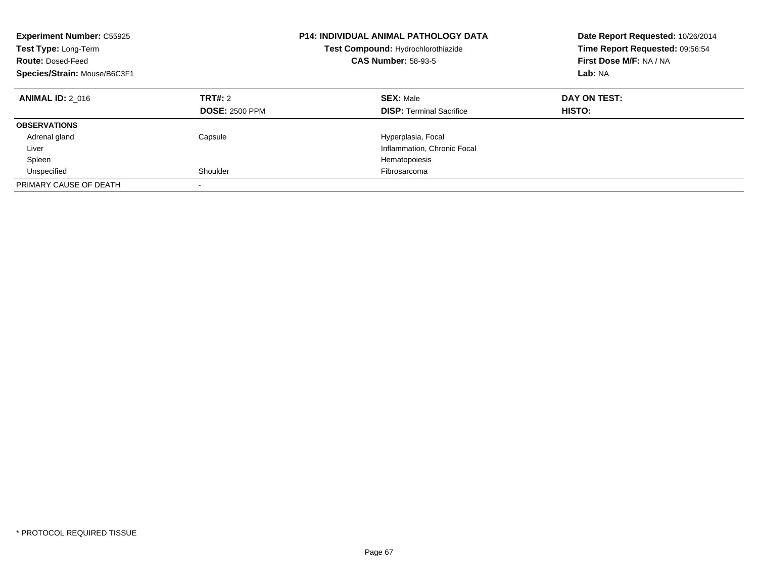**Experiment Number:** C55925
**Test Type:** Long-Term
**Route:** Dosed-Feed
**Species/Strain:** Mouse/B6C3F1

**P14: INDIVIDUAL ANIMAL PATHOLOGY DATA**
**Test Compound:** Hydrochlorothiazide
**CAS Number:** 58-93-5

**Date Report Requested:** 10/26/2014
**Time Report Requested:** 09:56:54
**First Dose M/F:** NA / NA
**Lab:** NA

| **ANIMAL ID:** 2_016 | **TRT#:** 2 | **SEX:** Male | **DAY ON TEST:** |
|---|---|---|---|
| | **DOSE:** 2500 PPM | **DISP:** Terminal Sacrifice | **HISTO:** |
| **OBSERVATIONS** | | | |
| Adrenal gland | Capsule | Hyperplasia, Focal | |
| Liver | | Inflammation, Chronic Focal | |
| Spleen | | Hematopoiesis | |
| Unspecified | Shoulder | Fibrosarcoma | |
| PRIMARY CAUSE OF DEATH | - | | |

* PROTOCOL REQUIRED TISSUE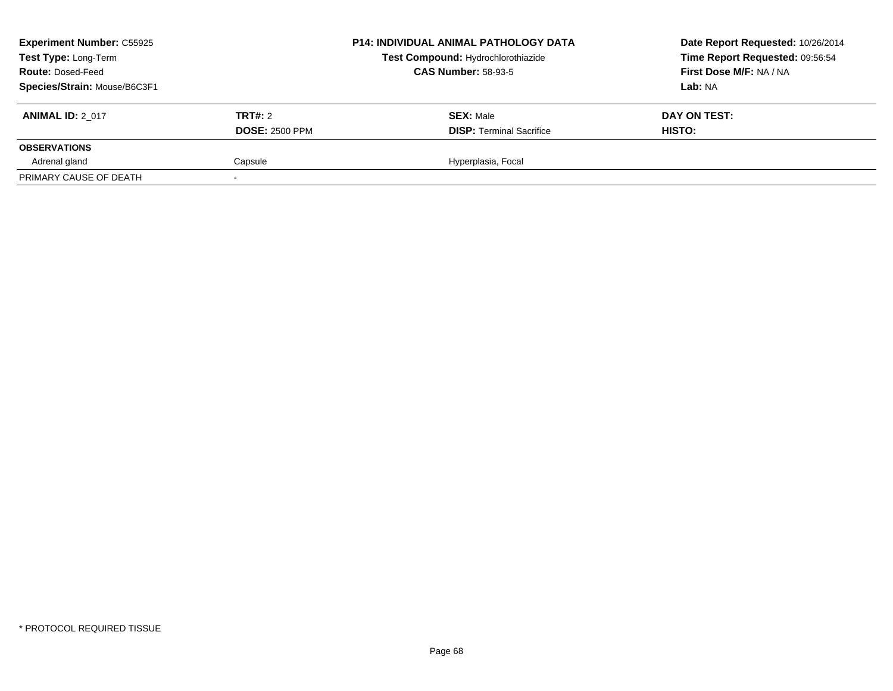| **Experiment Number:** C55925 | | **P14: INDIVIDUAL ANIMAL PATHOLOGY DATA** | **Date Report Requested:** 10/26/2014 |
|---|---|---|---|
| **Test Type:** Long-Term | | **Test Compound:** Hydrochlorothiazide | **Time Report Requested:** 09:56:54 |
| **Route:** Dosed-Feed | | **CAS Number:** 58-93-5 | **First Dose M/F:** NA / NA |
| **Species/Strain:** Mouse/B6C3F1 | | | **Lab:** NA |

| **ANIMAL ID:** 2_017 | **TRT#:** 2 | **SEX:** Male | **DAY ON TEST:** |
|---|---|---|---|
| | **DOSE:** 2500 PPM | **DISP:** Terminal Sacrifice | **HISTO:** |
| **OBSERVATIONS** | | | |
| Adrenal gland | Capsule | Hyperplasia, Focal | |
| PRIMARY CAUSE OF DEATH | - | | |

\* PROTOCOL REQUIRED TISSUE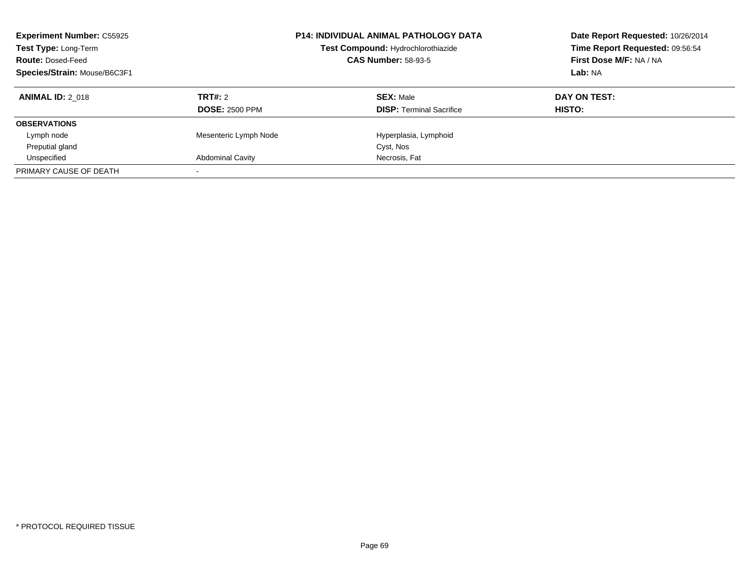**Experiment Number:** C55925
**Test Type:** Long-Term
**Route:** Dosed-Feed
**Species/Strain:** Mouse/B6C3F1

**P14: INDIVIDUAL ANIMAL PATHOLOGY DATA**
**Test Compound:** Hydrochlorothiazide
**CAS Number:** 58-93-5

**Date Report Requested:** 10/26/2014
**Time Report Requested:** 09:56:54
**First Dose M/F:** NA / NA
**Lab:** NA

| **ANIMAL ID:** 2_018 | **TRT#:** 2 | **SEX:** Male | **DAY ON TEST:** |
|---|---|---|---|
| | **DOSE:** 2500 PPM | **DISP:** Terminal Sacrifice | **HISTO:** |
| **OBSERVATIONS** | | | |
| Lymph node | Mesenteric Lymph Node | Hyperplasia, Lymphoid | |
| Preputial gland | | Cyst, Nos | |
| Unspecified | Abdominal Cavity | Necrosis, Fat | |
| PRIMARY CAUSE OF DEATH | - | | |

* PROTOCOL REQUIRED TISSUE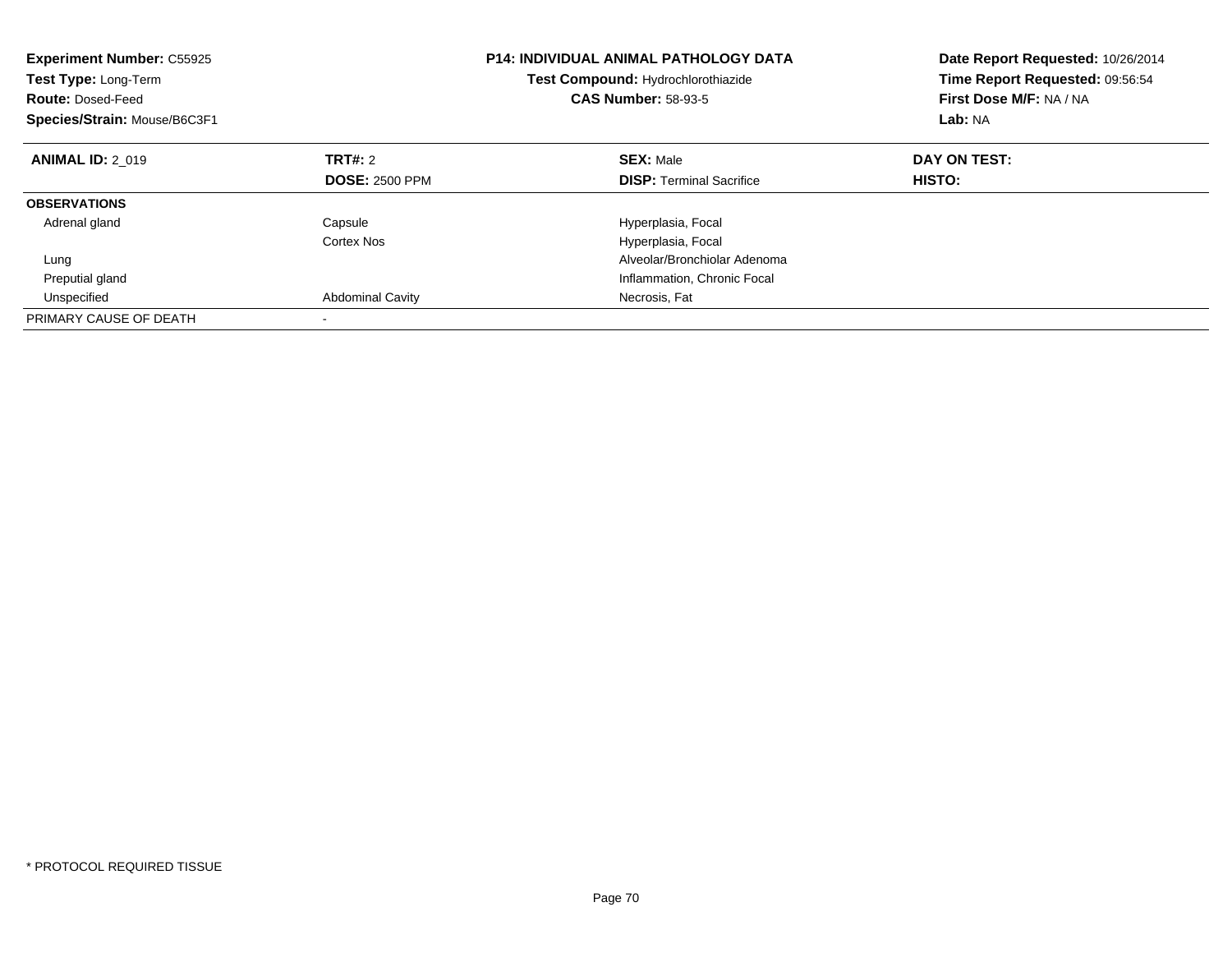**Experiment Number:** C55925
**Test Type:** Long-Term
**Route:** Dosed-Feed
**Species/Strain:** Mouse/B6C3F1

**P14: INDIVIDUAL ANIMAL PATHOLOGY DATA**
**Test Compound:** Hydrochlorothiazide
**CAS Number:** 58-93-5

**Date Report Requested:** 10/26/2014
**Time Report Requested:** 09:56:54
**First Dose M/F:** NA / NA
**Lab:** NA

| **ANIMAL ID:** 2_019 | **TRT#:** 2 | **SEX:** Male | **DAY ON TEST:** |
|---|---|---|---|
| | **DOSE:** 2500 PPM | **DISP:** Terminal Sacrifice | **HISTO:** |
| **OBSERVATIONS** | | | |
| Adrenal gland | Capsule | Hyperplasia, Focal | |
| | Cortex Nos | Hyperplasia, Focal | |
| Lung | | Alveolar/Bronchiolar Adenoma | |
| Preputial gland | | Inflammation, Chronic Focal | |
| Unspecified | Abdominal Cavity | Necrosis, Fat | |
| PRIMARY CAUSE OF DEATH | - | | |

* PROTOCOL REQUIRED TISSUE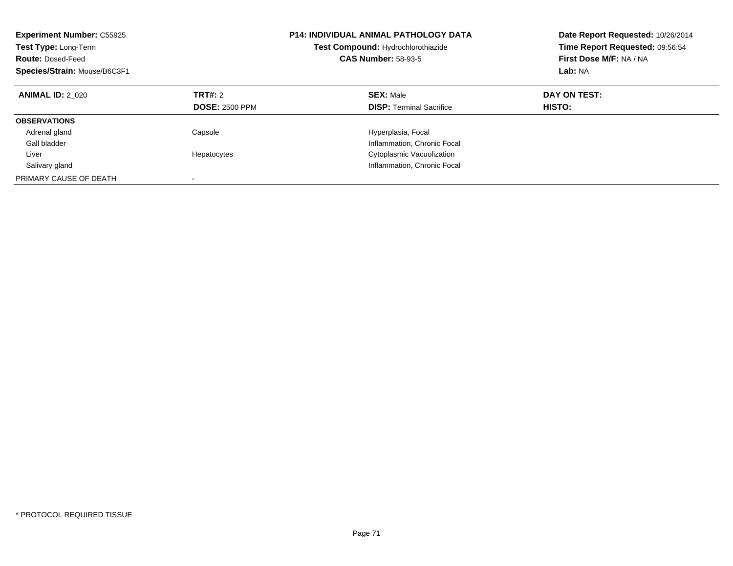**Experiment Number:** C55925
**Test Type:** Long-Term
**Route:** Dosed-Feed
**Species/Strain:** Mouse/B6C3F1

**P14: INDIVIDUAL ANIMAL PATHOLOGY DATA**
**Test Compound:** Hydrochlorothiazide
**CAS Number:** 58-93-5

**Date Report Requested:** 10/26/2014
**Time Report Requested:** 09:56:54
**First Dose M/F:** NA / NA
**Lab:** NA

| **ANIMAL ID:** 2_020 | **TRT#:** 2 | **SEX:** Male | **DAY ON TEST:** |
|---|---|---|---|
| | **DOSE:** 2500 PPM | **DISP:** Terminal Sacrifice | **HISTO:** |
| **OBSERVATIONS** | | | |
| Adrenal gland | Capsule | Hyperplasia, Focal | |
| Gall bladder | | Inflammation, Chronic Focal | |
| Liver | Hepatocytes | Cytoplasmic Vacuolization | |
| Salivary gland | | Inflammation, Chronic Focal | |
| PRIMARY CAUSE OF DEATH | - | | |

* PROTOCOL REQUIRED TISSUE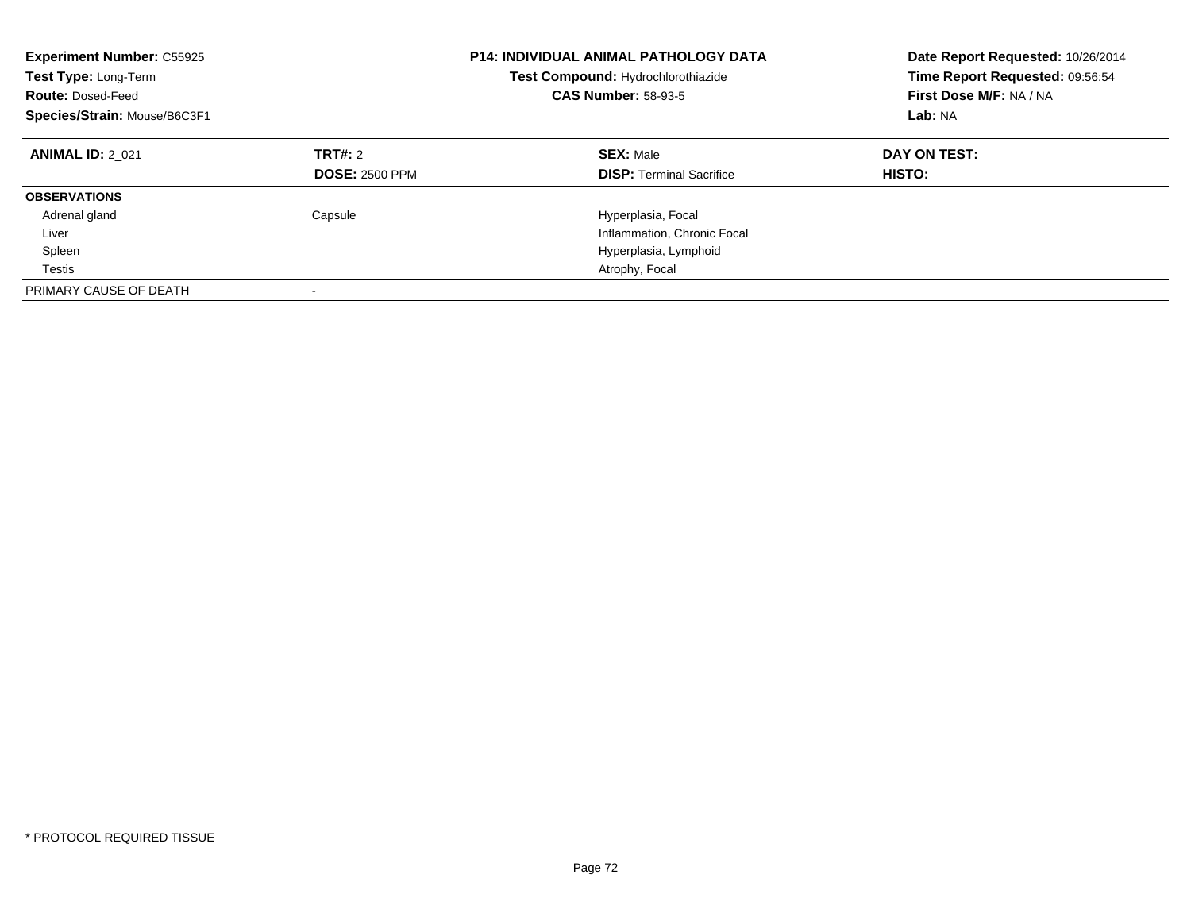**Experiment Number:** C55925
**Test Type:** Long-Term
**Route:** Dosed-Feed
**Species/Strain:** Mouse/B6C3F1

**P14: INDIVIDUAL ANIMAL PATHOLOGY DATA**
**Test Compound:** Hydrochlorothiazide
**CAS Number:** 58-93-5

**Date Report Requested:** 10/26/2014
**Time Report Requested:** 09:56:54
**First Dose M/F:** NA / NA
**Lab:** NA

| **ANIMAL ID:** 2_021 | **TRT#:** 2<br>**DOSE:** 2500 PPM | **SEX:** Male<br>**DISP:** Terminal Sacrifice | **DAY ON TEST:**<br>**HISTO:** |
|---|---|---|---|
| **OBSERVATIONS** | | | |
| Adrenal gland | Capsule | Hyperplasia, Focal | |
| Liver | | Inflammation, Chronic Focal | |
| Spleen | | Hyperplasia, Lymphoid | |
| Testis | | Atrophy, Focal | |
| PRIMARY CAUSE OF DEATH | - | | |

* PROTOCOL REQUIRED TISSUE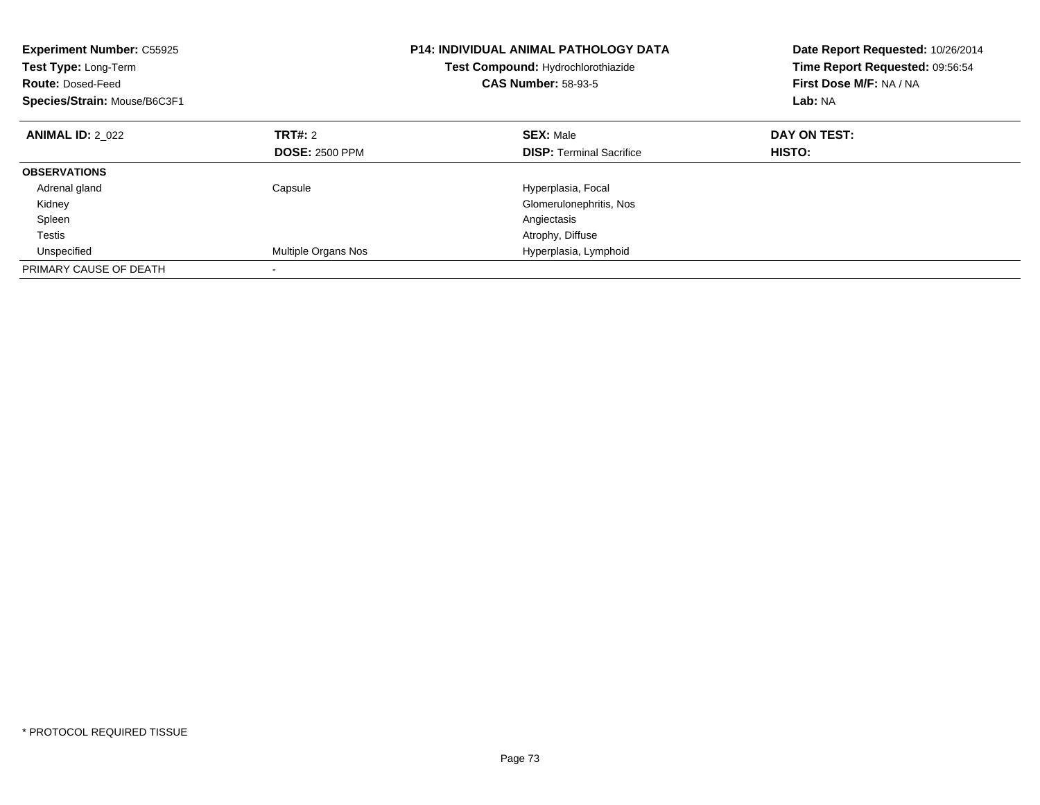**Experiment Number:** C55925
**Test Type:** Long-Term
**Route:** Dosed-Feed
**Species/Strain:** Mouse/B6C3F1

**P14: INDIVIDUAL ANIMAL PATHOLOGY DATA**
**Test Compound:** Hydrochlorothiazide
**CAS Number:** 58-93-5

**Date Report Requested:** 10/26/2014
**Time Report Requested:** 09:56:54
**First Dose M/F:** NA / NA
**Lab:** NA

| **ANIMAL ID:** 2_022 | **TRT#:** 2 | **SEX:** Male | **DAY ON TEST:** |
|---|---|---|---|
| | **DOSE:** 2500 PPM | **DISP:** Terminal Sacrifice | **HISTO:** |
| **OBSERVATIONS** | | | |
| Adrenal gland | Capsule | Hyperplasia, Focal | |
| Kidney | | Glomerulonephritis, Nos | |
| Spleen | | Angiectasis | |
| Testis | | Atrophy, Diffuse | |
| Unspecified | Multiple Organs Nos | Hyperplasia, Lymphoid | |
| PRIMARY CAUSE OF DEATH | - | | |

* PROTOCOL REQUIRED TISSUE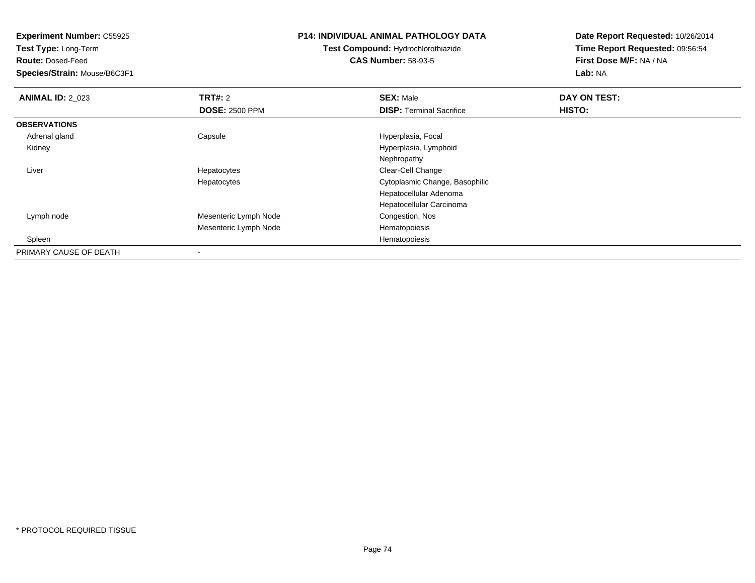**Experiment Number:** C55925
**Test Type:** Long-Term
**Route:** Dosed-Feed
**Species/Strain:** Mouse/B6C3F1

**P14: INDIVIDUAL ANIMAL PATHOLOGY DATA**
**Test Compound:** Hydrochlorothiazide
**CAS Number:** 58-93-5

**Date Report Requested:** 10/26/2014
**Time Report Requested:** 09:56:54
**First Dose M/F:** NA / NA
**Lab:** NA

| **ANIMAL ID:** 2_023 | **TRT#:** 2 | **SEX:** Male | **DAY ON TEST:** |
|---|---|---|---|
| | **DOSE:** 2500 PPM | **DISP:** Terminal Sacrifice | **HISTO:** |
| **OBSERVATIONS** | | | |
| Adrenal gland | Capsule | Hyperplasia, Focal | |
| Kidney | | Hyperplasia, Lymphoid | |
| | | Nephropathy | |
| Liver | Hepatocytes | Clear-Cell Change | |
| | Hepatocytes | Cytoplasmic Change, Basophilic | |
| | | Hepatocellular Adenoma | |
| | | Hepatocellular Carcinoma | |
| Lymph node | Mesenteric Lymph Node | Congestion, Nos | |
| | Mesenteric Lymph Node | Hematopoiesis | |
| Spleen | | Hematopoiesis | |
| PRIMARY CAUSE OF DEATH | - | | |

\* PROTOCOL REQUIRED TISSUE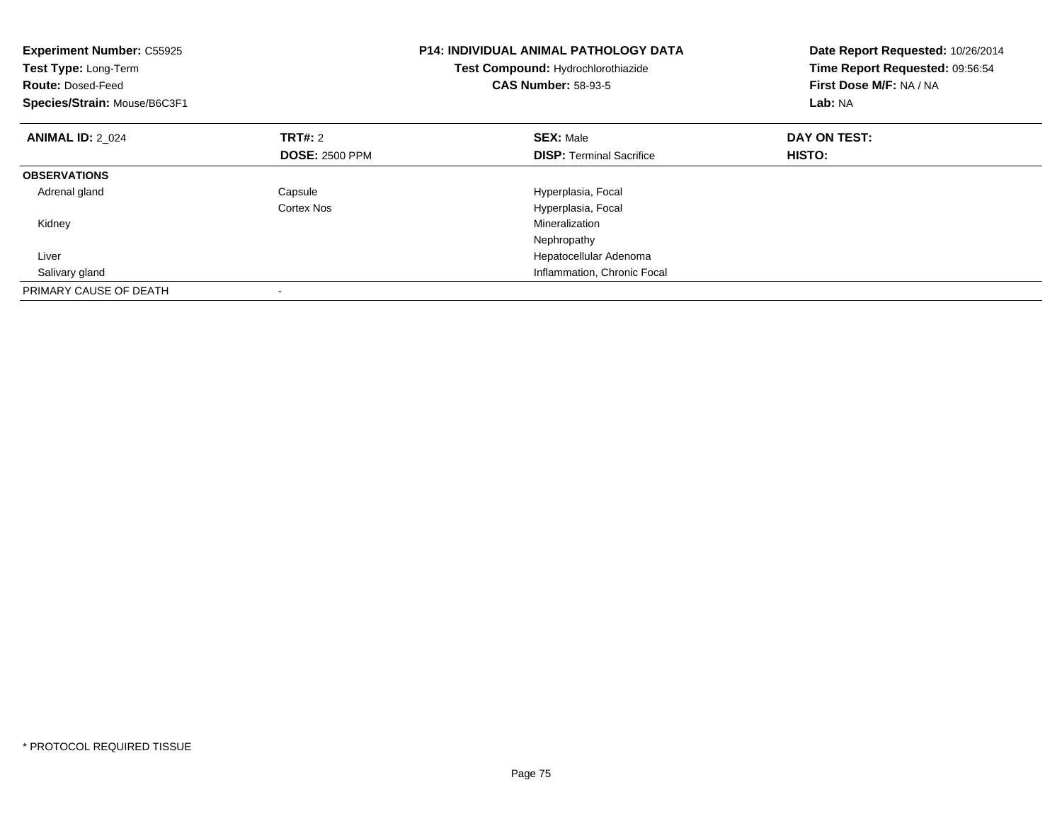**Experiment Number:** C55925
**Test Type:** Long-Term
**Route:** Dosed-Feed
**Species/Strain:** Mouse/B6C3F1

**P14: INDIVIDUAL ANIMAL PATHOLOGY DATA**
**Test Compound:** Hydrochlorothiazide
**CAS Number:** 58-93-5

**Date Report Requested:** 10/26/2014
**Time Report Requested:** 09:56:54
**First Dose M/F:** NA / NA
**Lab:** NA

| **ANIMAL ID:** 2_024 | **TRT#:** 2 | **SEX:** Male | **DAY ON TEST:** |
|---|---|---|---|
| | **DOSE:** 2500 PPM | **DISP:** Terminal Sacrifice | **HISTO:** |
| **OBSERVATIONS** | | | |
| Adrenal gland | Capsule | Hyperplasia, Focal | |
| | Cortex Nos | Hyperplasia, Focal | |
| Kidney | | Mineralization | |
| | | Nephropathy | |
| Liver | | Hepatocellular Adenoma | |
| Salivary gland | | Inflammation, Chronic Focal | |
| PRIMARY CAUSE OF DEATH | - | | |

* PROTOCOL REQUIRED TISSUE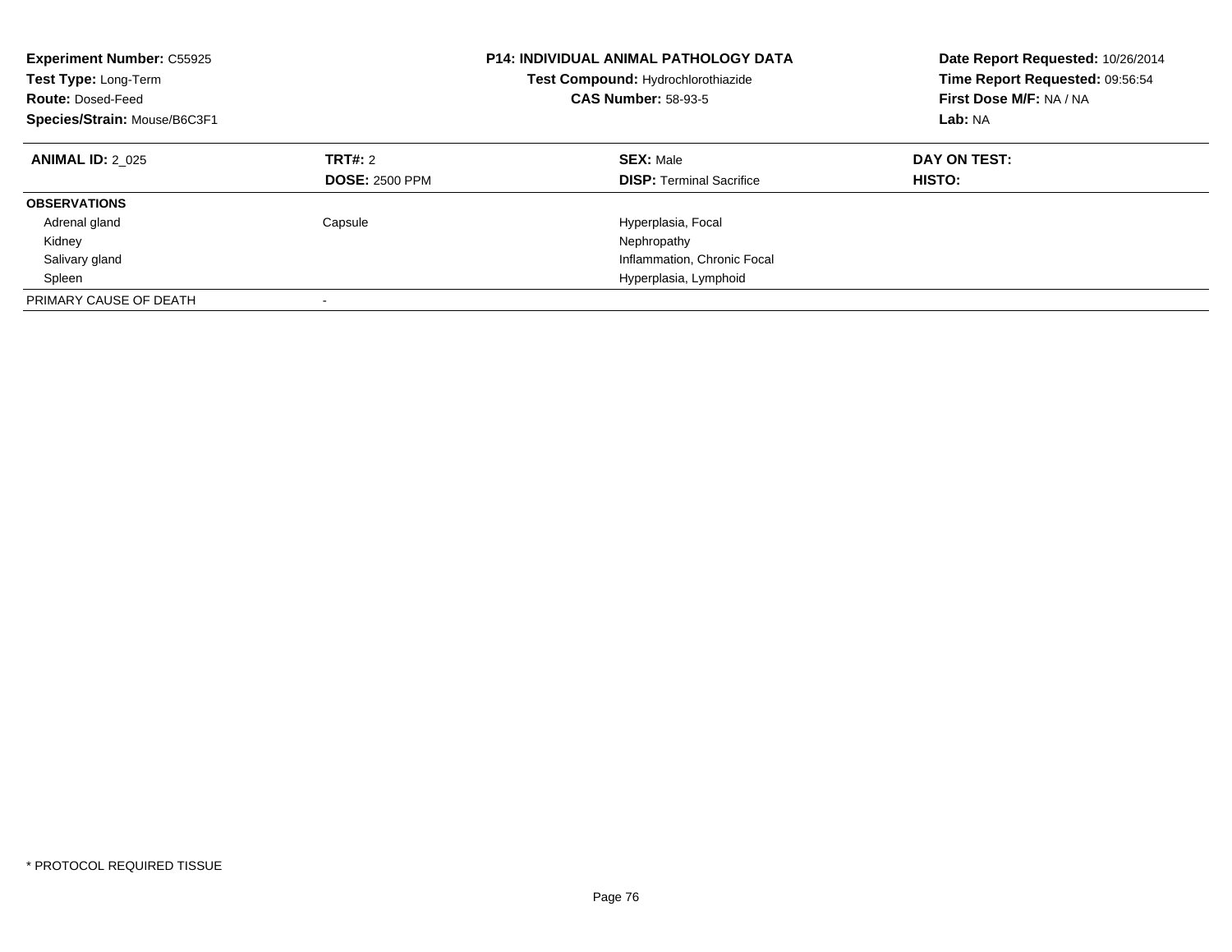**Experiment Number:** C55925
**Test Type:** Long-Term
**Route:** Dosed-Feed
**Species/Strain:** Mouse/B6C3F1

**P14: INDIVIDUAL ANIMAL PATHOLOGY DATA**
**Test Compound:** Hydrochlorothiazide
**CAS Number:** 58-93-5

**Date Report Requested:** 10/26/2014
**Time Report Requested:** 09:56:54
**First Dose M/F:** NA / NA
**Lab:** NA

| **ANIMAL ID:** 2_025 | **TRT#:** 2 | **SEX:** Male | **DAY ON TEST:** |
|---|---|---|---|
| | **DOSE:** 2500 PPM | **DISP:** Terminal Sacrifice | **HISTO:** |
| **OBSERVATIONS** | | | |
| Adrenal gland | Capsule | Hyperplasia, Focal | |
| Kidney | | Nephropathy | |
| Salivary gland | | Inflammation, Chronic Focal | |
| Spleen | | Hyperplasia, Lymphoid | |
| PRIMARY CAUSE OF DEATH | - | | |

* PROTOCOL REQUIRED TISSUE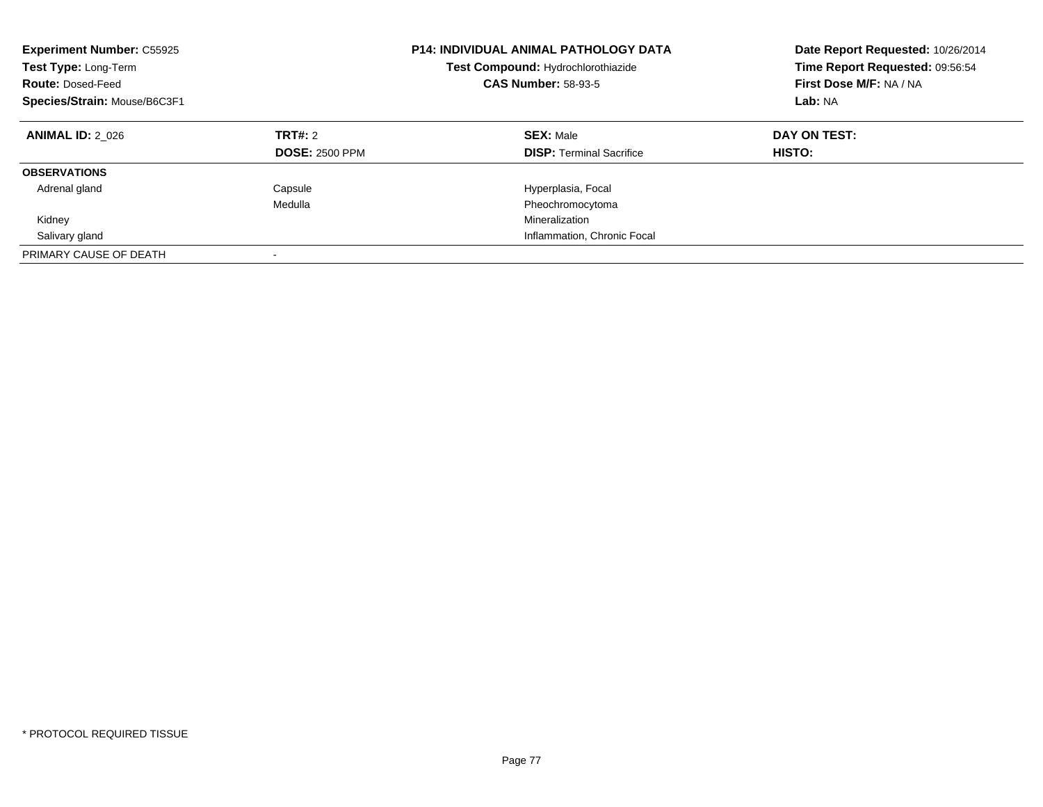**Experiment Number:** C55925
**Test Type:** Long-Term
**Route:** Dosed-Feed
**Species/Strain:** Mouse/B6C3F1

**P14: INDIVIDUAL ANIMAL PATHOLOGY DATA**
**Test Compound:** Hydrochlorothiazide
**CAS Number:** 58-93-5

**Date Report Requested:** 10/26/2014
**Time Report Requested:** 09:56:54
**First Dose M/F:** NA / NA
**Lab:** NA

| **ANIMAL ID:** 2_026 | **TRT#:** 2 | **SEX:** Male | **DAY ON TEST:** |
|---|---|---|---|
| | **DOSE:** 2500 PPM | **DISP:** Terminal Sacrifice | **HISTO:** |
| **OBSERVATIONS** | | | |
| Adrenal gland | Capsule | Hyperplasia, Focal | |
| | Medulla | Pheochromocytoma | |
| Kidney | | Mineralization | |
| Salivary gland | | Inflammation, Chronic Focal | |
| PRIMARY CAUSE OF DEATH | - | | |

* PROTOCOL REQUIRED TISSUE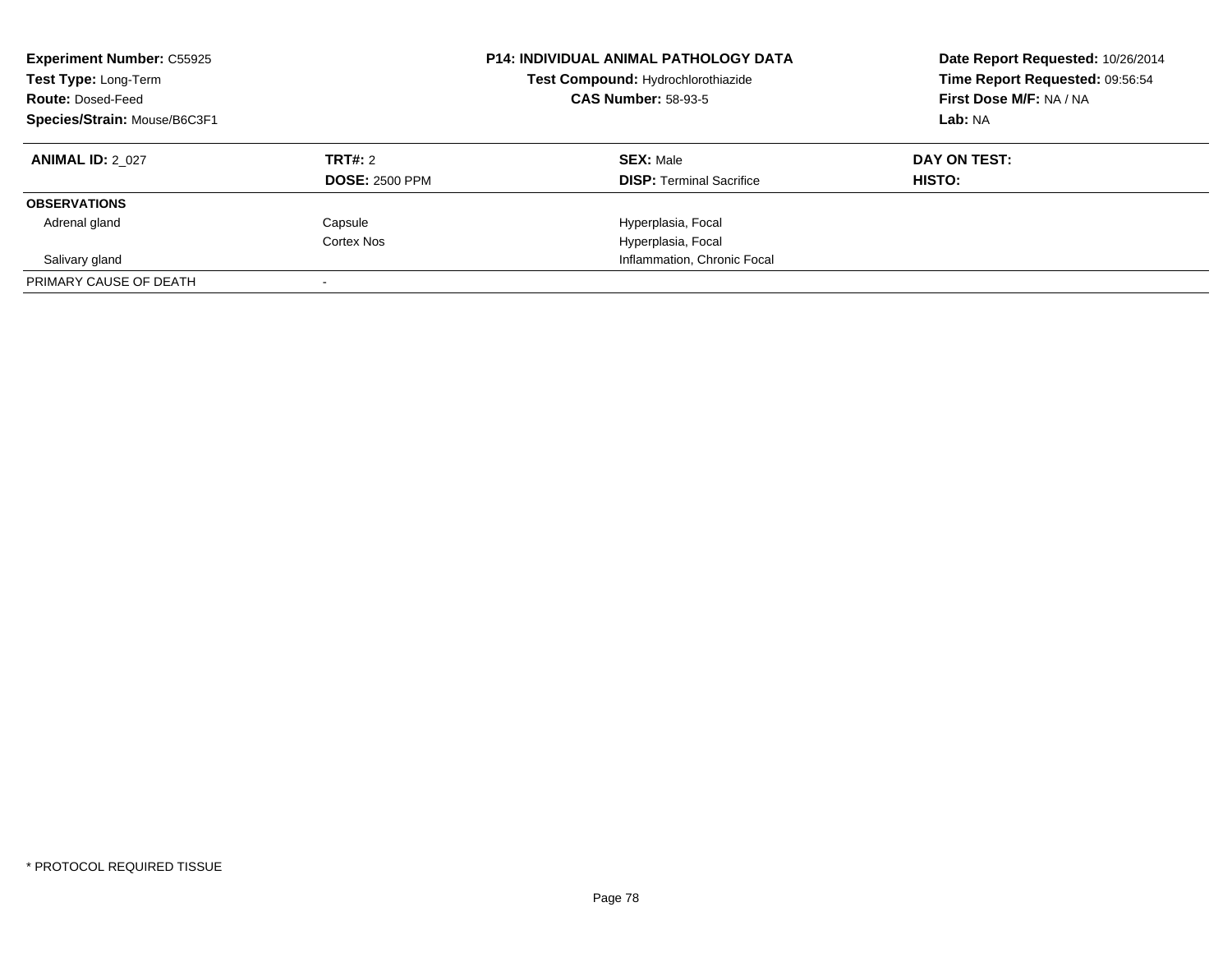| **Experiment Number:** C55925 | **P14: INDIVIDUAL ANIMAL PATHOLOGY DATA** | **Date Report Requested:** 10/26/2014 |
|---|---|---|
| **Test Type:** Long-Term | **Test Compound:** Hydrochlorothiazide | **Time Report Requested:** 09:56:54 |
| **Route:** Dosed-Feed | **CAS Number:** 58-93-5 | **First Dose M/F:** NA / NA |
| **Species/Strain:** Mouse/B6C3F1 | | **Lab:** NA |

| **ANIMAL ID:** 2_027 | **TRT#:** 2 | **SEX:** Male | **DAY ON TEST:** |
|---|---|---|---|
| | **DOSE:** 2500 PPM | **DISP:** Terminal Sacrifice | **HISTO:** |
| **OBSERVATIONS** | | | |
| Adrenal gland | Capsule | Hyperplasia, Focal | |
| | Cortex Nos | Hyperplasia, Focal | |
| Salivary gland | | Inflammation, Chronic Focal | |
| PRIMARY CAUSE OF DEATH | - | | |

* PROTOCOL REQUIRED TISSUE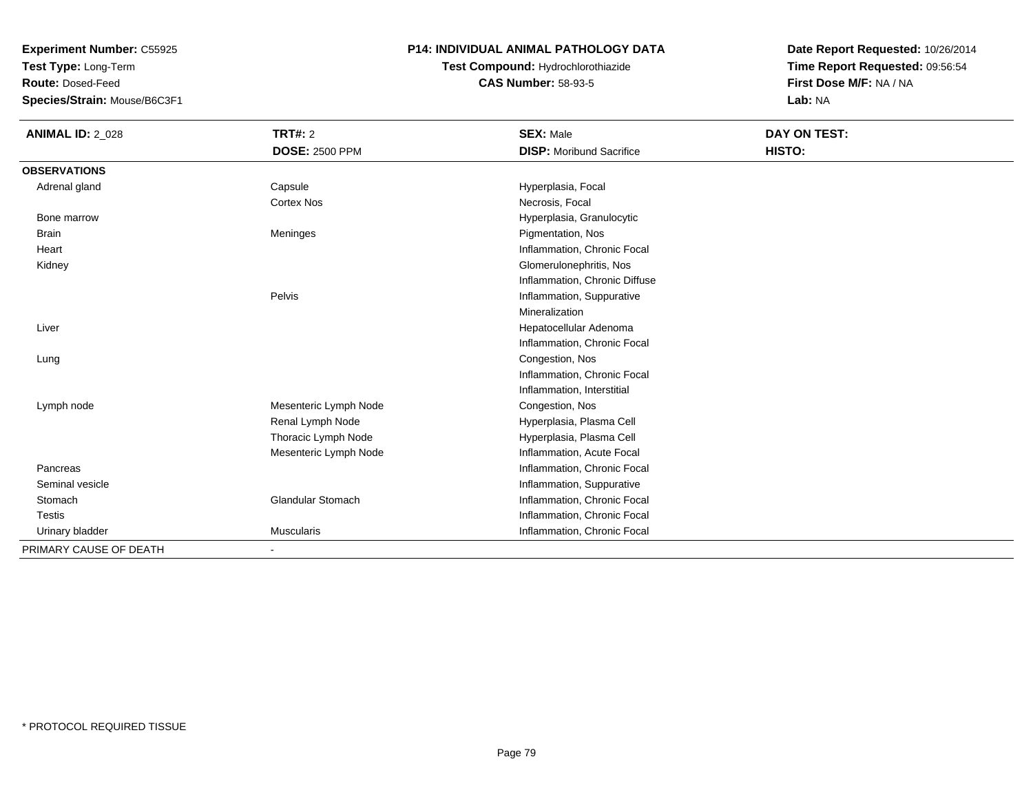**Experiment Number:** C55925
**Test Type:** Long-Term
**Route:** Dosed-Feed
**Species/Strain:** Mouse/B6C3F1

**P14: INDIVIDUAL ANIMAL PATHOLOGY DATA**
**Test Compound:** Hydrochlorothiazide
**CAS Number:** 58-93-5

**Date Report Requested:** 10/26/2014
**Time Report Requested:** 09:56:54
**First Dose M/F:** NA / NA
**Lab:** NA

| **ANIMAL ID:** 2_028 | **TRT#:** 2 | **SEX:** Male | **DAY ON TEST:** |
|---|---|---|---|
| | **DOSE:** 2500 PPM | **DISP:** Moribund Sacrifice | **HISTO:** |
| **OBSERVATIONS** | | | |
| Adrenal gland | Capsule | Hyperplasia, Focal | |
| | Cortex Nos | Necrosis, Focal | |
| Bone marrow | | Hyperplasia, Granulocytic | |
| Brain | Meninges | Pigmentation, Nos | |
| Heart | | Inflammation, Chronic Focal | |
| Kidney | | Glomerulonephritis, Nos | |
| | | Inflammation, Chronic Diffuse | |
| | Pelvis | Inflammation, Suppurative | |
| | | Mineralization | |
| Liver | | Hepatocellular Adenoma | |
| | | Inflammation, Chronic Focal | |
| Lung | | Congestion, Nos | |
| | | Inflammation, Chronic Focal | |
| | | Inflammation, Interstitial | |
| Lymph node | Mesenteric Lymph Node | Congestion, Nos | |
| | Renal Lymph Node | Hyperplasia, Plasma Cell | |
| | Thoracic Lymph Node | Hyperplasia, Plasma Cell | |
| | Mesenteric Lymph Node | Inflammation, Acute Focal | |
| Pancreas | | Inflammation, Chronic Focal | |
| Seminal vesicle | | Inflammation, Suppurative | |
| Stomach | Glandular Stomach | Inflammation, Chronic Focal | |
| Testis | | Inflammation, Chronic Focal | |
| Urinary bladder | Muscularis | Inflammation, Chronic Focal | |
| PRIMARY CAUSE OF DEATH | - | | |

* PROTOCOL REQUIRED TISSUE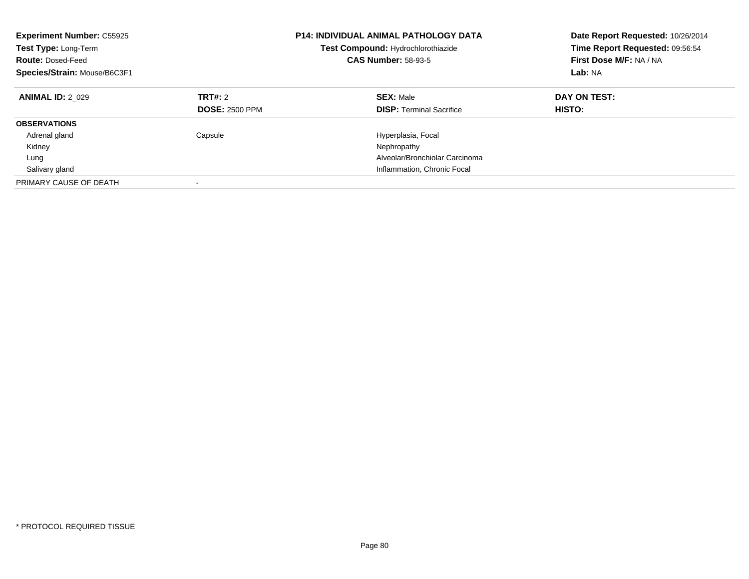**Experiment Number:** C55925
**Test Type:** Long-Term
**Route:** Dosed-Feed
**Species/Strain:** Mouse/B6C3F1

**P14: INDIVIDUAL ANIMAL PATHOLOGY DATA**
**Test Compound:** Hydrochlorothiazide
**CAS Number:** 58-93-5

**Date Report Requested:** 10/26/2014
**Time Report Requested:** 09:56:54
**First Dose M/F:** NA / NA
**Lab:** NA

| **ANIMAL ID:** 2_029 | **TRT#:** 2 | **SEX:** Male | **DAY ON TEST:** |
|---|---|---|---|
| | **DOSE:** 2500 PPM | **DISP:** Terminal Sacrifice | **HISTO:** |
| **OBSERVATIONS** | | | |
| Adrenal gland | Capsule | Hyperplasia, Focal | |
| Kidney | | Nephropathy | |
| Lung | | Alveolar/Bronchiolar Carcinoma | |
| Salivary gland | | Inflammation, Chronic Focal | |
| PRIMARY CAUSE OF DEATH | - | | |

* PROTOCOL REQUIRED TISSUE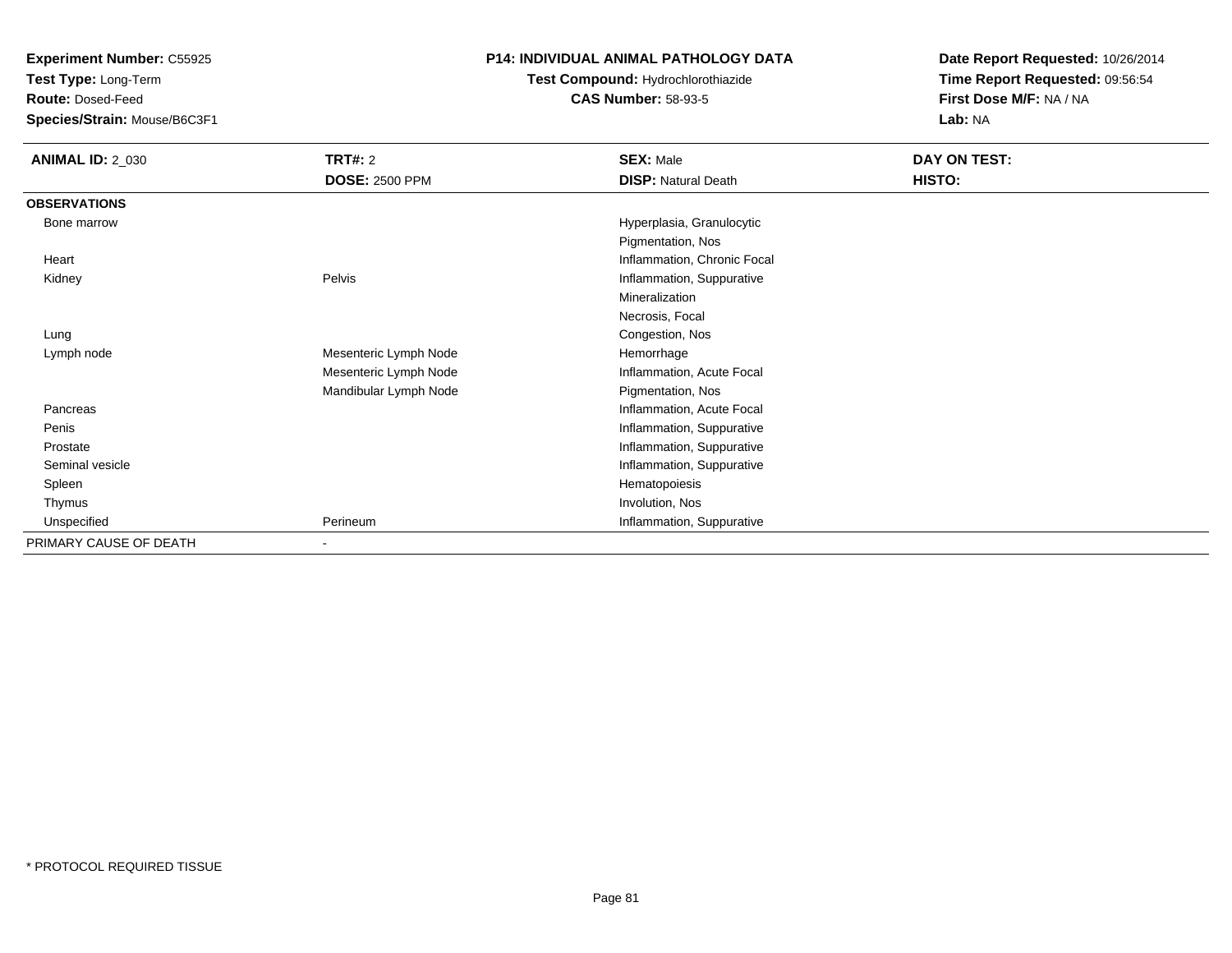**Experiment Number:** C55925
**Test Type:** Long-Term
**Route:** Dosed-Feed
**Species/Strain:** Mouse/B6C3F1

**P14: INDIVIDUAL ANIMAL PATHOLOGY DATA**
**Test Compound:** Hydrochlorothiazide
**CAS Number:** 58-93-5

**Date Report Requested:** 10/26/2014
**Time Report Requested:** 09:56:54
**First Dose M/F:** NA / NA
**Lab:** NA

| **ANIMAL ID:** 2_030 | **TRT#:** 2 | **SEX:** Male | **DAY ON TEST:** |
|---|---|---|---|
| | **DOSE:** 2500 PPM | **DISP:** Natural Death | **HISTO:** |
| **OBSERVATIONS** | | | |
| Bone marrow | | Hyperplasia, Granulocytic | |
| | | Pigmentation, Nos | |
| Heart | | Inflammation, Chronic Focal | |
| Kidney | Pelvis | Inflammation, Suppurative | |
| | | Mineralization | |
| | | Necrosis, Focal | |
| Lung | | Congestion, Nos | |
| Lymph node | Mesenteric Lymph Node | Hemorrhage | |
| | Mesenteric Lymph Node | Inflammation, Acute Focal | |
| | Mandibular Lymph Node | Pigmentation, Nos | |
| Pancreas | | Inflammation, Acute Focal | |
| Penis | | Inflammation, Suppurative | |
| Prostate | | Inflammation, Suppurative | |
| Seminal vesicle | | Inflammation, Suppurative | |
| Spleen | | Hematopoiesis | |
| Thymus | | Involution, Nos | |
| Unspecified | Perineum | Inflammation, Suppurative | |
| PRIMARY CAUSE OF DEATH | - | | |

\* PROTOCOL REQUIRED TISSUE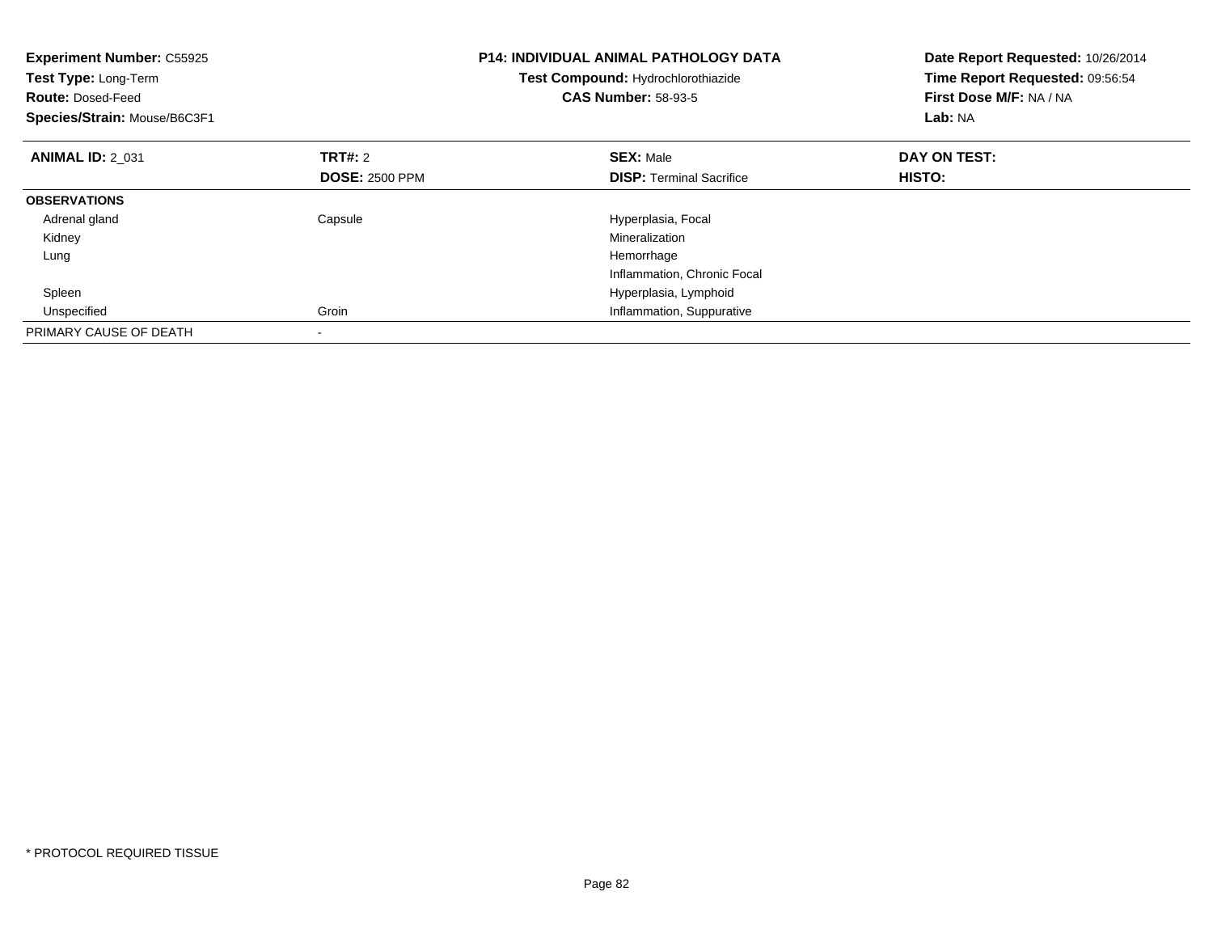**Experiment Number:** C55925
**Test Type:** Long-Term
**Route:** Dosed-Feed
**Species/Strain:** Mouse/B6C3F1

**P14: INDIVIDUAL ANIMAL PATHOLOGY DATA**
**Test Compound:** Hydrochlorothiazide
**CAS Number:** 58-93-5

**Date Report Requested:** 10/26/2014
**Time Report Requested:** 09:56:54
**First Dose M/F:** NA / NA
**Lab:** NA

| **ANIMAL ID:** 2_031 | **TRT#:** 2 | **SEX:** Male | **DAY ON TEST:** |
|---|---|---|---|
| | **DOSE:** 2500 PPM | **DISP:** Terminal Sacrifice | **HISTO:** |
| **OBSERVATIONS** | | | |
| Adrenal gland | Capsule | Hyperplasia, Focal | |
| Kidney | | Mineralization | |
| Lung | | Hemorrhage | |
| | | Inflammation, Chronic Focal | |
| Spleen | | Hyperplasia, Lymphoid | |
| Unspecified | Groin | Inflammation, Suppurative | |
| PRIMARY CAUSE OF DEATH | - | | |

* PROTOCOL REQUIRED TISSUE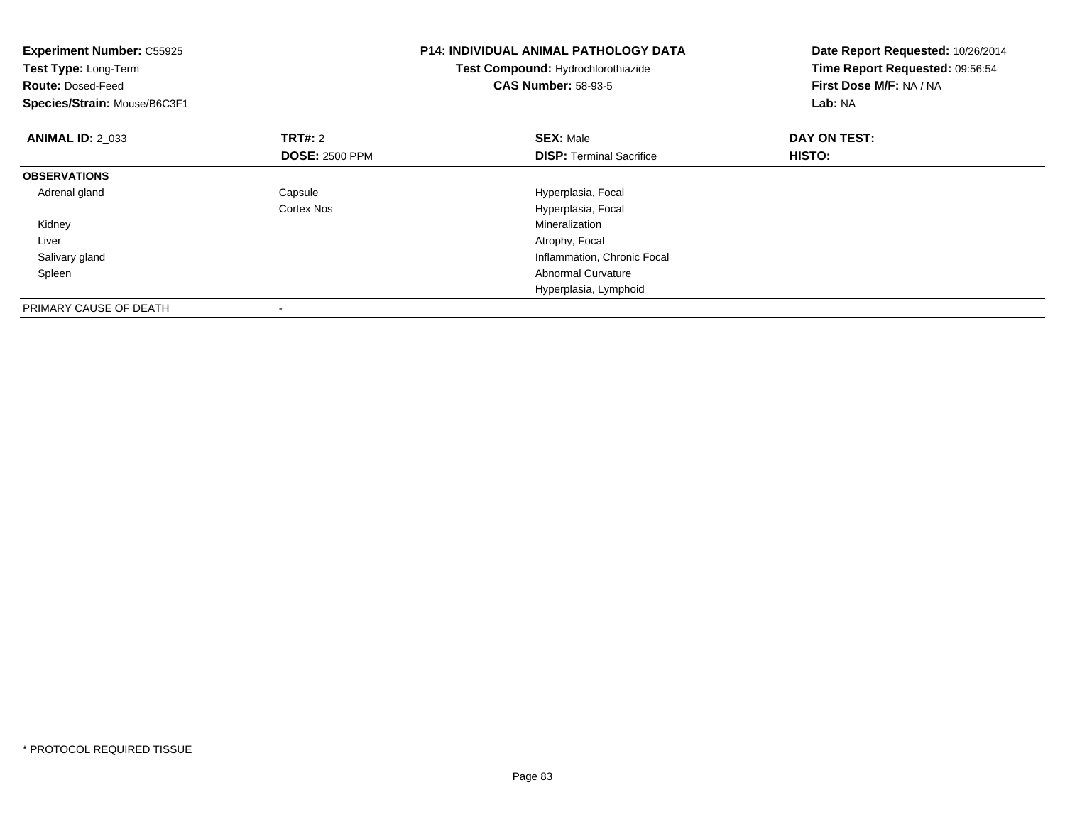**Experiment Number:** C55925
**Test Type:** Long-Term
**Route:** Dosed-Feed
**Species/Strain:** Mouse/B6C3F1

**P14: INDIVIDUAL ANIMAL PATHOLOGY DATA**
**Test Compound:** Hydrochlorothiazide
**CAS Number:** 58-93-5

**Date Report Requested:** 10/26/2014
**Time Report Requested:** 09:56:54
**First Dose M/F:** NA / NA
**Lab:** NA

| **ANIMAL ID:** 2_033 | **TRT#:** 2 | **SEX:** Male | **DAY ON TEST:** |
|---|---|---|---|
| | **DOSE:** 2500 PPM | **DISP:** Terminal Sacrifice | **HISTO:** |
| **OBSERVATIONS** | | | |
| Adrenal gland | Capsule | Hyperplasia, Focal | |
| | Cortex Nos | Hyperplasia, Focal | |
| Kidney | | Mineralization | |
| Liver | | Atrophy, Focal | |
| Salivary gland | | Inflammation, Chronic Focal | |
| Spleen | | Abnormal Curvature | |
| | | Hyperplasia, Lymphoid | |
| PRIMARY CAUSE OF DEATH | - | | |

* PROTOCOL REQUIRED TISSUE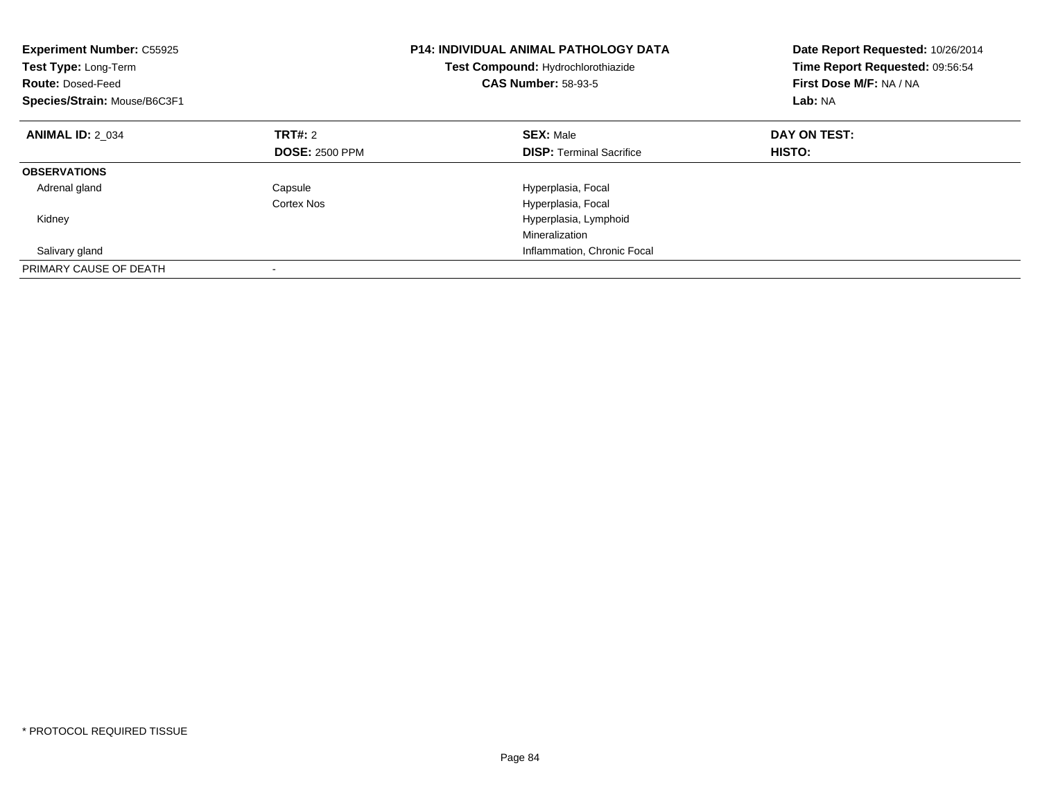**Experiment Number:** C55925
**Test Type:** Long-Term
**Route:** Dosed-Feed
**Species/Strain:** Mouse/B6C3F1

**P14: INDIVIDUAL ANIMAL PATHOLOGY DATA**
**Test Compound:** Hydrochlorothiazide
**CAS Number:** 58-93-5

**Date Report Requested:** 10/26/2014
**Time Report Requested:** 09:56:54
**First Dose M/F:** NA / NA
**Lab:** NA

| **ANIMAL ID:** 2_034 | **TRT#:** 2 | **SEX:** Male | **DAY ON TEST:** |
|---|---|---|---|
| | **DOSE:** 2500 PPM | **DISP:** Terminal Sacrifice | **HISTO:** |
| **OBSERVATIONS** | | | |
| Adrenal gland | Capsule | Hyperplasia, Focal | |
| | Cortex Nos | Hyperplasia, Focal | |
| Kidney | | Hyperplasia, Lymphoid | |
| | | Mineralization | |
| Salivary gland | | Inflammation, Chronic Focal | |
| PRIMARY CAUSE OF DEATH | - | | |

* PROTOCOL REQUIRED TISSUE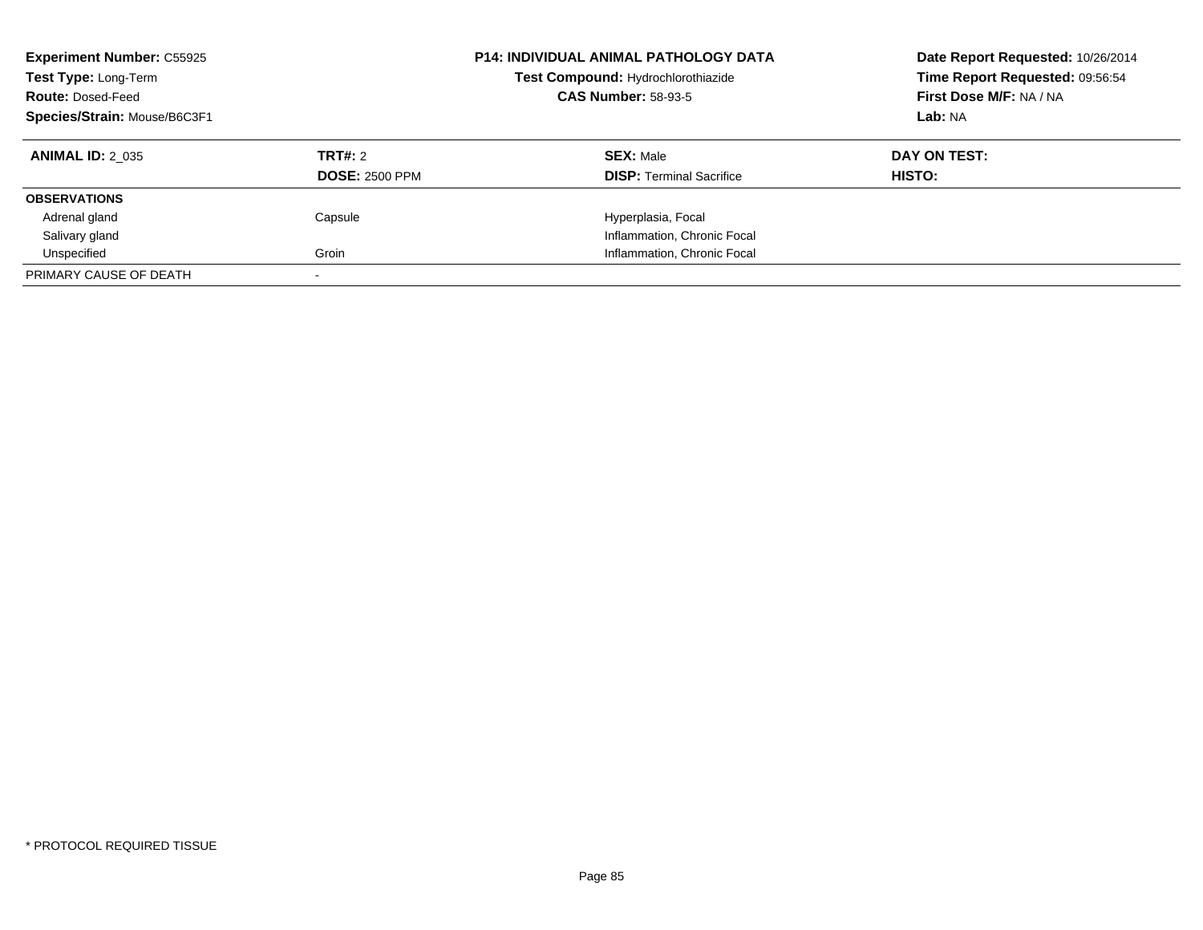**Experiment Number:** C55925
**Test Type:** Long-Term
**Route:** Dosed-Feed
**Species/Strain:** Mouse/B6C3F1

**P14: INDIVIDUAL ANIMAL PATHOLOGY DATA**
**Test Compound:** Hydrochlorothiazide
**CAS Number:** 58-93-5

**Date Report Requested:** 10/26/2014
**Time Report Requested:** 09:56:54
**First Dose M/F:** NA / NA
**Lab:** NA

| **ANIMAL ID:** 2_035 | **TRT#:** 2 | **SEX:** Male | **DAY ON TEST:** |
|---|---|---|---|
| | **DOSE:** 2500 PPM | **DISP:** Terminal Sacrifice | **HISTO:** |
| **OBSERVATIONS** | | | |
| Adrenal gland | Capsule | Hyperplasia, Focal | |
| Salivary gland | | Inflammation, Chronic Focal | |
| Unspecified | Groin | Inflammation, Chronic Focal | |
| PRIMARY CAUSE OF DEATH | - | | |

* PROTOCOL REQUIRED TISSUE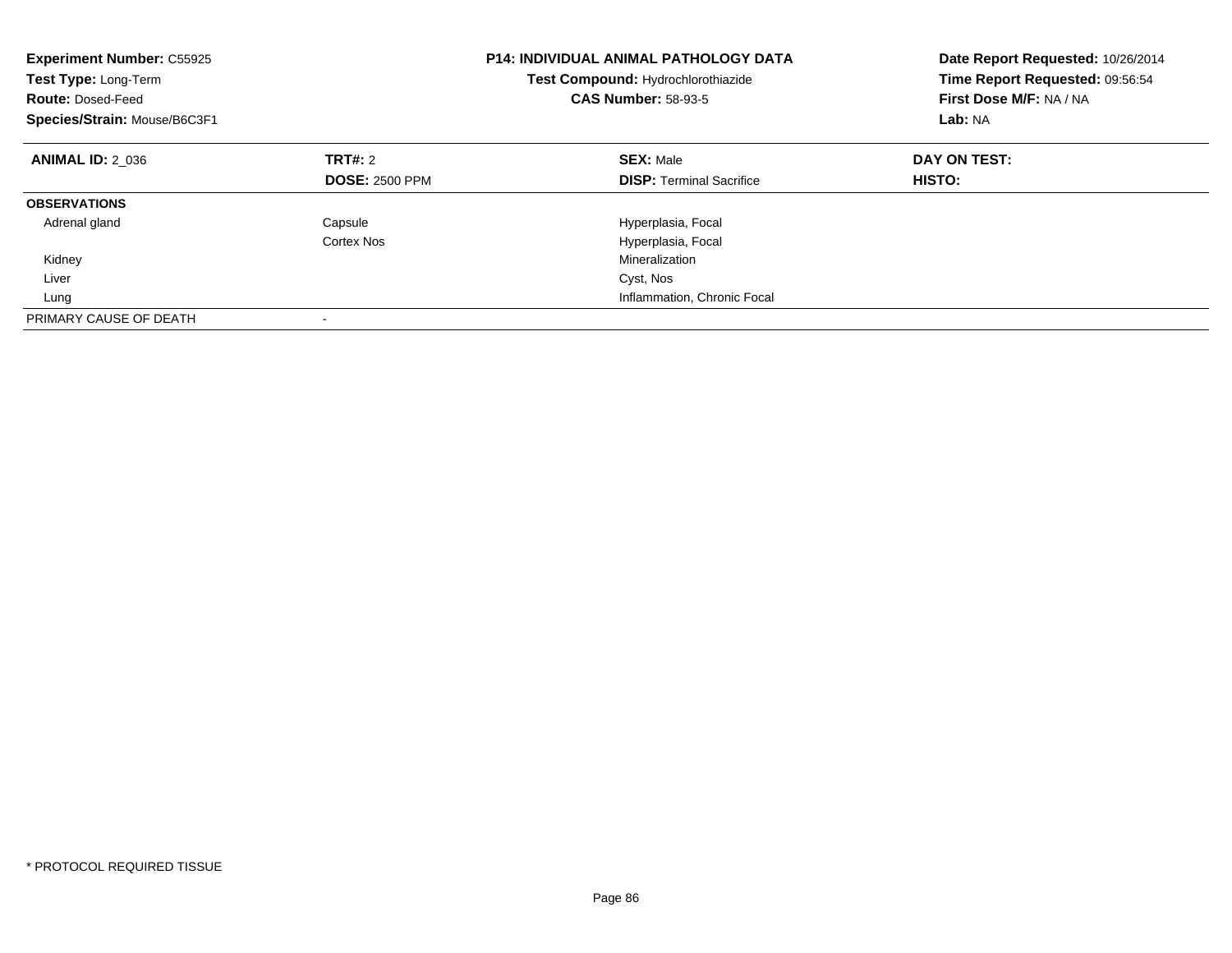**Experiment Number:** C55925
**Test Type:** Long-Term
**Route:** Dosed-Feed
**Species/Strain:** Mouse/B6C3F1

**P14: INDIVIDUAL ANIMAL PATHOLOGY DATA**
**Test Compound:** Hydrochlorothiazide
**CAS Number:** 58-93-5

**Date Report Requested:** 10/26/2014
**Time Report Requested:** 09:56:54
**First Dose M/F:** NA / NA
**Lab:** NA

| **ANIMAL ID:** 2_036 | **TRT#:** 2 | **SEX:** Male | **DAY ON TEST:** |
|---|---|---|---|
| | **DOSE:** 2500 PPM | **DISP:** Terminal Sacrifice | **HISTO:** |
| **OBSERVATIONS** | | | |
| Adrenal gland | Capsule | Hyperplasia, Focal | |
| | Cortex Nos | Hyperplasia, Focal | |
| Kidney | | Mineralization | |
| Liver | | Cyst, Nos | |
| Lung | | Inflammation, Chronic Focal | |
| PRIMARY CAUSE OF DEATH | - | | |

* PROTOCOL REQUIRED TISSUE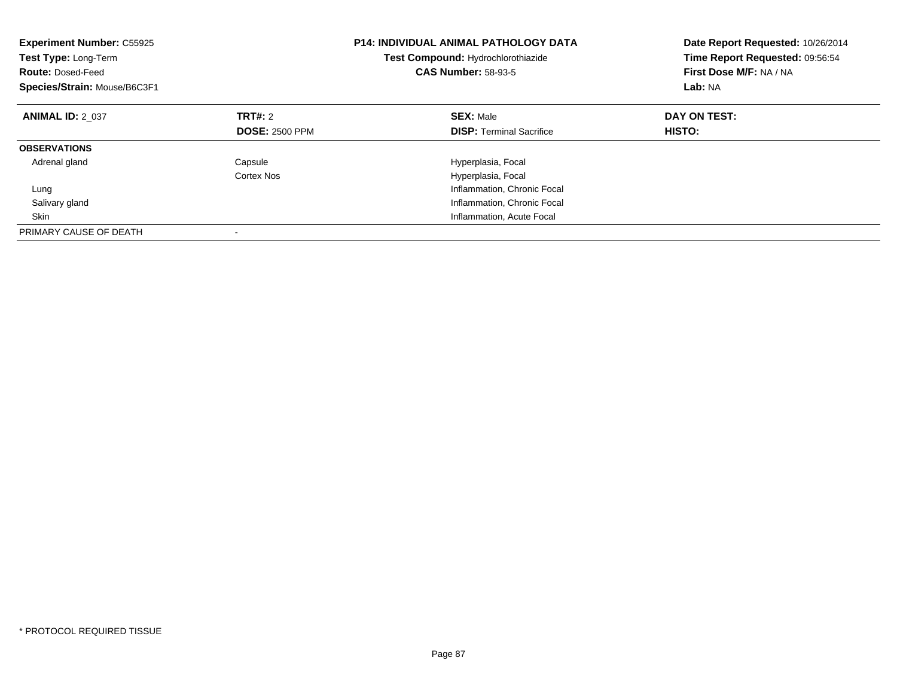**Experiment Number:** C55925
**Test Type:** Long-Term
**Route:** Dosed-Feed
**Species/Strain:** Mouse/B6C3F1

**P14: INDIVIDUAL ANIMAL PATHOLOGY DATA**
**Test Compound:** Hydrochlorothiazide
**CAS Number:** 58-93-5

**Date Report Requested:** 10/26/2014
**Time Report Requested:** 09:56:54
**First Dose M/F:** NA / NA
**Lab:** NA

| **ANIMAL ID:** 2_037 | **TRT#:** 2 | **SEX:** Male | **DAY ON TEST:** |
|---|---|---|---|
| | **DOSE:** 2500 PPM | **DISP:** Terminal Sacrifice | **HISTO:** |
| **OBSERVATIONS** | | | |
| Adrenal gland | Capsule | Hyperplasia, Focal | |
| | Cortex Nos | Hyperplasia, Focal | |
| Lung | | Inflammation, Chronic Focal | |
| Salivary gland | | Inflammation, Chronic Focal | |
| Skin | | Inflammation, Acute Focal | |
| PRIMARY CAUSE OF DEATH | - | | |

\* PROTOCOL REQUIRED TISSUE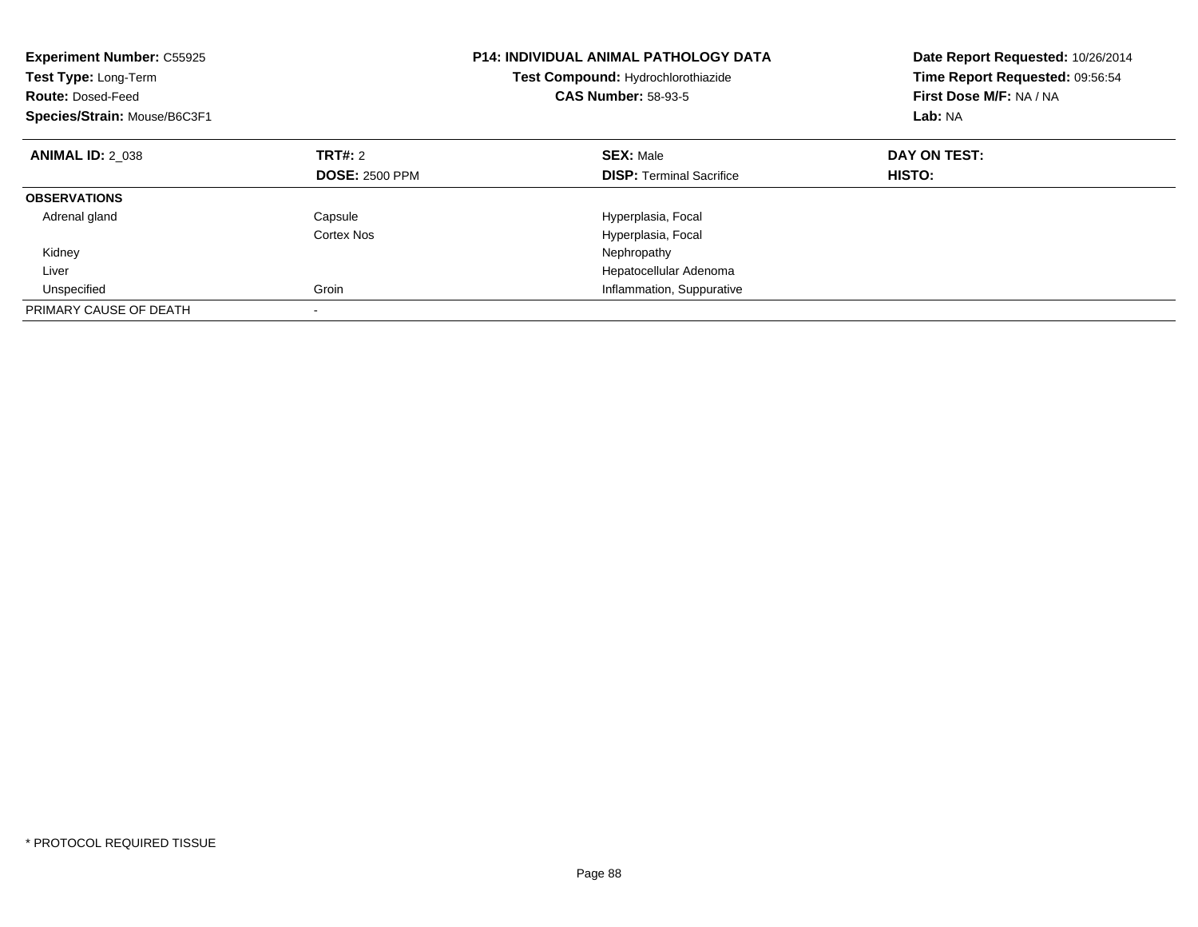**Experiment Number:** C55925
**Test Type:** Long-Term
**Route:** Dosed-Feed
**Species/Strain:** Mouse/B6C3F1

**P14: INDIVIDUAL ANIMAL PATHOLOGY DATA**
**Test Compound:** Hydrochlorothiazide
**CAS Number:** 58-93-5

**Date Report Requested:** 10/26/2014
**Time Report Requested:** 09:56:54
**First Dose M/F:** NA / NA
**Lab:** NA

| **ANIMAL ID:** 2_038 | **TRT#:** 2 | **SEX:** Male | **DAY ON TEST:** |
|---|---|---|---|
| | **DOSE:** 2500 PPM | **DISP:** Terminal Sacrifice | **HISTO:** |
| **OBSERVATIONS** | | | |
| Adrenal gland | Capsule | Hyperplasia, Focal | |
| | Cortex Nos | Hyperplasia, Focal | |
| Kidney | | Nephropathy | |
| Liver | | Hepatocellular Adenoma | |
| Unspecified | Groin | Inflammation, Suppurative | |
| PRIMARY CAUSE OF DEATH | - | | |

* PROTOCOL REQUIRED TISSUE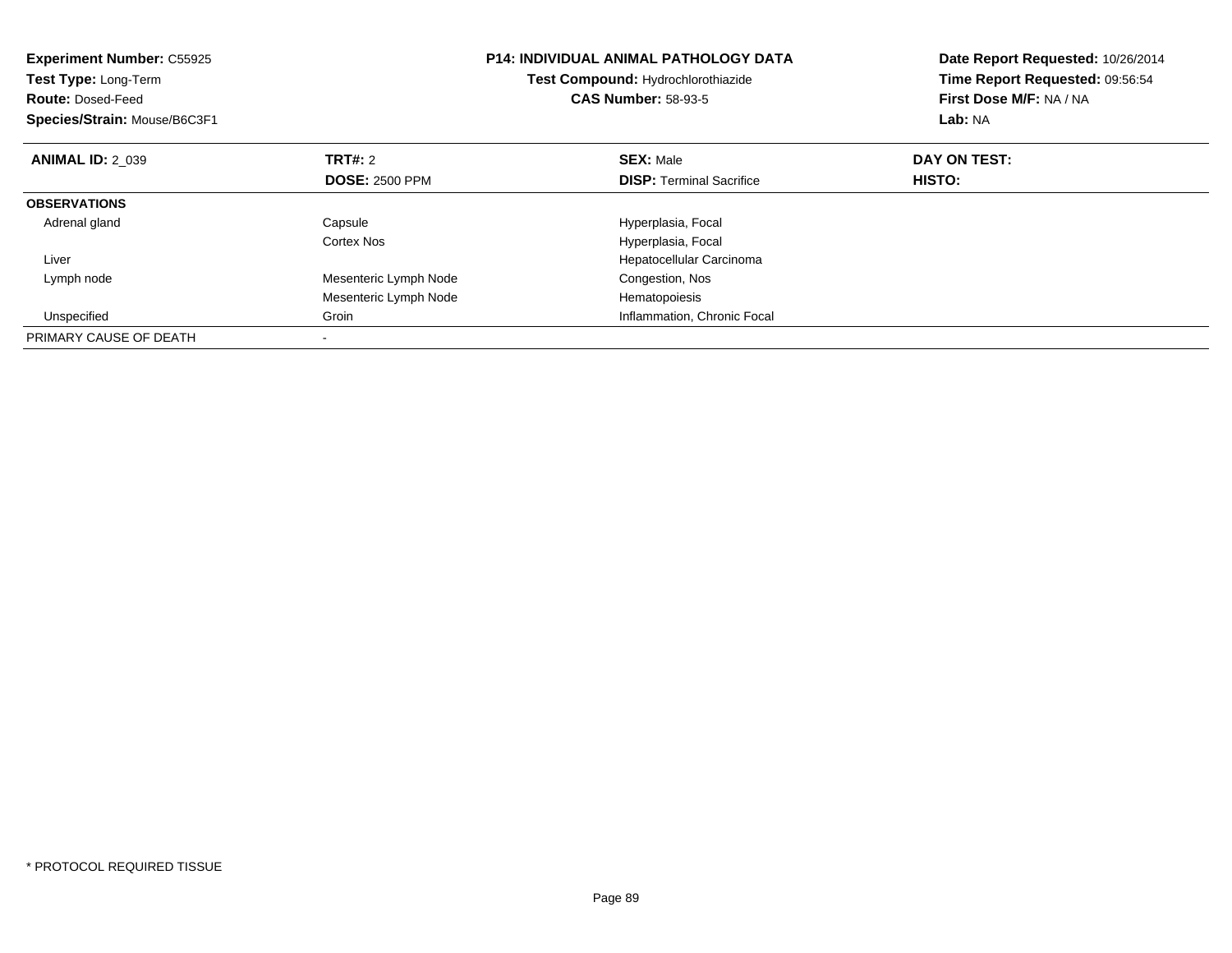**Experiment Number:** C55925
**Test Type:** Long-Term
**Route:** Dosed-Feed
**Species/Strain:** Mouse/B6C3F1

**P14: INDIVIDUAL ANIMAL PATHOLOGY DATA**
**Test Compound:** Hydrochlorothiazide
**CAS Number:** 58-93-5

**Date Report Requested:** 10/26/2014
**Time Report Requested:** 09:56:54
**First Dose M/F:** NA / NA
**Lab:** NA

| **ANIMAL ID:** 2_039 | **TRT#:** 2 | **SEX:** Male | **DAY ON TEST:** |
|---|---|---|---|
| | **DOSE:** 2500 PPM | **DISP:** Terminal Sacrifice | **HISTO:** |
| **OBSERVATIONS** | | | |
| Adrenal gland | Capsule | Hyperplasia, Focal | |
| | Cortex Nos | Hyperplasia, Focal | |
| Liver | | Hepatocellular Carcinoma | |
| Lymph node | Mesenteric Lymph Node | Congestion, Nos | |
| | Mesenteric Lymph Node | Hematopoiesis | |
| Unspecified | Groin | Inflammation, Chronic Focal | |
| PRIMARY CAUSE OF DEATH | - | | |

* PROTOCOL REQUIRED TISSUE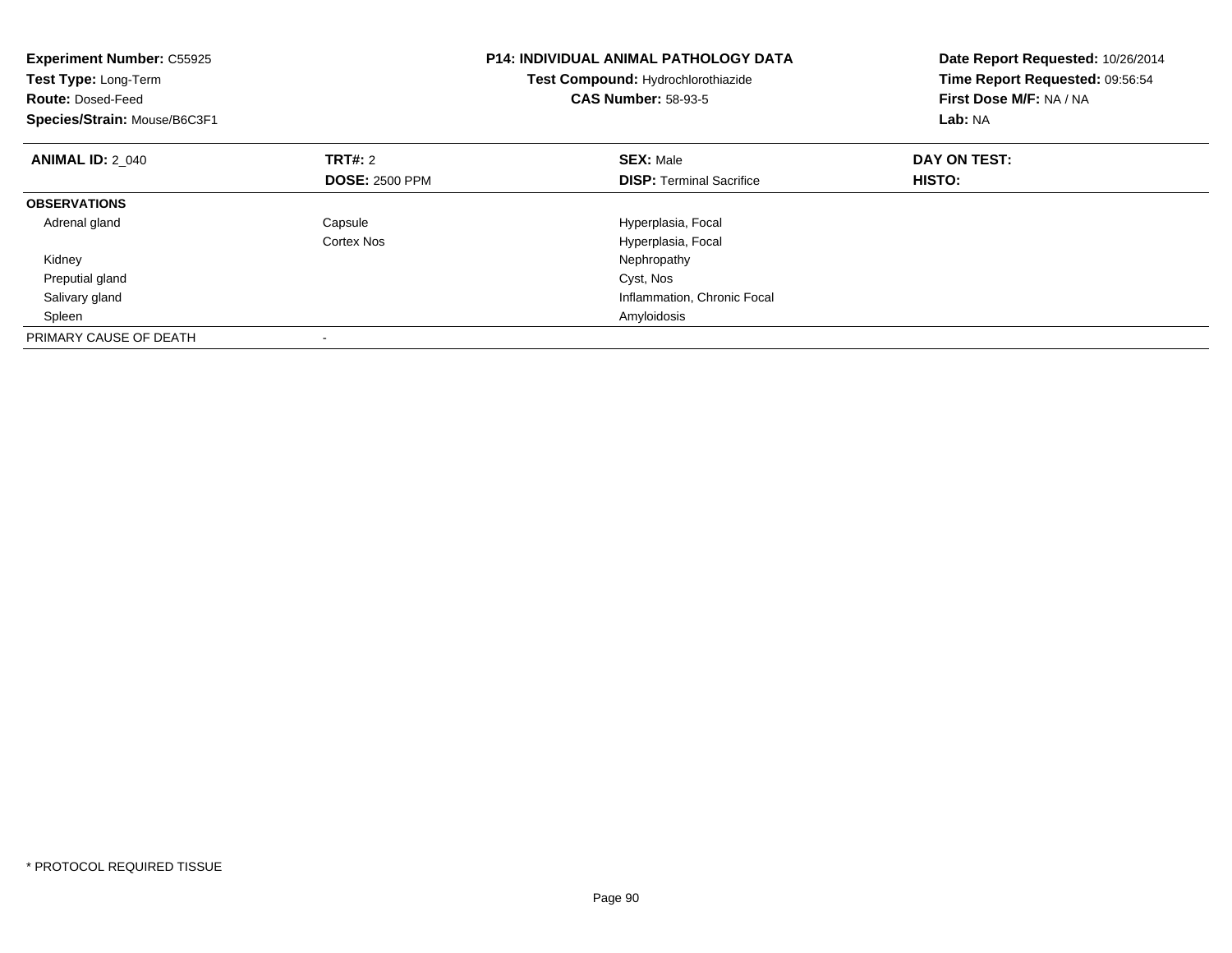**Experiment Number:** C55925
**Test Type:** Long-Term
**Route:** Dosed-Feed
**Species/Strain:** Mouse/B6C3F1

**P14: INDIVIDUAL ANIMAL PATHOLOGY DATA**
**Test Compound:** Hydrochlorothiazide
**CAS Number:** 58-93-5

**Date Report Requested:** 10/26/2014
**Time Report Requested:** 09:56:54
**First Dose M/F:** NA / NA
**Lab:** NA

| **ANIMAL ID:** 2_040 | **TRT#:** 2 | **SEX:** Male | **DAY ON TEST:** |
|---|---|---|---|
| | **DOSE:** 2500 PPM | **DISP:** Terminal Sacrifice | **HISTO:** |
| **OBSERVATIONS** | | | |
| Adrenal gland | Capsule | Hyperplasia, Focal | |
| | Cortex Nos | Hyperplasia, Focal | |
| Kidney | | Nephropathy | |
| Preputial gland | | Cyst, Nos | |
| Salivary gland | | Inflammation, Chronic Focal | |
| Spleen | | Amyloidosis | |
| PRIMARY CAUSE OF DEATH | - | | |

* PROTOCOL REQUIRED TISSUE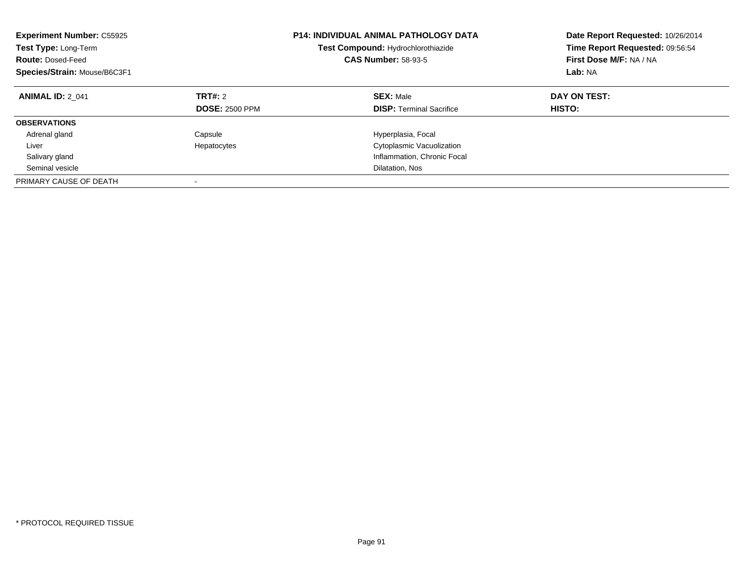**Experiment Number:** C55925
**Test Type:** Long-Term
**Route:** Dosed-Feed
**Species/Strain:** Mouse/B6C3F1

**P14: INDIVIDUAL ANIMAL PATHOLOGY DATA**
**Test Compound:** Hydrochlorothiazide
**CAS Number:** 58-93-5

**Date Report Requested:** 10/26/2014
**Time Report Requested:** 09:56:54
**First Dose M/F:** NA / NA
**Lab:** NA

| **ANIMAL ID:** 2_041 | **TRT#:** 2 | **SEX:** Male | **DAY ON TEST:** |
|---|---|---|---|
| | **DOSE:** 2500 PPM | **DISP:** Terminal Sacrifice | **HISTO:** |
| **OBSERVATIONS** | | | |
| Adrenal gland | Capsule | Hyperplasia, Focal | |
| Liver | Hepatocytes | Cytoplasmic Vacuolization | |
| Salivary gland | | Inflammation, Chronic Focal | |
| Seminal vesicle | | Dilatation, Nos | |
| PRIMARY CAUSE OF DEATH | - | | |

* PROTOCOL REQUIRED TISSUE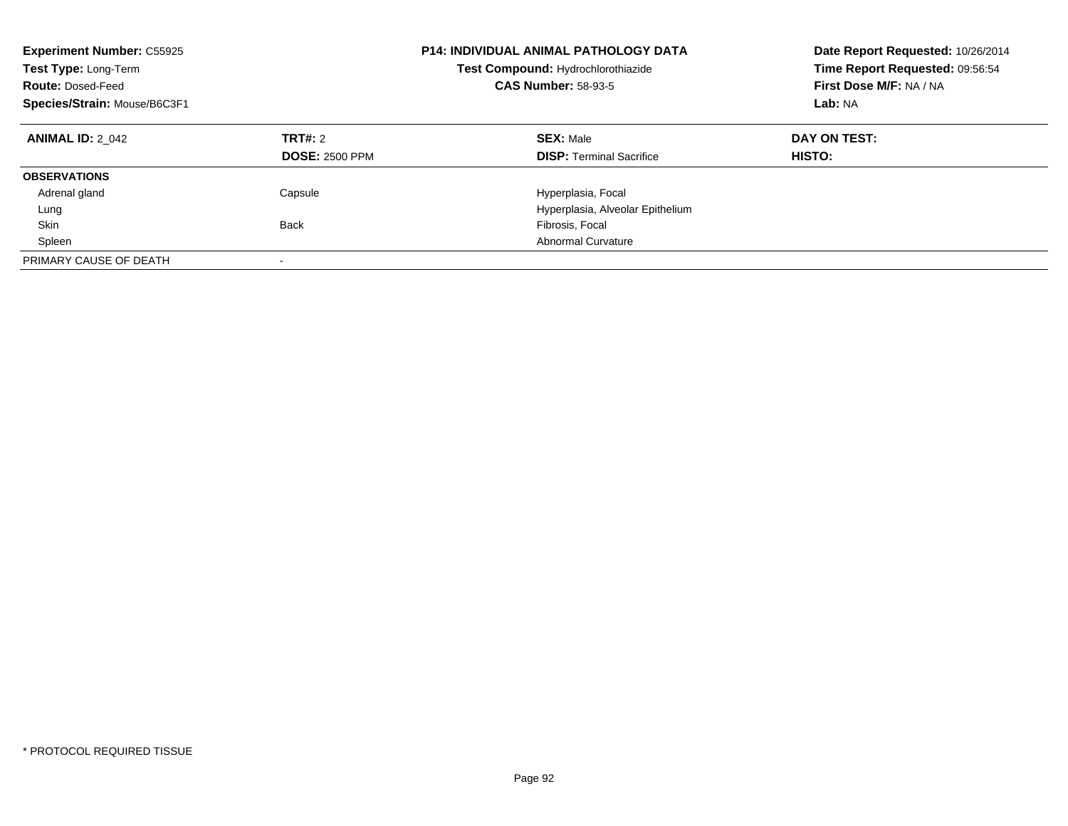**Experiment Number:** C55925
**Test Type:** Long-Term
**Route:** Dosed-Feed
**Species/Strain:** Mouse/B6C3F1

**P14: INDIVIDUAL ANIMAL PATHOLOGY DATA**
**Test Compound:** Hydrochlorothiazide
**CAS Number:** 58-93-5

**Date Report Requested:** 10/26/2014
**Time Report Requested:** 09:56:54
**First Dose M/F:** NA / NA
**Lab:** NA

| **ANIMAL ID:** 2_042 | **TRT#:** 2<br>**DOSE:** 2500 PPM | **SEX:** Male<br>**DISP:** Terminal Sacrifice | **DAY ON TEST:**<br>**HISTO:** |
|---|---|---|---|
| **OBSERVATIONS** | | | |
| Adrenal gland | Capsule | Hyperplasia, Focal | |
| Lung | | Hyperplasia, Alveolar Epithelium | |
| Skin | Back | Fibrosis, Focal | |
| Spleen | | Abnormal Curvature | |
| PRIMARY CAUSE OF DEATH | - | | |

* PROTOCOL REQUIRED TISSUE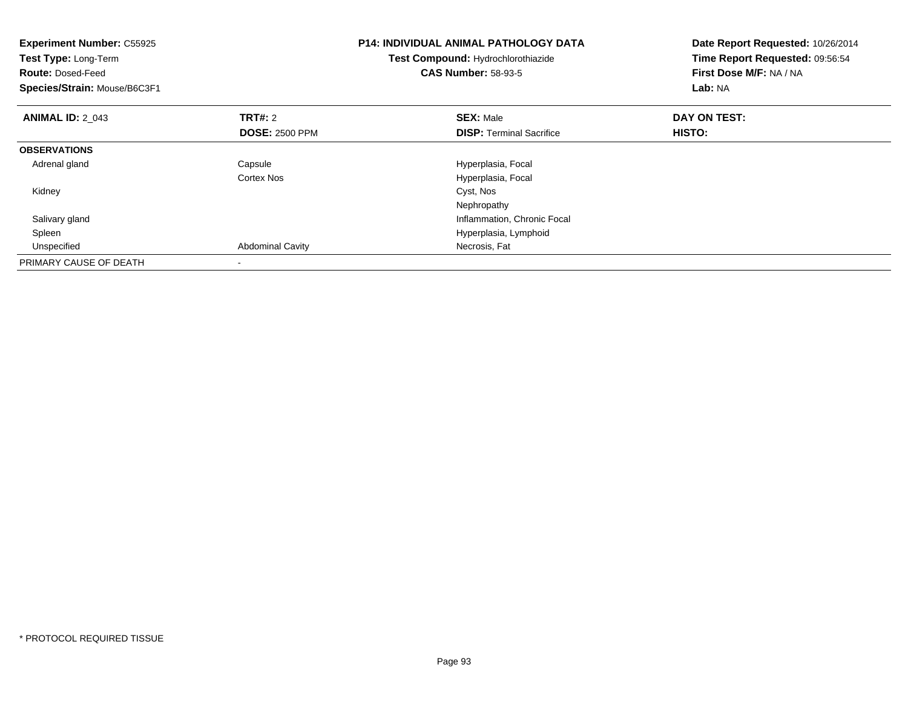**Experiment Number:** C55925
**Test Type:** Long-Term
**Route:** Dosed-Feed
**Species/Strain:** Mouse/B6C3F1

**P14: INDIVIDUAL ANIMAL PATHOLOGY DATA**
**Test Compound:** Hydrochlorothiazide
**CAS Number:** 58-93-5

**Date Report Requested:** 10/26/2014
**Time Report Requested:** 09:56:54
**First Dose M/F:** NA / NA
**Lab:** NA

| **ANIMAL ID:** 2_043 | **TRT#:** 2 | **SEX:** Male | **DAY ON TEST:** |
|---|---|---|---|
| | **DOSE:** 2500 PPM | **DISP:** Terminal Sacrifice | **HISTO:** |
| **OBSERVATIONS** | | | |
| Adrenal gland | Capsule | Hyperplasia, Focal | |
| | Cortex Nos | Hyperplasia, Focal | |
| Kidney | | Cyst, Nos | |
| | | Nephropathy | |
| Salivary gland | | Inflammation, Chronic Focal | |
| Spleen | | Hyperplasia, Lymphoid | |
| Unspecified | Abdominal Cavity | Necrosis, Fat | |
| PRIMARY CAUSE OF DEATH | - | | |

* PROTOCOL REQUIRED TISSUE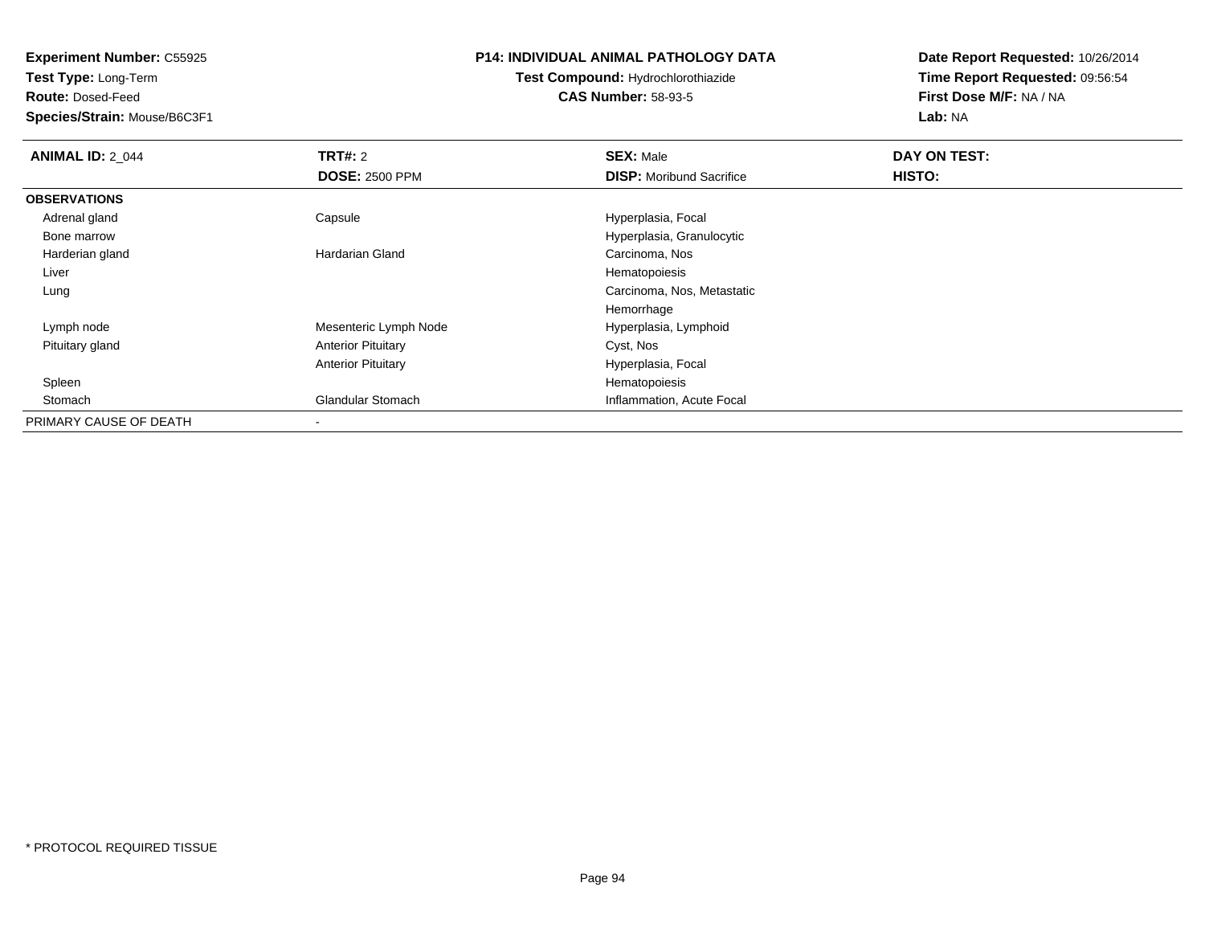**Experiment Number:** C55925
**Test Type:** Long-Term
**Route:** Dosed-Feed
**Species/Strain:** Mouse/B6C3F1

**P14: INDIVIDUAL ANIMAL PATHOLOGY DATA**
**Test Compound:** Hydrochlorothiazide
**CAS Number:** 58-93-5

**Date Report Requested:** 10/26/2014
**Time Report Requested:** 09:56:54
**First Dose M/F:** NA / NA
**Lab:** NA

| **ANIMAL ID:** 2_044 | **TRT#:** 2 | **SEX:** Male | **DAY ON TEST:** |
|---|---|---|---|
| | **DOSE:** 2500 PPM | **DISP:** Moribund Sacrifice | **HISTO:** |
| **OBSERVATIONS** | | | |
| Adrenal gland | Capsule | Hyperplasia, Focal | |
| Bone marrow | | Hyperplasia, Granulocytic | |
| Harderian gland | Hardarian Gland | Carcinoma, Nos | |
| Liver | | Hematopoiesis | |
| Lung | | Carcinoma, Nos, Metastatic | |
| | | Hemorrhage | |
| Lymph node | Mesenteric Lymph Node | Hyperplasia, Lymphoid | |
| Pituitary gland | Anterior Pituitary | Cyst, Nos | |
| | Anterior Pituitary | Hyperplasia, Focal | |
| Spleen | | Hematopoiesis | |
| Stomach | Glandular Stomach | Inflammation, Acute Focal | |
| PRIMARY CAUSE OF DEATH | - | | |

* PROTOCOL REQUIRED TISSUE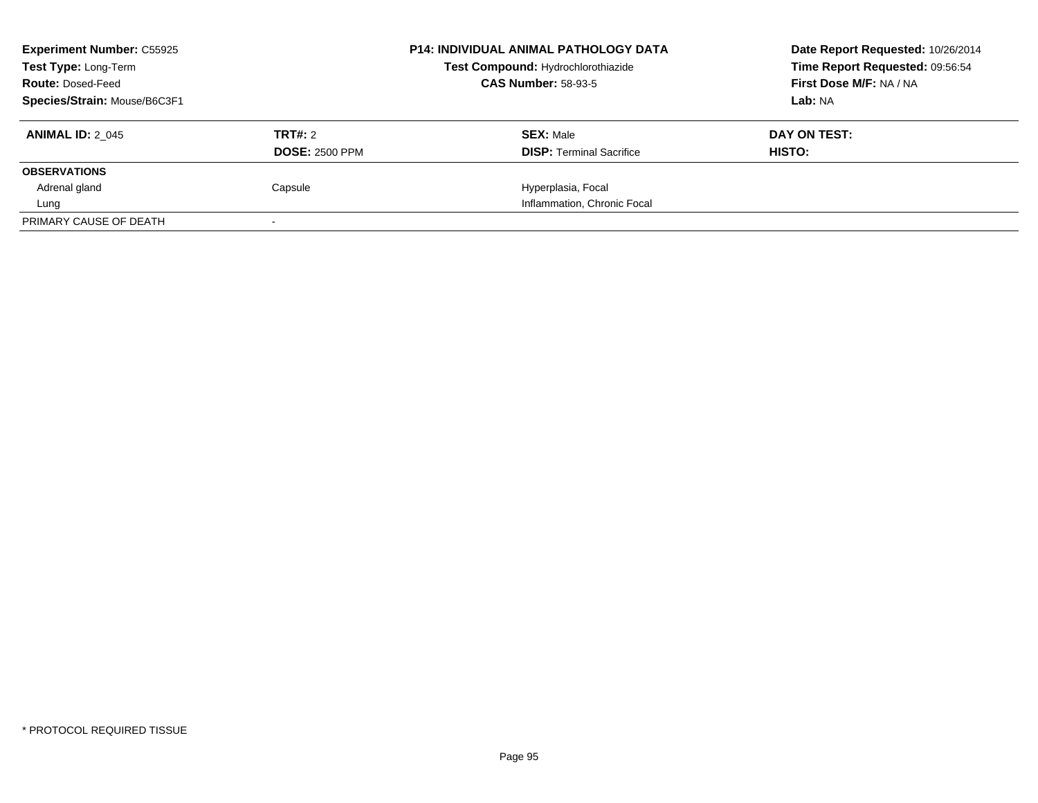**Experiment Number:** C55925
**Test Type:** Long-Term
**Route:** Dosed-Feed
**Species/Strain:** Mouse/B6C3F1

**P14: INDIVIDUAL ANIMAL PATHOLOGY DATA**
**Test Compound:** Hydrochlorothiazide
**CAS Number:** 58-93-5

**Date Report Requested:** 10/26/2014
**Time Report Requested:** 09:56:54
**First Dose M/F:** NA / NA
**Lab:** NA

| **ANIMAL ID:** 2_045 | **TRT#:** 2 | **SEX:** Male | **DAY ON TEST:** |
|---|---|---|---|
| | **DOSE:** 2500 PPM | **DISP:** Terminal Sacrifice | **HISTO:** |
| **OBSERVATIONS** | | | |
| Adrenal gland | Capsule | Hyperplasia, Focal | |
| Lung | | Inflammation, Chronic Focal | |
| PRIMARY CAUSE OF DEATH | - | | |

* PROTOCOL REQUIRED TISSUE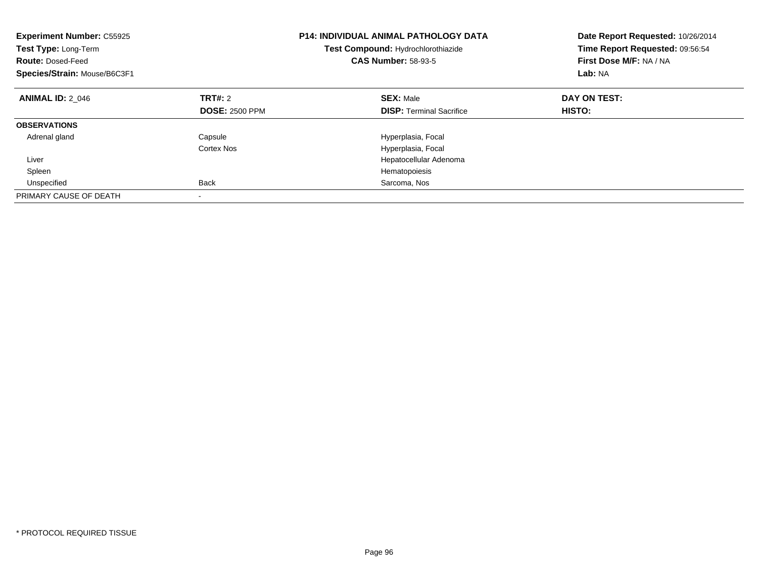**Experiment Number:** C55925
**Test Type:** Long-Term
**Route:** Dosed-Feed
**Species/Strain:** Mouse/B6C3F1

**P14: INDIVIDUAL ANIMAL PATHOLOGY DATA**
**Test Compound:** Hydrochlorothiazide
**CAS Number:** 58-93-5

**Date Report Requested:** 10/26/2014
**Time Report Requested:** 09:56:54
**First Dose M/F:** NA / NA
**Lab:** NA

| **ANIMAL ID:** 2_046 | **TRT#:** 2<br>**DOSE:** 2500 PPM | **SEX:** Male<br>**DISP:** Terminal Sacrifice | **DAY ON TEST:**<br>**HISTO:** |
|---|---|---|---|
| **OBSERVATIONS** | | | |
| Adrenal gland | Capsule | Hyperplasia, Focal | |
| | Cortex Nos | Hyperplasia, Focal | |
| Liver | | Hepatocellular Adenoma | |
| Spleen | | Hematopoiesis | |
| Unspecified | Back | Sarcoma, Nos | |
| PRIMARY CAUSE OF DEATH | - | | |

* PROTOCOL REQUIRED TISSUE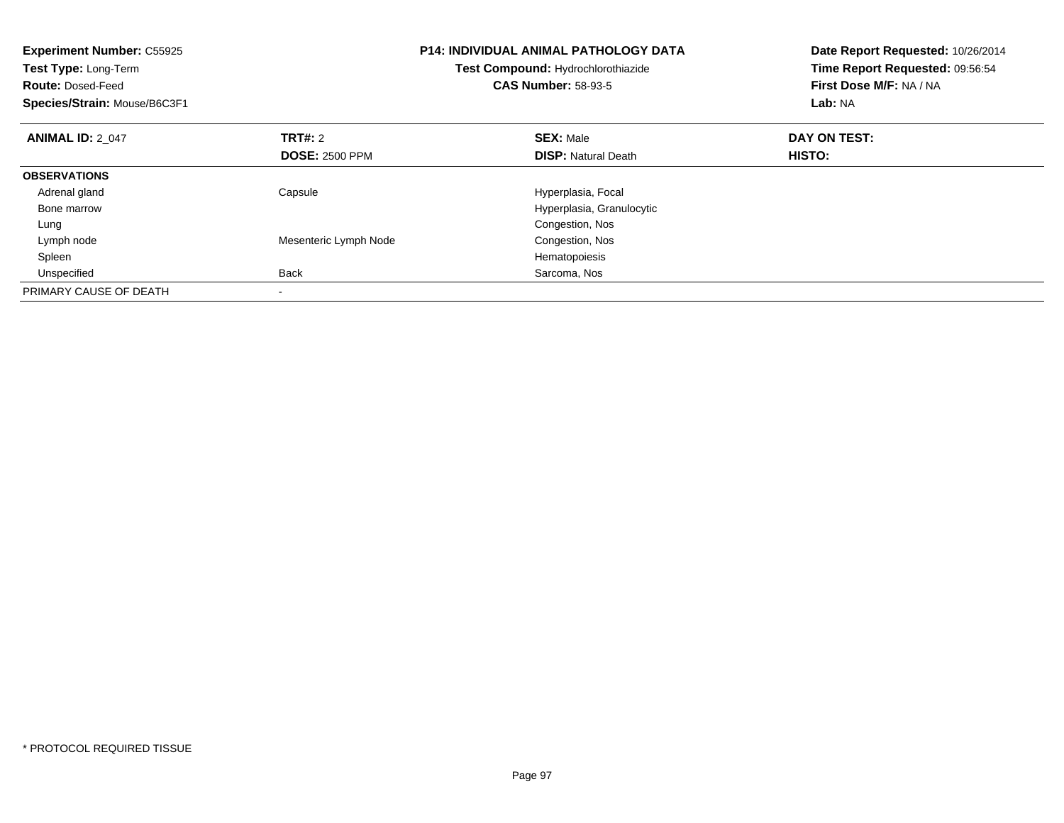**Experiment Number:** C55925
**Test Type:** Long-Term
**Route:** Dosed-Feed
**Species/Strain:** Mouse/B6C3F1

**P14: INDIVIDUAL ANIMAL PATHOLOGY DATA**
**Test Compound:** Hydrochlorothiazide
**CAS Number:** 58-93-5

**Date Report Requested:** 10/26/2014
**Time Report Requested:** 09:56:54
**First Dose M/F:** NA / NA
**Lab:** NA

| **ANIMAL ID:** 2_047 | **TRT#:** 2 | **SEX:** Male | **DAY ON TEST:** |
|---|---|---|---|
| | **DOSE:** 2500 PPM | **DISP:** Natural Death | **HISTO:** |
| **OBSERVATIONS** | | | |
| Adrenal gland | Capsule | Hyperplasia, Focal | |
| Bone marrow | | Hyperplasia, Granulocytic | |
| Lung | | Congestion, Nos | |
| Lymph node | Mesenteric Lymph Node | Congestion, Nos | |
| Spleen | | Hematopoiesis | |
| Unspecified | Back | Sarcoma, Nos | |
| PRIMARY CAUSE OF DEATH | - | | |

* PROTOCOL REQUIRED TISSUE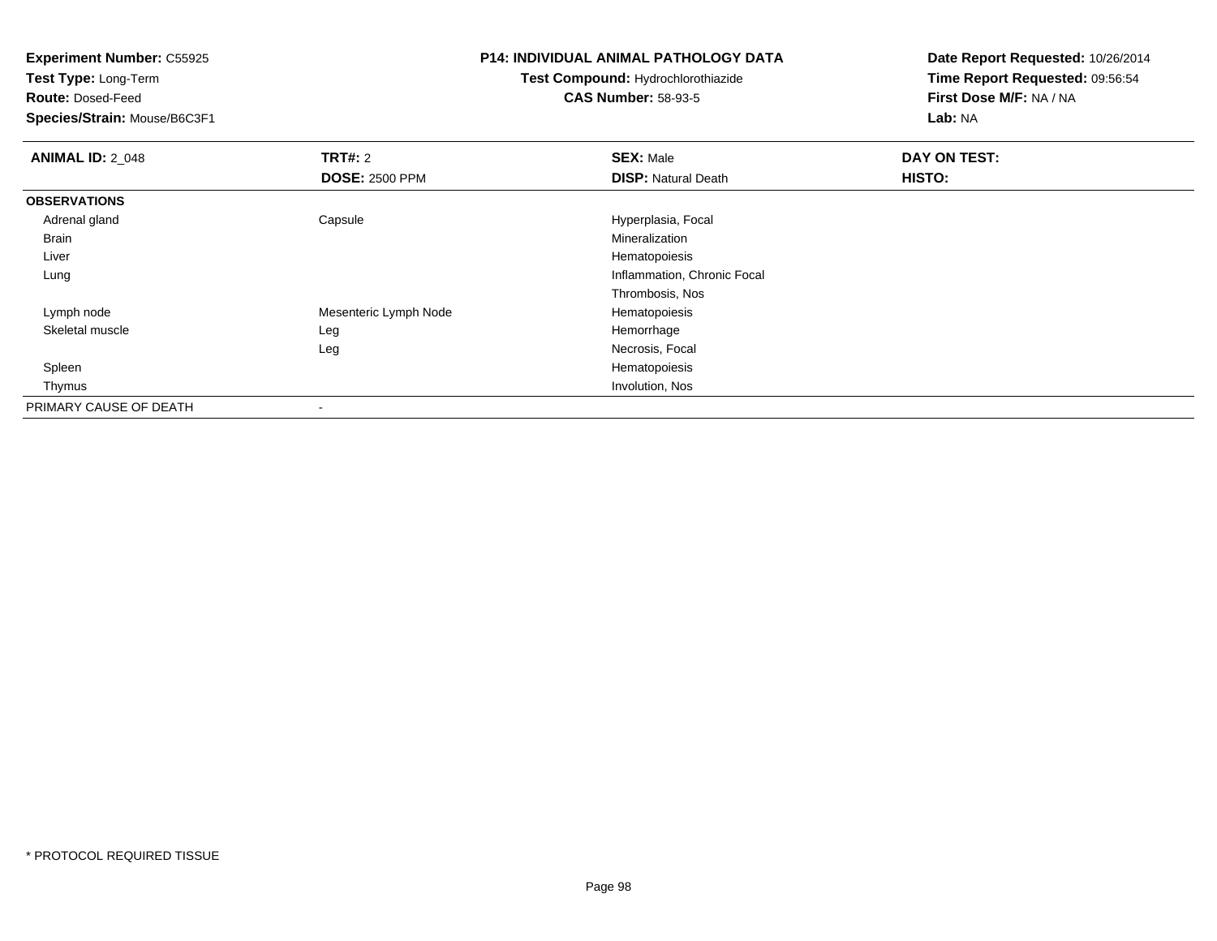**Experiment Number:** C55925
**Test Type:** Long-Term
**Route:** Dosed-Feed
**Species/Strain:** Mouse/B6C3F1

**P14: INDIVIDUAL ANIMAL PATHOLOGY DATA**
**Test Compound:** Hydrochlorothiazide
**CAS Number:** 58-93-5

**Date Report Requested:** 10/26/2014
**Time Report Requested:** 09:56:54
**First Dose M/F:** NA / NA
**Lab:** NA

| **ANIMAL ID:** 2_048 | **TRT#:** 2 | **SEX:** Male | **DAY ON TEST:** |
|---|---|---|---|
| | **DOSE:** 2500 PPM | **DISP:** Natural Death | **HISTO:** |
| **OBSERVATIONS** | | | |
| Adrenal gland | Capsule | Hyperplasia, Focal | |
| Brain | | Mineralization | |
| Liver | | Hematopoiesis | |
| Lung | | Inflammation, Chronic Focal | |
| | | Thrombosis, Nos | |
| Lymph node | Mesenteric Lymph Node | Hematopoiesis | |
| Skeletal muscle | Leg | Hemorrhage | |
| | Leg | Necrosis, Focal | |
| Spleen | | Hematopoiesis | |
| Thymus | | Involution, Nos | |
| PRIMARY CAUSE OF DEATH | - | | |

* PROTOCOL REQUIRED TISSUE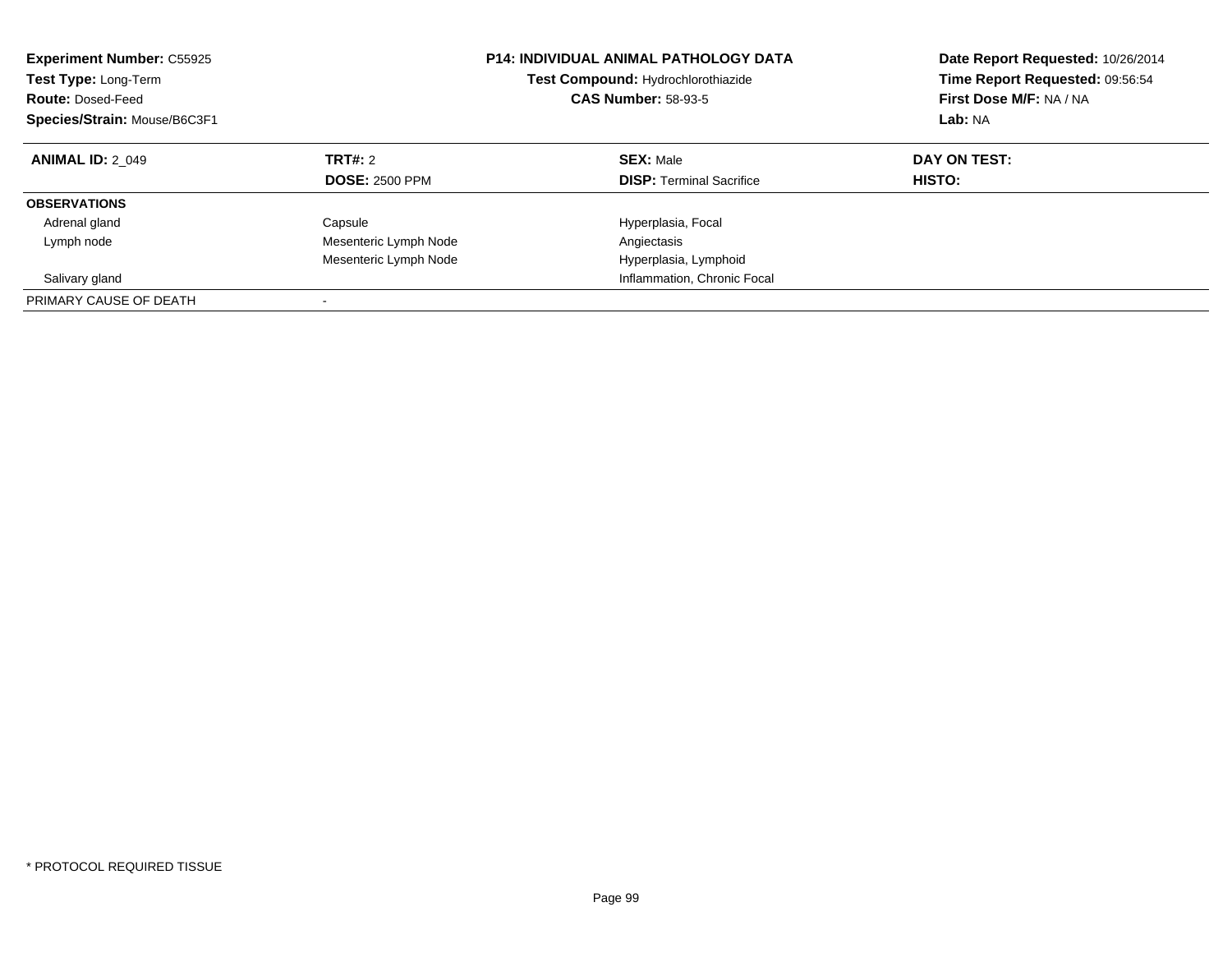**Experiment Number:** C55925
**Test Type:** Long-Term
**Route:** Dosed-Feed
**Species/Strain:** Mouse/B6C3F1

**P14: INDIVIDUAL ANIMAL PATHOLOGY DATA**
**Test Compound:** Hydrochlorothiazide
**CAS Number:** 58-93-5

**Date Report Requested:** 10/26/2014
**Time Report Requested:** 09:56:54
**First Dose M/F:** NA / NA
**Lab:** NA

| **ANIMAL ID:** 2_049 | **TRT#:** 2 | **SEX:** Male | **DAY ON TEST:** |
|---|---|---|---|
| | **DOSE:** 2500 PPM | **DISP:** Terminal Sacrifice | **HISTO:** |
| **OBSERVATIONS** | | | |
| Adrenal gland | Capsule | Hyperplasia, Focal | |
| Lymph node | Mesenteric Lymph Node | Angiectasis | |
| | Mesenteric Lymph Node | Hyperplasia, Lymphoid | |
| Salivary gland | | Inflammation, Chronic Focal | |
| PRIMARY CAUSE OF DEATH | - | | |

* PROTOCOL REQUIRED TISSUE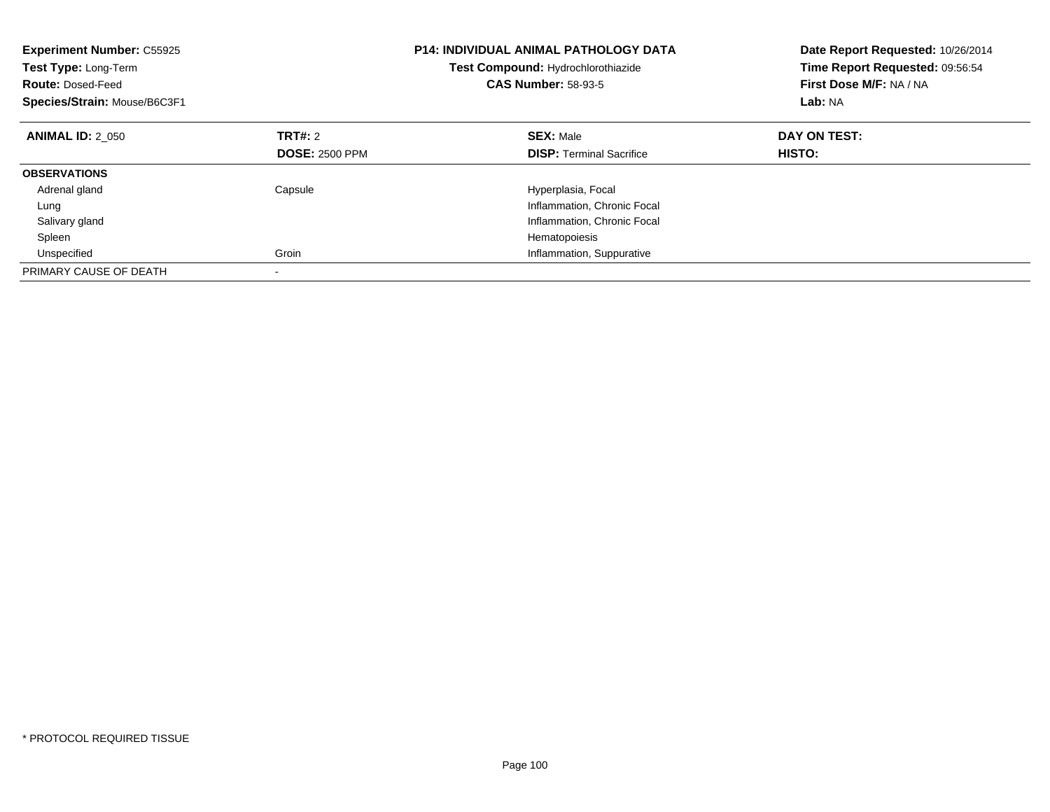**Experiment Number:** C55925
**Test Type:** Long-Term
**Route:** Dosed-Feed
**Species/Strain:** Mouse/B6C3F1

**P14: INDIVIDUAL ANIMAL PATHOLOGY DATA**
**Test Compound:** Hydrochlorothiazide
**CAS Number:** 58-93-5

**Date Report Requested:** 10/26/2014
**Time Report Requested:** 09:56:54
**First Dose M/F:** NA / NA
**Lab:** NA

| **ANIMAL ID:** 2_050 | **TRT#:** 2 | **SEX:** Male | **DAY ON TEST:** |
|---|---|---|---|
| | **DOSE:** 2500 PPM | **DISP:** Terminal Sacrifice | **HISTO:** |
| **OBSERVATIONS** | | | |
| Adrenal gland | Capsule | Hyperplasia, Focal | |
| Lung | | Inflammation, Chronic Focal | |
| Salivary gland | | Inflammation, Chronic Focal | |
| Spleen | | Hematopoiesis | |
| Unspecified | Groin | Inflammation, Suppurative | |
| PRIMARY CAUSE OF DEATH | - | | |

* PROTOCOL REQUIRED TISSUE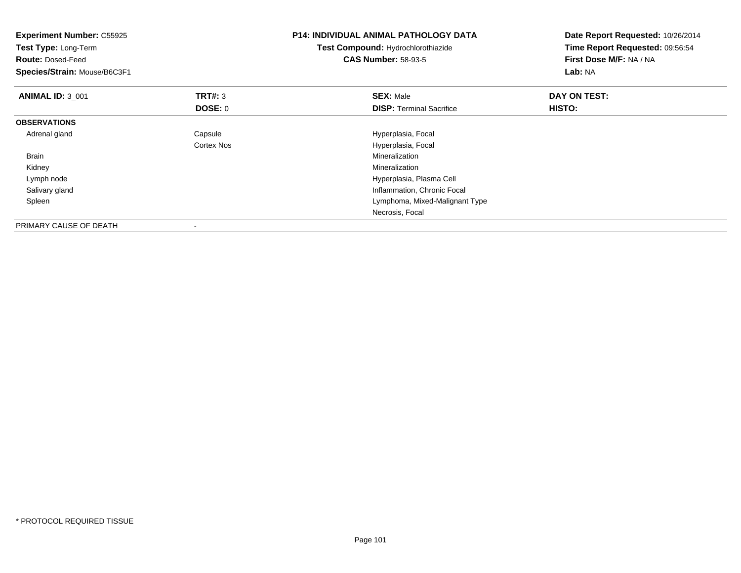**Experiment Number:** C55925
**Test Type:** Long-Term
**Route:** Dosed-Feed
**Species/Strain:** Mouse/B6C3F1

**P14: INDIVIDUAL ANIMAL PATHOLOGY DATA**
**Test Compound:** Hydrochlorothiazide
**CAS Number:** 58-93-5

**Date Report Requested:** 10/26/2014
**Time Report Requested:** 09:56:54
**First Dose M/F:** NA / NA
**Lab:** NA

| **ANIMAL ID:** 3_001 | **TRT#:** 3 | **SEX:** Male | **DAY ON TEST:** |
|---|---|---|---|
| | **DOSE:** 0 | **DISP:** Terminal Sacrifice | **HISTO:** |
| **OBSERVATIONS** | | | |
| Adrenal gland | Capsule | Hyperplasia, Focal | |
| | Cortex Nos | Hyperplasia, Focal | |
| Brain | | Mineralization | |
| Kidney | | Mineralization | |
| Lymph node | | Hyperplasia, Plasma Cell | |
| Salivary gland | | Inflammation, Chronic Focal | |
| Spleen | | Lymphoma, Mixed-Malignant Type | |
| | | Necrosis, Focal | |
| PRIMARY CAUSE OF DEATH | - | | |

* PROTOCOL REQUIRED TISSUE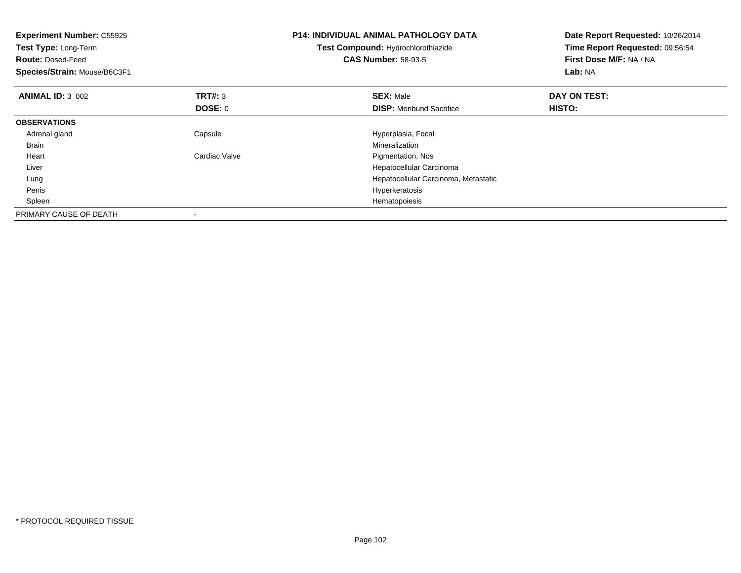**Experiment Number:** C55925
**Test Type:** Long-Term
**Route:** Dosed-Feed
**Species/Strain:** Mouse/B6C3F1

# P14: INDIVIDUAL ANIMAL PATHOLOGY DATA

**Test Compound:** Hydrochlorothiazide
**CAS Number:** 58-93-5

**Date Report Requested:** 10/26/2014
**Time Report Requested:** 09:56:54
**First Dose M/F:** NA / NA
**Lab:** NA

| **ANIMAL ID:** 3_002 | **TRT#:** 3 | **SEX:** Male | **DAY ON TEST:** |
|---|---|---|---|
| | **DOSE:** 0 | **DISP:** Moribund Sacrifice | **HISTO:** |
| **OBSERVATIONS** | | | |
| Adrenal gland | Capsule | Hyperplasia, Focal | |
| Brain | | Mineralization | |
| Heart | Cardiac Valve | Pigmentation, Nos | |
| Liver | | Hepatocellular Carcinoma | |
| Lung | | Hepatocellular Carcinoma, Metastatic | |
| Penis | | Hyperkeratosis | |
| Spleen | | Hematopoiesis | |
| PRIMARY CAUSE OF DEATH | - | | |

* PROTOCOL REQUIRED TISSUE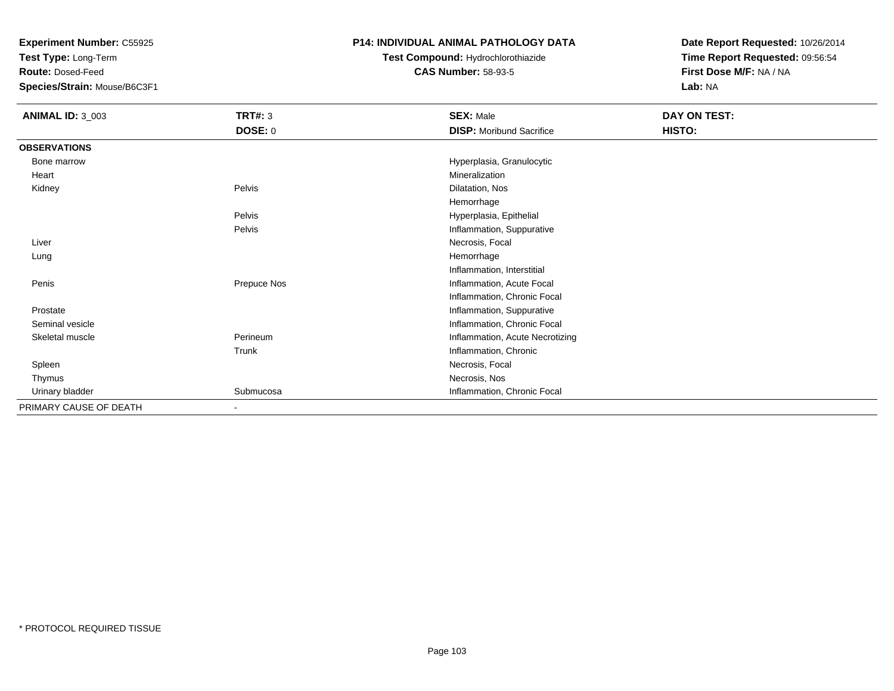**Experiment Number:** C55925
**Test Type:** Long-Term
**Route:** Dosed-Feed
**Species/Strain:** Mouse/B6C3F1

**P14: INDIVIDUAL ANIMAL PATHOLOGY DATA**
**Test Compound:** Hydrochlorothiazide
**CAS Number:** 58-93-5

**Date Report Requested:** 10/26/2014
**Time Report Requested:** 09:56:54
**First Dose M/F:** NA / NA
**Lab:** NA

| **ANIMAL ID:** 3_003 | **TRT#:** 3 | **SEX:** Male | **DAY ON TEST:** |
|---|---|---|---|
| | **DOSE:** 0 | **DISP:** Moribund Sacrifice | **HISTO:** |
| **OBSERVATIONS** | | | |
| Bone marrow | | Hyperplasia, Granulocytic | |
| Heart | | Mineralization | |
| Kidney | Pelvis | Dilatation, Nos | |
| | | Hemorrhage | |
| | Pelvis | Hyperplasia, Epithelial | |
| | Pelvis | Inflammation, Suppurative | |
| Liver | | Necrosis, Focal | |
| Lung | | Hemorrhage | |
| | | Inflammation, Interstitial | |
| Penis | Prepuce Nos | Inflammation, Acute Focal | |
| | | Inflammation, Chronic Focal | |
| Prostate | | Inflammation, Suppurative | |
| Seminal vesicle | | Inflammation, Chronic Focal | |
| Skeletal muscle | Perineum | Inflammation, Acute Necrotizing | |
| | Trunk | Inflammation, Chronic | |
| Spleen | | Necrosis, Focal | |
| Thymus | | Necrosis, Nos | |
| Urinary bladder | Submucosa | Inflammation, Chronic Focal | |
| PRIMARY CAUSE OF DEATH | - | | |

\* PROTOCOL REQUIRED TISSUE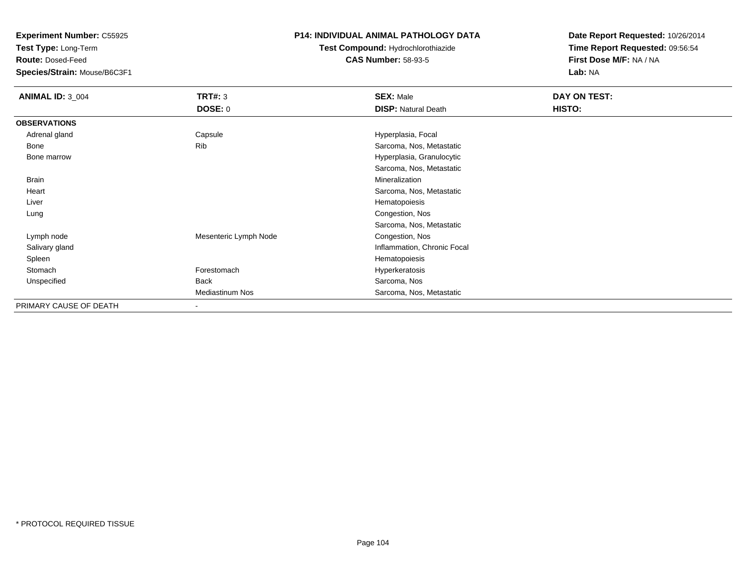**Experiment Number:** C55925
**Test Type:** Long-Term
**Route:** Dosed-Feed
**Species/Strain:** Mouse/B6C3F1

**P14: INDIVIDUAL ANIMAL PATHOLOGY DATA**
**Test Compound:** Hydrochlorothiazide
**CAS Number:** 58-93-5

**Date Report Requested:** 10/26/2014
**Time Report Requested:** 09:56:54
**First Dose M/F:** NA / NA
**Lab:** NA

| **ANIMAL ID:** 3_004 | **TRT#:** 3 | **SEX:** Male | **DAY ON TEST:** |
|---|---|---|---|
| | **DOSE:** 0 | **DISP:** Natural Death | **HISTO:** |
| **OBSERVATIONS** | | | |
| Adrenal gland | Capsule | Hyperplasia, Focal | |
| Bone | Rib | Sarcoma, Nos, Metastatic | |
| Bone marrow | | Hyperplasia, Granulocytic | |
| | | Sarcoma, Nos, Metastatic | |
| Brain | | Mineralization | |
| Heart | | Sarcoma, Nos, Metastatic | |
| Liver | | Hematopoiesis | |
| Lung | | Congestion, Nos | |
| | | Sarcoma, Nos, Metastatic | |
| Lymph node | Mesenteric Lymph Node | Congestion, Nos | |
| Salivary gland | | Inflammation, Chronic Focal | |
| Spleen | | Hematopoiesis | |
| Stomach | Forestomach | Hyperkeratosis | |
| Unspecified | Back | Sarcoma, Nos | |
| | Mediastinum Nos | Sarcoma, Nos, Metastatic | |
| PRIMARY CAUSE OF DEATH | - | | |

* PROTOCOL REQUIRED TISSUE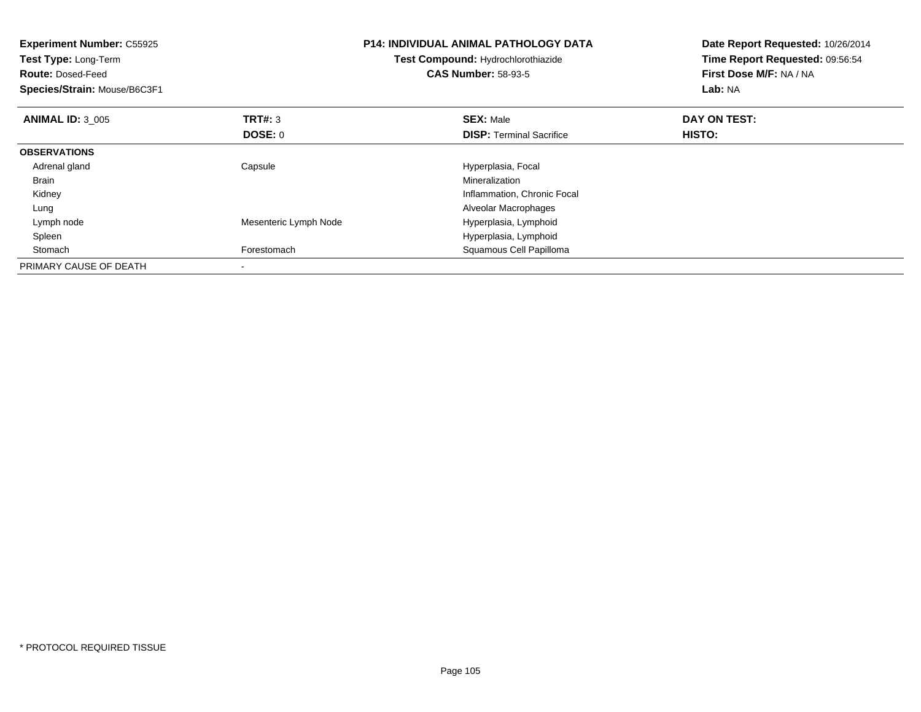**Experiment Number:** C55925
**Test Type:** Long-Term
**Route:** Dosed-Feed
**Species/Strain:** Mouse/B6C3F1

**P14: INDIVIDUAL ANIMAL PATHOLOGY DATA**
**Test Compound:** Hydrochlorothiazide
**CAS Number:** 58-93-5

**Date Report Requested:** 10/26/2014
**Time Report Requested:** 09:56:54
**First Dose M/F:** NA / NA
**Lab:** NA

| **ANIMAL ID:** 3_005 | **TRT#:** 3 | **SEX:** Male | **DAY ON TEST:** |
|---|---|---|---|
| | **DOSE:** 0 | **DISP:** Terminal Sacrifice | **HISTO:** |
| **OBSERVATIONS** | | | |
| Adrenal gland | Capsule | Hyperplasia, Focal | |
| Brain | | Mineralization | |
| Kidney | | Inflammation, Chronic Focal | |
| Lung | | Alveolar Macrophages | |
| Lymph node | Mesenteric Lymph Node | Hyperplasia, Lymphoid | |
| Spleen | | Hyperplasia, Lymphoid | |
| Stomach | Forestomach | Squamous Cell Papilloma | |
| PRIMARY CAUSE OF DEATH | - | | |

* PROTOCOL REQUIRED TISSUE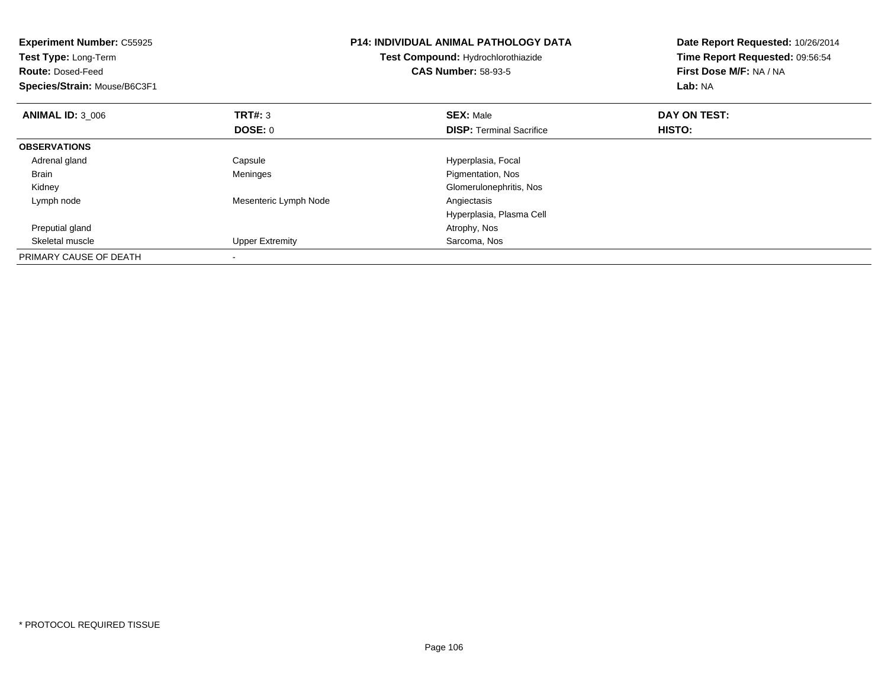**Experiment Number:** C55925
**Test Type:** Long-Term
**Route:** Dosed-Feed
**Species/Strain:** Mouse/B6C3F1

**P14: INDIVIDUAL ANIMAL PATHOLOGY DATA**
**Test Compound:** Hydrochlorothiazide
**CAS Number:** 58-93-5

**Date Report Requested:** 10/26/2014
**Time Report Requested:** 09:56:54
**First Dose M/F:** NA / NA
**Lab:** NA

| **ANIMAL ID:** 3_006 | **TRT#:** 3 | **SEX:** Male | **DAY ON TEST:** |
|---|---|---|---|
| | **DOSE:** 0 | **DISP:** Terminal Sacrifice | **HISTO:** |
| **OBSERVATIONS** | | | |
| Adrenal gland | Capsule | Hyperplasia, Focal | |
| Brain | Meninges | Pigmentation, Nos | |
| Kidney | | Glomerulonephritis, Nos | |
| Lymph node | Mesenteric Lymph Node | Angiectasis | |
| | | Hyperplasia, Plasma Cell | |
| Preputial gland | | Atrophy, Nos | |
| Skeletal muscle | Upper Extremity | Sarcoma, Nos | |
| PRIMARY CAUSE OF DEATH | - | | |

* PROTOCOL REQUIRED TISSUE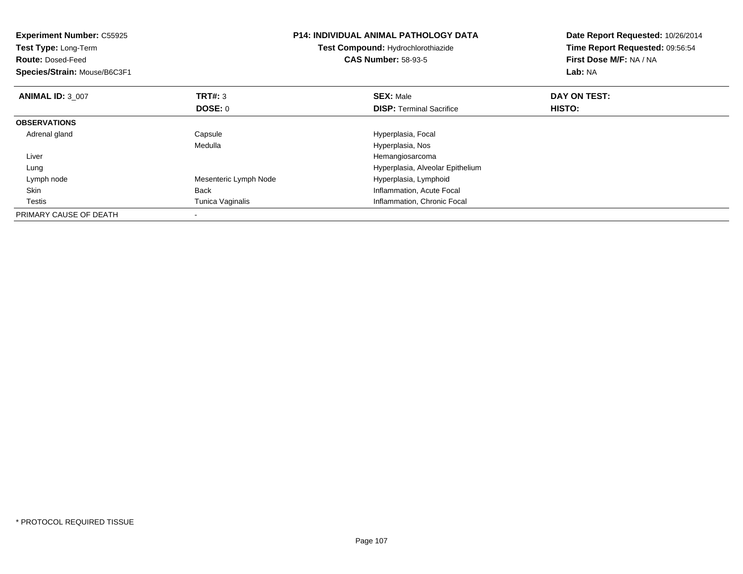**Experiment Number:** C55925
**Test Type:** Long-Term
**Route:** Dosed-Feed
**Species/Strain:** Mouse/B6C3F1

**P14: INDIVIDUAL ANIMAL PATHOLOGY DATA**
**Test Compound:** Hydrochlorothiazide
**CAS Number:** 58-93-5

**Date Report Requested:** 10/26/2014
**Time Report Requested:** 09:56:54
**First Dose M/F:** NA / NA
**Lab:** NA

| **ANIMAL ID:** 3_007 | **TRT#:** 3 | **SEX:** Male | **DAY ON TEST:** |
|---|---|---|---|
| | **DOSE:** 0 | **DISP:** Terminal Sacrifice | **HISTO:** |
| **OBSERVATIONS** | | | |
| Adrenal gland | Capsule | Hyperplasia, Focal | |
| | Medulla | Hyperplasia, Nos | |
| Liver | | Hemangiosarcoma | |
| Lung | | Hyperplasia, Alveolar Epithelium | |
| Lymph node | Mesenteric Lymph Node | Hyperplasia, Lymphoid | |
| Skin | Back | Inflammation, Acute Focal | |
| Testis | Tunica Vaginalis | Inflammation, Chronic Focal | |
| PRIMARY CAUSE OF DEATH | - | | |

* PROTOCOL REQUIRED TISSUE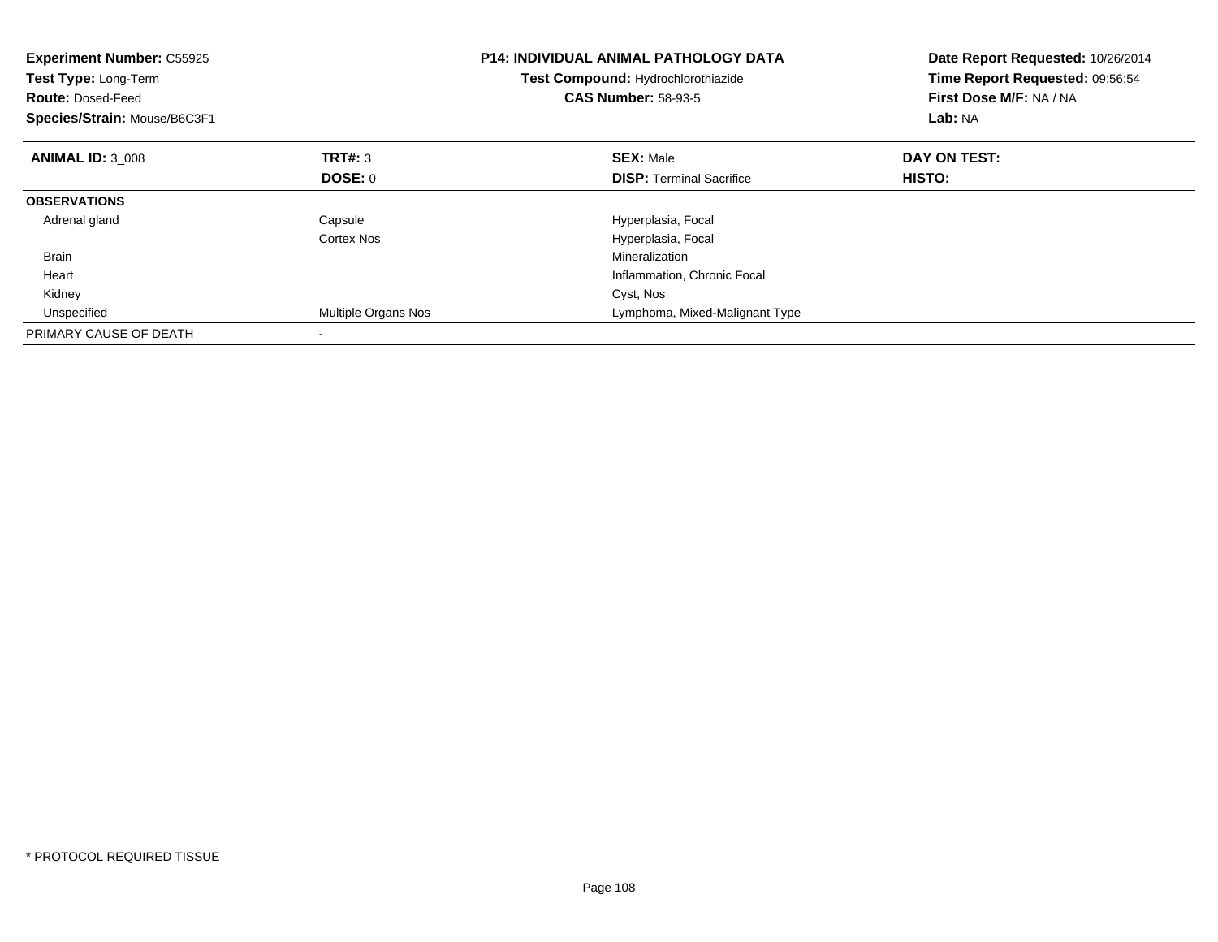**Experiment Number:** C55925
**Test Type:** Long-Term
**Route:** Dosed-Feed
**Species/Strain:** Mouse/B6C3F1

**P14: INDIVIDUAL ANIMAL PATHOLOGY DATA**
**Test Compound:** Hydrochlorothiazide
**CAS Number:** 58-93-5

**Date Report Requested:** 10/26/2014
**Time Report Requested:** 09:56:54
**First Dose M/F:** NA / NA
**Lab:** NA

| **ANIMAL ID:** 3_008 | **TRT#:** 3 | **SEX:** Male | **DAY ON TEST:** |
|---|---|---|---|
| | **DOSE:** 0 | **DISP:** Terminal Sacrifice | **HISTO:** |
| **OBSERVATIONS** | | | |
| Adrenal gland | Capsule | Hyperplasia, Focal | |
| | Cortex Nos | Hyperplasia, Focal | |
| Brain | | Mineralization | |
| Heart | | Inflammation, Chronic Focal | |
| Kidney | | Cyst, Nos | |
| Unspecified | Multiple Organs Nos | Lymphoma, Mixed-Malignant Type | |
| PRIMARY CAUSE OF DEATH | - | | |

* PROTOCOL REQUIRED TISSUE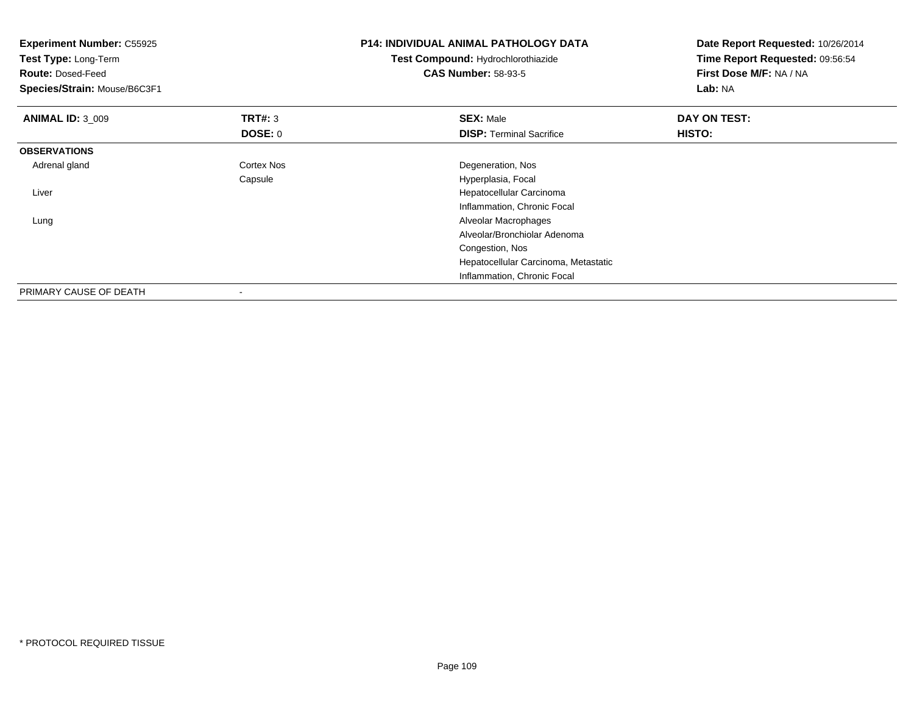**Experiment Number:** C55925
**Test Type:** Long-Term
**Route:** Dosed-Feed
**Species/Strain:** Mouse/B6C3F1

**P14: INDIVIDUAL ANIMAL PATHOLOGY DATA**
**Test Compound:** Hydrochlorothiazide
**CAS Number:** 58-93-5

**Date Report Requested:** 10/26/2014
**Time Report Requested:** 09:56:54
**First Dose M/F:** NA / NA
**Lab:** NA

| **ANIMAL ID:** 3_009 | **TRT#:** 3 | **SEX:** Male | **DAY ON TEST:** |
|---|---|---|---|
| | **DOSE:** 0 | **DISP:** Terminal Sacrifice | **HISTO:** |
| **OBSERVATIONS** | | | |
| Adrenal gland | Cortex Nos | Degeneration, Nos | |
| | Capsule | Hyperplasia, Focal | |
| Liver | | Hepatocellular Carcinoma | |
| | | Inflammation, Chronic Focal | |
| Lung | | Alveolar Macrophages | |
| | | Alveolar/Bronchiolar Adenoma | |
| | | Congestion, Nos | |
| | | Hepatocellular Carcinoma, Metastatic | |
| | | Inflammation, Chronic Focal | |
| PRIMARY CAUSE OF DEATH | - | | |

* PROTOCOL REQUIRED TISSUE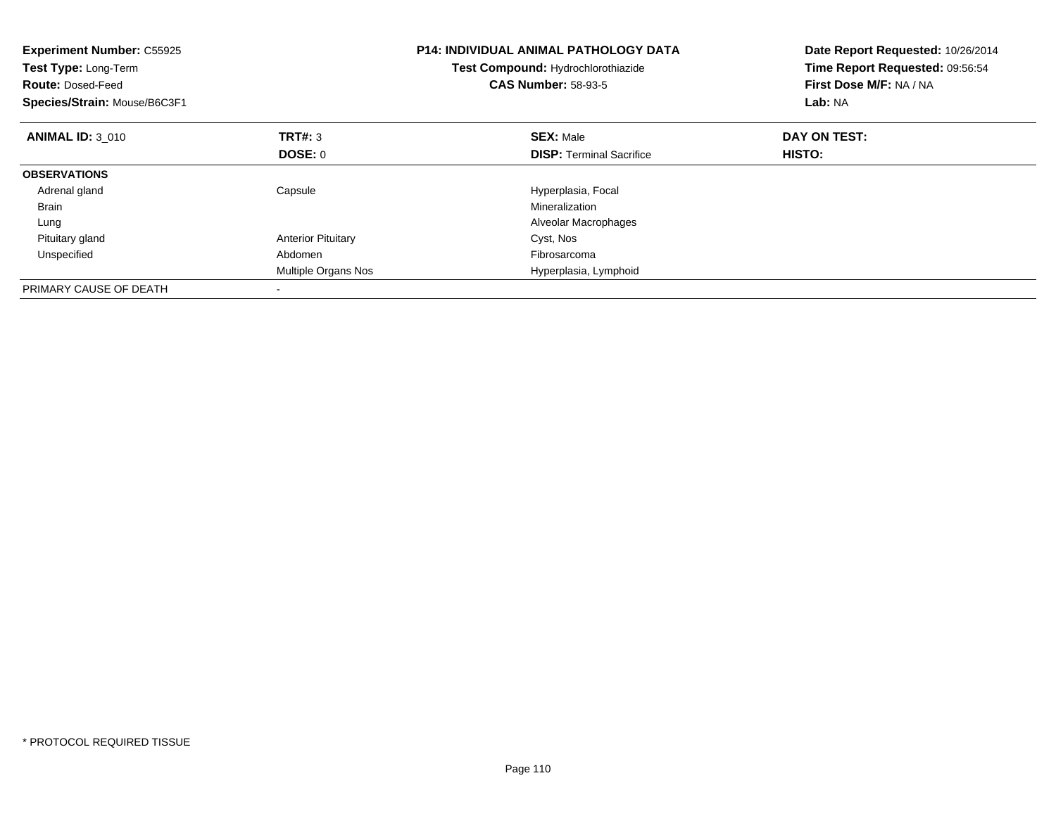**Experiment Number:** C55925
**Test Type:** Long-Term
**Route:** Dosed-Feed
**Species/Strain:** Mouse/B6C3F1

**P14: INDIVIDUAL ANIMAL PATHOLOGY DATA**
**Test Compound:** Hydrochlorothiazide
**CAS Number:** 58-93-5

**Date Report Requested:** 10/26/2014
**Time Report Requested:** 09:56:54
**First Dose M/F:** NA / NA
**Lab:** NA

| **ANIMAL ID:** 3_010 | **TRT#:** 3 | **SEX:** Male | **DAY ON TEST:** |
|---|---|---|---|
| | **DOSE:** 0 | **DISP:** Terminal Sacrifice | **HISTO:** |
| **OBSERVATIONS** | | | |
| Adrenal gland | Capsule | Hyperplasia, Focal | |
| Brain | | Mineralization | |
| Lung | | Alveolar Macrophages | |
| Pituitary gland | Anterior Pituitary | Cyst, Nos | |
| Unspecified | Abdomen | Fibrosarcoma | |
| | Multiple Organs Nos | Hyperplasia, Lymphoid | |
| PRIMARY CAUSE OF DEATH | - | | |

* PROTOCOL REQUIRED TISSUE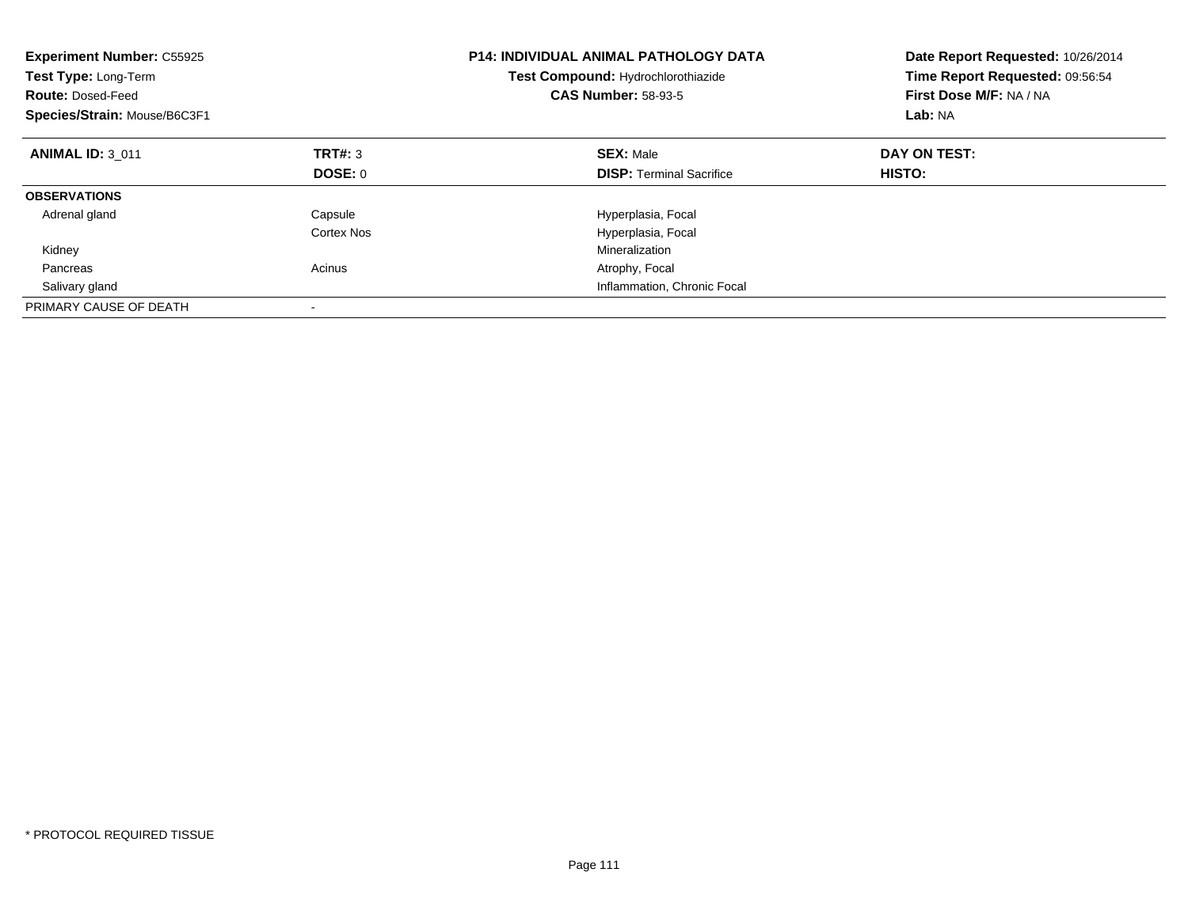**Experiment Number:** C55925
**Test Type:** Long-Term
**Route:** Dosed-Feed
**Species/Strain:** Mouse/B6C3F1

**P14: INDIVIDUAL ANIMAL PATHOLOGY DATA**
**Test Compound:** Hydrochlorothiazide
**CAS Number:** 58-93-5

**Date Report Requested:** 10/26/2014
**Time Report Requested:** 09:56:54
**First Dose M/F:** NA / NA
**Lab:** NA

| **ANIMAL ID:** 3_011 | **TRT#:** 3 | **SEX:** Male | **DAY ON TEST:** |
|---|---|---|---|
| | **DOSE:** 0 | **DISP:** Terminal Sacrifice | **HISTO:** |
| **OBSERVATIONS** | | | |
| Adrenal gland | Capsule | Hyperplasia, Focal | |
| | Cortex Nos | Hyperplasia, Focal | |
| Kidney | | Mineralization | |
| Pancreas | Acinus | Atrophy, Focal | |
| Salivary gland | | Inflammation, Chronic Focal | |
| PRIMARY CAUSE OF DEATH | - | | |

* PROTOCOL REQUIRED TISSUE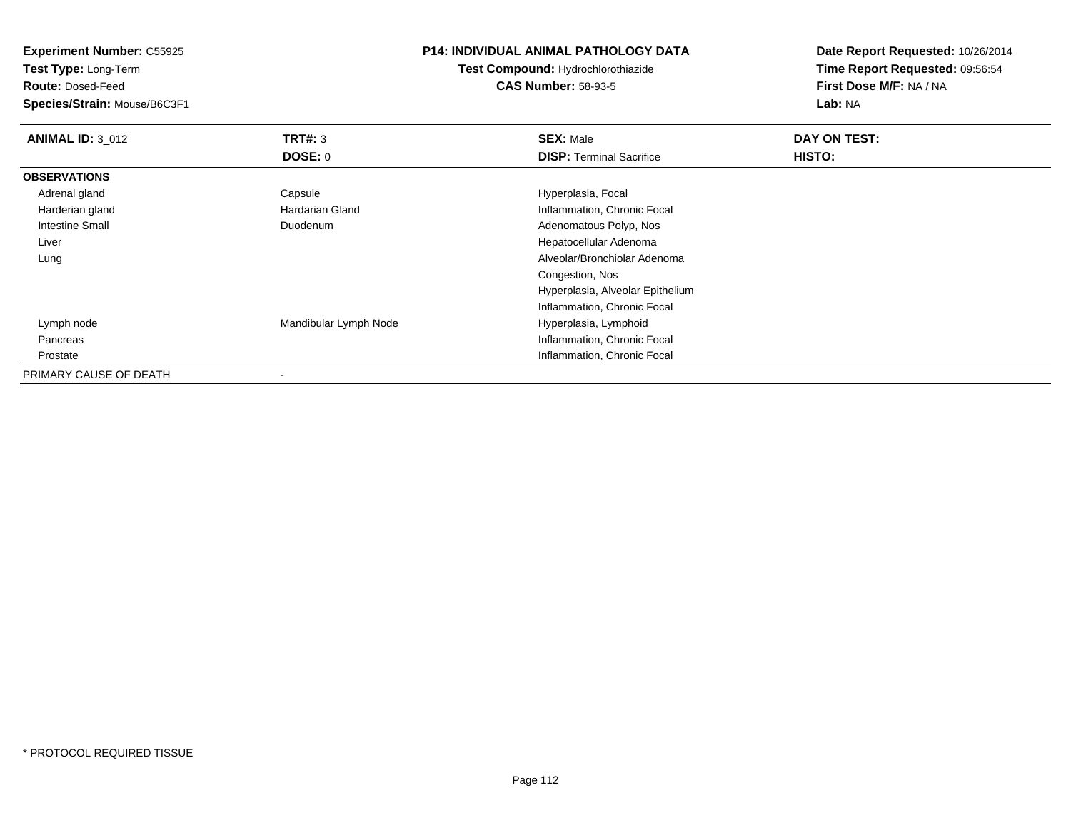**Experiment Number:** C55925
**Test Type:** Long-Term
**Route:** Dosed-Feed
**Species/Strain:** Mouse/B6C3F1

**P14: INDIVIDUAL ANIMAL PATHOLOGY DATA**
**Test Compound:** Hydrochlorothiazide
**CAS Number:** 58-93-5

**Date Report Requested:** 10/26/2014
**Time Report Requested:** 09:56:54
**First Dose M/F:** NA / NA
**Lab:** NA

| **ANIMAL ID:** 3_012 | **TRT#:** 3 | **SEX:** Male | **DAY ON TEST:** |
|---|---|---|---|
| | **DOSE:** 0 | **DISP:** Terminal Sacrifice | **HISTO:** |
| **OBSERVATIONS** | | | |
| Adrenal gland | Capsule | Hyperplasia, Focal | |
| Harderian gland | Hardarian Gland | Inflammation, Chronic Focal | |
| Intestine Small | Duodenum | Adenomatous Polyp, Nos | |
| Liver | | Hepatocellular Adenoma | |
| Lung | | Alveolar/Bronchiolar Adenoma | |
| | | Congestion, Nos | |
| | | Hyperplasia, Alveolar Epithelium | |
| | | Inflammation, Chronic Focal | |
| Lymph node | Mandibular Lymph Node | Hyperplasia, Lymphoid | |
| Pancreas | | Inflammation, Chronic Focal | |
| Prostate | | Inflammation, Chronic Focal | |
| PRIMARY CAUSE OF DEATH | - | | |

\* PROTOCOL REQUIRED TISSUE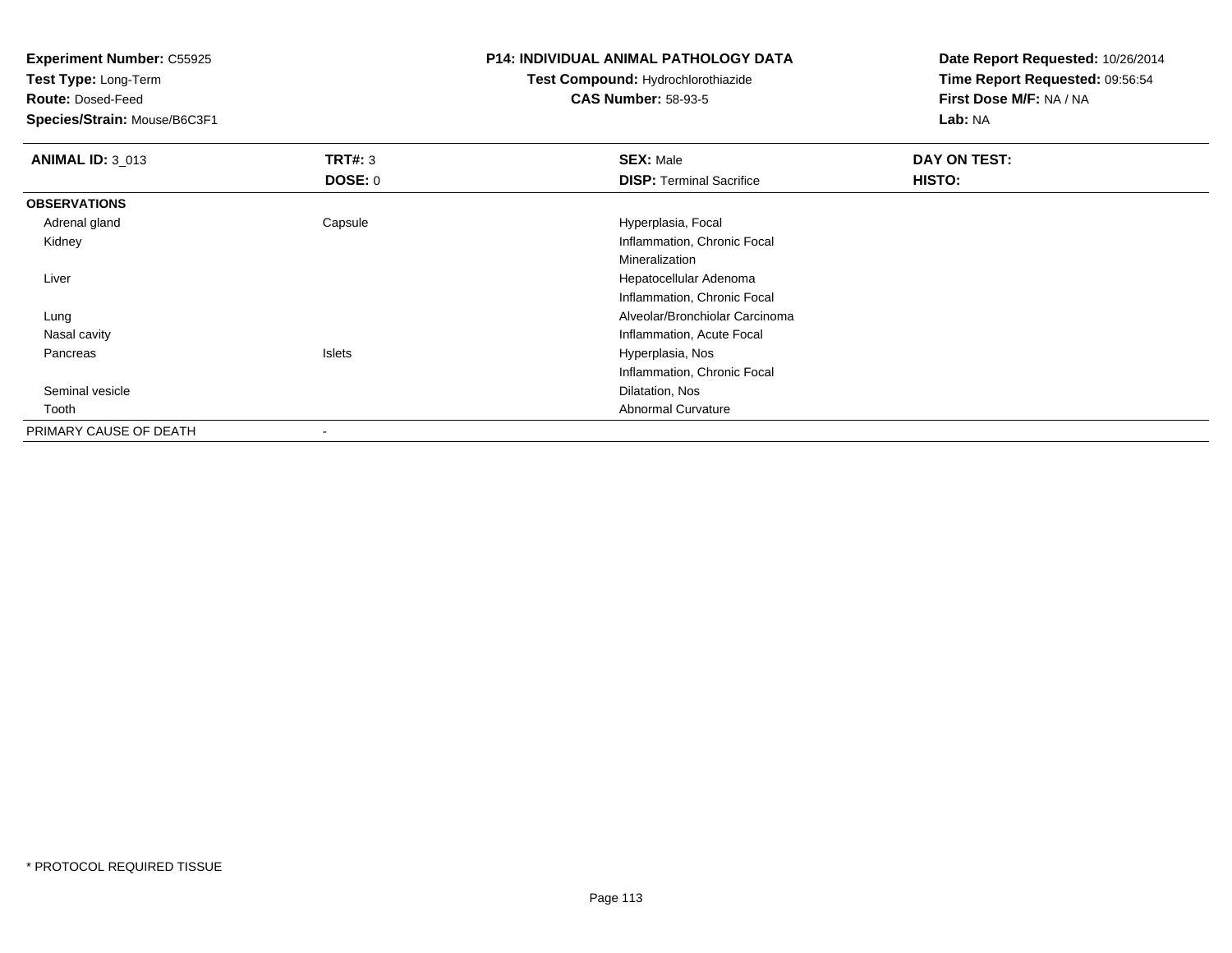**Experiment Number:** C55925
**Test Type:** Long-Term
**Route:** Dosed-Feed
**Species/Strain:** Mouse/B6C3F1

**P14: INDIVIDUAL ANIMAL PATHOLOGY DATA**
**Test Compound:** Hydrochlorothiazide
**CAS Number:** 58-93-5

**Date Report Requested:** 10/26/2014
**Time Report Requested:** 09:56:54
**First Dose M/F:** NA / NA
**Lab:** NA

| **ANIMAL ID:** 3_013 | **TRT#:** 3 | **SEX:** Male | **DAY ON TEST:** |
|---|---|---|---|
| | **DOSE:** 0 | **DISP:** Terminal Sacrifice | **HISTO:** |
| **OBSERVATIONS** | | | |
| Adrenal gland | Capsule | Hyperplasia, Focal | |
| Kidney | | Inflammation, Chronic Focal | |
| | | Mineralization | |
| Liver | | Hepatocellular Adenoma | |
| | | Inflammation, Chronic Focal | |
| Lung | | Alveolar/Bronchiolar Carcinoma | |
| Nasal cavity | | Inflammation, Acute Focal | |
| Pancreas | Islets | Hyperplasia, Nos | |
| | | Inflammation, Chronic Focal | |
| Seminal vesicle | | Dilatation, Nos | |
| Tooth | | Abnormal Curvature | |
| PRIMARY CAUSE OF DEATH | - | | |

* PROTOCOL REQUIRED TISSUE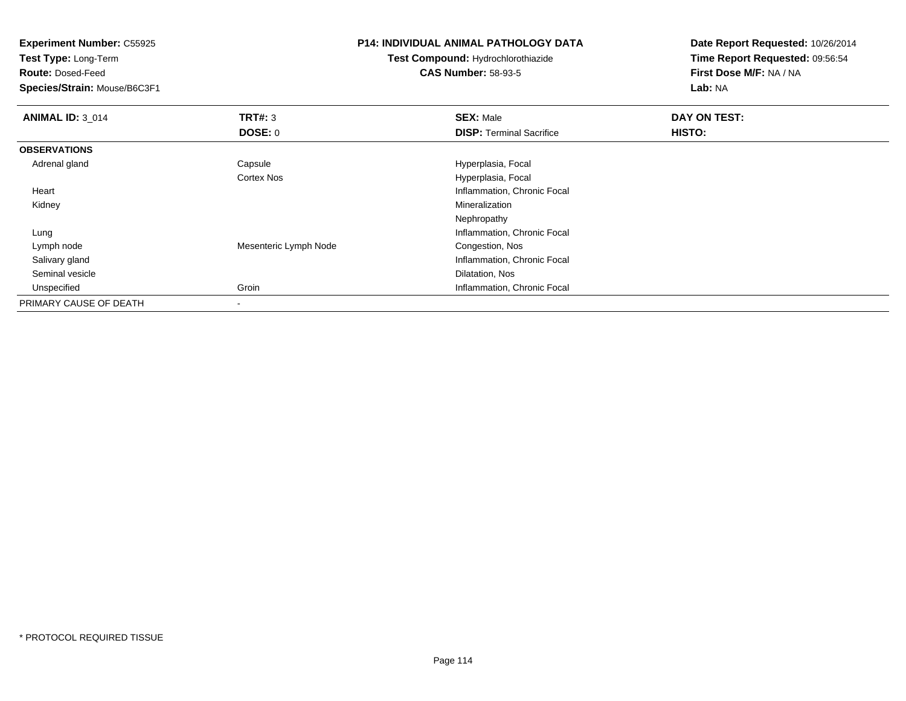**Experiment Number:** C55925
**Test Type:** Long-Term
**Route:** Dosed-Feed
**Species/Strain:** Mouse/B6C3F1

**P14: INDIVIDUAL ANIMAL PATHOLOGY DATA**
**Test Compound:** Hydrochlorothiazide
**CAS Number:** 58-93-5

**Date Report Requested:** 10/26/2014
**Time Report Requested:** 09:56:54
**First Dose M/F:** NA / NA
**Lab:** NA

| **ANIMAL ID:** 3_014 | **TRT#:** 3 | **SEX:** Male | **DAY ON TEST:** |
|---|---|---|---|
| | **DOSE:** 0 | **DISP:** Terminal Sacrifice | **HISTO:** |
| **OBSERVATIONS** | | | |
| Adrenal gland | Capsule | Hyperplasia, Focal | |
| | Cortex Nos | Hyperplasia, Focal | |
| Heart | | Inflammation, Chronic Focal | |
| Kidney | | Mineralization | |
| | | Nephropathy | |
| Lung | | Inflammation, Chronic Focal | |
| Lymph node | Mesenteric Lymph Node | Congestion, Nos | |
| Salivary gland | | Inflammation, Chronic Focal | |
| Seminal vesicle | | Dilatation, Nos | |
| Unspecified | Groin | Inflammation, Chronic Focal | |
| PRIMARY CAUSE OF DEATH | - | | |

* PROTOCOL REQUIRED TISSUE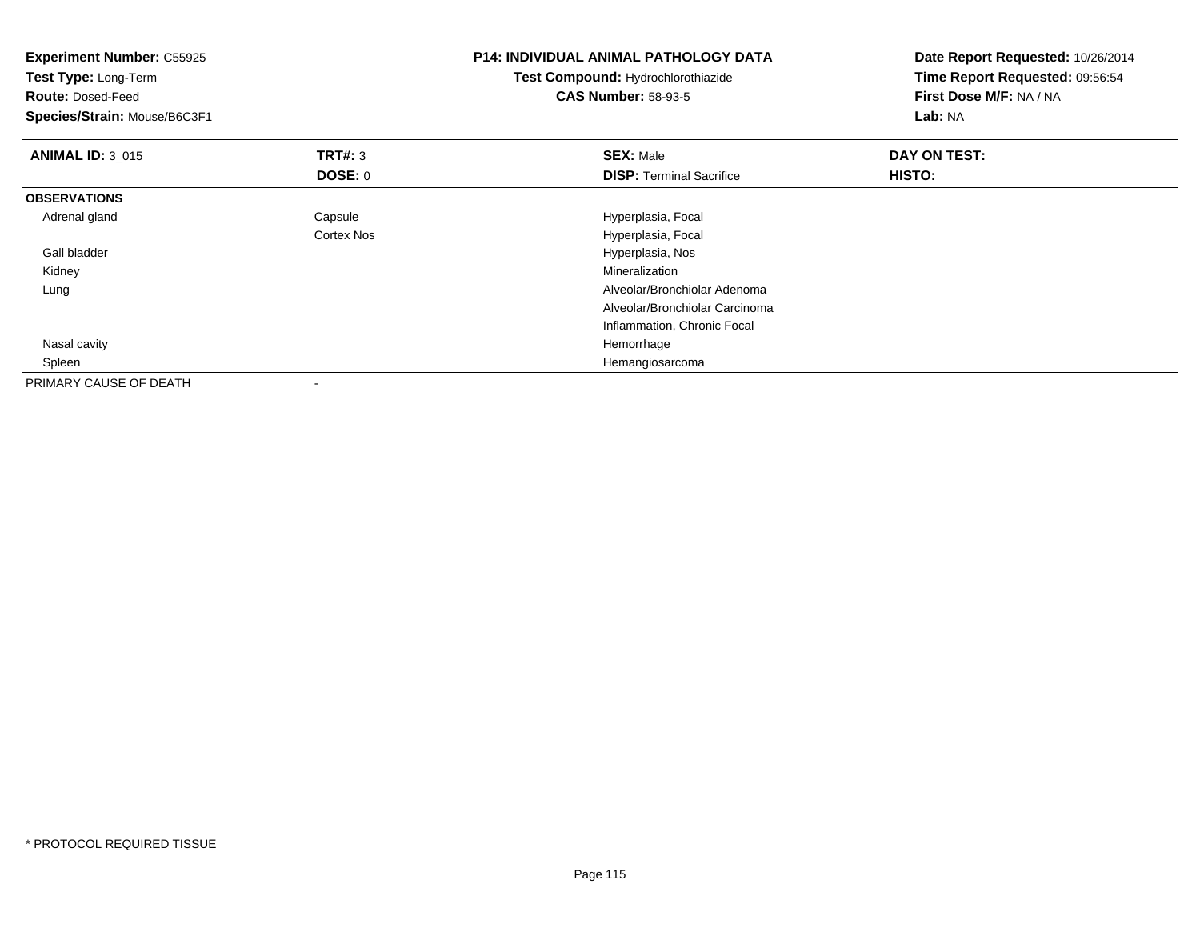**Experiment Number:** C55925
**Test Type:** Long-Term
**Route:** Dosed-Feed
**Species/Strain:** Mouse/B6C3F1

**P14: INDIVIDUAL ANIMAL PATHOLOGY DATA**
**Test Compound:** Hydrochlorothiazide
**CAS Number:** 58-93-5

**Date Report Requested:** 10/26/2014
**Time Report Requested:** 09:56:54
**First Dose M/F:** NA / NA
**Lab:** NA

| **ANIMAL ID:** 3_015 | **TRT#:** 3 | **SEX:** Male | **DAY ON TEST:** |
|---|---|---|---|
| | **DOSE:** 0 | **DISP:** Terminal Sacrifice | **HISTO:** |
| **OBSERVATIONS** | | | |
| Adrenal gland | Capsule | Hyperplasia, Focal | |
| | Cortex Nos | Hyperplasia, Focal | |
| Gall bladder | | Hyperplasia, Nos | |
| Kidney | | Mineralization | |
| Lung | | Alveolar/Bronchiolar Adenoma | |
| | | Alveolar/Bronchiolar Carcinoma | |
| | | Inflammation, Chronic Focal | |
| Nasal cavity | | Hemorrhage | |
| Spleen | | Hemangiosarcoma | |
| PRIMARY CAUSE OF DEATH | - | | |

* PROTOCOL REQUIRED TISSUE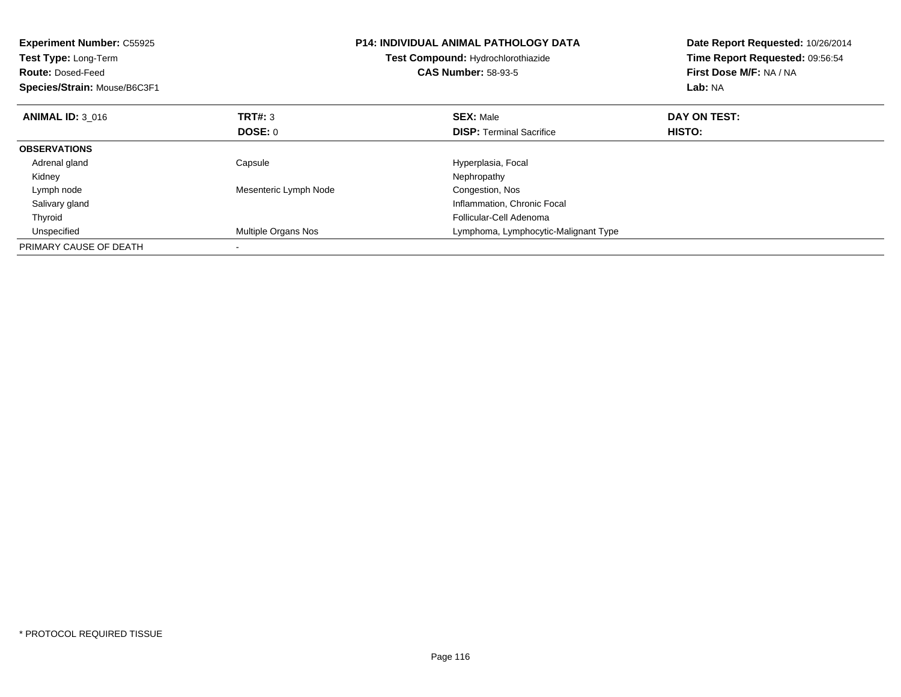**Experiment Number:** C55925
**Test Type:** Long-Term
**Route:** Dosed-Feed
**Species/Strain:** Mouse/B6C3F1

**P14: INDIVIDUAL ANIMAL PATHOLOGY DATA**
**Test Compound:** Hydrochlorothiazide
**CAS Number:** 58-93-5

**Date Report Requested:** 10/26/2014
**Time Report Requested:** 09:56:54
**First Dose M/F:** NA / NA
**Lab:** NA

| **ANIMAL ID:** 3_016 | **TRT#:** 3 | **SEX:** Male | **DAY ON TEST:** |
|---|---|---|---|
| | **DOSE:** 0 | **DISP:** Terminal Sacrifice | **HISTO:** |
| **OBSERVATIONS** | | | |
| Adrenal gland | Capsule | Hyperplasia, Focal | |
| Kidney | | Nephropathy | |
| Lymph node | Mesenteric Lymph Node | Congestion, Nos | |
| Salivary gland | | Inflammation, Chronic Focal | |
| Thyroid | | Follicular-Cell Adenoma | |
| Unspecified | Multiple Organs Nos | Lymphoma, Lymphocytic-Malignant Type | |
| PRIMARY CAUSE OF DEATH | - | | |

* PROTOCOL REQUIRED TISSUE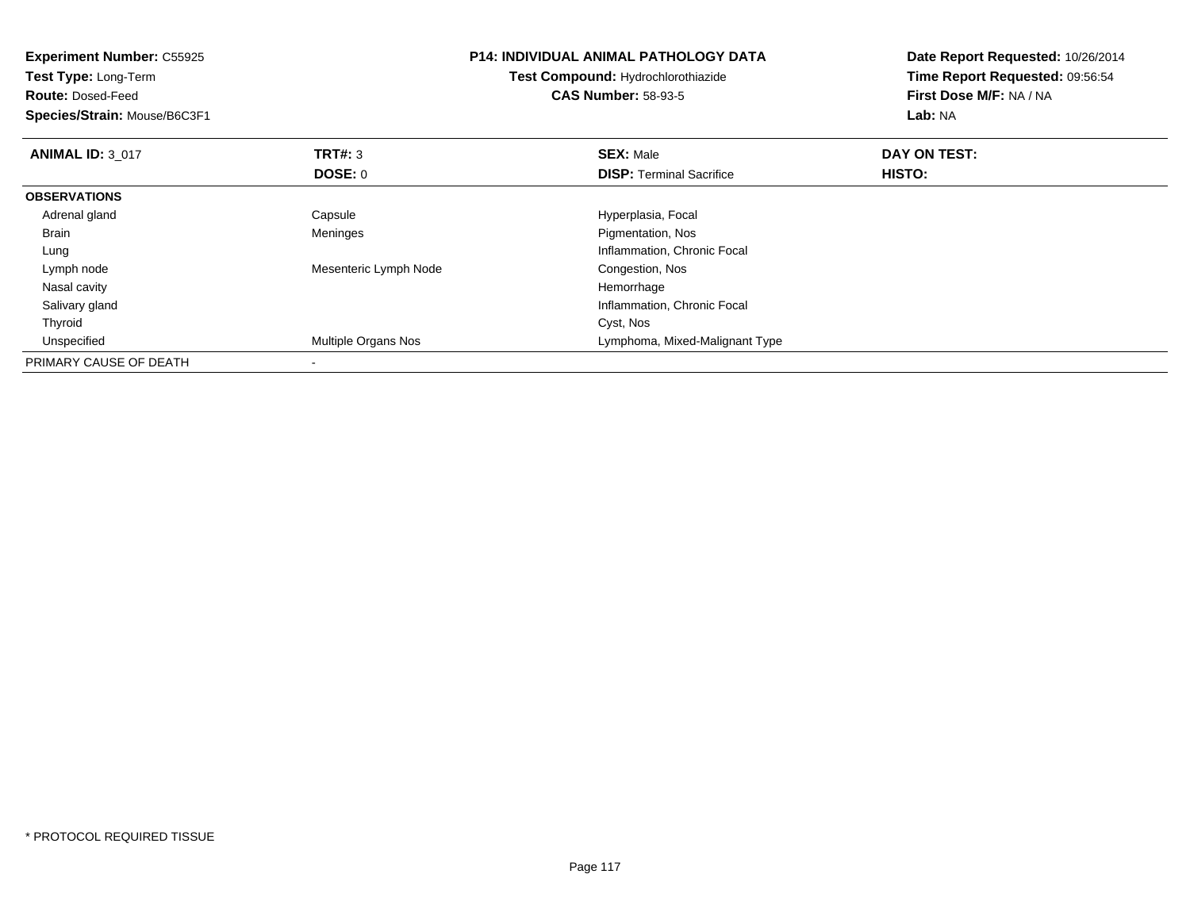**Experiment Number:** C55925
**Test Type:** Long-Term
**Route:** Dosed-Feed
**Species/Strain:** Mouse/B6C3F1

**P14: INDIVIDUAL ANIMAL PATHOLOGY DATA**
**Test Compound:** Hydrochlorothiazide
**CAS Number:** 58-93-5

**Date Report Requested:** 10/26/2014
**Time Report Requested:** 09:56:54
**First Dose M/F:** NA / NA
**Lab:** NA

| **ANIMAL ID:** 3_017 | **TRT#:** 3 | **SEX:** Male | **DAY ON TEST:** |
|---|---|---|---|
| | **DOSE:** 0 | **DISP:** Terminal Sacrifice | **HISTO:** |
| **OBSERVATIONS** | | | |
| Adrenal gland | Capsule | Hyperplasia, Focal | |
| Brain | Meninges | Pigmentation, Nos | |
| Lung | | Inflammation, Chronic Focal | |
| Lymph node | Mesenteric Lymph Node | Congestion, Nos | |
| Nasal cavity | | Hemorrhage | |
| Salivary gland | | Inflammation, Chronic Focal | |
| Thyroid | | Cyst, Nos | |
| Unspecified | Multiple Organs Nos | Lymphoma, Mixed-Malignant Type | |
| PRIMARY CAUSE OF DEATH | - | | |

* PROTOCOL REQUIRED TISSUE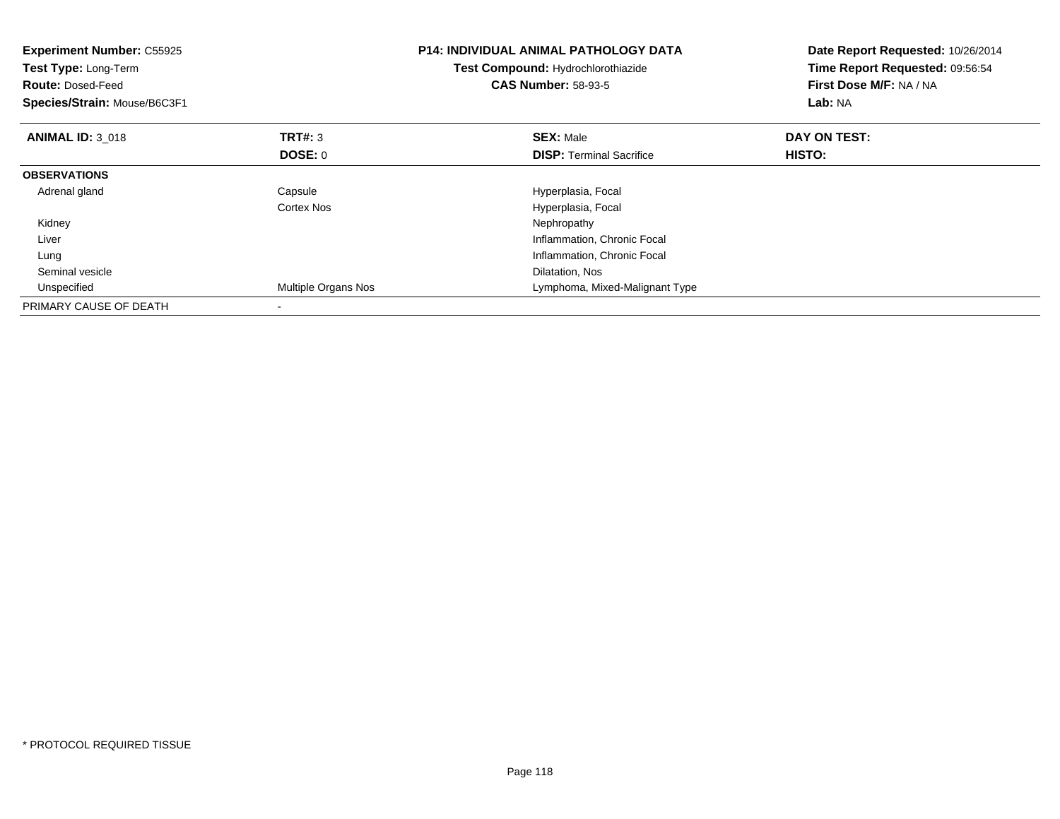**Experiment Number:** C55925
**Test Type:** Long-Term
**Route:** Dosed-Feed
**Species/Strain:** Mouse/B6C3F1

**P14: INDIVIDUAL ANIMAL PATHOLOGY DATA**
**Test Compound:** Hydrochlorothiazide
**CAS Number:** 58-93-5

**Date Report Requested:** 10/26/2014
**Time Report Requested:** 09:56:54
**First Dose M/F:** NA / NA
**Lab:** NA

| **ANIMAL ID:** 3_018 | **TRT#:** 3 | **SEX:** Male | **DAY ON TEST:** |
|---|---|---|---|
| | **DOSE:** 0 | **DISP:** Terminal Sacrifice | **HISTO:** |
| **OBSERVATIONS** | | | |
| Adrenal gland | Capsule | Hyperplasia, Focal | |
| | Cortex Nos | Hyperplasia, Focal | |
| Kidney | | Nephropathy | |
| Liver | | Inflammation, Chronic Focal | |
| Lung | | Inflammation, Chronic Focal | |
| Seminal vesicle | | Dilatation, Nos | |
| Unspecified | Multiple Organs Nos | Lymphoma, Mixed-Malignant Type | |
| PRIMARY CAUSE OF DEATH | - | | |

* PROTOCOL REQUIRED TISSUE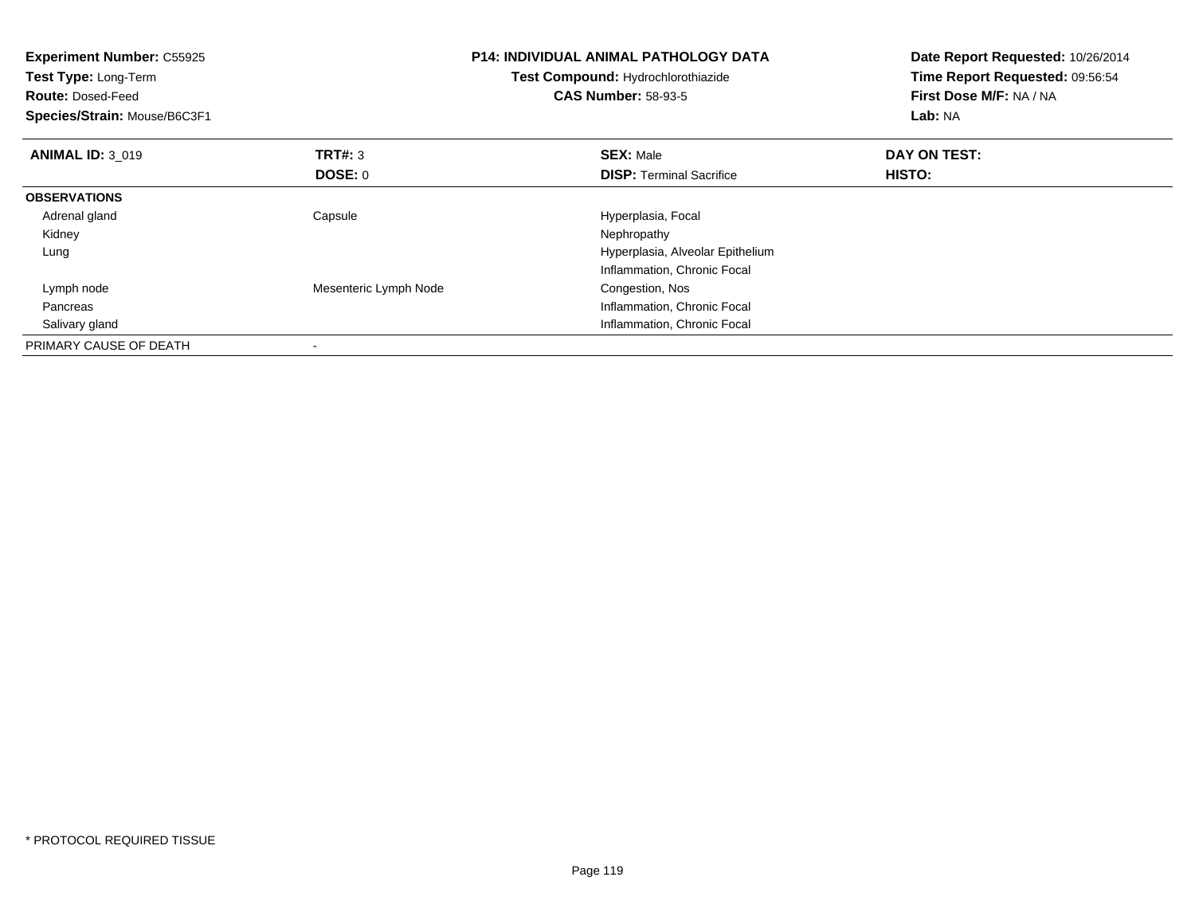**Experiment Number:** C55925
**Test Type:** Long-Term
**Route:** Dosed-Feed
**Species/Strain:** Mouse/B6C3F1

**P14: INDIVIDUAL ANIMAL PATHOLOGY DATA**
**Test Compound:** Hydrochlorothiazide
**CAS Number:** 58-93-5

**Date Report Requested:** 10/26/2014
**Time Report Requested:** 09:56:54
**First Dose M/F:** NA / NA
**Lab:** NA

| **ANIMAL ID:** 3_019 | **TRT#:** 3 | **SEX:** Male | **DAY ON TEST:** |
|---|---|---|---|
| | **DOSE:** 0 | **DISP:** Terminal Sacrifice | **HISTO:** |
| **OBSERVATIONS** | | | |
| Adrenal gland | Capsule | Hyperplasia, Focal | |
| Kidney | | Nephropathy | |
| Lung | | Hyperplasia, Alveolar Epithelium | |
| | | Inflammation, Chronic Focal | |
| Lymph node | Mesenteric Lymph Node | Congestion, Nos | |
| Pancreas | | Inflammation, Chronic Focal | |
| Salivary gland | | Inflammation, Chronic Focal | |
| PRIMARY CAUSE OF DEATH | - | | |

* PROTOCOL REQUIRED TISSUE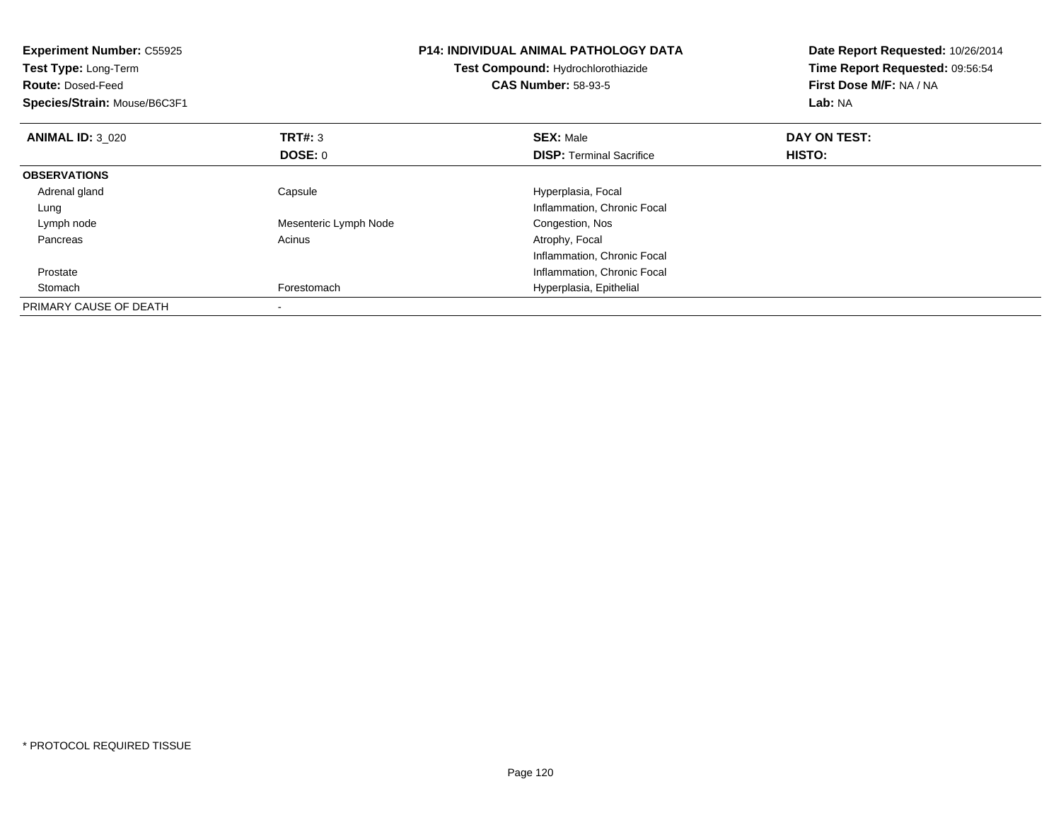**Experiment Number:** C55925
**Test Type:** Long-Term
**Route:** Dosed-Feed
**Species/Strain:** Mouse/B6C3F1

**P14: INDIVIDUAL ANIMAL PATHOLOGY DATA**
**Test Compound:** Hydrochlorothiazide
**CAS Number:** 58-93-5

**Date Report Requested:** 10/26/2014
**Time Report Requested:** 09:56:54
**First Dose M/F:** NA / NA
**Lab:** NA

| **ANIMAL ID:** 3_020 | **TRT#:** 3 | **SEX:** Male | **DAY ON TEST:** |
|---|---|---|---|
| | **DOSE:** 0 | **DISP:** Terminal Sacrifice | **HISTO:** |
| **OBSERVATIONS** | | | |
| Adrenal gland | Capsule | Hyperplasia, Focal | |
| Lung | | Inflammation, Chronic Focal | |
| Lymph node | Mesenteric Lymph Node | Congestion, Nos | |
| Pancreas | Acinus | Atrophy, Focal | |
| | | Inflammation, Chronic Focal | |
| Prostate | | Inflammation, Chronic Focal | |
| Stomach | Forestomach | Hyperplasia, Epithelial | |
| PRIMARY CAUSE OF DEATH | - | | |

* PROTOCOL REQUIRED TISSUE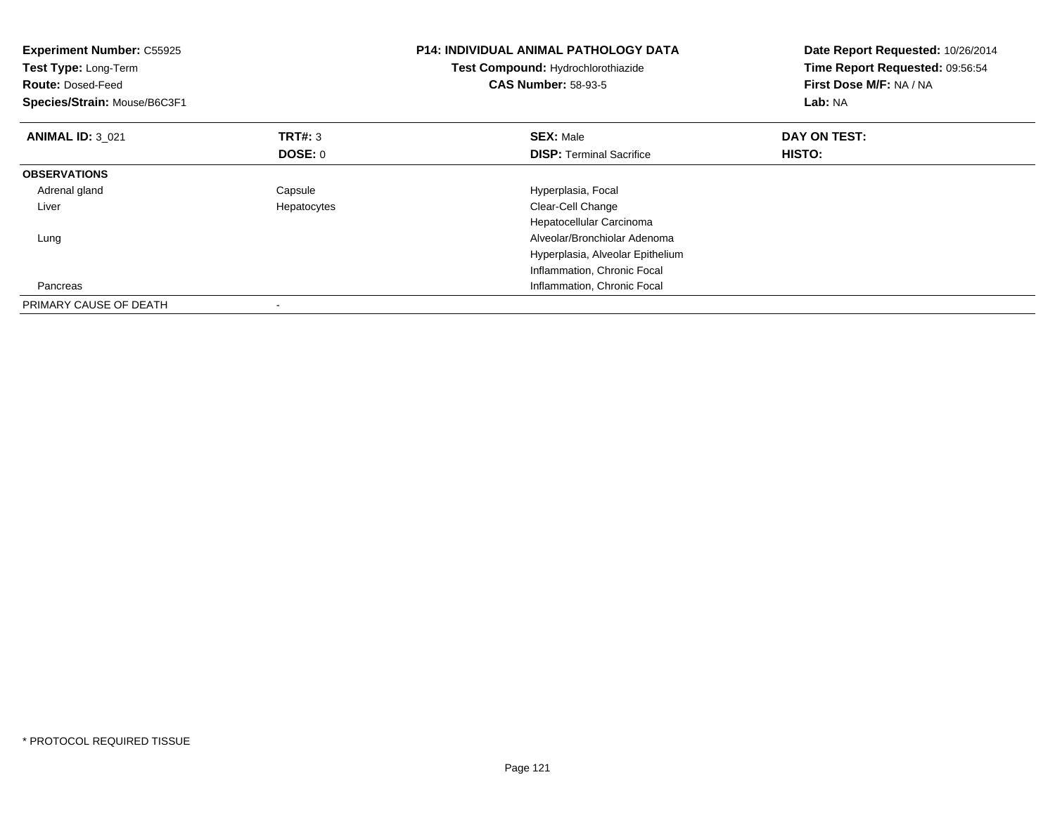**Experiment Number:** C55925
**Test Type:** Long-Term
**Route:** Dosed-Feed
**Species/Strain:** Mouse/B6C3F1

**P14: INDIVIDUAL ANIMAL PATHOLOGY DATA**
**Test Compound:** Hydrochlorothiazide
**CAS Number:** 58-93-5

**Date Report Requested:** 10/26/2014
**Time Report Requested:** 09:56:54
**First Dose M/F:** NA / NA
**Lab:** NA

| **ANIMAL ID:** 3_021 | **TRT#:** 3 | **SEX:** Male | **DAY ON TEST:** |
|---|---|---|---|
| | **DOSE:** 0 | **DISP:** Terminal Sacrifice | **HISTO:** |
| **OBSERVATIONS** | | | |
| Adrenal gland | Capsule | Hyperplasia, Focal | |
| Liver | Hepatocytes | Clear-Cell Change | |
| | | Hepatocellular Carcinoma | |
| Lung | | Alveolar/Bronchiolar Adenoma | |
| | | Hyperplasia, Alveolar Epithelium | |
| | | Inflammation, Chronic Focal | |
| Pancreas | | Inflammation, Chronic Focal | |
| PRIMARY CAUSE OF DEATH | - | | |

* PROTOCOL REQUIRED TISSUE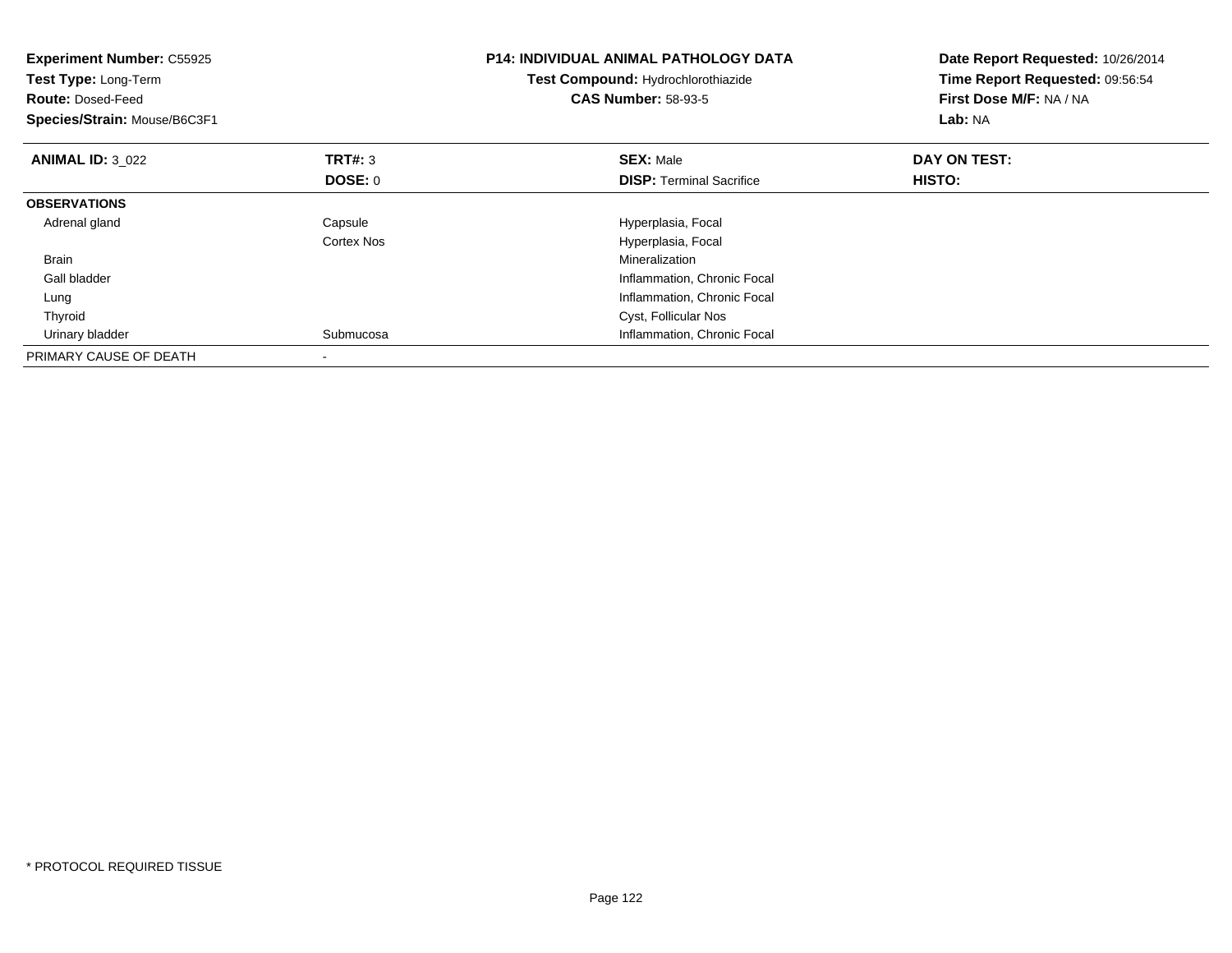**Experiment Number:** C55925
**Test Type:** Long-Term
**Route:** Dosed-Feed
**Species/Strain:** Mouse/B6C3F1

**P14: INDIVIDUAL ANIMAL PATHOLOGY DATA**
**Test Compound:** Hydrochlorothiazide
**CAS Number:** 58-93-5

**Date Report Requested:** 10/26/2014
**Time Report Requested:** 09:56:54
**First Dose M/F:** NA / NA
**Lab:** NA

| **ANIMAL ID:** 3_022 | **TRT#:** 3 | **SEX:** Male | **DAY ON TEST:** |
|---|---|---|---|
| | **DOSE:** 0 | **DISP:** Terminal Sacrifice | **HISTO:** |
| **OBSERVATIONS** | | | |
| Adrenal gland | Capsule | Hyperplasia, Focal | |
| | Cortex Nos | Hyperplasia, Focal | |
| Brain | | Mineralization | |
| Gall bladder | | Inflammation, Chronic Focal | |
| Lung | | Inflammation, Chronic Focal | |
| Thyroid | | Cyst, Follicular Nos | |
| Urinary bladder | Submucosa | Inflammation, Chronic Focal | |
| PRIMARY CAUSE OF DEATH | - | | |

* PROTOCOL REQUIRED TISSUE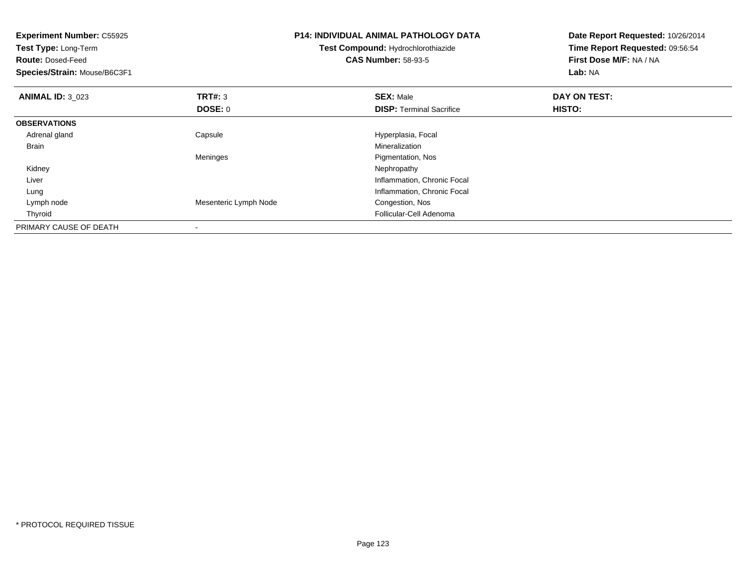**Experiment Number:** C55925
**Test Type:** Long-Term
**Route:** Dosed-Feed
**Species/Strain:** Mouse/B6C3F1

## P14: INDIVIDUAL ANIMAL PATHOLOGY DATA

**Test Compound:** Hydrochlorothiazide
**CAS Number:** 58-93-5

**Date Report Requested:** 10/26/2014
**Time Report Requested:** 09:56:54
**First Dose M/F:** NA / NA
**Lab:** NA

| **ANIMAL ID:** 3_023 | **TRT#:** 3 | **SEX:** Male | **DAY ON TEST:** |
|---|---|---|---|
| | **DOSE:** 0 | **DISP:** Terminal Sacrifice | **HISTO:** |
| **OBSERVATIONS** | | | |
| Adrenal gland | Capsule | Hyperplasia, Focal | |
| Brain | | Mineralization | |
| | Meninges | Pigmentation, Nos | |
| Kidney | | Nephropathy | |
| Liver | | Inflammation, Chronic Focal | |
| Lung | | Inflammation, Chronic Focal | |
| Lymph node | Mesenteric Lymph Node | Congestion, Nos | |
| Thyroid | | Follicular-Cell Adenoma | |
| PRIMARY CAUSE OF DEATH | - | | |

* PROTOCOL REQUIRED TISSUE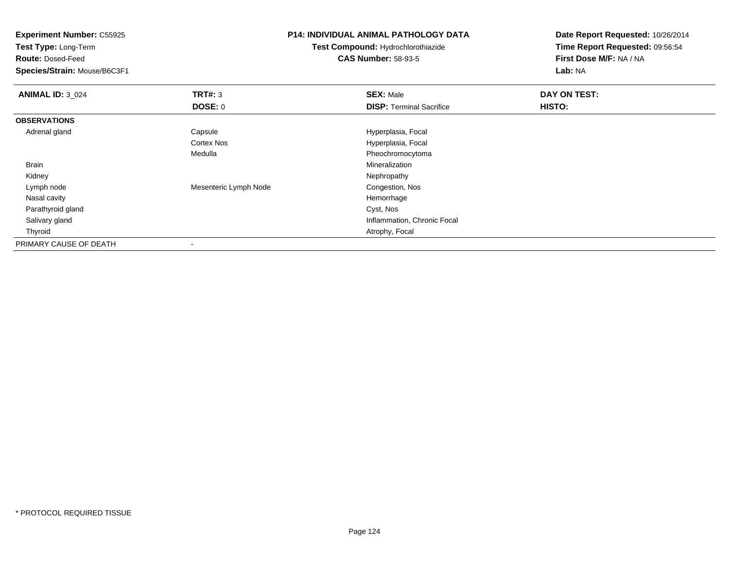**Experiment Number:** C55925
**Test Type:** Long-Term
**Route:** Dosed-Feed
**Species/Strain:** Mouse/B6C3F1

**P14: INDIVIDUAL ANIMAL PATHOLOGY DATA**
**Test Compound:** Hydrochlorothiazide
**CAS Number:** 58-93-5

**Date Report Requested:** 10/26/2014
**Time Report Requested:** 09:56:54
**First Dose M/F:** NA / NA
**Lab:** NA

| **ANIMAL ID:** 3_024 | **TRT#:** 3 | **SEX:** Male | **DAY ON TEST:** |
|---|---|---|---|
| | **DOSE:** 0 | **DISP:** Terminal Sacrifice | **HISTO:** |
| **OBSERVATIONS** | | | |
| Adrenal gland | Capsule | Hyperplasia, Focal | |
| | Cortex Nos | Hyperplasia, Focal | |
| | Medulla | Pheochromocytoma | |
| Brain | | Mineralization | |
| Kidney | | Nephropathy | |
| Lymph node | Mesenteric Lymph Node | Congestion, Nos | |
| Nasal cavity | | Hemorrhage | |
| Parathyroid gland | | Cyst, Nos | |
| Salivary gland | | Inflammation, Chronic Focal | |
| Thyroid | | Atrophy, Focal | |
| PRIMARY CAUSE OF DEATH | - | | |

* PROTOCOL REQUIRED TISSUE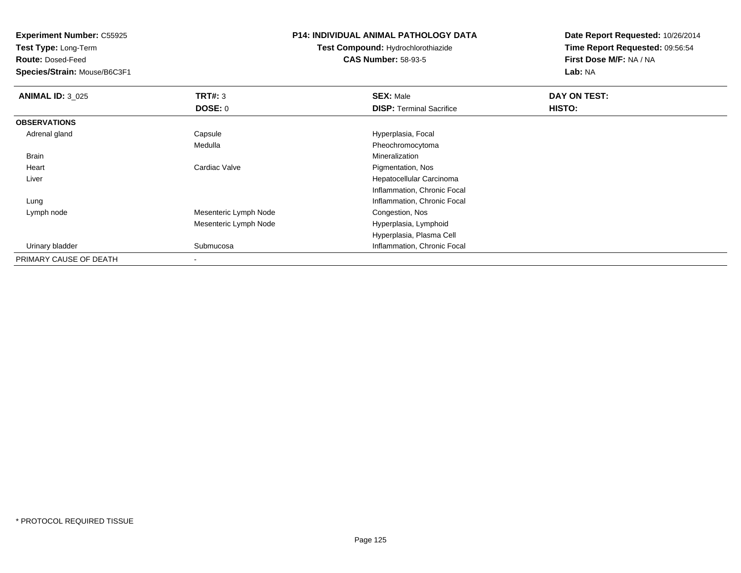**Experiment Number:** C55925
**Test Type:** Long-Term
**Route:** Dosed-Feed
**Species/Strain:** Mouse/B6C3F1

**P14: INDIVIDUAL ANIMAL PATHOLOGY DATA**
**Test Compound:** Hydrochlorothiazide
**CAS Number:** 58-93-5

**Date Report Requested:** 10/26/2014
**Time Report Requested:** 09:56:54
**First Dose M/F:** NA / NA
**Lab:** NA

| **ANIMAL ID:** 3_025 | **TRT#:** 3 | **SEX:** Male | **DAY ON TEST:** |
|---|---|---|---|
| | **DOSE:** 0 | **DISP:** Terminal Sacrifice | **HISTO:** |
| **OBSERVATIONS** | | | |
| Adrenal gland | Capsule | Hyperplasia, Focal | |
| | Medulla | Pheochromocytoma | |
| Brain | | Mineralization | |
| Heart | Cardiac Valve | Pigmentation, Nos | |
| Liver | | Hepatocellular Carcinoma | |
| | | Inflammation, Chronic Focal | |
| Lung | | Inflammation, Chronic Focal | |
| Lymph node | Mesenteric Lymph Node | Congestion, Nos | |
| | Mesenteric Lymph Node | Hyperplasia, Lymphoid | |
| | | Hyperplasia, Plasma Cell | |
| Urinary bladder | Submucosa | Inflammation, Chronic Focal | |
| PRIMARY CAUSE OF DEATH | - | | |

* PROTOCOL REQUIRED TISSUE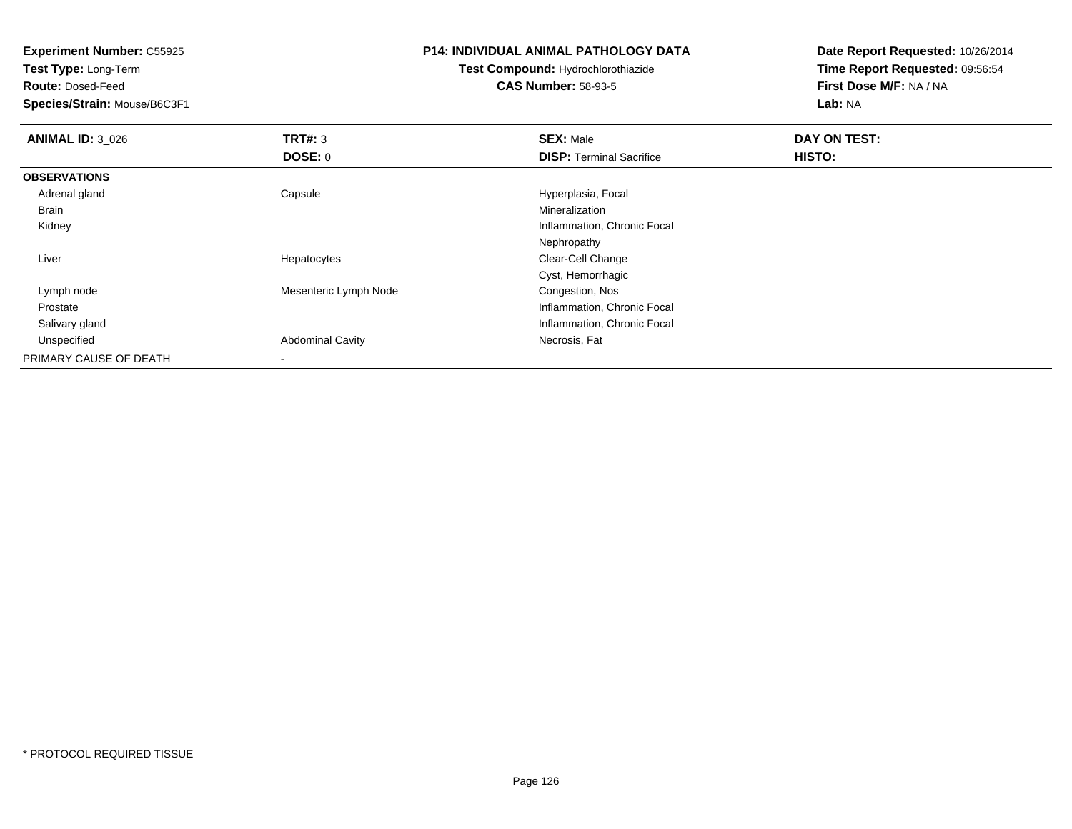**Experiment Number:** C55925
**Test Type:** Long-Term
**Route:** Dosed-Feed
**Species/Strain:** Mouse/B6C3F1

**P14: INDIVIDUAL ANIMAL PATHOLOGY DATA**
**Test Compound:** Hydrochlorothiazide
**CAS Number:** 58-93-5

**Date Report Requested:** 10/26/2014
**Time Report Requested:** 09:56:54
**First Dose M/F:** NA / NA
**Lab:** NA

| **ANIMAL ID:** 3_026 | **TRT#:** 3 | **SEX:** Male | **DAY ON TEST:** |
|---|---|---|---|
| | **DOSE:** 0 | **DISP:** Terminal Sacrifice | **HISTO:** |
| **OBSERVATIONS** | | | |
| Adrenal gland | Capsule | Hyperplasia, Focal | |
| Brain | | Mineralization | |
| Kidney | | Inflammation, Chronic Focal | |
| | | Nephropathy | |
| Liver | Hepatocytes | Clear-Cell Change | |
| | | Cyst, Hemorrhagic | |
| Lymph node | Mesenteric Lymph Node | Congestion, Nos | |
| Prostate | | Inflammation, Chronic Focal | |
| Salivary gland | | Inflammation, Chronic Focal | |
| Unspecified | Abdominal Cavity | Necrosis, Fat | |
| PRIMARY CAUSE OF DEATH | - | | |

* PROTOCOL REQUIRED TISSUE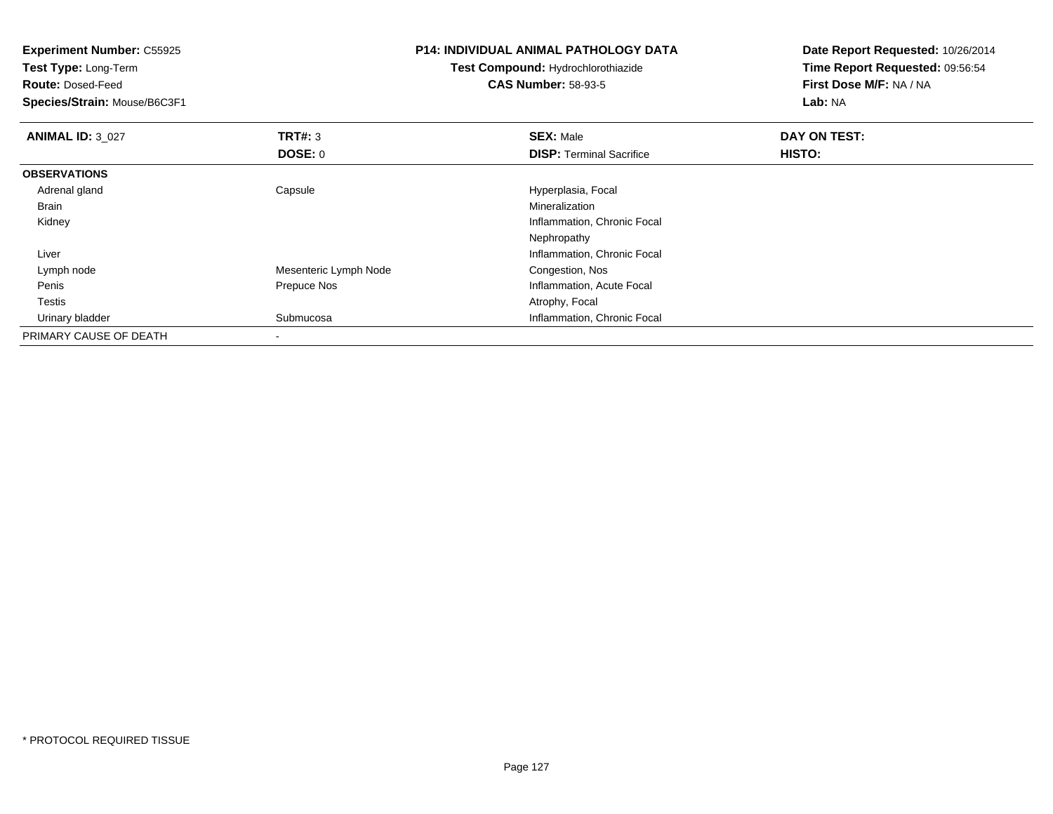**Experiment Number:** C55925
**Test Type:** Long-Term
**Route:** Dosed-Feed
**Species/Strain:** Mouse/B6C3F1

**P14: INDIVIDUAL ANIMAL PATHOLOGY DATA**
**Test Compound:** Hydrochlorothiazide
**CAS Number:** 58-93-5

**Date Report Requested:** 10/26/2014
**Time Report Requested:** 09:56:54
**First Dose M/F:** NA / NA
**Lab:** NA

| **ANIMAL ID:** 3_027 | **TRT#:** 3 | **SEX:** Male | **DAY ON TEST:** |
|---|---|---|---|
| | **DOSE:** 0 | **DISP:** Terminal Sacrifice | **HISTO:** |
| **OBSERVATIONS** | | | |
| Adrenal gland | Capsule | Hyperplasia, Focal | |
| Brain | | Mineralization | |
| Kidney | | Inflammation, Chronic Focal | |
| | | Nephropathy | |
| Liver | | Inflammation, Chronic Focal | |
| Lymph node | Mesenteric Lymph Node | Congestion, Nos | |
| Penis | Prepuce Nos | Inflammation, Acute Focal | |
| Testis | | Atrophy, Focal | |
| Urinary bladder | Submucosa | Inflammation, Chronic Focal | |
| PRIMARY CAUSE OF DEATH | - | | |

* PROTOCOL REQUIRED TISSUE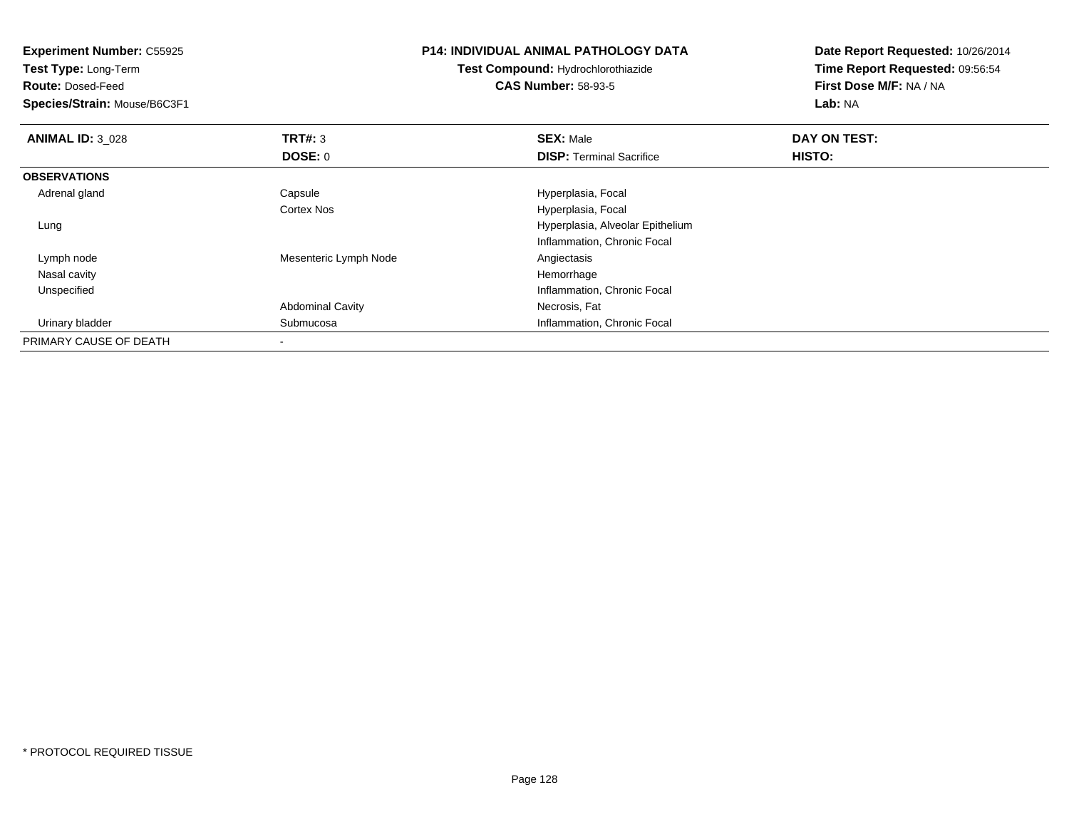**Experiment Number:** C55925
**Test Type:** Long-Term
**Route:** Dosed-Feed
**Species/Strain:** Mouse/B6C3F1

**P14: INDIVIDUAL ANIMAL PATHOLOGY DATA**
**Test Compound:** Hydrochlorothiazide
**CAS Number:** 58-93-5

**Date Report Requested:** 10/26/2014
**Time Report Requested:** 09:56:54
**First Dose M/F:** NA / NA
**Lab:** NA

| **ANIMAL ID:** 3_028 | **TRT#:** 3 | **SEX:** Male | **DAY ON TEST:** |
|---|---|---|---|
| | **DOSE:** 0 | **DISP:** Terminal Sacrifice | **HISTO:** |
| **OBSERVATIONS** | | | |
| Adrenal gland | Capsule | Hyperplasia, Focal | |
| | Cortex Nos | Hyperplasia, Focal | |
| Lung | | Hyperplasia, Alveolar Epithelium | |
| | | Inflammation, Chronic Focal | |
| Lymph node | Mesenteric Lymph Node | Angiectasis | |
| Nasal cavity | | Hemorrhage | |
| Unspecified | | Inflammation, Chronic Focal | |
| | Abdominal Cavity | Necrosis, Fat | |
| Urinary bladder | Submucosa | Inflammation, Chronic Focal | |
| PRIMARY CAUSE OF DEATH | - | | |

* PROTOCOL REQUIRED TISSUE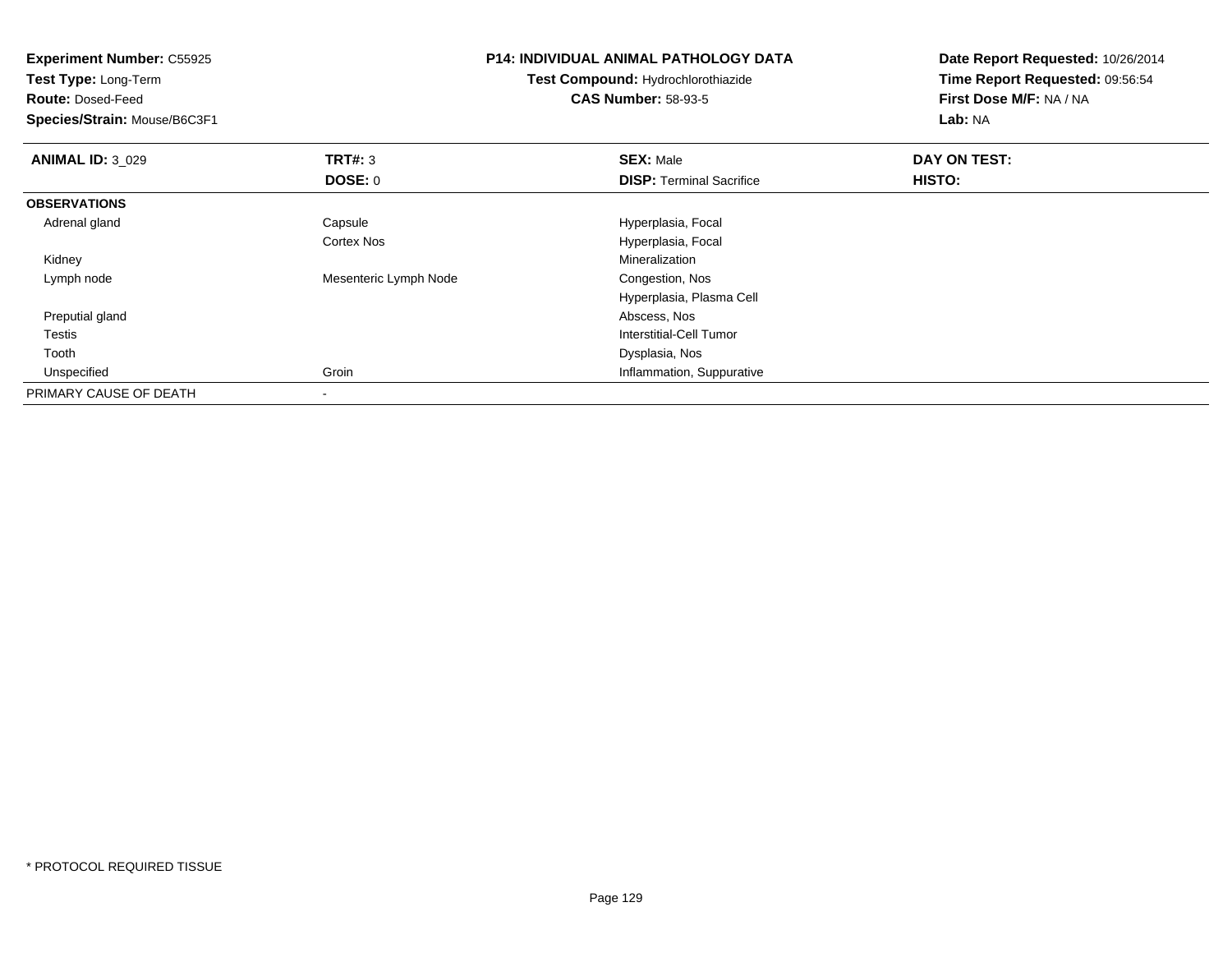**Experiment Number:** C55925
**Test Type:** Long-Term
**Route:** Dosed-Feed
**Species/Strain:** Mouse/B6C3F1

**P14: INDIVIDUAL ANIMAL PATHOLOGY DATA**
**Test Compound:** Hydrochlorothiazide
**CAS Number:** 58-93-5

**Date Report Requested:** 10/26/2014
**Time Report Requested:** 09:56:54
**First Dose M/F:** NA / NA
**Lab:** NA

| **ANIMAL ID:** 3_029 | **TRT#:** 3 | **SEX:** Male | **DAY ON TEST:** |
|---|---|---|---|
| | **DOSE:** 0 | **DISP:** Terminal Sacrifice | **HISTO:** |
| **OBSERVATIONS** | | | |
| Adrenal gland | Capsule | Hyperplasia, Focal | |
| | Cortex Nos | Hyperplasia, Focal | |
| Kidney | | Mineralization | |
| Lymph node | Mesenteric Lymph Node | Congestion, Nos | |
| | | Hyperplasia, Plasma Cell | |
| Preputial gland | | Abscess, Nos | |
| Testis | | Interstitial-Cell Tumor | |
| Tooth | | Dysplasia, Nos | |
| Unspecified | Groin | Inflammation, Suppurative | |
| PRIMARY CAUSE OF DEATH | - | | |

* PROTOCOL REQUIRED TISSUE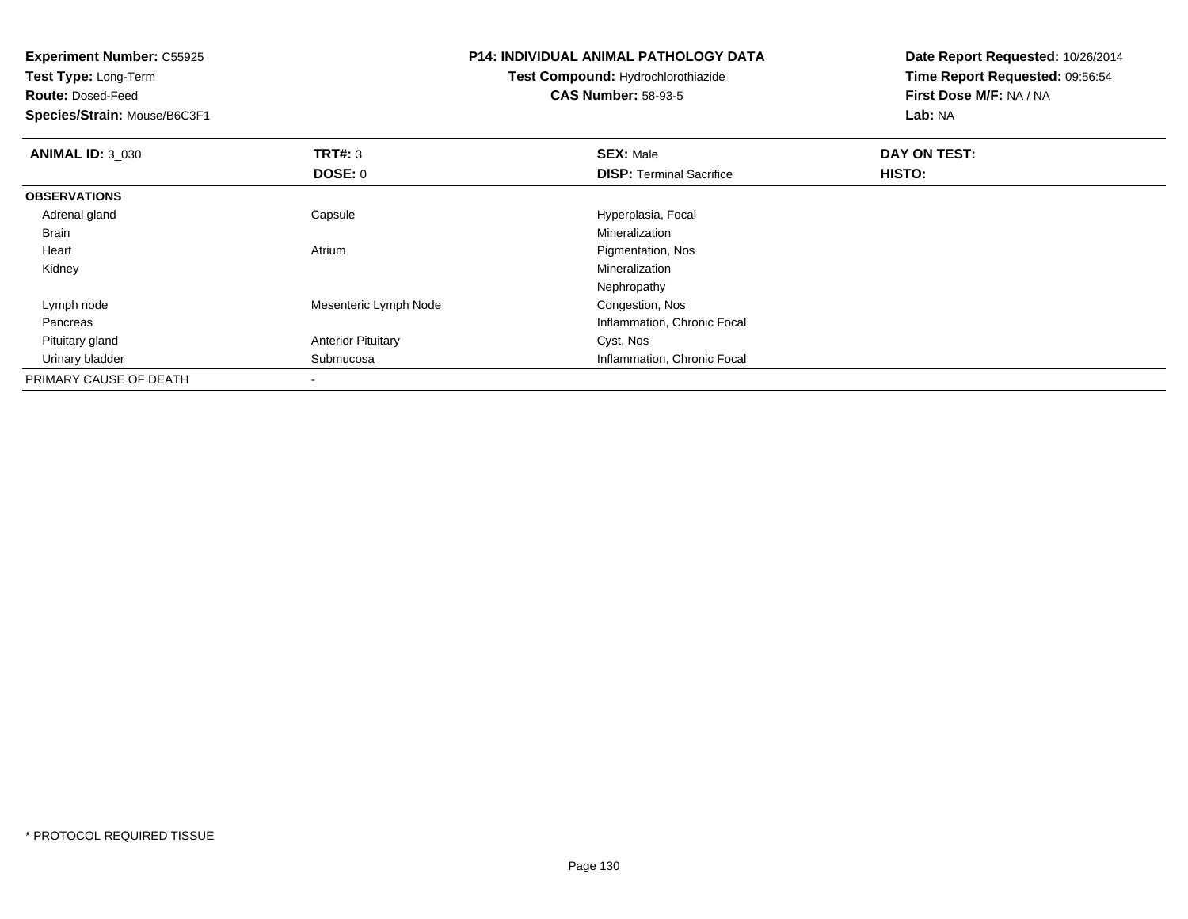**Experiment Number:** C55925
**Test Type:** Long-Term
**Route:** Dosed-Feed
**Species/Strain:** Mouse/B6C3F1

**P14: INDIVIDUAL ANIMAL PATHOLOGY DATA**
**Test Compound:** Hydrochlorothiazide
**CAS Number:** 58-93-5

**Date Report Requested:** 10/26/2014
**Time Report Requested:** 09:56:54
**First Dose M/F:** NA / NA
**Lab:** NA

| **ANIMAL ID:** 3_030 | **TRT#:** 3 | **SEX:** Male | **DAY ON TEST:** |
|---|---|---|---|
| | **DOSE:** 0 | **DISP:** Terminal Sacrifice | **HISTO:** |
| **OBSERVATIONS** | | | |
| Adrenal gland | Capsule | Hyperplasia, Focal | |
| Brain | | Mineralization | |
| Heart | Atrium | Pigmentation, Nos | |
| Kidney | | Mineralization | |
| | | Nephropathy | |
| Lymph node | Mesenteric Lymph Node | Congestion, Nos | |
| Pancreas | | Inflammation, Chronic Focal | |
| Pituitary gland | Anterior Pituitary | Cyst, Nos | |
| Urinary bladder | Submucosa | Inflammation, Chronic Focal | |
| PRIMARY CAUSE OF DEATH | - | | |

* PROTOCOL REQUIRED TISSUE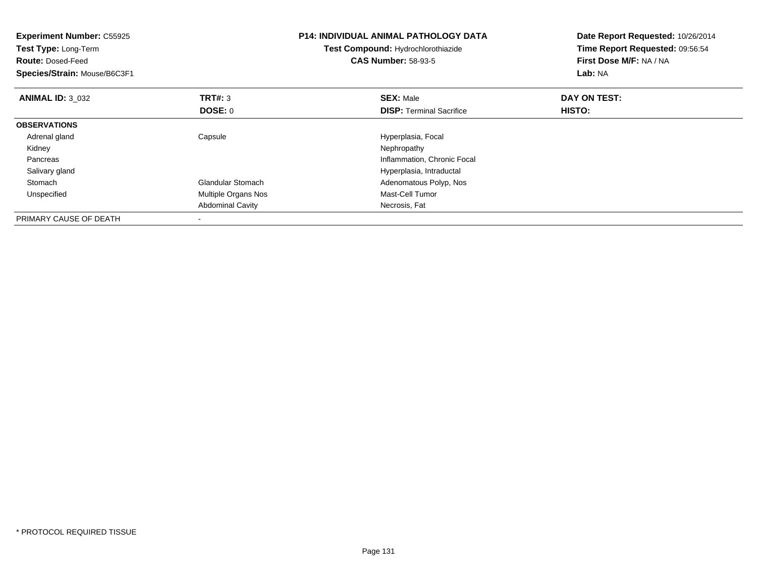**Experiment Number:** C55925
**Test Type:** Long-Term
**Route:** Dosed-Feed
**Species/Strain:** Mouse/B6C3F1

**P14: INDIVIDUAL ANIMAL PATHOLOGY DATA**
**Test Compound:** Hydrochlorothiazide
**CAS Number:** 58-93-5

**Date Report Requested:** 10/26/2014
**Time Report Requested:** 09:56:54
**First Dose M/F:** NA / NA
**Lab:** NA

| **ANIMAL ID:** 3_032 | **TRT#:** 3 | **SEX:** Male | **DAY ON TEST:** |
|---|---|---|---|
| | **DOSE:** 0 | **DISP:** Terminal Sacrifice | **HISTO:** |
| **OBSERVATIONS** | | | |
| Adrenal gland | Capsule | Hyperplasia, Focal | |
| Kidney | | Nephropathy | |
| Pancreas | | Inflammation, Chronic Focal | |
| Salivary gland | | Hyperplasia, Intraductal | |
| Stomach | Glandular Stomach | Adenomatous Polyp, Nos | |
| Unspecified | Multiple Organs Nos | Mast-Cell Tumor | |
| | Abdominal Cavity | Necrosis, Fat | |
| PRIMARY CAUSE OF DEATH | - | | |

* PROTOCOL REQUIRED TISSUE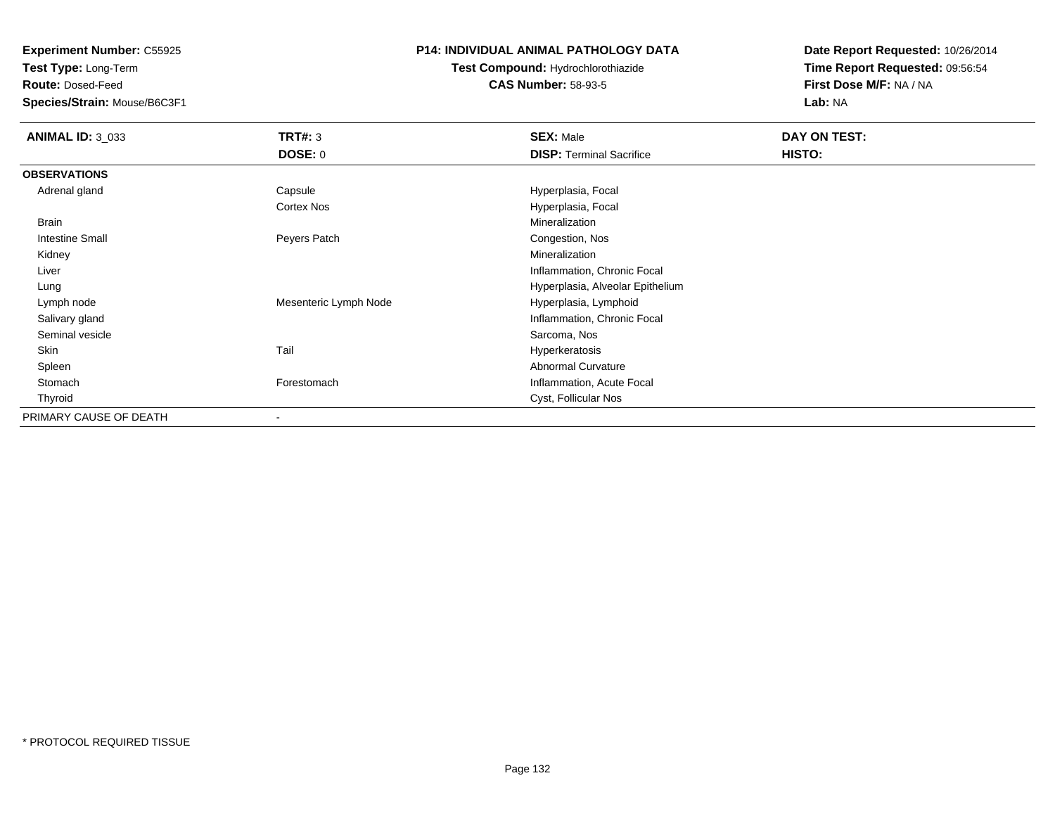**Experiment Number:** C55925
**Test Type:** Long-Term
**Route:** Dosed-Feed
**Species/Strain:** Mouse/B6C3F1

**P14: INDIVIDUAL ANIMAL PATHOLOGY DATA**
**Test Compound:** Hydrochlorothiazide
**CAS Number:** 58-93-5

**Date Report Requested:** 10/26/2014
**Time Report Requested:** 09:56:54
**First Dose M/F:** NA / NA
**Lab:** NA

| **ANIMAL ID:** 3_033 | **TRT#:** 3 | **SEX:** Male | **DAY ON TEST:** |
|---|---|---|---|
| | **DOSE:** 0 | **DISP:** Terminal Sacrifice | **HISTO:** |
| **OBSERVATIONS** | | | |
| Adrenal gland | Capsule | Hyperplasia, Focal | |
| | Cortex Nos | Hyperplasia, Focal | |
| Brain | | Mineralization | |
| Intestine Small | Peyers Patch | Congestion, Nos | |
| Kidney | | Mineralization | |
| Liver | | Inflammation, Chronic Focal | |
| Lung | | Hyperplasia, Alveolar Epithelium | |
| Lymph node | Mesenteric Lymph Node | Hyperplasia, Lymphoid | |
| Salivary gland | | Inflammation, Chronic Focal | |
| Seminal vesicle | | Sarcoma, Nos | |
| Skin | Tail | Hyperkeratosis | |
| Spleen | | Abnormal Curvature | |
| Stomach | Forestomach | Inflammation, Acute Focal | |
| Thyroid | | Cyst, Follicular Nos | |
| PRIMARY CAUSE OF DEATH | - | | |

* PROTOCOL REQUIRED TISSUE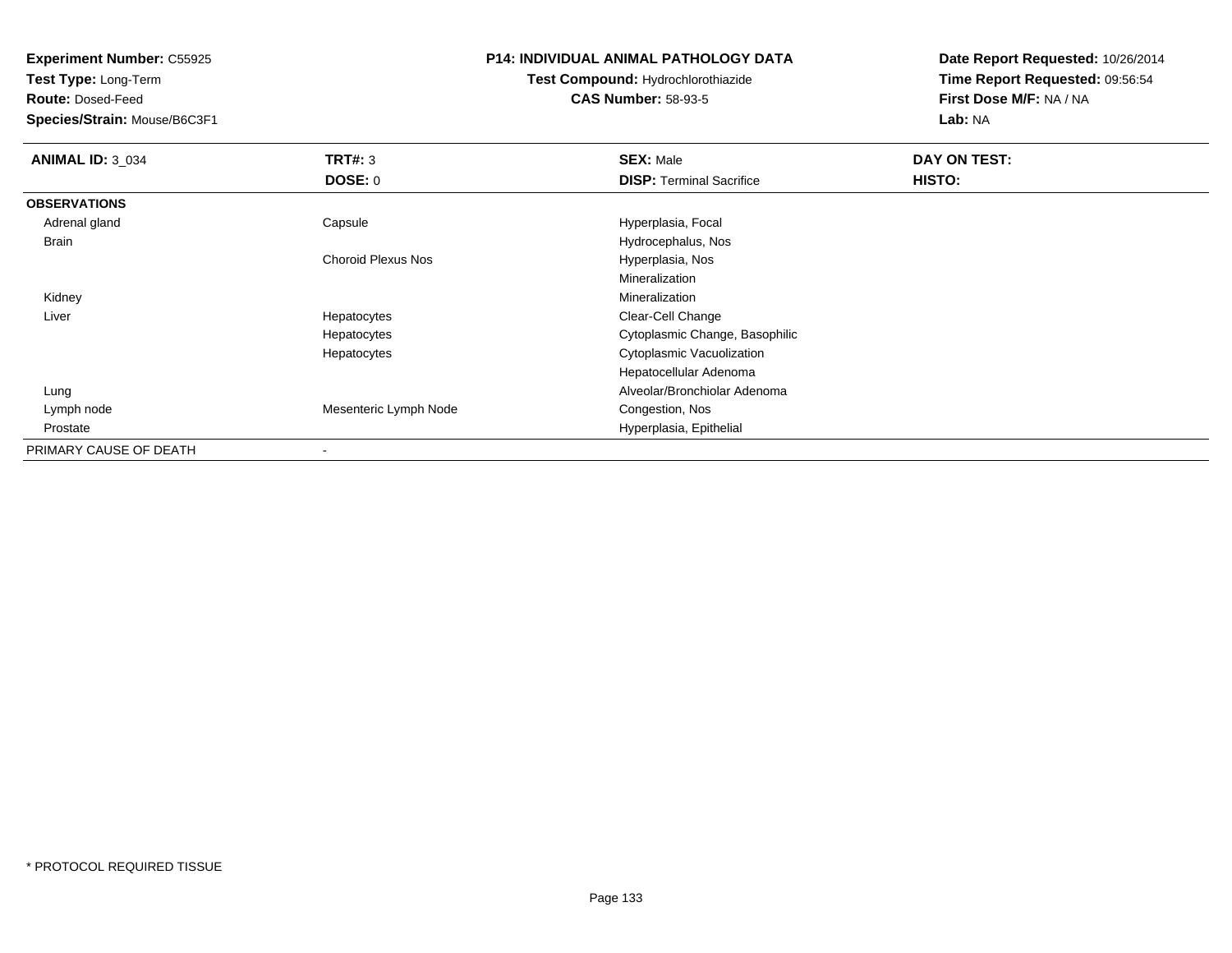**Experiment Number:** C55925
**Test Type:** Long-Term
**Route:** Dosed-Feed
**Species/Strain:** Mouse/B6C3F1

**P14: INDIVIDUAL ANIMAL PATHOLOGY DATA**
**Test Compound:** Hydrochlorothiazide
**CAS Number:** 58-93-5

**Date Report Requested:** 10/26/2014
**Time Report Requested:** 09:56:54
**First Dose M/F:** NA / NA
**Lab:** NA

| **ANIMAL ID:** 3_034 | **TRT#:** 3 | **SEX:** Male | **DAY ON TEST:** |
|---|---|---|---|
| | **DOSE:** 0 | **DISP:** Terminal Sacrifice | **HISTO:** |
| **OBSERVATIONS** | | | |
| Adrenal gland | Capsule | Hyperplasia, Focal | |
| Brain | | Hydrocephalus, Nos | |
| | Choroid Plexus Nos | Hyperplasia, Nos | |
| | | Mineralization | |
| Kidney | | Mineralization | |
| Liver | Hepatocytes | Clear-Cell Change | |
| | Hepatocytes | Cytoplasmic Change, Basophilic | |
| | Hepatocytes | Cytoplasmic Vacuolization | |
| | | Hepatocellular Adenoma | |
| Lung | | Alveolar/Bronchiolar Adenoma | |
| Lymph node | Mesenteric Lymph Node | Congestion, Nos | |
| Prostate | | Hyperplasia, Epithelial | |
| PRIMARY CAUSE OF DEATH | - | | |

* PROTOCOL REQUIRED TISSUE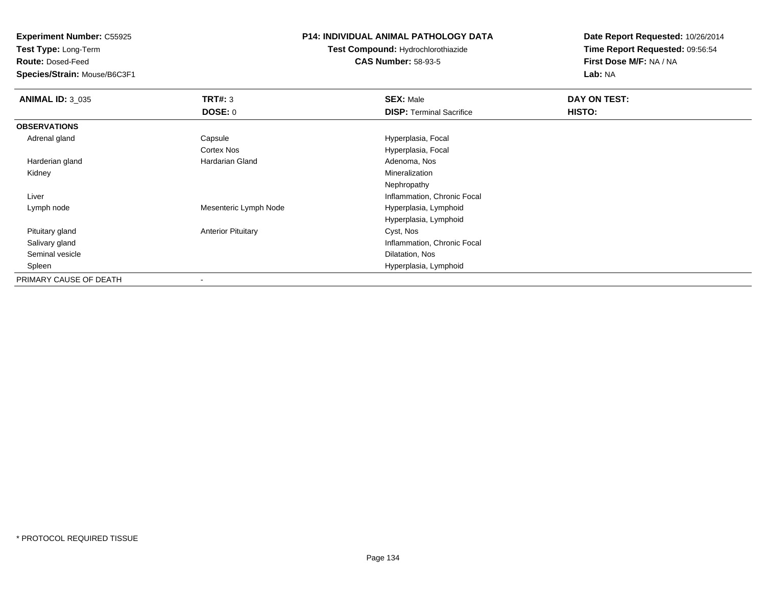**Experiment Number:** C55925
**Test Type:** Long-Term
**Route:** Dosed-Feed
**Species/Strain:** Mouse/B6C3F1

**P14: INDIVIDUAL ANIMAL PATHOLOGY DATA**
**Test Compound:** Hydrochlorothiazide
**CAS Number:** 58-93-5

**Date Report Requested:** 10/26/2014
**Time Report Requested:** 09:56:54
**First Dose M/F:** NA / NA
**Lab:** NA

| **ANIMAL ID:** 3_035 | **TRT#:** 3 | **SEX:** Male | **DAY ON TEST:** |
|---|---|---|---|
| | **DOSE:** 0 | **DISP:** Terminal Sacrifice | **HISTO:** |
| **OBSERVATIONS** | | | |
| Adrenal gland | Capsule | Hyperplasia, Focal | |
| | Cortex Nos | Hyperplasia, Focal | |
| Harderian gland | Hardarian Gland | Adenoma, Nos | |
| Kidney | | Mineralization | |
| | | Nephropathy | |
| Liver | | Inflammation, Chronic Focal | |
| Lymph node | Mesenteric Lymph Node | Hyperplasia, Lymphoid | |
| | | Hyperplasia, Lymphoid | |
| Pituitary gland | Anterior Pituitary | Cyst, Nos | |
| Salivary gland | | Inflammation, Chronic Focal | |
| Seminal vesicle | | Dilatation, Nos | |
| Spleen | | Hyperplasia, Lymphoid | |
| PRIMARY CAUSE OF DEATH | - | | |

* PROTOCOL REQUIRED TISSUE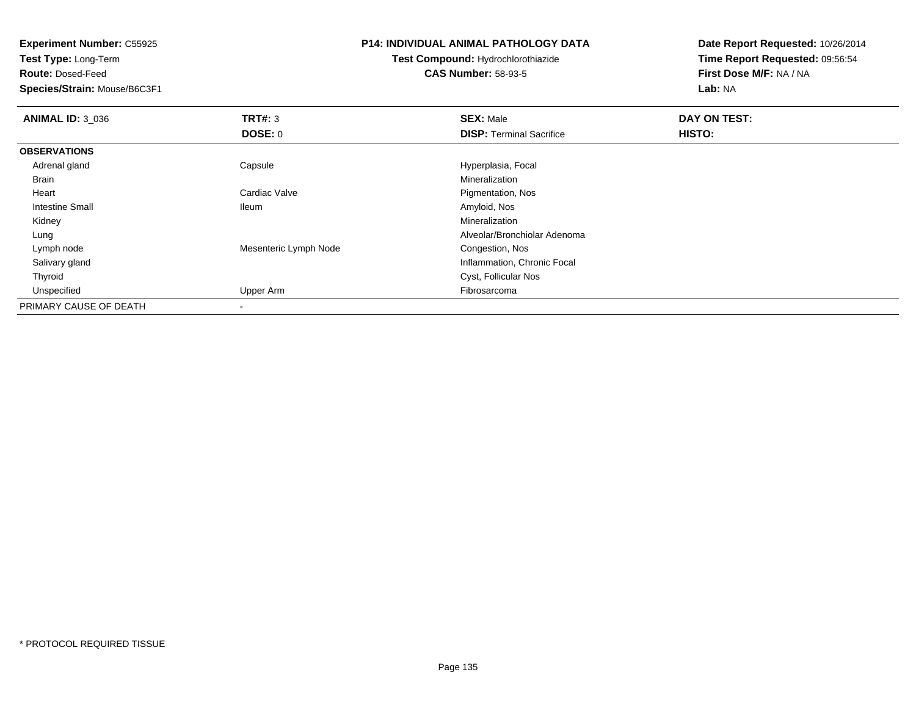**Experiment Number:** C55925
**Test Type:** Long-Term
**Route:** Dosed-Feed
**Species/Strain:** Mouse/B6C3F1

**P14: INDIVIDUAL ANIMAL PATHOLOGY DATA**
**Test Compound:** Hydrochlorothiazide
**CAS Number:** 58-93-5

**Date Report Requested:** 10/26/2014
**Time Report Requested:** 09:56:54
**First Dose M/F:** NA / NA
**Lab:** NA

| **ANIMAL ID:** 3_036 | **TRT#:** 3 | **SEX:** Male | **DAY ON TEST:** |
|---|---|---|---|
| | **DOSE:** 0 | **DISP:** Terminal Sacrifice | **HISTO:** |
| **OBSERVATIONS** | | | |
| Adrenal gland | Capsule | Hyperplasia, Focal | |
| Brain | | Mineralization | |
| Heart | Cardiac Valve | Pigmentation, Nos | |
| Intestine Small | Ileum | Amyloid, Nos | |
| Kidney | | Mineralization | |
| Lung | | Alveolar/Bronchiolar Adenoma | |
| Lymph node | Mesenteric Lymph Node | Congestion, Nos | |
| Salivary gland | | Inflammation, Chronic Focal | |
| Thyroid | | Cyst, Follicular Nos | |
| Unspecified | Upper Arm | Fibrosarcoma | |
| PRIMARY CAUSE OF DEATH | - | | |

* PROTOCOL REQUIRED TISSUE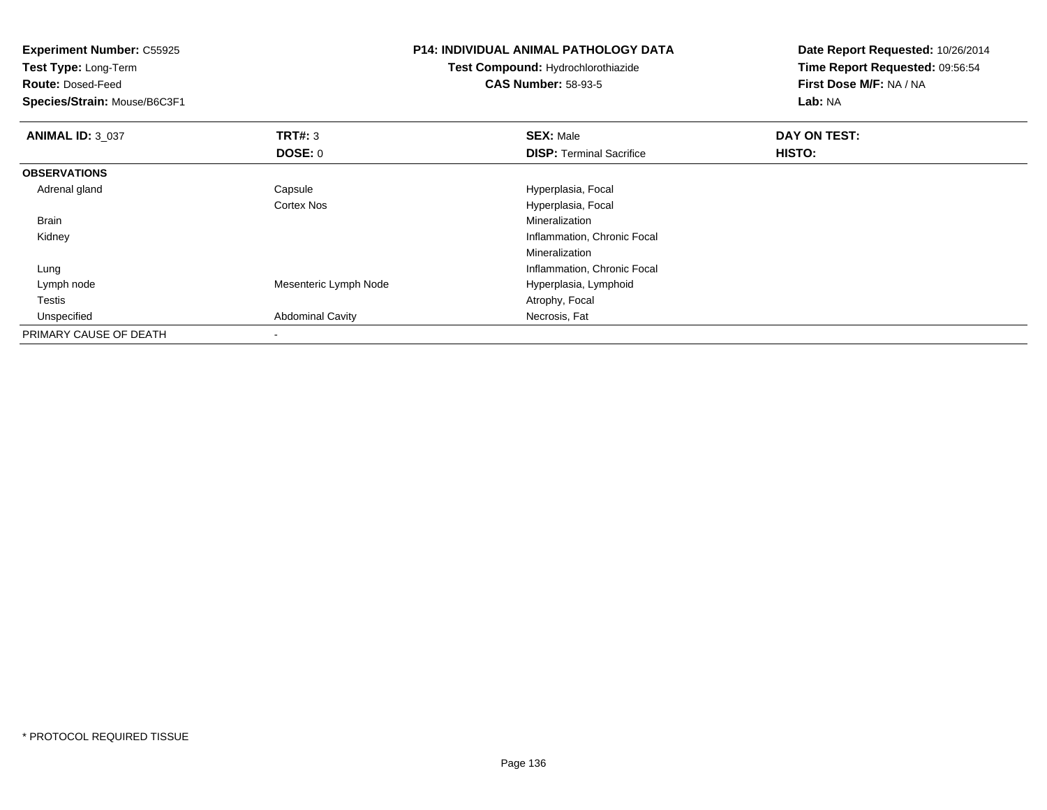**Experiment Number:** C55925
**Test Type:** Long-Term
**Route:** Dosed-Feed
**Species/Strain:** Mouse/B6C3F1

**P14: INDIVIDUAL ANIMAL PATHOLOGY DATA**
**Test Compound:** Hydrochlorothiazide
**CAS Number:** 58-93-5

**Date Report Requested:** 10/26/2014
**Time Report Requested:** 09:56:54
**First Dose M/F:** NA / NA
**Lab:** NA

| **ANIMAL ID:** 3_037 | **TRT#:** 3 | **SEX:** Male | **DAY ON TEST:** |
|---|---|---|---|
| | **DOSE:** 0 | **DISP:** Terminal Sacrifice | **HISTO:** |
| **OBSERVATIONS** | | | |
| Adrenal gland | Capsule | Hyperplasia, Focal | |
| | Cortex Nos | Hyperplasia, Focal | |
| Brain | | Mineralization | |
| Kidney | | Inflammation, Chronic Focal | |
| | | Mineralization | |
| Lung | | Inflammation, Chronic Focal | |
| Lymph node | Mesenteric Lymph Node | Hyperplasia, Lymphoid | |
| Testis | | Atrophy, Focal | |
| Unspecified | Abdominal Cavity | Necrosis, Fat | |
| PRIMARY CAUSE OF DEATH | - | | |

* PROTOCOL REQUIRED TISSUE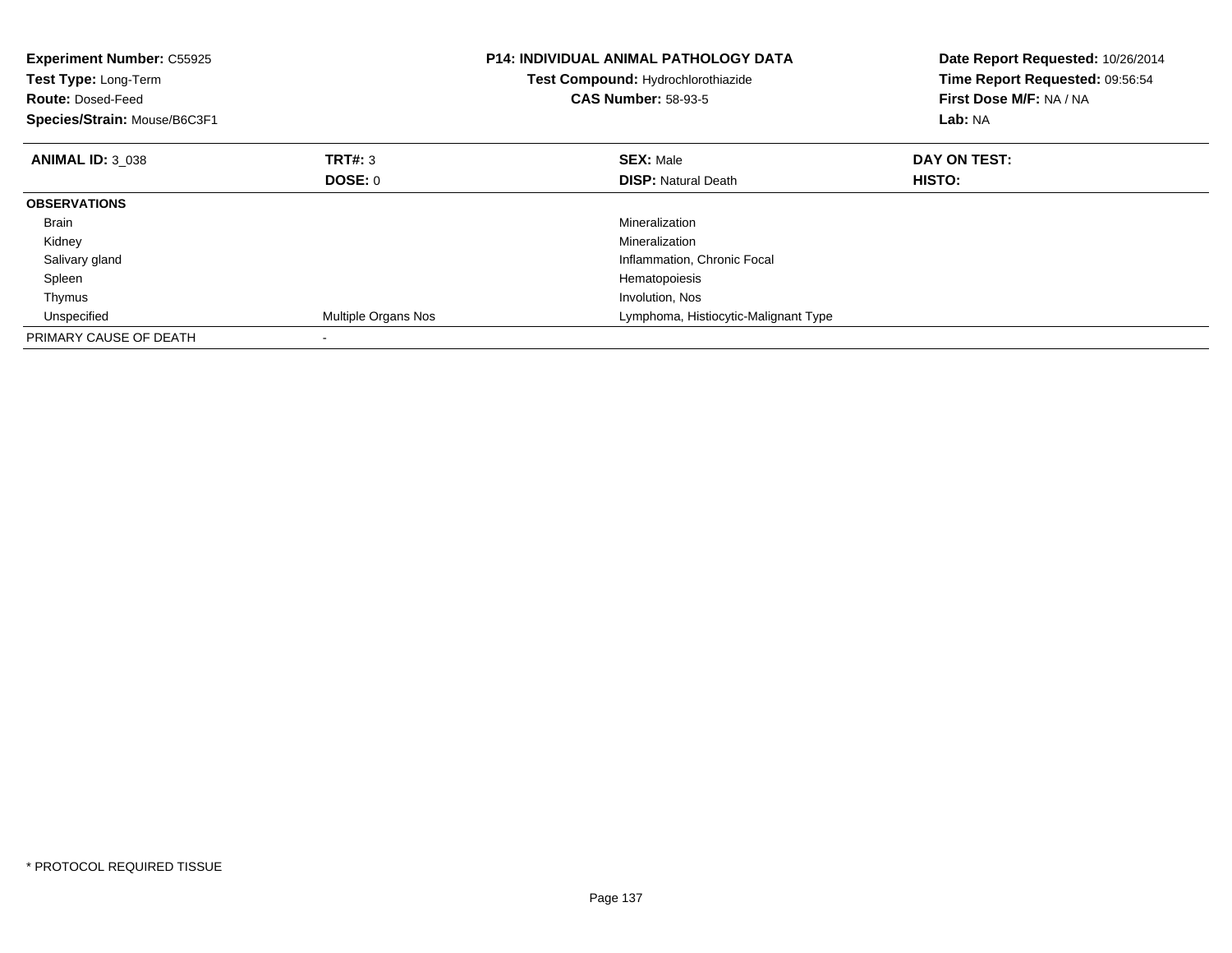**Experiment Number:** C55925
**Test Type:** Long-Term
**Route:** Dosed-Feed
**Species/Strain:** Mouse/B6C3F1

**P14: INDIVIDUAL ANIMAL PATHOLOGY DATA**
**Test Compound:** Hydrochlorothiazide
**CAS Number:** 58-93-5

**Date Report Requested:** 10/26/2014
**Time Report Requested:** 09:56:54
**First Dose M/F:** NA / NA
**Lab:** NA

| **ANIMAL ID:** 3_038 | **TRT#:** 3 | **SEX:** Male | **DAY ON TEST:** |
|---|---|---|---|
| | **DOSE:** 0 | **DISP:** Natural Death | **HISTO:** |
| **OBSERVATIONS** | | | |
| Brain | | Mineralization | |
| Kidney | | Mineralization | |
| Salivary gland | | Inflammation, Chronic Focal | |
| Spleen | | Hematopoiesis | |
| Thymus | | Involution, Nos | |
| Unspecified | Multiple Organs Nos | Lymphoma, Histiocytic-Malignant Type | |
| PRIMARY CAUSE OF DEATH | - | | |

* PROTOCOL REQUIRED TISSUE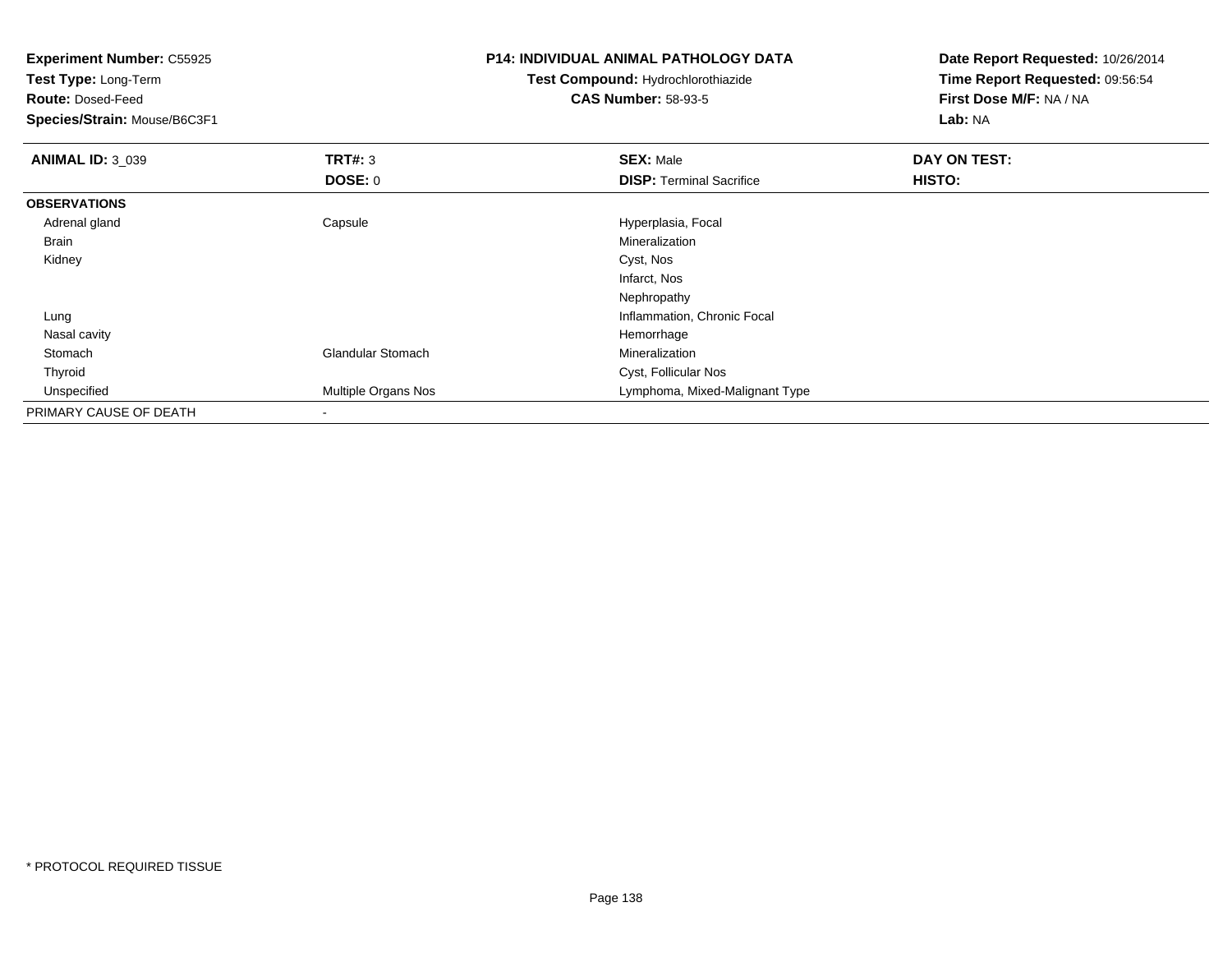**Experiment Number:** C55925
**Test Type:** Long-Term
**Route:** Dosed-Feed
**Species/Strain:** Mouse/B6C3F1

**P14: INDIVIDUAL ANIMAL PATHOLOGY DATA**
**Test Compound:** Hydrochlorothiazide
**CAS Number:** 58-93-5

**Date Report Requested:** 10/26/2014
**Time Report Requested:** 09:56:54
**First Dose M/F:** NA / NA
**Lab:** NA

| **ANIMAL ID:** 3_039 | **TRT#:** 3 | **SEX:** Male | **DAY ON TEST:** |
|---|---|---|---|
| | **DOSE:** 0 | **DISP:** Terminal Sacrifice | **HISTO:** |
| **OBSERVATIONS** | | | |
| Adrenal gland | Capsule | Hyperplasia, Focal | |
| Brain | | Mineralization | |
| Kidney | | Cyst, Nos | |
| | | Infarct, Nos | |
| | | Nephropathy | |
| Lung | | Inflammation, Chronic Focal | |
| Nasal cavity | | Hemorrhage | |
| Stomach | Glandular Stomach | Mineralization | |
| Thyroid | | Cyst, Follicular Nos | |
| Unspecified | Multiple Organs Nos | Lymphoma, Mixed-Malignant Type | |
| PRIMARY CAUSE OF DEATH | - | | |

* PROTOCOL REQUIRED TISSUE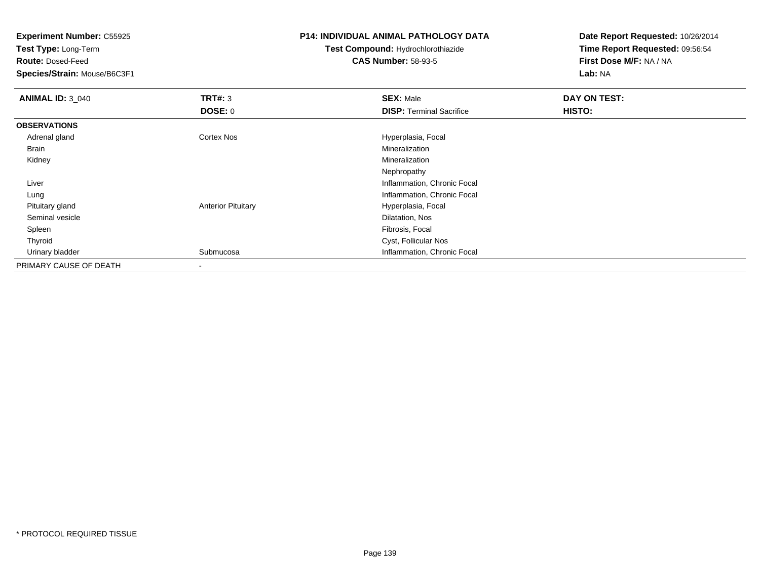**Experiment Number:** C55925
**Test Type:** Long-Term
**Route:** Dosed-Feed
**Species/Strain:** Mouse/B6C3F1

**P14: INDIVIDUAL ANIMAL PATHOLOGY DATA**
**Test Compound:** Hydrochlorothiazide
**CAS Number:** 58-93-5

**Date Report Requested:** 10/26/2014
**Time Report Requested:** 09:56:54
**First Dose M/F:** NA / NA
**Lab:** NA

| **ANIMAL ID:** 3_040 | **TRT#:** 3 | **SEX:** Male | **DAY ON TEST:** |
|---|---|---|---|
| | **DOSE:** 0 | **DISP:** Terminal Sacrifice | **HISTO:** |
| **OBSERVATIONS** | | | |
| Adrenal gland | Cortex Nos | Hyperplasia, Focal | |
| Brain | | Mineralization | |
| Kidney | | Mineralization | |
| | | Nephropathy | |
| Liver | | Inflammation, Chronic Focal | |
| Lung | | Inflammation, Chronic Focal | |
| Pituitary gland | Anterior Pituitary | Hyperplasia, Focal | |
| Seminal vesicle | | Dilatation, Nos | |
| Spleen | | Fibrosis, Focal | |
| Thyroid | | Cyst, Follicular Nos | |
| Urinary bladder | Submucosa | Inflammation, Chronic Focal | |
| PRIMARY CAUSE OF DEATH | - | | |

* PROTOCOL REQUIRED TISSUE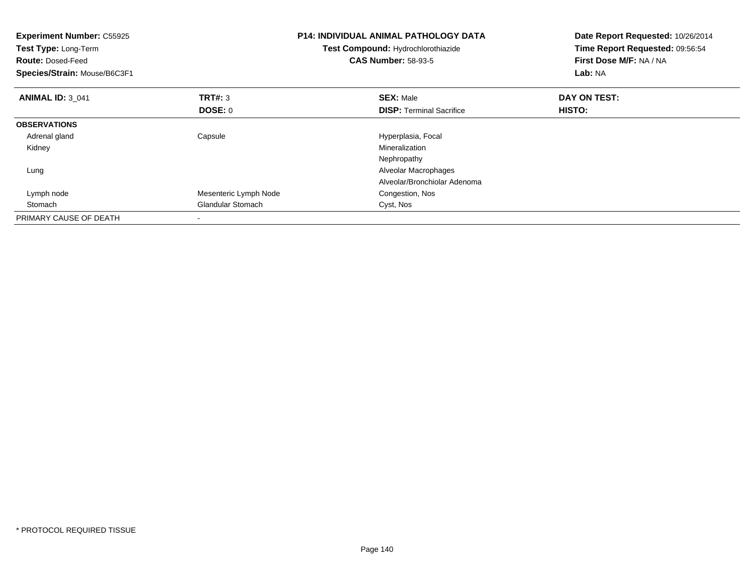**Experiment Number:** C55925
**Test Type:** Long-Term
**Route:** Dosed-Feed
**Species/Strain:** Mouse/B6C3F1

**P14: INDIVIDUAL ANIMAL PATHOLOGY DATA**
**Test Compound:** Hydrochlorothiazide
**CAS Number:** 58-93-5

**Date Report Requested:** 10/26/2014
**Time Report Requested:** 09:56:54
**First Dose M/F:** NA / NA
**Lab:** NA

| **ANIMAL ID:** 3_041 | **TRT#:** 3 | **SEX:** Male | **DAY ON TEST:** |
|---|---|---|---|
| | **DOSE:** 0 | **DISP:** Terminal Sacrifice | **HISTO:** |
| **OBSERVATIONS** | | | |
| Adrenal gland | Capsule | Hyperplasia, Focal | |
| Kidney | | Mineralization | |
| | | Nephropathy | |
| Lung | | Alveolar Macrophages | |
| | | Alveolar/Bronchiolar Adenoma | |
| Lymph node | Mesenteric Lymph Node | Congestion, Nos | |
| Stomach | Glandular Stomach | Cyst, Nos | |
| PRIMARY CAUSE OF DEATH | - | | |

* PROTOCOL REQUIRED TISSUE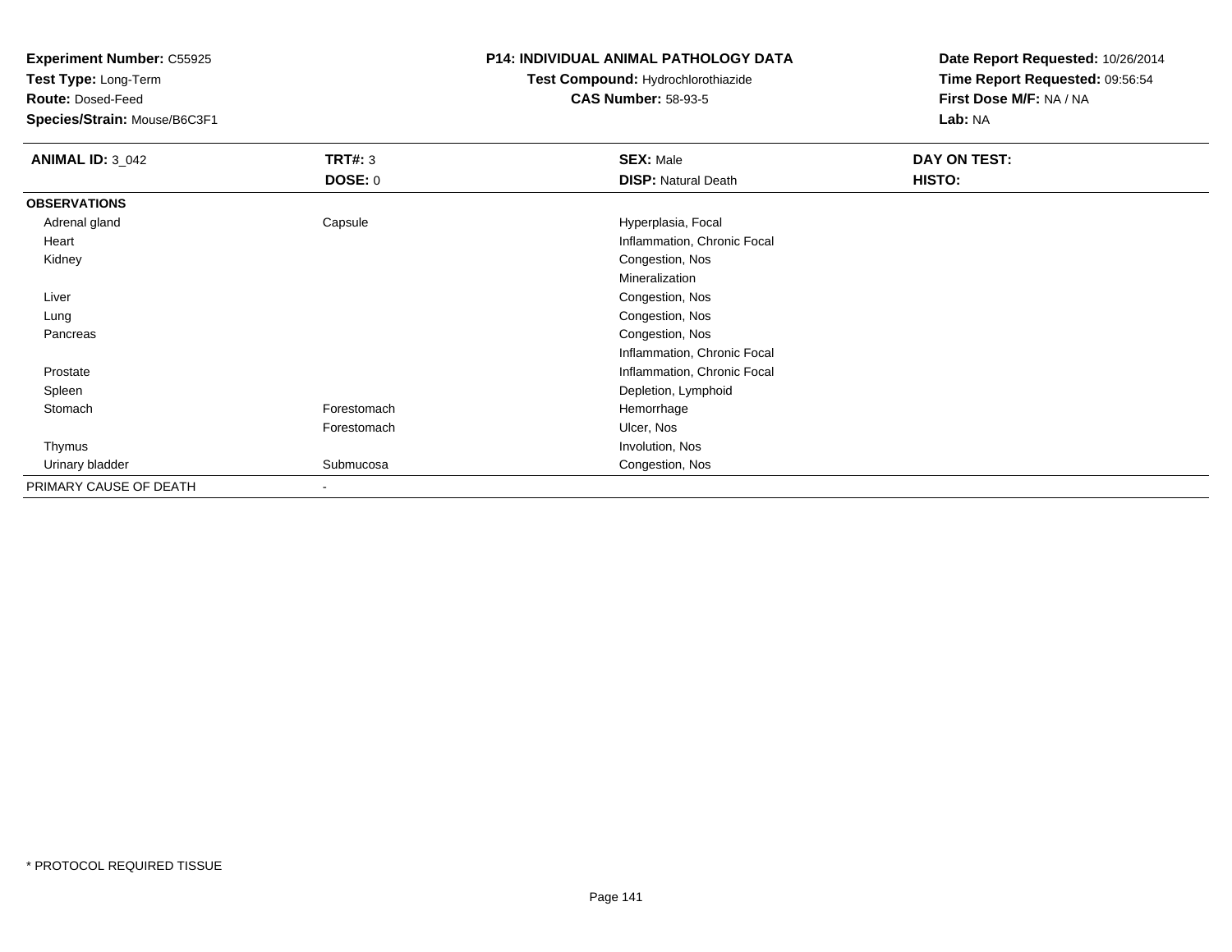**Experiment Number:** C55925
**Test Type:** Long-Term
**Route:** Dosed-Feed
**Species/Strain:** Mouse/B6C3F1

**P14: INDIVIDUAL ANIMAL PATHOLOGY DATA**
**Test Compound:** Hydrochlorothiazide
**CAS Number:** 58-93-5

**Date Report Requested:** 10/26/2014
**Time Report Requested:** 09:56:54
**First Dose M/F:** NA / NA
**Lab:** NA

| **ANIMAL ID:** 3_042 | **TRT#:** 3 | **SEX:** Male | **DAY ON TEST:** |
|---|---|---|---|
| | **DOSE:** 0 | **DISP:** Natural Death | **HISTO:** |
| **OBSERVATIONS** | | | |
| Adrenal gland | Capsule | Hyperplasia, Focal | |
| Heart | | Inflammation, Chronic Focal | |
| Kidney | | Congestion, Nos | |
| | | Mineralization | |
| Liver | | Congestion, Nos | |
| Lung | | Congestion, Nos | |
| Pancreas | | Congestion, Nos | |
| | | Inflammation, Chronic Focal | |
| Prostate | | Inflammation, Chronic Focal | |
| Spleen | | Depletion, Lymphoid | |
| Stomach | Forestomach | Hemorrhage | |
| | Forestomach | Ulcer, Nos | |
| Thymus | | Involution, Nos | |
| Urinary bladder | Submucosa | Congestion, Nos | |
| PRIMARY CAUSE OF DEATH | - | | |

* PROTOCOL REQUIRED TISSUE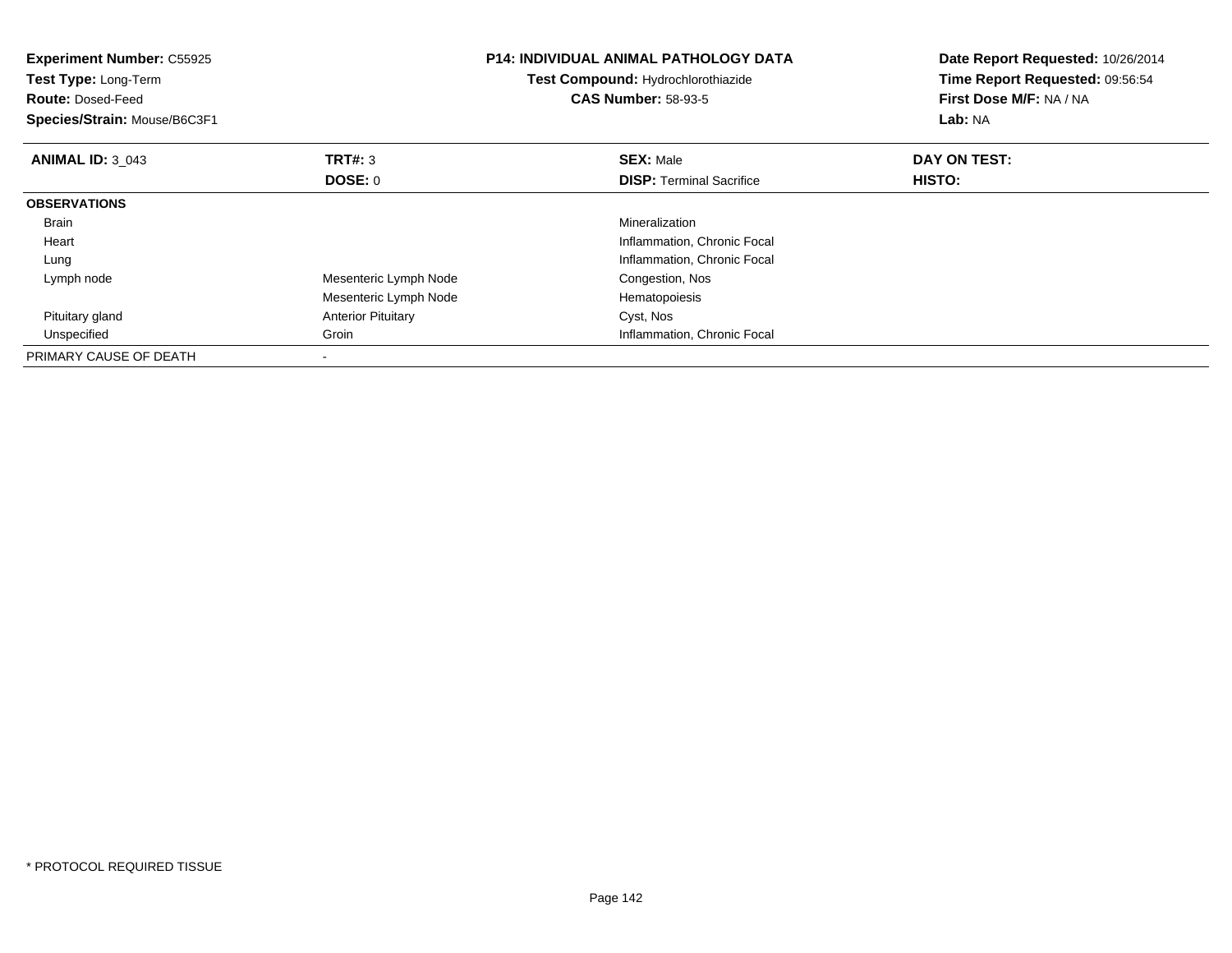**Experiment Number:** C55925
**Test Type:** Long-Term
**Route:** Dosed-Feed
**Species/Strain:** Mouse/B6C3F1

**P14: INDIVIDUAL ANIMAL PATHOLOGY DATA**
**Test Compound:** Hydrochlorothiazide
**CAS Number:** 58-93-5

**Date Report Requested:** 10/26/2014
**Time Report Requested:** 09:56:54
**First Dose M/F:** NA / NA
**Lab:** NA

| **ANIMAL ID:** 3_043 | **TRT#:** 3 | **SEX:** Male | **DAY ON TEST:** |
|---|---|---|---|
| | **DOSE:** 0 | **DISP:** Terminal Sacrifice | **HISTO:** |
| **OBSERVATIONS** | | | |
| Brain | | Mineralization | |
| Heart | | Inflammation, Chronic Focal | |
| Lung | | Inflammation, Chronic Focal | |
| Lymph node | Mesenteric Lymph Node | Congestion, Nos | |
| | Mesenteric Lymph Node | Hematopoiesis | |
| Pituitary gland | Anterior Pituitary | Cyst, Nos | |
| Unspecified | Groin | Inflammation, Chronic Focal | |
| PRIMARY CAUSE OF DEATH | - | | |

* PROTOCOL REQUIRED TISSUE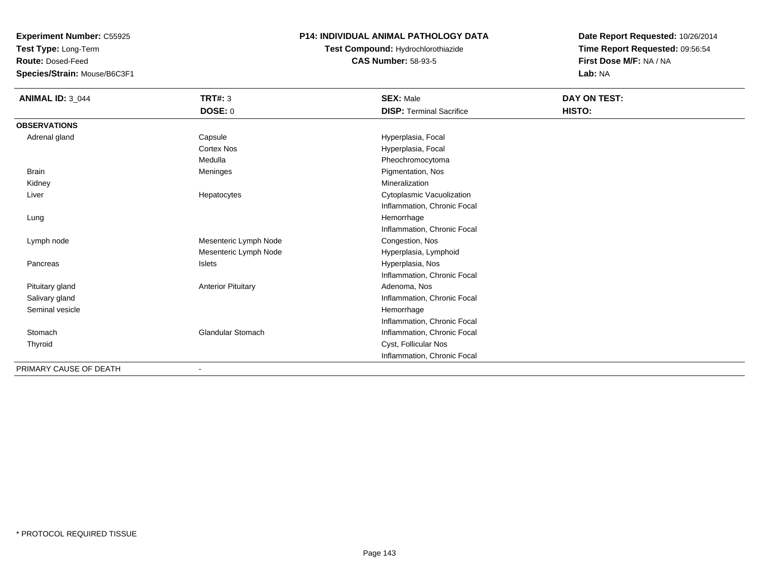**Experiment Number:** C55925
**Test Type:** Long-Term
**Route:** Dosed-Feed
**Species/Strain:** Mouse/B6C3F1

**P14: INDIVIDUAL ANIMAL PATHOLOGY DATA**
**Test Compound:** Hydrochlorothiazide
**CAS Number:** 58-93-5

**Date Report Requested:** 10/26/2014
**Time Report Requested:** 09:56:54
**First Dose M/F:** NA / NA
**Lab:** NA

| **ANIMAL ID:** 3_044 | **TRT#:** 3 | **SEX:** Male | **DAY ON TEST:** |
|---|---|---|---|
| | **DOSE:** 0 | **DISP:** Terminal Sacrifice | **HISTO:** |
| **OBSERVATIONS** | | | |
| Adrenal gland | Capsule | Hyperplasia, Focal | |
| | Cortex Nos | Hyperplasia, Focal | |
| | Medulla | Pheochromocytoma | |
| Brain | Meninges | Pigmentation, Nos | |
| Kidney | | Mineralization | |
| Liver | Hepatocytes | Cytoplasmic Vacuolization | |
| | | Inflammation, Chronic Focal | |
| Lung | | Hemorrhage | |
| | | Inflammation, Chronic Focal | |
| Lymph node | Mesenteric Lymph Node | Congestion, Nos | |
| | Mesenteric Lymph Node | Hyperplasia, Lymphoid | |
| Pancreas | Islets | Hyperplasia, Nos | |
| | | Inflammation, Chronic Focal | |
| Pituitary gland | Anterior Pituitary | Adenoma, Nos | |
| Salivary gland | | Inflammation, Chronic Focal | |
| Seminal vesicle | | Hemorrhage | |
| | | Inflammation, Chronic Focal | |
| Stomach | Glandular Stomach | Inflammation, Chronic Focal | |
| Thyroid | | Cyst, Follicular Nos | |
| | | Inflammation, Chronic Focal | |
| PRIMARY CAUSE OF DEATH | - | | |

* PROTOCOL REQUIRED TISSUE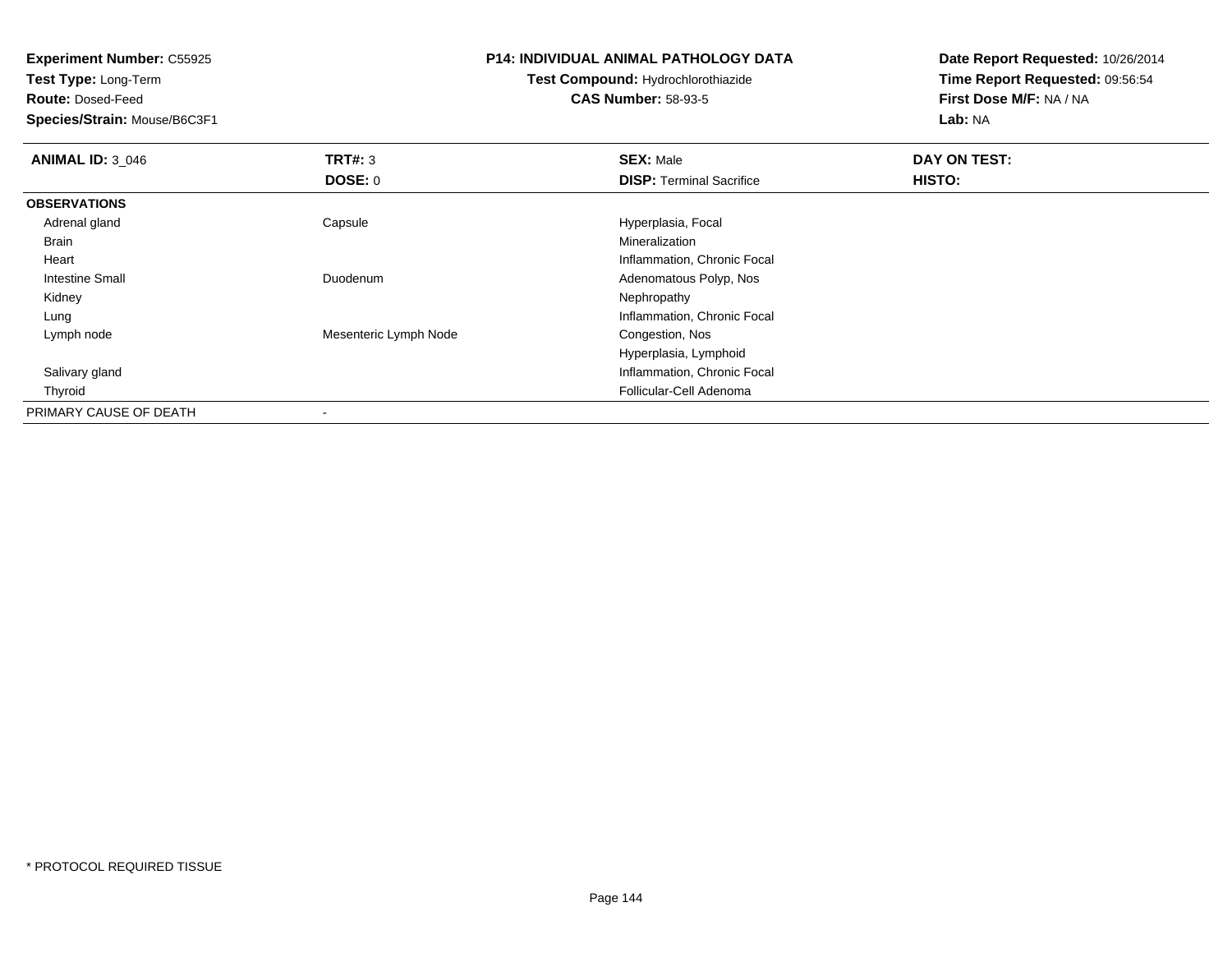**Experiment Number:** C55925
**Test Type:** Long-Term
**Route:** Dosed-Feed
**Species/Strain:** Mouse/B6C3F1

**P14: INDIVIDUAL ANIMAL PATHOLOGY DATA**
**Test Compound:** Hydrochlorothiazide
**CAS Number:** 58-93-5

**Date Report Requested:** 10/26/2014
**Time Report Requested:** 09:56:54
**First Dose M/F:** NA / NA
**Lab:** NA

| **ANIMAL ID:** 3_046 | **TRT#:** 3 | **SEX:** Male | **DAY ON TEST:** |
|---|---|---|---|
| | **DOSE:** 0 | **DISP:** Terminal Sacrifice | **HISTO:** |
| **OBSERVATIONS** | | | |
| Adrenal gland | Capsule | Hyperplasia, Focal | |
| Brain | | Mineralization | |
| Heart | | Inflammation, Chronic Focal | |
| Intestine Small | Duodenum | Adenomatous Polyp, Nos | |
| Kidney | | Nephropathy | |
| Lung | | Inflammation, Chronic Focal | |
| Lymph node | Mesenteric Lymph Node | Congestion, Nos | |
| | | Hyperplasia, Lymphoid | |
| Salivary gland | | Inflammation, Chronic Focal | |
| Thyroid | | Follicular-Cell Adenoma | |
| PRIMARY CAUSE OF DEATH | - | | |

* PROTOCOL REQUIRED TISSUE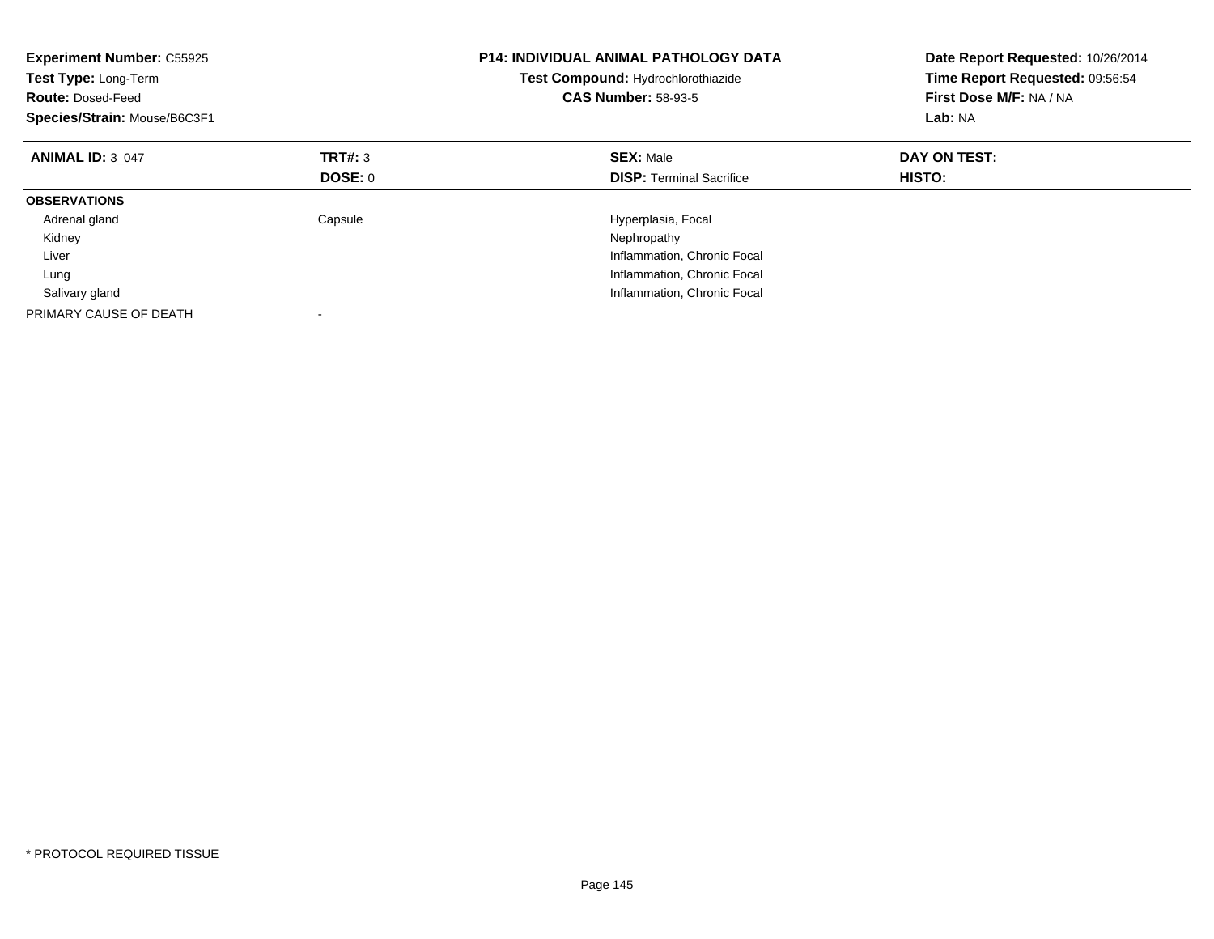| **Experiment Number:** C55925 | **P14: INDIVIDUAL ANIMAL PATHOLOGY DATA** | **Date Report Requested:** 10/26/2014 |
|---|---|---|
| **Test Type:** Long-Term | **Test Compound:** Hydrochlorothiazide | **Time Report Requested:** 09:56:54 |
| **Route:** Dosed-Feed | **CAS Number:** 58-93-5 | **First Dose M/F:** NA / NA |
| **Species/Strain:** Mouse/B6C3F1 | | **Lab:** NA |

| **ANIMAL ID:** 3_047 | **TRT#:** 3 | **SEX:** Male | **DAY ON TEST:** |
|---|---|---|---|
| | **DOSE:** 0 | **DISP:** Terminal Sacrifice | **HISTO:** |
| **OBSERVATIONS** | | | |
| Adrenal gland | Capsule | Hyperplasia, Focal | |
| Kidney | | Nephropathy | |
| Liver | | Inflammation, Chronic Focal | |
| Lung | | Inflammation, Chronic Focal | |
| Salivary gland | | Inflammation, Chronic Focal | |
| PRIMARY CAUSE OF DEATH | - | | |

* PROTOCOL REQUIRED TISSUE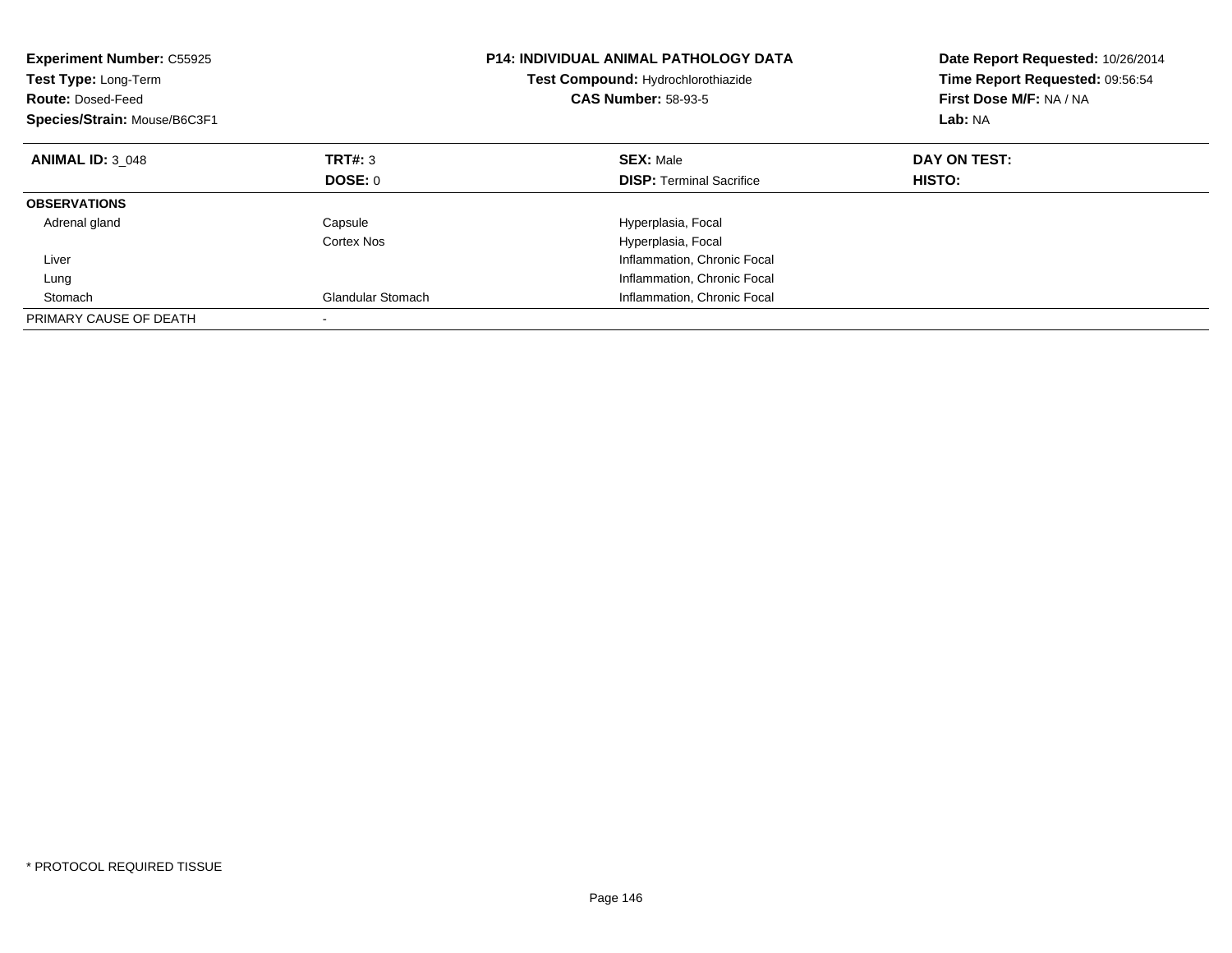**Experiment Number:** C55925
**Test Type:** Long-Term
**Route:** Dosed-Feed
**Species/Strain:** Mouse/B6C3F1

**P14: INDIVIDUAL ANIMAL PATHOLOGY DATA**
**Test Compound:** Hydrochlorothiazide
**CAS Number:** 58-93-5

**Date Report Requested:** 10/26/2014
**Time Report Requested:** 09:56:54
**First Dose M/F:** NA / NA
**Lab:** NA

| **ANIMAL ID:** 3_048 | **TRT#:** 3 | **SEX:** Male | **DAY ON TEST:** |
|---|---|---|---|
| | **DOSE:** 0 | **DISP:** Terminal Sacrifice | **HISTO:** |
| **OBSERVATIONS** | | | |
| Adrenal gland | Capsule | Hyperplasia, Focal | |
| | Cortex Nos | Hyperplasia, Focal | |
| Liver | | Inflammation, Chronic Focal | |
| Lung | | Inflammation, Chronic Focal | |
| Stomach | Glandular Stomach | Inflammation, Chronic Focal | |
| PRIMARY CAUSE OF DEATH | - | | |

* PROTOCOL REQUIRED TISSUE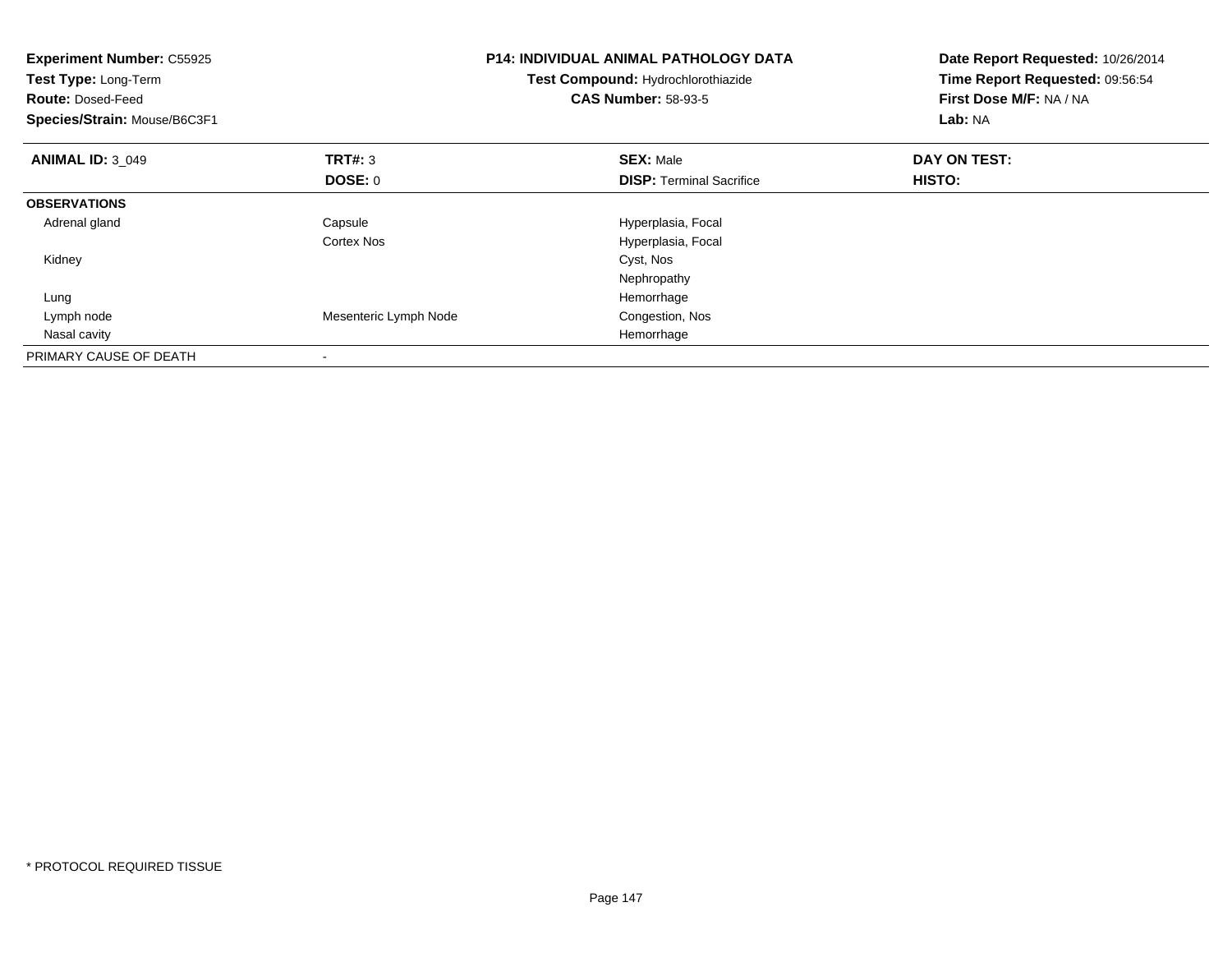**Experiment Number:** C55925
**Test Type:** Long-Term
**Route:** Dosed-Feed
**Species/Strain:** Mouse/B6C3F1

**P14: INDIVIDUAL ANIMAL PATHOLOGY DATA**
**Test Compound:** Hydrochlorothiazide
**CAS Number:** 58-93-5

**Date Report Requested:** 10/26/2014
**Time Report Requested:** 09:56:54
**First Dose M/F:** NA / NA
**Lab:** NA

| **ANIMAL ID:** 3_049 | **TRT#:** 3 | **SEX:** Male | **DAY ON TEST:** |
|---|---|---|---|
| | **DOSE:** 0 | **DISP:** Terminal Sacrifice | **HISTO:** |
| **OBSERVATIONS** | | | |
| Adrenal gland | Capsule | Hyperplasia, Focal | |
| | Cortex Nos | Hyperplasia, Focal | |
| Kidney | | Cyst, Nos | |
| | | Nephropathy | |
| Lung | | Hemorrhage | |
| Lymph node | Mesenteric Lymph Node | Congestion, Nos | |
| Nasal cavity | | Hemorrhage | |
| PRIMARY CAUSE OF DEATH | - | | |

* PROTOCOL REQUIRED TISSUE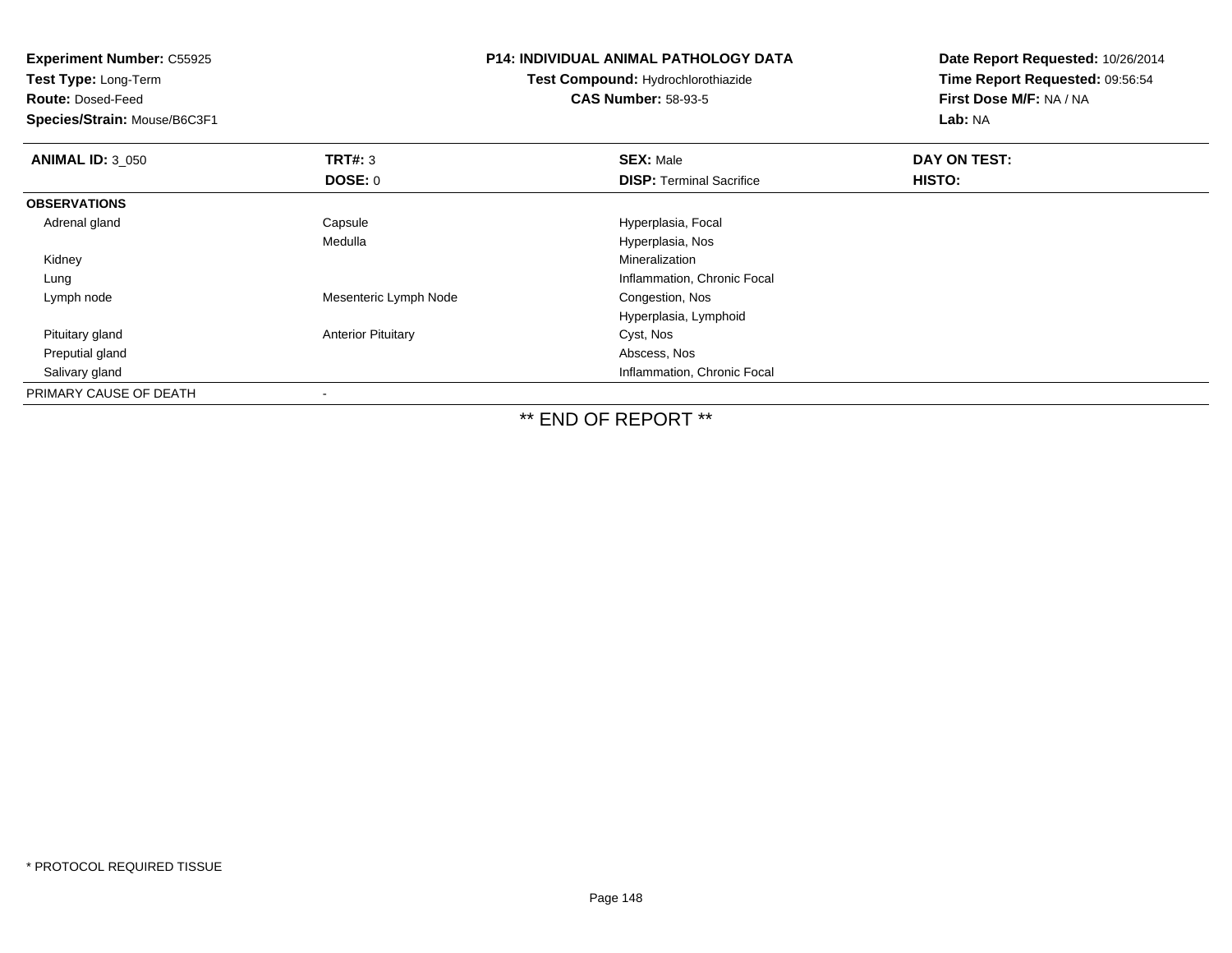**Experiment Number:** C55925
**Test Type:** Long-Term
**Route:** Dosed-Feed
**Species/Strain:** Mouse/B6C3F1

**P14: INDIVIDUAL ANIMAL PATHOLOGY DATA**
**Test Compound:** Hydrochlorothiazide
**CAS Number:** 58-93-5

**Date Report Requested:** 10/26/2014
**Time Report Requested:** 09:56:54
**First Dose M/F:** NA / NA
**Lab:** NA

| **ANIMAL ID:** 3_050 | **TRT#:** 3 | **SEX:** Male | **DAY ON TEST:** |
|---|---|---|---|
| | **DOSE:** 0 | **DISP:** Terminal Sacrifice | **HISTO:** |
| **OBSERVATIONS** | | | |
| Adrenal gland | Capsule | Hyperplasia, Focal | |
| | Medulla | Hyperplasia, Nos | |
| Kidney | | Mineralization | |
| Lung | | Inflammation, Chronic Focal | |
| Lymph node | Mesenteric Lymph Node | Congestion, Nos | |
| | | Hyperplasia, Lymphoid | |
| Pituitary gland | Anterior Pituitary | Cyst, Nos | |
| Preputial gland | | Abscess, Nos | |
| Salivary gland | | Inflammation, Chronic Focal | |
| PRIMARY CAUSE OF DEATH | - | | |

** END OF REPORT **

* PROTOCOL REQUIRED TISSUE